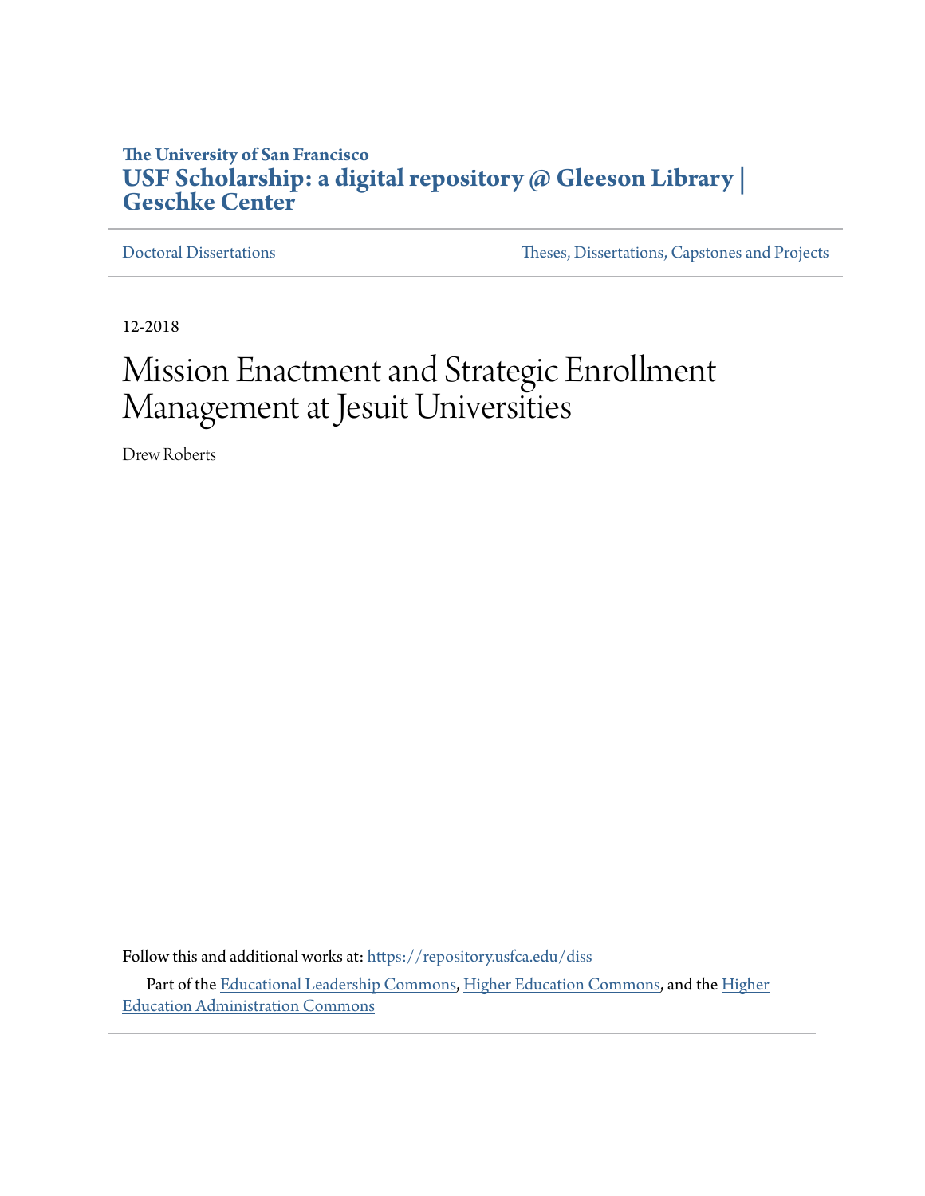The University of San Francisco

**USF Scholarship: a digital repository @ Gleeson Library | Geschke Center**

Doctoral Dissertations | Theses, Dissertations, Capstones and Projects

12-2018

# Mission Enactment and Strategic Enrollment Management at Jesuit Universities

Drew Roberts

Follow this and additional works at: https://repository.usfca.edu/diss

Part of the Educational Leadership Commons, Higher Education Commons, and the Higher Education Administration Commons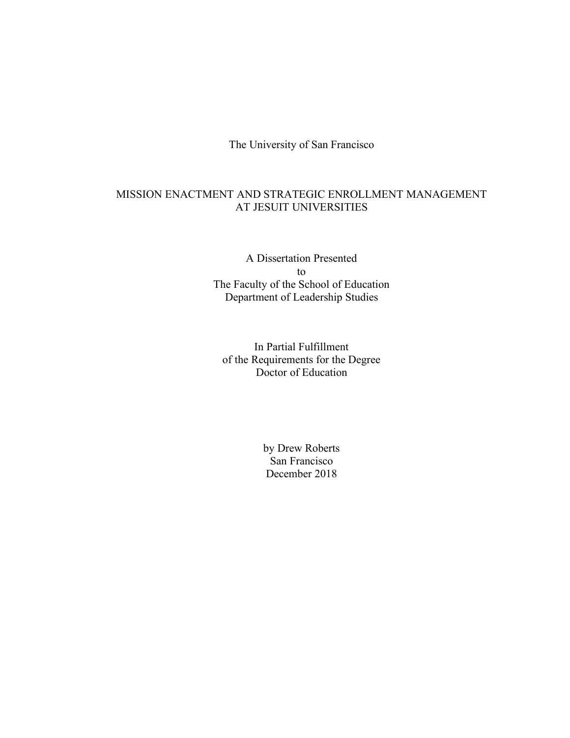The University of San Francisco

# MISSION ENACTMENT AND STRATEGIC ENROLLMENT MANAGEMENT AT JESUIT UNIVERSITIES

A Dissertation Presented
to
The Faculty of the School of Education
Department of Leadership Studies

In Partial Fulfillment
of the Requirements for the Degree
Doctor of Education

by Drew Roberts
San Francisco
December 2018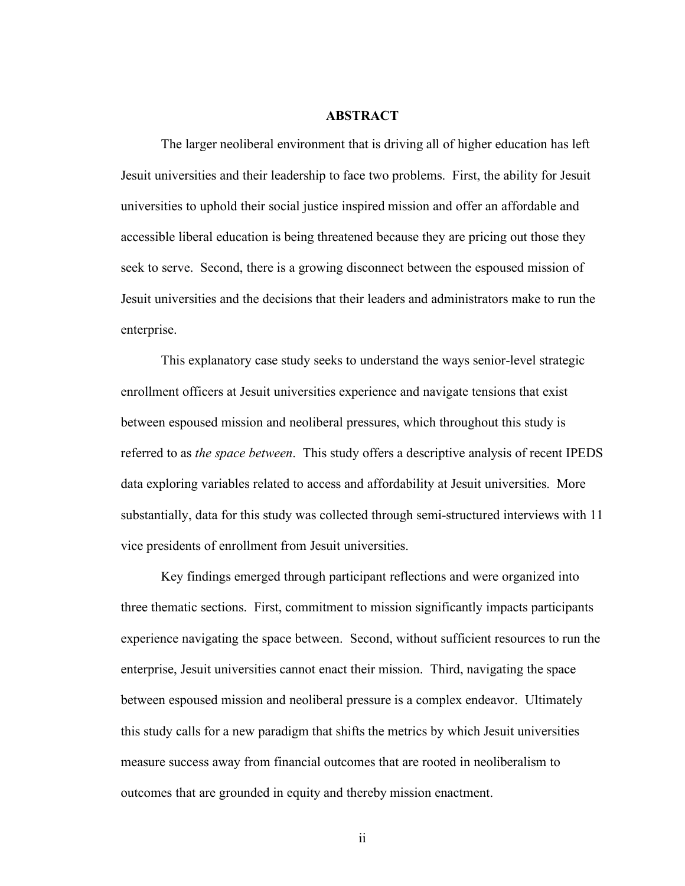## ABSTRACT

The larger neoliberal environment that is driving all of higher education has left Jesuit universities and their leadership to face two problems. First, the ability for Jesuit universities to uphold their social justice inspired mission and offer an affordable and accessible liberal education is being threatened because they are pricing out those they seek to serve. Second, there is a growing disconnect between the espoused mission of Jesuit universities and the decisions that their leaders and administrators make to run the enterprise.

This explanatory case study seeks to understand the ways senior-level strategic enrollment officers at Jesuit universities experience and navigate tensions that exist between espoused mission and neoliberal pressures, which throughout this study is referred to as *the space between*. This study offers a descriptive analysis of recent IPEDS data exploring variables related to access and affordability at Jesuit universities. More substantially, data for this study was collected through semi-structured interviews with 11 vice presidents of enrollment from Jesuit universities.

Key findings emerged through participant reflections and were organized into three thematic sections. First, commitment to mission significantly impacts participants experience navigating the space between. Second, without sufficient resources to run the enterprise, Jesuit universities cannot enact their mission. Third, navigating the space between espoused mission and neoliberal pressure is a complex endeavor. Ultimately this study calls for a new paradigm that shifts the metrics by which Jesuit universities measure success away from financial outcomes that are rooted in neoliberalism to outcomes that are grounded in equity and thereby mission enactment.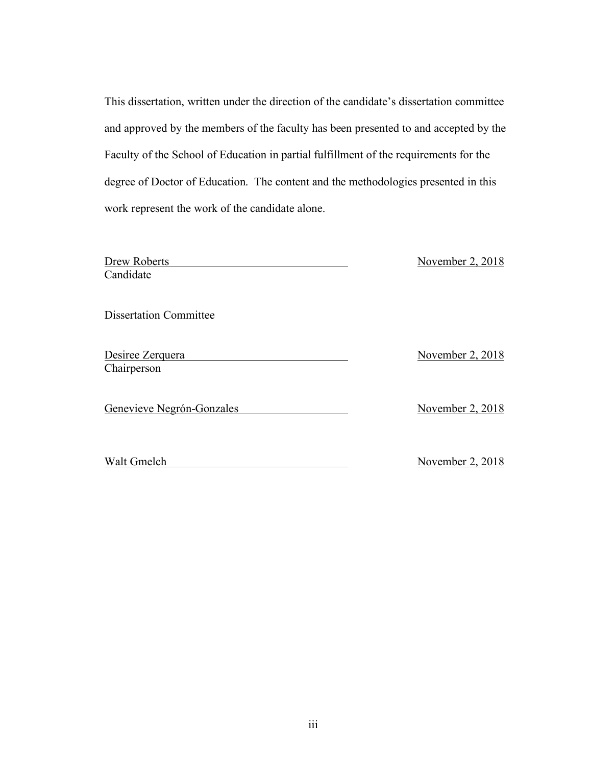This dissertation, written under the direction of the candidate's dissertation committee and approved by the members of the faculty has been presented to and accepted by the Faculty of the School of Education in partial fulfillment of the requirements for the degree of Doctor of Education. The content and the methodologies presented in this work represent the work of the candidate alone.

Drew Roberts — November 2, 2018
Candidate

Dissertation Committee

Desiree Zerquera — November 2, 2018
Chairperson

Genevieve Negrón-Gonzales — November 2, 2018

Walt Gmelch — November 2, 2018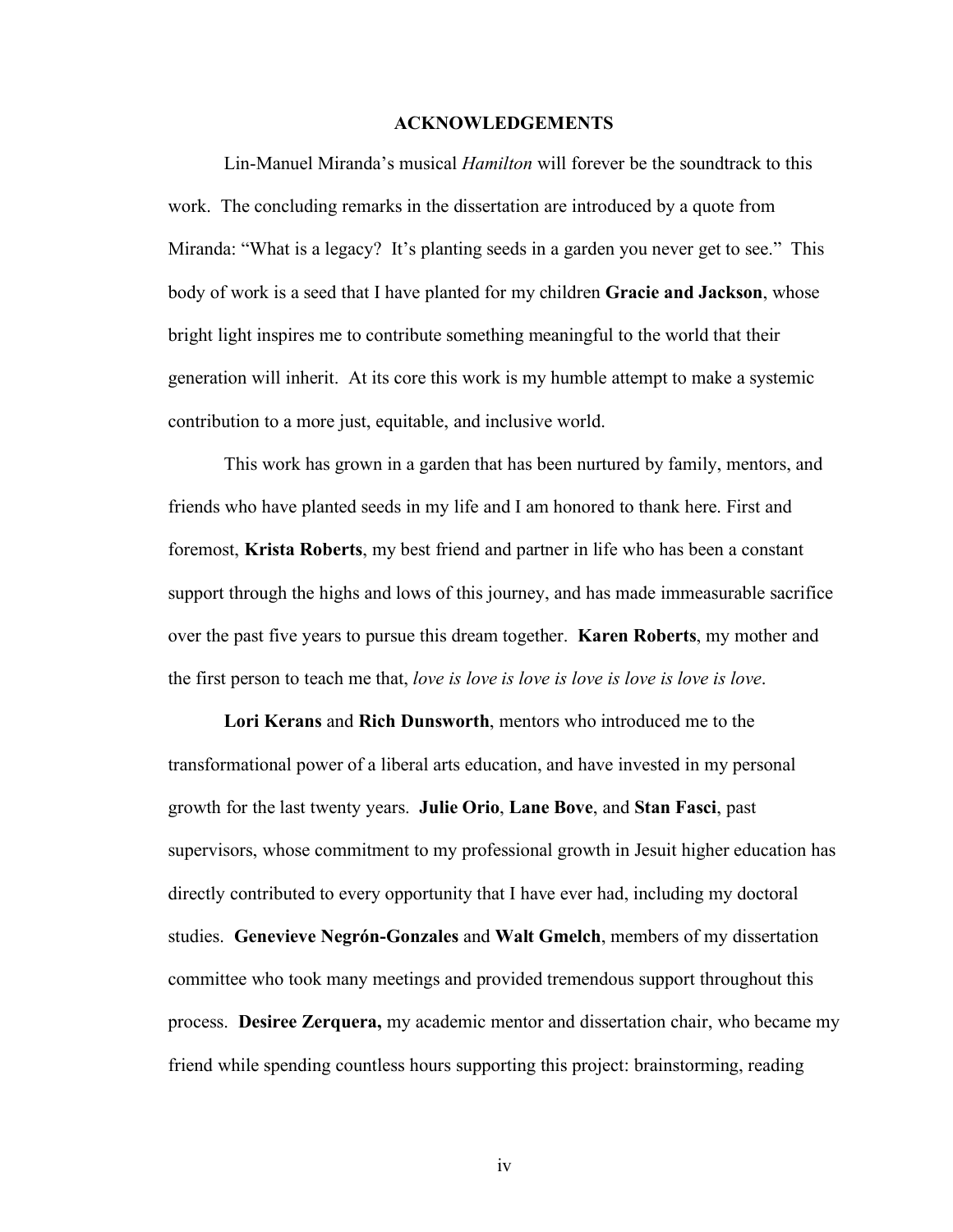# ACKNOWLEDGEMENTS

Lin-Manuel Miranda's musical *Hamilton* will forever be the soundtrack to this work. The concluding remarks in the dissertation are introduced by a quote from Miranda: "What is a legacy? It's planting seeds in a garden you never get to see." This body of work is a seed that I have planted for my children **Gracie and Jackson**, whose bright light inspires me to contribute something meaningful to the world that their generation will inherit. At its core this work is my humble attempt to make a systemic contribution to a more just, equitable, and inclusive world.

This work has grown in a garden that has been nurtured by family, mentors, and friends who have planted seeds in my life and I am honored to thank here. First and foremost, **Krista Roberts**, my best friend and partner in life who has been a constant support through the highs and lows of this journey, and has made immeasurable sacrifice over the past five years to pursue this dream together. **Karen Roberts**, my mother and the first person to teach me that, *love is love is love is love is love is love is love*.

**Lori Kerans** and **Rich Dunsworth**, mentors who introduced me to the transformational power of a liberal arts education, and have invested in my personal growth for the last twenty years. **Julie Orio**, **Lane Bove**, and **Stan Fasci**, past supervisors, whose commitment to my professional growth in Jesuit higher education has directly contributed to every opportunity that I have ever had, including my doctoral studies. **Genevieve Negrón-Gonzales** and **Walt Gmelch**, members of my dissertation committee who took many meetings and provided tremendous support throughout this process. **Desiree Zerquera,** my academic mentor and dissertation chair, who became my friend while spending countless hours supporting this project: brainstorming, reading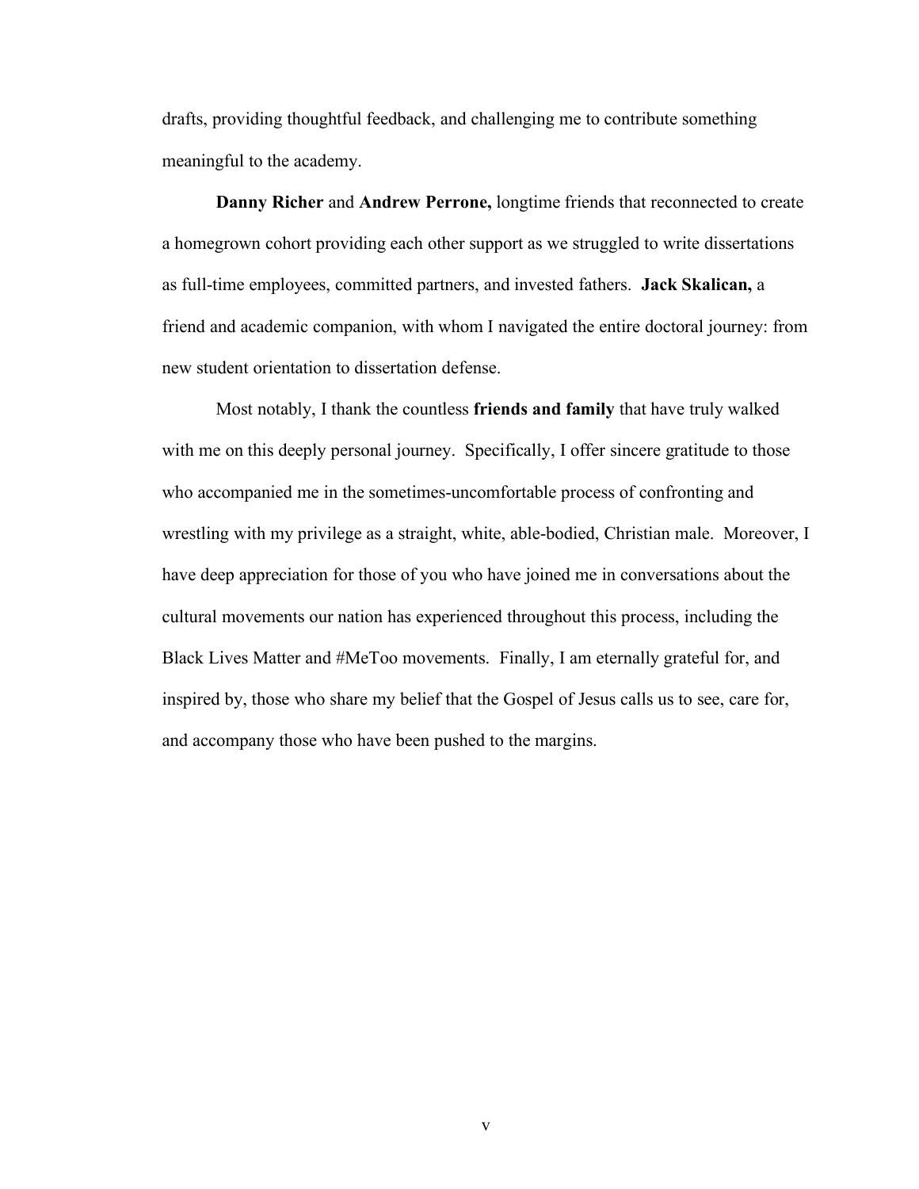drafts, providing thoughtful feedback, and challenging me to contribute something meaningful to the academy.

**Danny Richer** and **Andrew Perrone,** longtime friends that reconnected to create a homegrown cohort providing each other support as we struggled to write dissertations as full-time employees, committed partners, and invested fathers. **Jack Skalican,** a friend and academic companion, with whom I navigated the entire doctoral journey: from new student orientation to dissertation defense.

Most notably, I thank the countless **friends and family** that have truly walked with me on this deeply personal journey. Specifically, I offer sincere gratitude to those who accompanied me in the sometimes-uncomfortable process of confronting and wrestling with my privilege as a straight, white, able-bodied, Christian male. Moreover, I have deep appreciation for those of you who have joined me in conversations about the cultural movements our nation has experienced throughout this process, including the Black Lives Matter and #MeToo movements. Finally, I am eternally grateful for, and inspired by, those who share my belief that the Gospel of Jesus calls us to see, care for, and accompany those who have been pushed to the margins.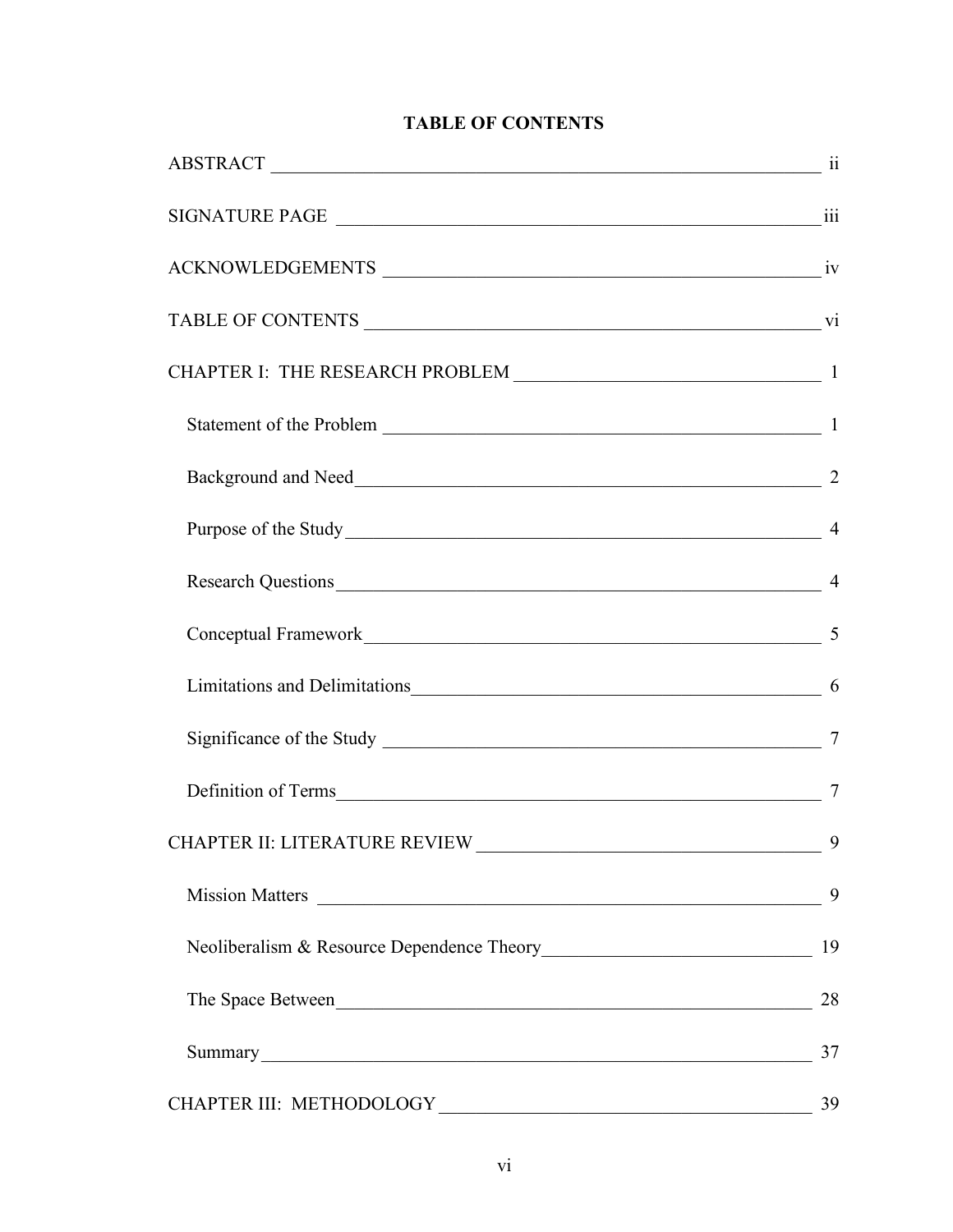# TABLE OF CONTENTS

ABSTRACT ii

SIGNATURE PAGE iii

ACKNOWLEDGEMENTS iv

TABLE OF CONTENTS vi

CHAPTER I: THE RESEARCH PROBLEM 1

- Statement of the Problem 1
- Background and Need 2
- Purpose of the Study 4
- Research Questions 4
- Conceptual Framework 5
- Limitations and Delimitations 6
- Significance of the Study 7
- Definition of Terms 7

CHAPTER II: LITERATURE REVIEW 9

- Mission Matters 9
- Neoliberalism & Resource Dependence Theory 19
- The Space Between 28
- Summary 37

CHAPTER III: METHODOLOGY 39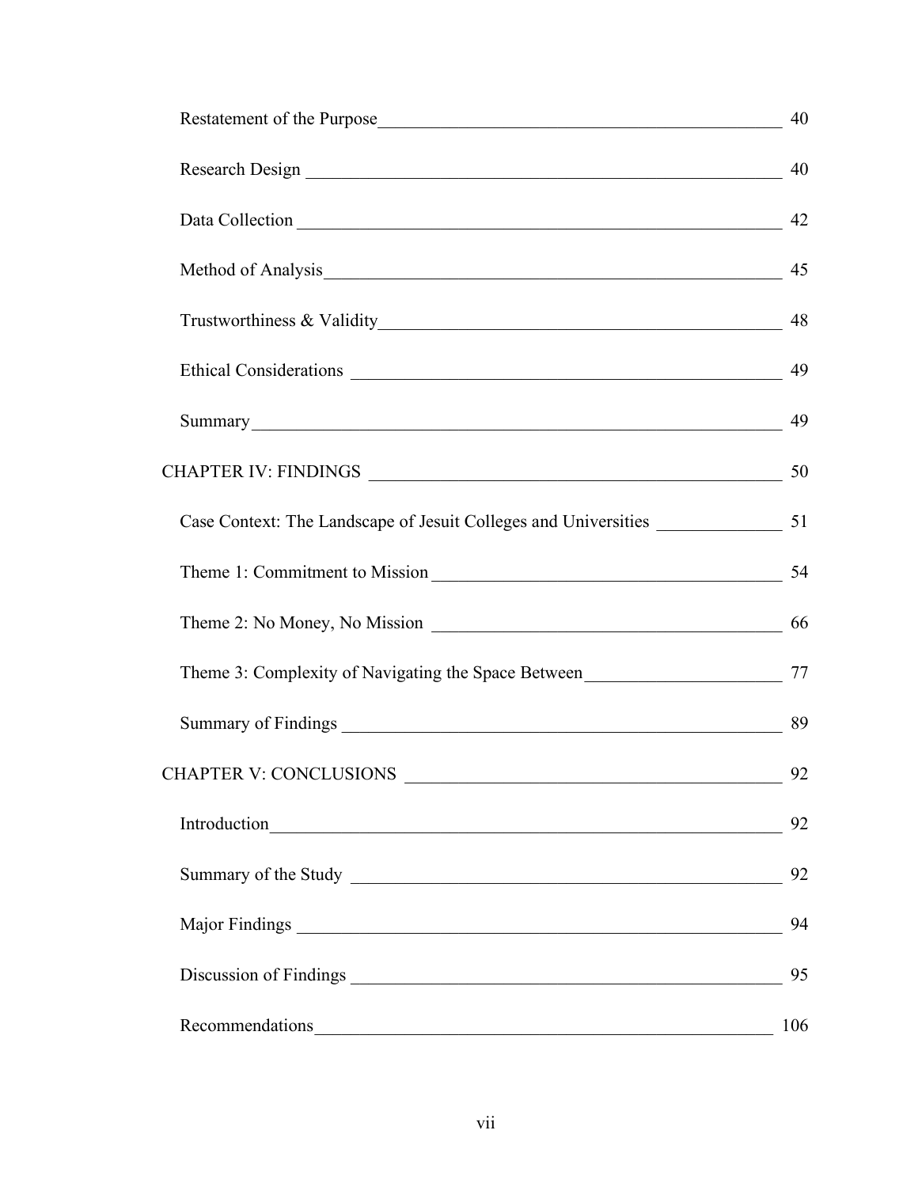Restatement of the Purpose ____ 40

Research Design ____ 40

Data Collection ____ 42

Method of Analysis ____ 45

Trustworthiness & Validity ____ 48

Ethical Considerations ____ 49

Summary ____ 49

CHAPTER IV: FINDINGS ____ 50

Case Context: The Landscape of Jesuit Colleges and Universities ____ 51

Theme 1: Commitment to Mission ____ 54

Theme 2: No Money, No Mission ____ 66

Theme 3: Complexity of Navigating the Space Between ____ 77

Summary of Findings ____ 89

CHAPTER V: CONCLUSIONS ____ 92

Introduction ____ 92

Summary of the Study ____ 92

Major Findings ____ 94

Discussion of Findings ____ 95

Recommendations ____ 106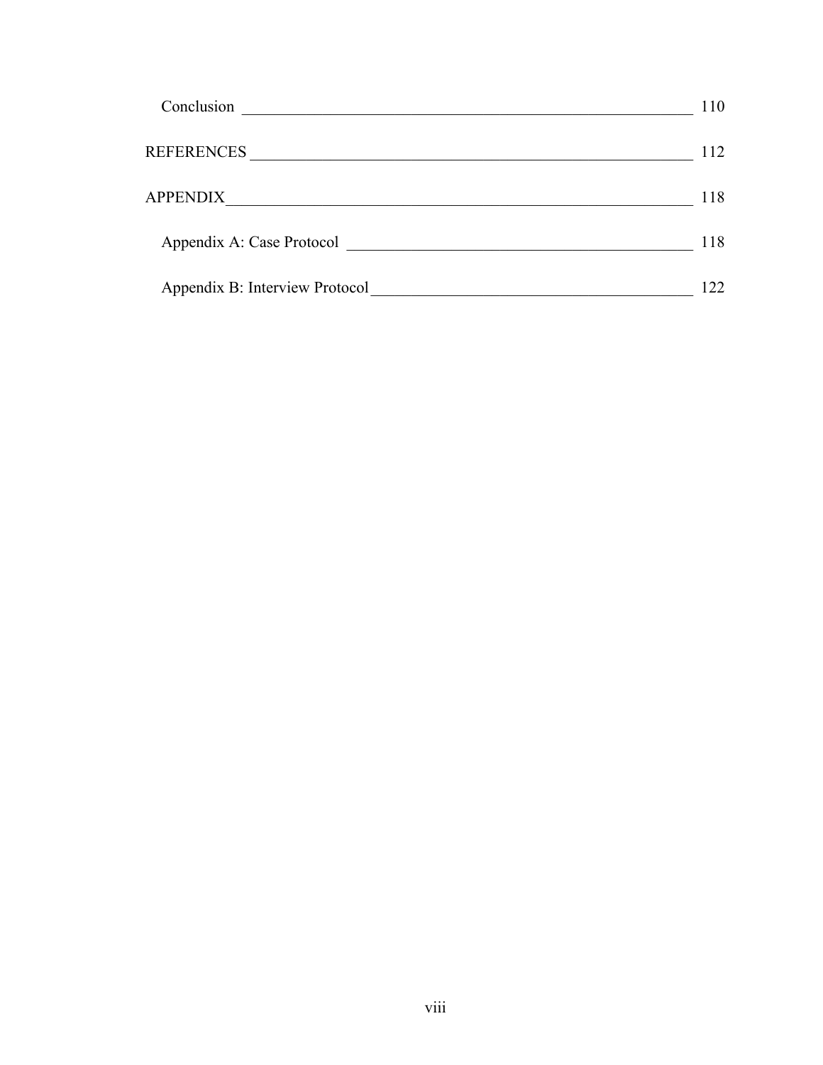Conclusion ______________________________________________________ 110

REFERENCES ____________________________________________________ 112

APPENDIX_______________________________________________________ 118

Appendix A: Case Protocol ________________________________________ 118

Appendix B: Interview Protocol _____________________________________ 122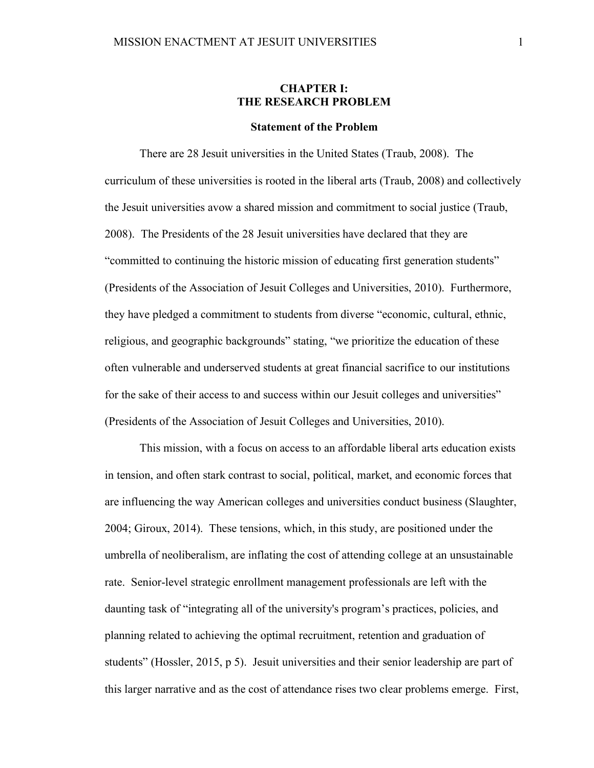# CHAPTER I: THE RESEARCH PROBLEM

## Statement of the Problem

There are 28 Jesuit universities in the United States (Traub, 2008). The curriculum of these universities is rooted in the liberal arts (Traub, 2008) and collectively the Jesuit universities avow a shared mission and commitment to social justice (Traub, 2008). The Presidents of the 28 Jesuit universities have declared that they are "committed to continuing the historic mission of educating first generation students" (Presidents of the Association of Jesuit Colleges and Universities, 2010). Furthermore, they have pledged a commitment to students from diverse "economic, cultural, ethnic, religious, and geographic backgrounds" stating, "we prioritize the education of these often vulnerable and underserved students at great financial sacrifice to our institutions for the sake of their access to and success within our Jesuit colleges and universities" (Presidents of the Association of Jesuit Colleges and Universities, 2010).

This mission, with a focus on access to an affordable liberal arts education exists in tension, and often stark contrast to social, political, market, and economic forces that are influencing the way American colleges and universities conduct business (Slaughter, 2004; Giroux, 2014). These tensions, which, in this study, are positioned under the umbrella of neoliberalism, are inflating the cost of attending college at an unsustainable rate. Senior-level strategic enrollment management professionals are left with the daunting task of "integrating all of the university's program's practices, policies, and planning related to achieving the optimal recruitment, retention and graduation of students" (Hossler, 2015, p 5). Jesuit universities and their senior leadership are part of this larger narrative and as the cost of attendance rises two clear problems emerge. First,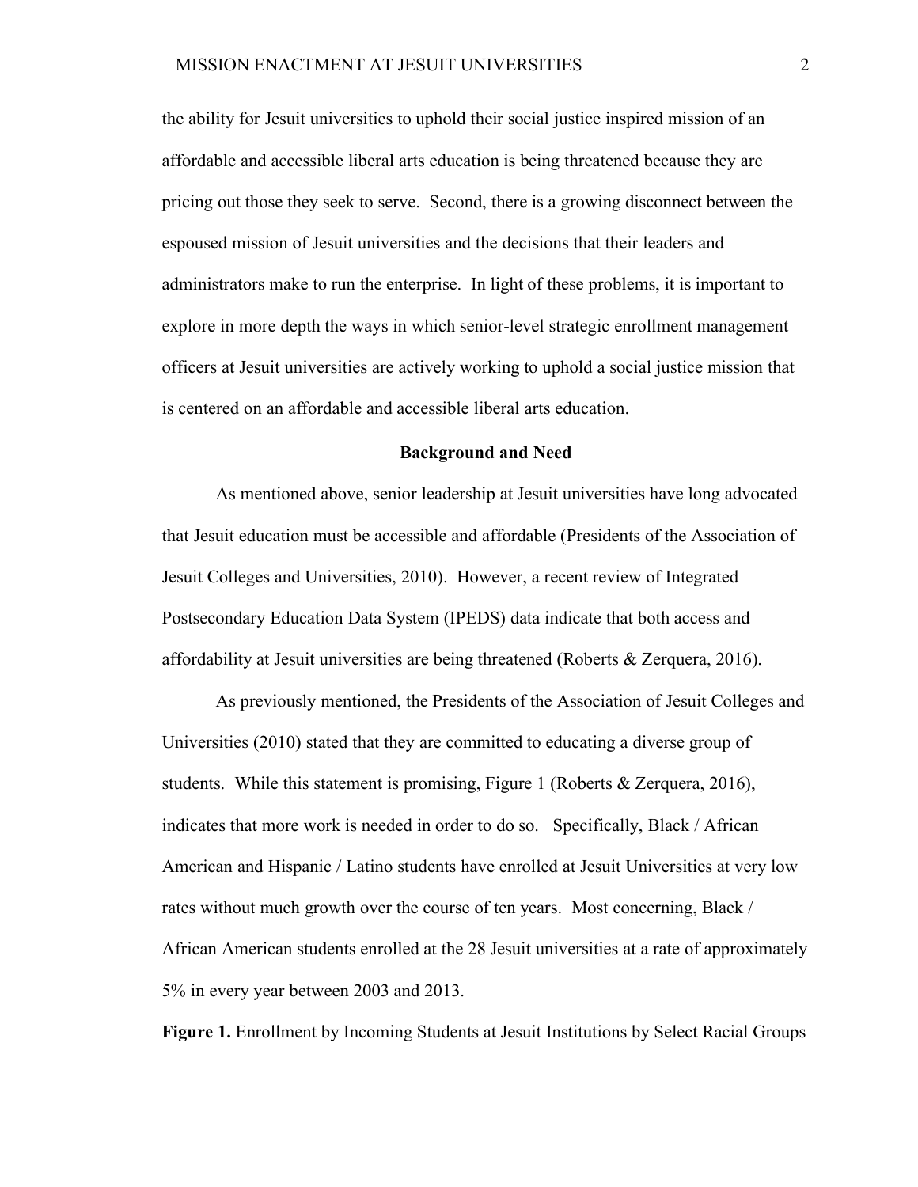the ability for Jesuit universities to uphold their social justice inspired mission of an affordable and accessible liberal arts education is being threatened because they are pricing out those they seek to serve. Second, there is a growing disconnect between the espoused mission of Jesuit universities and the decisions that their leaders and administrators make to run the enterprise. In light of these problems, it is important to explore in more depth the ways in which senior-level strategic enrollment management officers at Jesuit universities are actively working to uphold a social justice mission that is centered on an affordable and accessible liberal arts education.

## Background and Need

As mentioned above, senior leadership at Jesuit universities have long advocated that Jesuit education must be accessible and affordable (Presidents of the Association of Jesuit Colleges and Universities, 2010). However, a recent review of Integrated Postsecondary Education Data System (IPEDS) data indicate that both access and affordability at Jesuit universities are being threatened (Roberts & Zerquera, 2016).

As previously mentioned, the Presidents of the Association of Jesuit Colleges and Universities (2010) stated that they are committed to educating a diverse group of students. While this statement is promising, Figure 1 (Roberts & Zerquera, 2016), indicates that more work is needed in order to do so. Specifically, Black / African American and Hispanic / Latino students have enrolled at Jesuit Universities at very low rates without much growth over the course of ten years. Most concerning, Black / African American students enrolled at the 28 Jesuit universities at a rate of approximately 5% in every year between 2003 and 2013.

**Figure 1.** Enrollment by Incoming Students at Jesuit Institutions by Select Racial Groups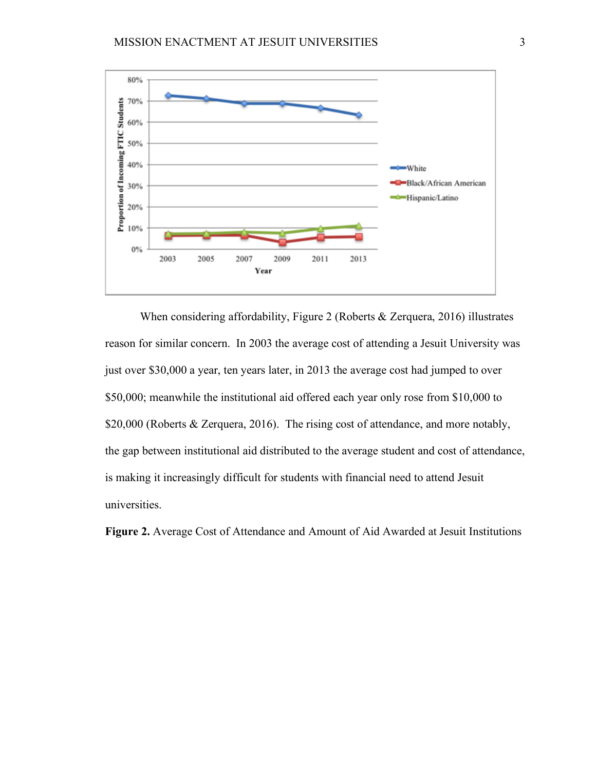When considering affordability, Figure 2 (Roberts & Zerquera, 2016) illustrates reason for similar concern. In 2003 the average cost of attending a Jesuit University was just over $30,000 a year, ten years later, in 2013 the average cost had jumped to over $50,000; meanwhile the institutional aid offered each year only rose from $10,000 to $20,000 (Roberts & Zerquera, 2016). The rising cost of attendance, and more notably, the gap between institutional aid distributed to the average student and cost of attendance, is making it increasingly difficult for students with financial need to attend Jesuit universities.

**Figure 2.** Average Cost of Attendance and Amount of Aid Awarded at Jesuit Institutions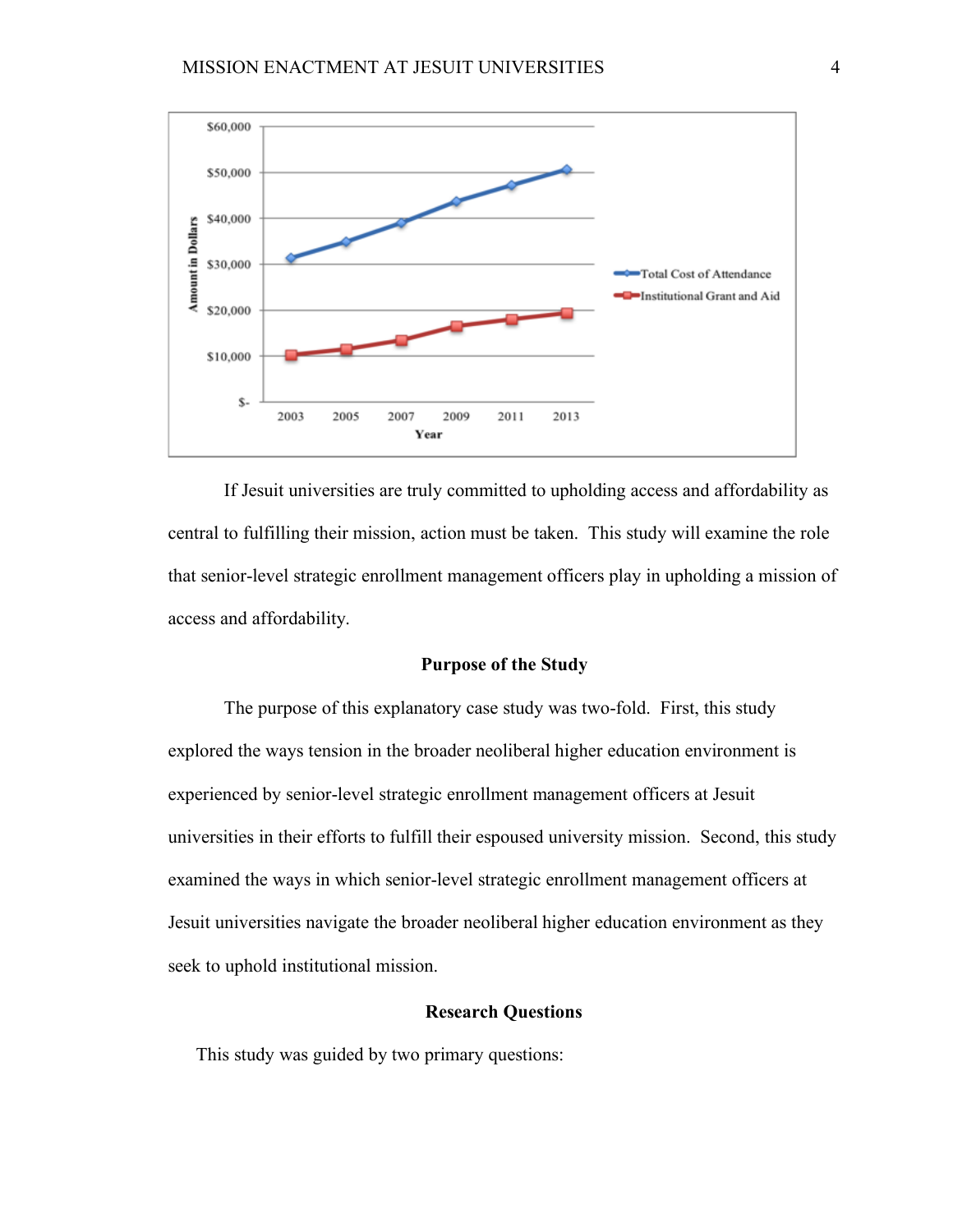If Jesuit universities are truly committed to upholding access and affordability as central to fulfilling their mission, action must be taken. This study will examine the role that senior-level strategic enrollment management officers play in upholding a mission of access and affordability.

## Purpose of the Study

The purpose of this explanatory case study was two-fold. First, this study explored the ways tension in the broader neoliberal higher education environment is experienced by senior-level strategic enrollment management officers at Jesuit universities in their efforts to fulfill their espoused university mission. Second, this study examined the ways in which senior-level strategic enrollment management officers at Jesuit universities navigate the broader neoliberal higher education environment as they seek to uphold institutional mission.

## Research Questions

This study was guided by two primary questions: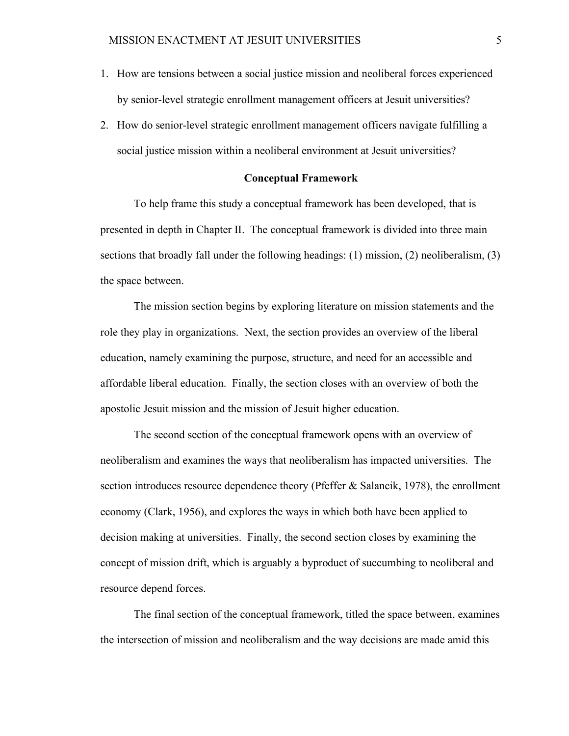1. How are tensions between a social justice mission and neoliberal forces experienced by senior-level strategic enrollment management officers at Jesuit universities?
2. How do senior-level strategic enrollment management officers navigate fulfilling a social justice mission within a neoliberal environment at Jesuit universities?

## Conceptual Framework

To help frame this study a conceptual framework has been developed, that is presented in depth in Chapter II. The conceptual framework is divided into three main sections that broadly fall under the following headings: (1) mission, (2) neoliberalism, (3) the space between.

The mission section begins by exploring literature on mission statements and the role they play in organizations. Next, the section provides an overview of the liberal education, namely examining the purpose, structure, and need for an accessible and affordable liberal education. Finally, the section closes with an overview of both the apostolic Jesuit mission and the mission of Jesuit higher education.

The second section of the conceptual framework opens with an overview of neoliberalism and examines the ways that neoliberalism has impacted universities. The section introduces resource dependence theory (Pfeffer & Salancik, 1978), the enrollment economy (Clark, 1956), and explores the ways in which both have been applied to decision making at universities. Finally, the second section closes by examining the concept of mission drift, which is arguably a byproduct of succumbing to neoliberal and resource depend forces.

The final section of the conceptual framework, titled the space between, examines the intersection of mission and neoliberalism and the way decisions are made amid this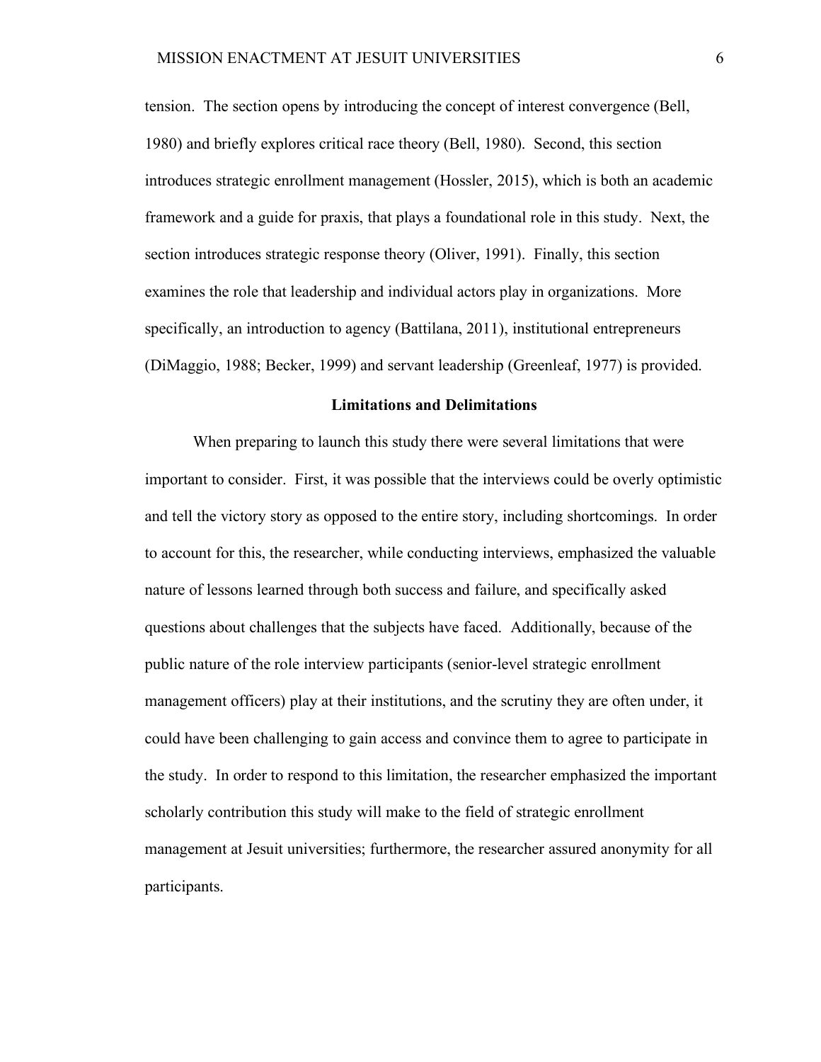tension. The section opens by introducing the concept of interest convergence (Bell, 1980) and briefly explores critical race theory (Bell, 1980). Second, this section introduces strategic enrollment management (Hossler, 2015), which is both an academic framework and a guide for praxis, that plays a foundational role in this study. Next, the section introduces strategic response theory (Oliver, 1991). Finally, this section examines the role that leadership and individual actors play in organizations. More specifically, an introduction to agency (Battilana, 2011), institutional entrepreneurs (DiMaggio, 1988; Becker, 1999) and servant leadership (Greenleaf, 1977) is provided.

## Limitations and Delimitations

When preparing to launch this study there were several limitations that were important to consider. First, it was possible that the interviews could be overly optimistic and tell the victory story as opposed to the entire story, including shortcomings. In order to account for this, the researcher, while conducting interviews, emphasized the valuable nature of lessons learned through both success and failure, and specifically asked questions about challenges that the subjects have faced. Additionally, because of the public nature of the role interview participants (senior-level strategic enrollment management officers) play at their institutions, and the scrutiny they are often under, it could have been challenging to gain access and convince them to agree to participate in the study. In order to respond to this limitation, the researcher emphasized the important scholarly contribution this study will make to the field of strategic enrollment management at Jesuit universities; furthermore, the researcher assured anonymity for all participants.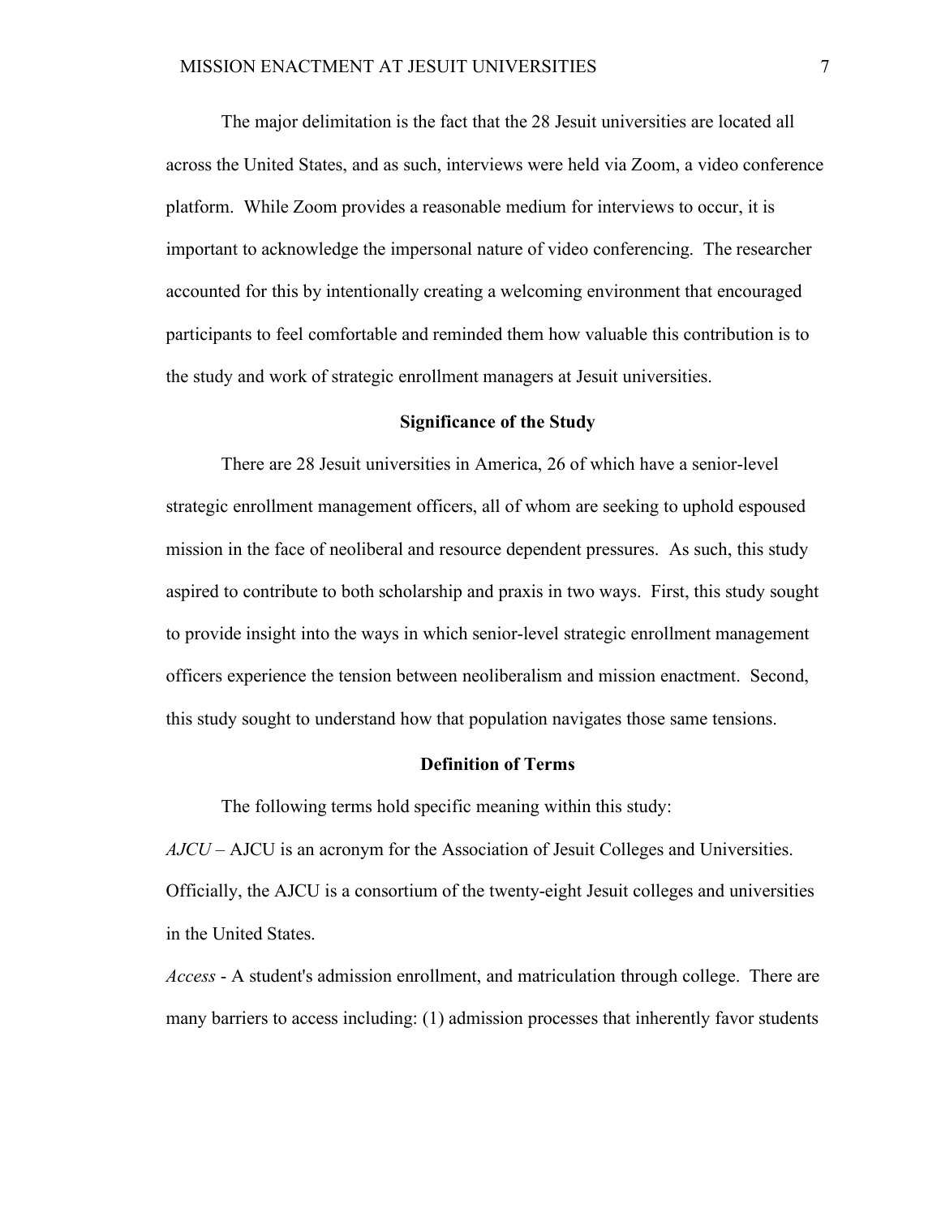The major delimitation is the fact that the 28 Jesuit universities are located all across the United States, and as such, interviews were held via Zoom, a video conference platform. While Zoom provides a reasonable medium for interviews to occur, it is important to acknowledge the impersonal nature of video conferencing. The researcher accounted for this by intentionally creating a welcoming environment that encouraged participants to feel comfortable and reminded them how valuable this contribution is to the study and work of strategic enrollment managers at Jesuit universities.

## Significance of the Study

There are 28 Jesuit universities in America, 26 of which have a senior-level strategic enrollment management officers, all of whom are seeking to uphold espoused mission in the face of neoliberal and resource dependent pressures. As such, this study aspired to contribute to both scholarship and praxis in two ways. First, this study sought to provide insight into the ways in which senior-level strategic enrollment management officers experience the tension between neoliberalism and mission enactment. Second, this study sought to understand how that population navigates those same tensions.

## Definition of Terms

The following terms hold specific meaning within this study:

*AJCU* – AJCU is an acronym for the Association of Jesuit Colleges and Universities. Officially, the AJCU is a consortium of the twenty-eight Jesuit colleges and universities in the United States.

*Access* - A student's admission enrollment, and matriculation through college. There are many barriers to access including: (1) admission processes that inherently favor students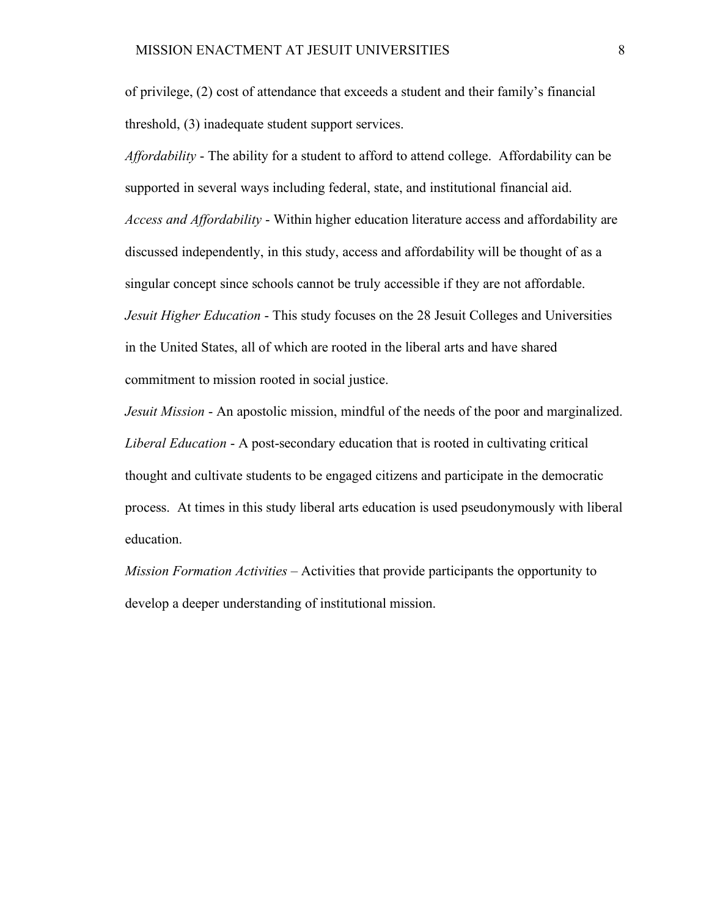of privilege, (2) cost of attendance that exceeds a student and their family's financial threshold, (3) inadequate student support services.

*Affordability* - The ability for a student to afford to attend college. Affordability can be supported in several ways including federal, state, and institutional financial aid.

*Access and Affordability* - Within higher education literature access and affordability are discussed independently, in this study, access and affordability will be thought of as a singular concept since schools cannot be truly accessible if they are not affordable.

*Jesuit Higher Education* - This study focuses on the 28 Jesuit Colleges and Universities in the United States, all of which are rooted in the liberal arts and have shared commitment to mission rooted in social justice.

*Jesuit Mission* - An apostolic mission, mindful of the needs of the poor and marginalized.

*Liberal Education* - A post-secondary education that is rooted in cultivating critical thought and cultivate students to be engaged citizens and participate in the democratic process. At times in this study liberal arts education is used pseudonymously with liberal education.

*Mission Formation Activities* – Activities that provide participants the opportunity to develop a deeper understanding of institutional mission.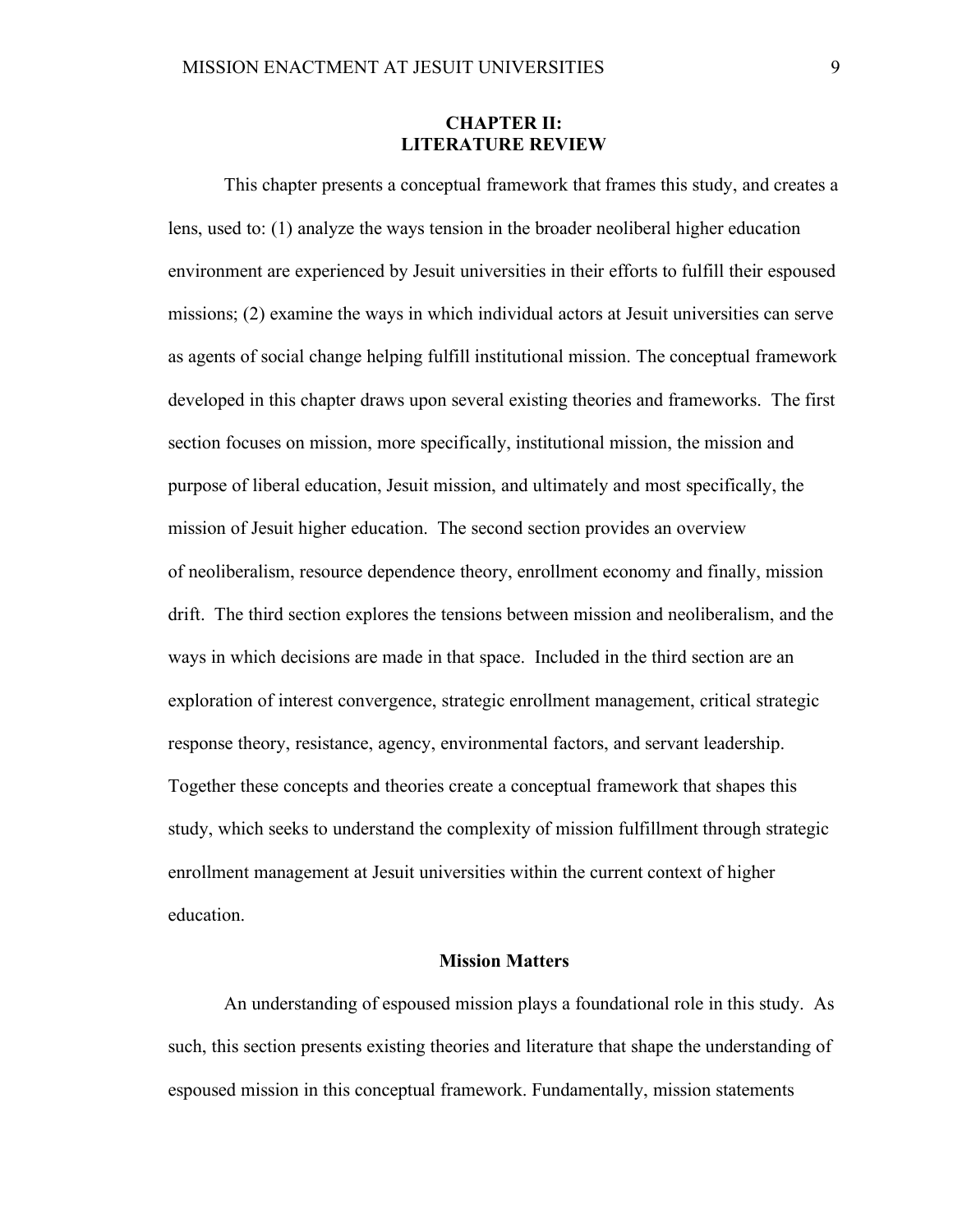# CHAPTER II:
# LITERATURE REVIEW

This chapter presents a conceptual framework that frames this study, and creates a lens, used to: (1) analyze the ways tension in the broader neoliberal higher education environment are experienced by Jesuit universities in their efforts to fulfill their espoused missions; (2) examine the ways in which individual actors at Jesuit universities can serve as agents of social change helping fulfill institutional mission. The conceptual framework developed in this chapter draws upon several existing theories and frameworks. The first section focuses on mission, more specifically, institutional mission, the mission and purpose of liberal education, Jesuit mission, and ultimately and most specifically, the mission of Jesuit higher education. The second section provides an overview of neoliberalism, resource dependence theory, enrollment economy and finally, mission drift. The third section explores the tensions between mission and neoliberalism, and the ways in which decisions are made in that space. Included in the third section are an exploration of interest convergence, strategic enrollment management, critical strategic response theory, resistance, agency, environmental factors, and servant leadership. Together these concepts and theories create a conceptual framework that shapes this study, which seeks to understand the complexity of mission fulfillment through strategic enrollment management at Jesuit universities within the current context of higher education.

## Mission Matters

An understanding of espoused mission plays a foundational role in this study. As such, this section presents existing theories and literature that shape the understanding of espoused mission in this conceptual framework. Fundamentally, mission statements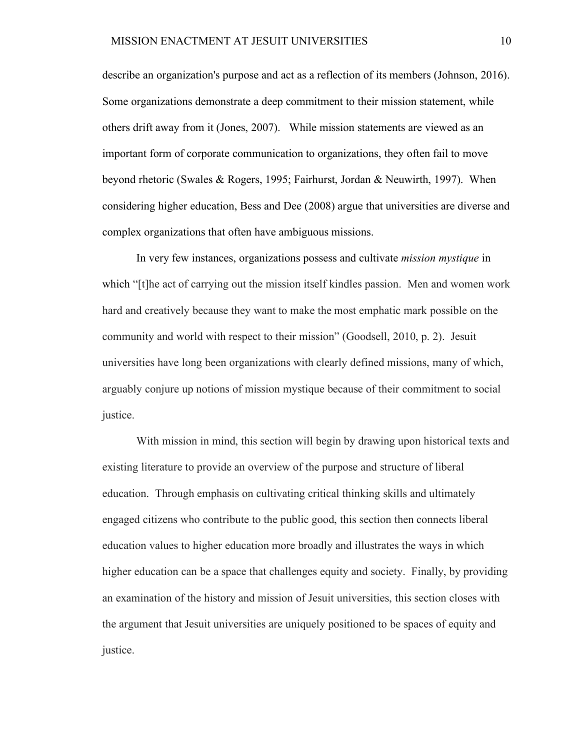describe an organization's purpose and act as a reflection of its members (Johnson, 2016). Some organizations demonstrate a deep commitment to their mission statement, while others drift away from it (Jones, 2007). While mission statements are viewed as an important form of corporate communication to organizations, they often fail to move beyond rhetoric (Swales & Rogers, 1995; Fairhurst, Jordan & Neuwirth, 1997). When considering higher education, Bess and Dee (2008) argue that universities are diverse and complex organizations that often have ambiguous missions.

In very few instances, organizations possess and cultivate *mission mystique* in which "[t]he act of carrying out the mission itself kindles passion. Men and women work hard and creatively because they want to make the most emphatic mark possible on the community and world with respect to their mission" (Goodsell, 2010, p. 2). Jesuit universities have long been organizations with clearly defined missions, many of which, arguably conjure up notions of mission mystique because of their commitment to social justice.

With mission in mind, this section will begin by drawing upon historical texts and existing literature to provide an overview of the purpose and structure of liberal education. Through emphasis on cultivating critical thinking skills and ultimately engaged citizens who contribute to the public good, this section then connects liberal education values to higher education more broadly and illustrates the ways in which higher education can be a space that challenges equity and society. Finally, by providing an examination of the history and mission of Jesuit universities, this section closes with the argument that Jesuit universities are uniquely positioned to be spaces of equity and justice.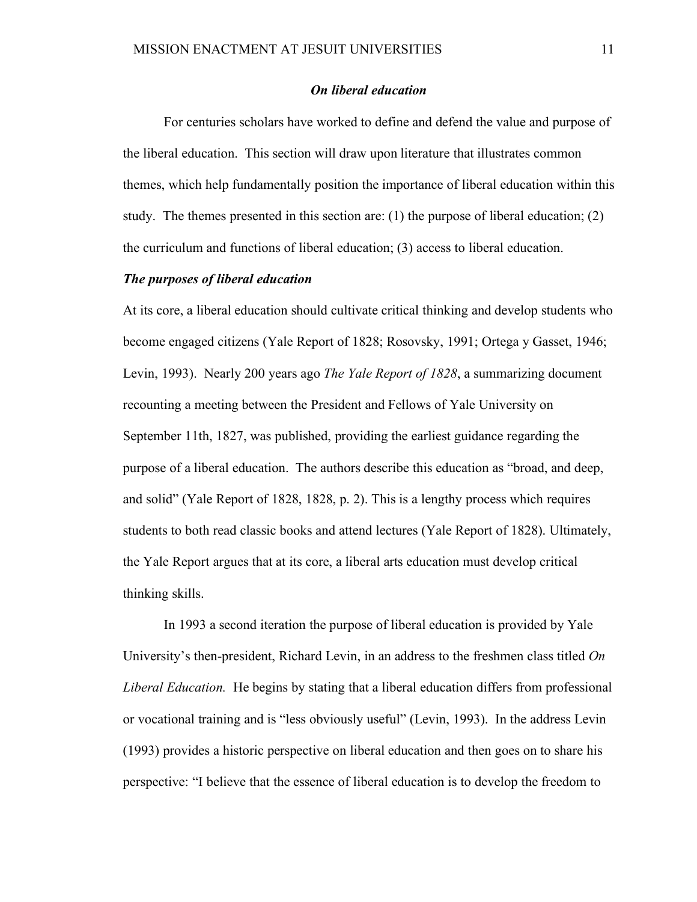### *On liberal education*

For centuries scholars have worked to define and defend the value and purpose of the liberal education. This section will draw upon literature that illustrates common themes, which help fundamentally position the importance of liberal education within this study. The themes presented in this section are: (1) the purpose of liberal education; (2) the curriculum and functions of liberal education; (3) access to liberal education.

#### *The purposes of liberal education*

At its core, a liberal education should cultivate critical thinking and develop students who become engaged citizens (Yale Report of 1828; Rosovsky, 1991; Ortega y Gasset, 1946; Levin, 1993). Nearly 200 years ago *The Yale Report of 1828*, a summarizing document recounting a meeting between the President and Fellows of Yale University on September 11th, 1827, was published, providing the earliest guidance regarding the purpose of a liberal education. The authors describe this education as "broad, and deep, and solid" (Yale Report of 1828, 1828, p. 2). This is a lengthy process which requires students to both read classic books and attend lectures (Yale Report of 1828). Ultimately, the Yale Report argues that at its core, a liberal arts education must develop critical thinking skills.

In 1993 a second iteration the purpose of liberal education is provided by Yale University's then-president, Richard Levin, in an address to the freshmen class titled *On Liberal Education.* He begins by stating that a liberal education differs from professional or vocational training and is "less obviously useful" (Levin, 1993). In the address Levin (1993) provides a historic perspective on liberal education and then goes on to share his perspective: "I believe that the essence of liberal education is to develop the freedom to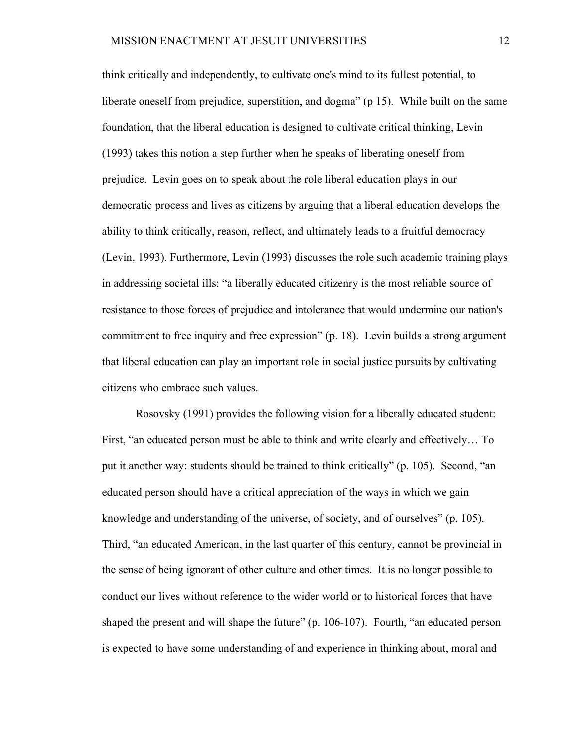think critically and independently, to cultivate one's mind to its fullest potential, to liberate oneself from prejudice, superstition, and dogma" (p 15). While built on the same foundation, that the liberal education is designed to cultivate critical thinking, Levin (1993) takes this notion a step further when he speaks of liberating oneself from prejudice. Levin goes on to speak about the role liberal education plays in our democratic process and lives as citizens by arguing that a liberal education develops the ability to think critically, reason, reflect, and ultimately leads to a fruitful democracy (Levin, 1993). Furthermore, Levin (1993) discusses the role such academic training plays in addressing societal ills: "a liberally educated citizenry is the most reliable source of resistance to those forces of prejudice and intolerance that would undermine our nation's commitment to free inquiry and free expression" (p. 18). Levin builds a strong argument that liberal education can play an important role in social justice pursuits by cultivating citizens who embrace such values.

Rosovsky (1991) provides the following vision for a liberally educated student: First, "an educated person must be able to think and write clearly and effectively… To put it another way: students should be trained to think critically" (p. 105). Second, "an educated person should have a critical appreciation of the ways in which we gain knowledge and understanding of the universe, of society, and of ourselves" (p. 105). Third, "an educated American, in the last quarter of this century, cannot be provincial in the sense of being ignorant of other culture and other times. It is no longer possible to conduct our lives without reference to the wider world or to historical forces that have shaped the present and will shape the future" (p. 106-107). Fourth, "an educated person is expected to have some understanding of and experience in thinking about, moral and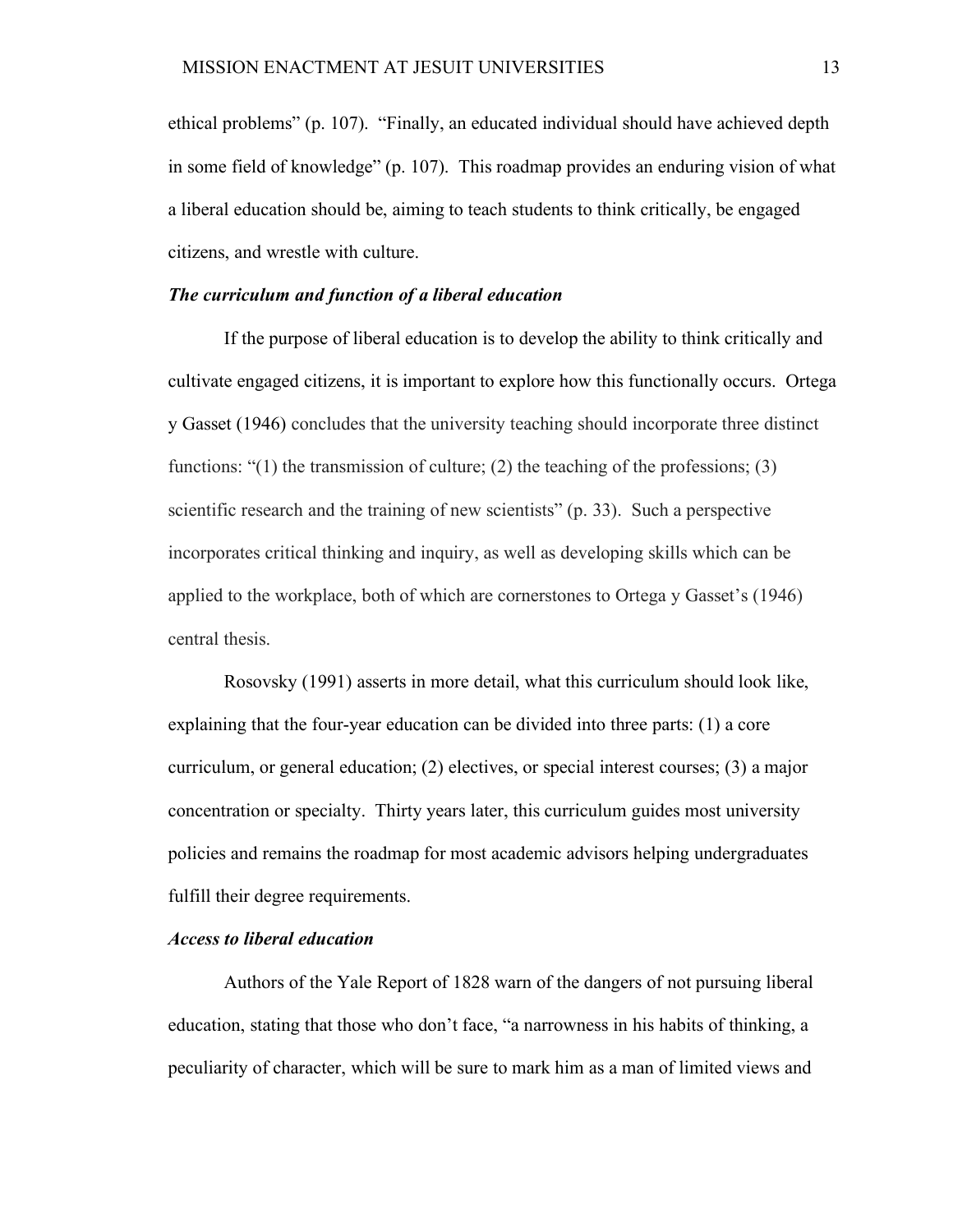ethical problems" (p. 107). "Finally, an educated individual should have achieved depth in some field of knowledge" (p. 107). This roadmap provides an enduring vision of what a liberal education should be, aiming to teach students to think critically, be engaged citizens, and wrestle with culture.

### ***The curriculum and function of a liberal education***

If the purpose of liberal education is to develop the ability to think critically and cultivate engaged citizens, it is important to explore how this functionally occurs. Ortega y Gasset (1946) concludes that the university teaching should incorporate three distinct functions: "(1) the transmission of culture; (2) the teaching of the professions; (3) scientific research and the training of new scientists" (p. 33). Such a perspective incorporates critical thinking and inquiry, as well as developing skills which can be applied to the workplace, both of which are cornerstones to Ortega y Gasset's (1946) central thesis.

Rosovsky (1991) asserts in more detail, what this curriculum should look like, explaining that the four-year education can be divided into three parts: (1) a core curriculum, or general education; (2) electives, or special interest courses; (3) a major concentration or specialty. Thirty years later, this curriculum guides most university policies and remains the roadmap for most academic advisors helping undergraduates fulfill their degree requirements.

### ***Access to liberal education***

Authors of the Yale Report of 1828 warn of the dangers of not pursuing liberal education, stating that those who don't face, "a narrowness in his habits of thinking, a peculiarity of character, which will be sure to mark him as a man of limited views and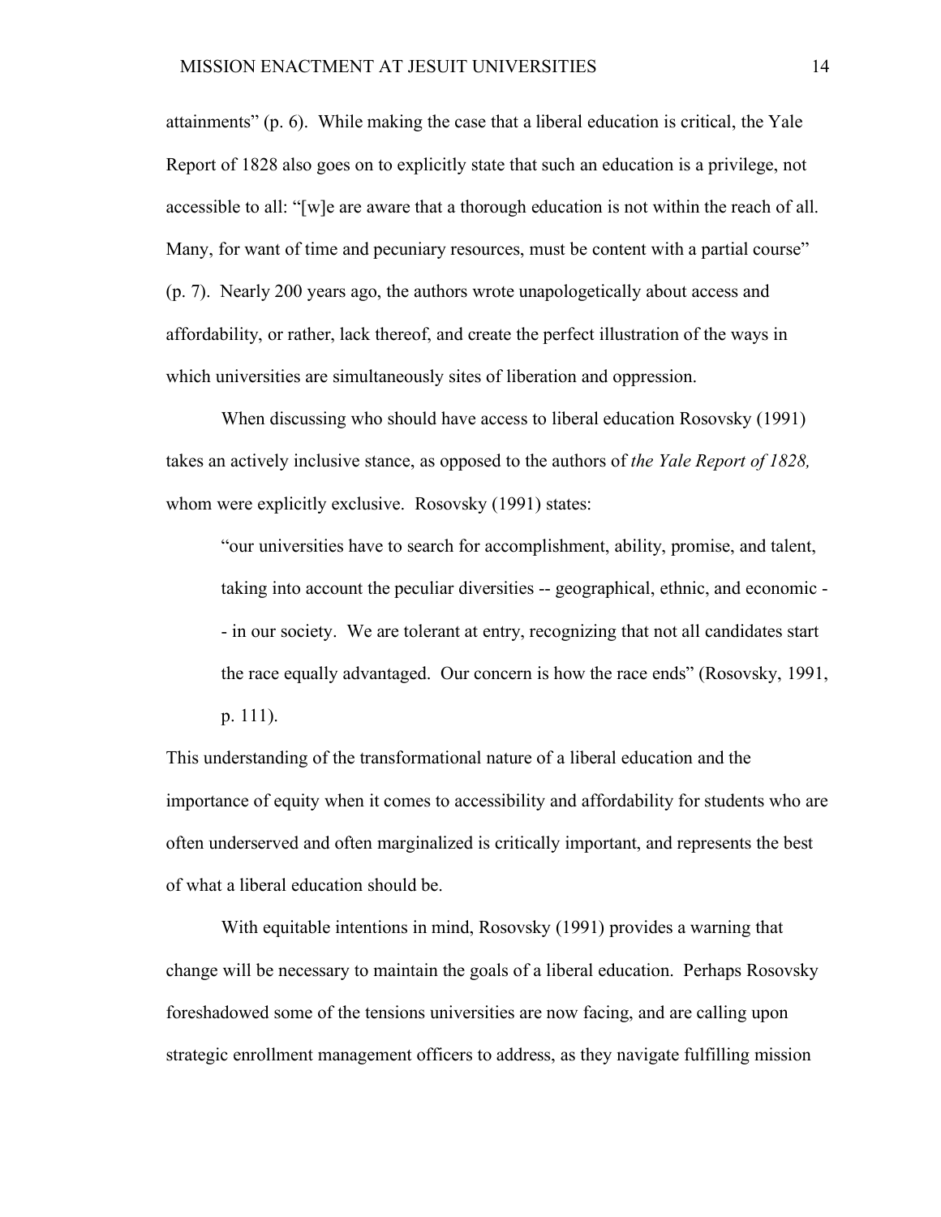attainments" (p. 6). While making the case that a liberal education is critical, the Yale Report of 1828 also goes on to explicitly state that such an education is a privilege, not accessible to all: "[w]e are aware that a thorough education is not within the reach of all. Many, for want of time and pecuniary resources, must be content with a partial course" (p. 7). Nearly 200 years ago, the authors wrote unapologetically about access and affordability, or rather, lack thereof, and create the perfect illustration of the ways in which universities are simultaneously sites of liberation and oppression.

When discussing who should have access to liberal education Rosovsky (1991) takes an actively inclusive stance, as opposed to the authors of *the Yale Report of 1828,* whom were explicitly exclusive. Rosovsky (1991) states:

> "our universities have to search for accomplishment, ability, promise, and talent, taking into account the peculiar diversities -- geographical, ethnic, and economic -- in our society. We are tolerant at entry, recognizing that not all candidates start the race equally advantaged. Our concern is how the race ends" (Rosovsky, 1991, p. 111).

This understanding of the transformational nature of a liberal education and the importance of equity when it comes to accessibility and affordability for students who are often underserved and often marginalized is critically important, and represents the best of what a liberal education should be.

With equitable intentions in mind, Rosovsky (1991) provides a warning that change will be necessary to maintain the goals of a liberal education. Perhaps Rosovsky foreshadowed some of the tensions universities are now facing, and are calling upon strategic enrollment management officers to address, as they navigate fulfilling mission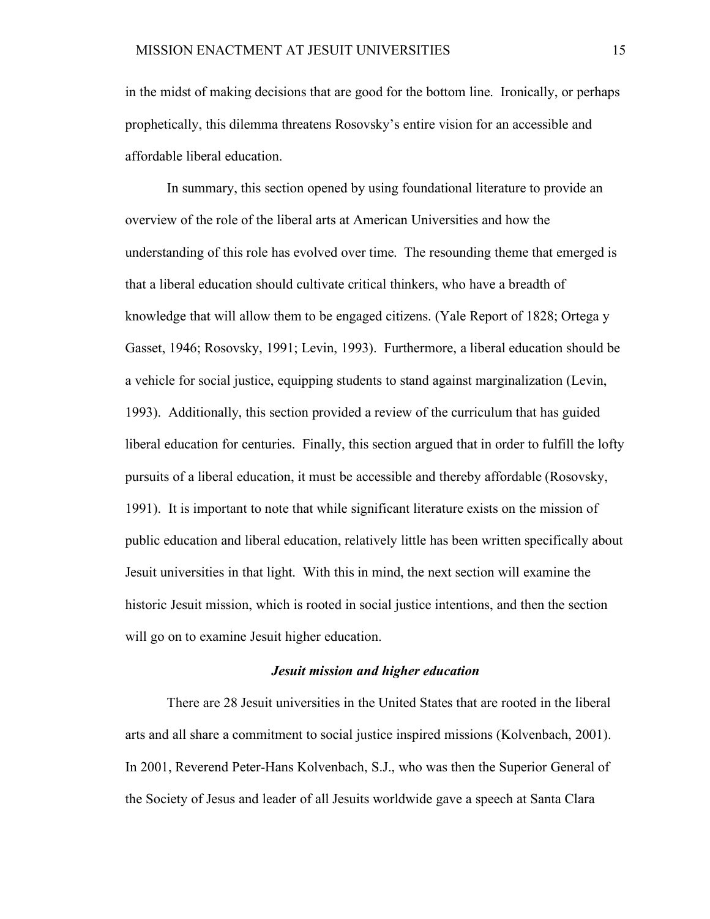in the midst of making decisions that are good for the bottom line. Ironically, or perhaps prophetically, this dilemma threatens Rosovsky's entire vision for an accessible and affordable liberal education.

In summary, this section opened by using foundational literature to provide an overview of the role of the liberal arts at American Universities and how the understanding of this role has evolved over time. The resounding theme that emerged is that a liberal education should cultivate critical thinkers, who have a breadth of knowledge that will allow them to be engaged citizens. (Yale Report of 1828; Ortega y Gasset, 1946; Rosovsky, 1991; Levin, 1993). Furthermore, a liberal education should be a vehicle for social justice, equipping students to stand against marginalization (Levin, 1993). Additionally, this section provided a review of the curriculum that has guided liberal education for centuries. Finally, this section argued that in order to fulfill the lofty pursuits of a liberal education, it must be accessible and thereby affordable (Rosovsky, 1991). It is important to note that while significant literature exists on the mission of public education and liberal education, relatively little has been written specifically about Jesuit universities in that light. With this in mind, the next section will examine the historic Jesuit mission, which is rooted in social justice intentions, and then the section will go on to examine Jesuit higher education.

### *Jesuit mission and higher education*

There are 28 Jesuit universities in the United States that are rooted in the liberal arts and all share a commitment to social justice inspired missions (Kolvenbach, 2001). In 2001, Reverend Peter-Hans Kolvenbach, S.J., who was then the Superior General of the Society of Jesus and leader of all Jesuits worldwide gave a speech at Santa Clara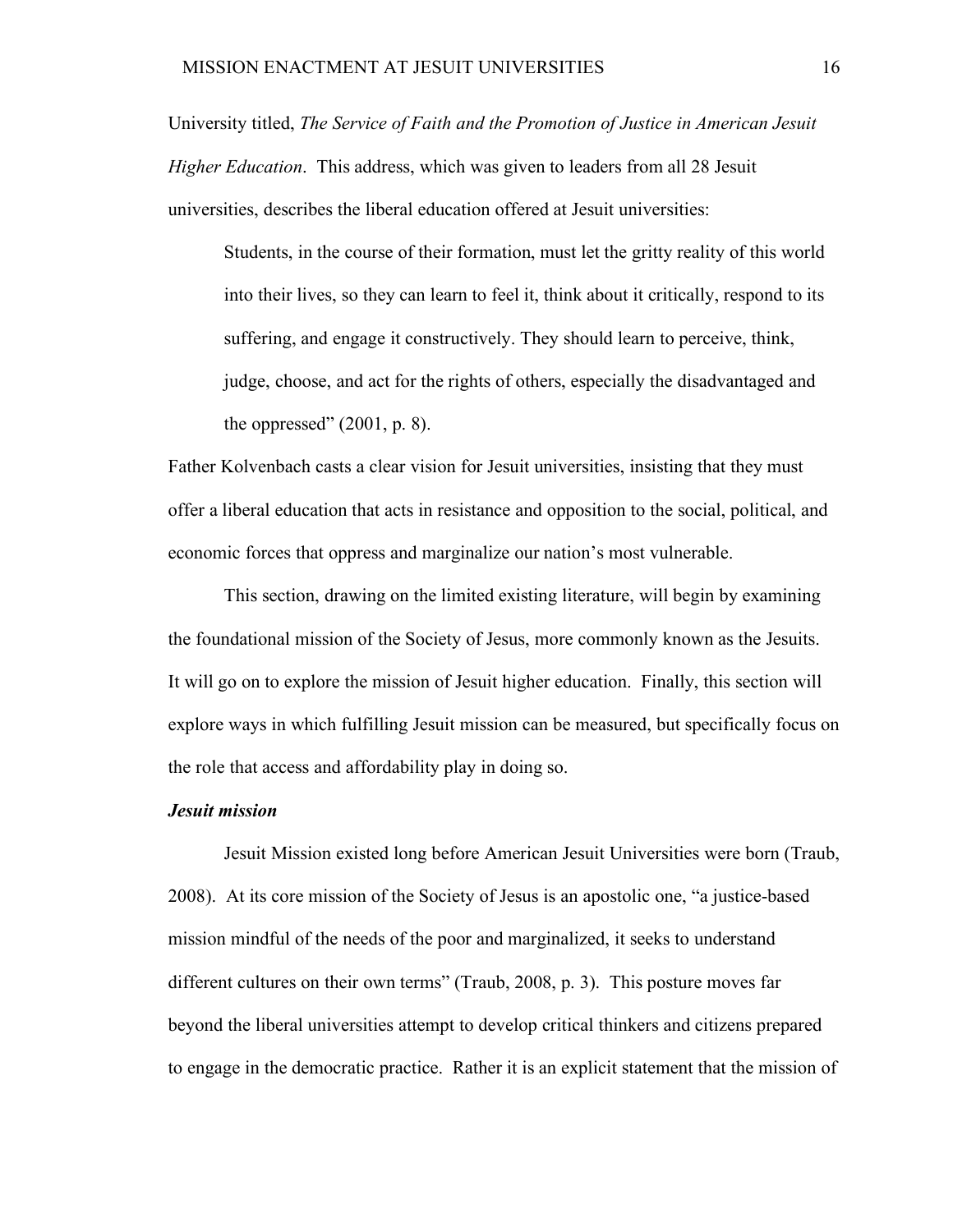University titled, *The Service of Faith and the Promotion of Justice in American Jesuit Higher Education*. This address, which was given to leaders from all 28 Jesuit universities, describes the liberal education offered at Jesuit universities:

> Students, in the course of their formation, must let the gritty reality of this world into their lives, so they can learn to feel it, think about it critically, respond to its suffering, and engage it constructively. They should learn to perceive, think, judge, choose, and act for the rights of others, especially the disadvantaged and the oppressed" (2001, p. 8).

Father Kolvenbach casts a clear vision for Jesuit universities, insisting that they must offer a liberal education that acts in resistance and opposition to the social, political, and economic forces that oppress and marginalize our nation's most vulnerable.

This section, drawing on the limited existing literature, will begin by examining the foundational mission of the Society of Jesus, more commonly known as the Jesuits. It will go on to explore the mission of Jesuit higher education. Finally, this section will explore ways in which fulfilling Jesuit mission can be measured, but specifically focus on the role that access and affordability play in doing so.

### *Jesuit mission*

Jesuit Mission existed long before American Jesuit Universities were born (Traub, 2008). At its core mission of the Society of Jesus is an apostolic one, "a justice-based mission mindful of the needs of the poor and marginalized, it seeks to understand different cultures on their own terms" (Traub, 2008, p. 3). This posture moves far beyond the liberal universities attempt to develop critical thinkers and citizens prepared to engage in the democratic practice. Rather it is an explicit statement that the mission of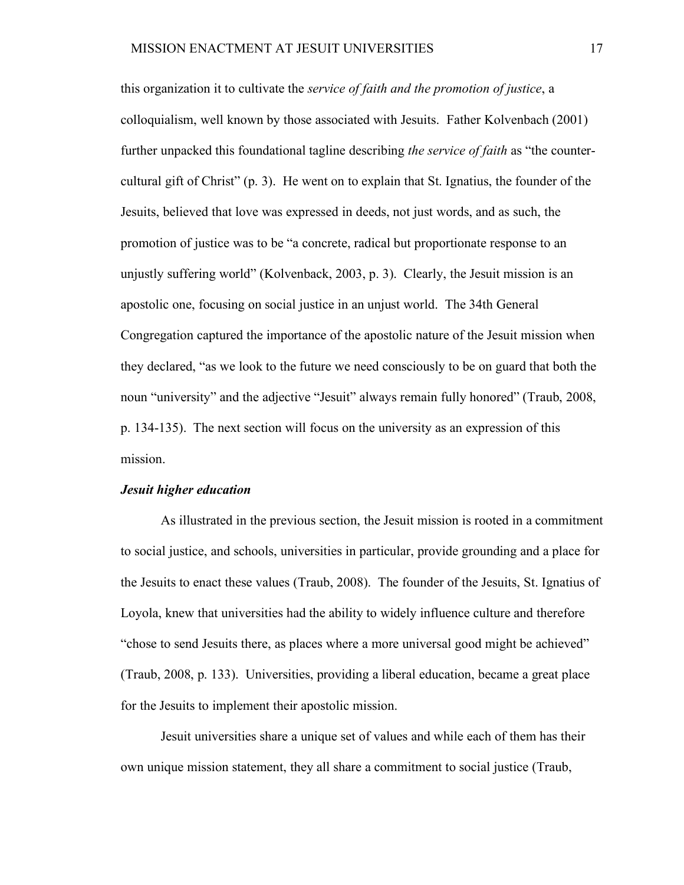this organization it to cultivate the *service of faith and the promotion of justice*, a colloquialism, well known by those associated with Jesuits. Father Kolvenbach (2001) further unpacked this foundational tagline describing *the service of faith* as "the counter-cultural gift of Christ" (p. 3). He went on to explain that St. Ignatius, the founder of the Jesuits, believed that love was expressed in deeds, not just words, and as such, the promotion of justice was to be "a concrete, radical but proportionate response to an unjustly suffering world" (Kolvenback, 2003, p. 3). Clearly, the Jesuit mission is an apostolic one, focusing on social justice in an unjust world. The 34th General Congregation captured the importance of the apostolic nature of the Jesuit mission when they declared, "as we look to the future we need consciously to be on guard that both the noun "university" and the adjective "Jesuit" always remain fully honored" (Traub, 2008, p. 134-135). The next section will focus on the university as an expression of this mission.

***Jesuit higher education***

As illustrated in the previous section, the Jesuit mission is rooted in a commitment to social justice, and schools, universities in particular, provide grounding and a place for the Jesuits to enact these values (Traub, 2008). The founder of the Jesuits, St. Ignatius of Loyola, knew that universities had the ability to widely influence culture and therefore "chose to send Jesuits there, as places where a more universal good might be achieved" (Traub, 2008, p. 133). Universities, providing a liberal education, became a great place for the Jesuits to implement their apostolic mission.

Jesuit universities share a unique set of values and while each of them has their own unique mission statement, they all share a commitment to social justice (Traub,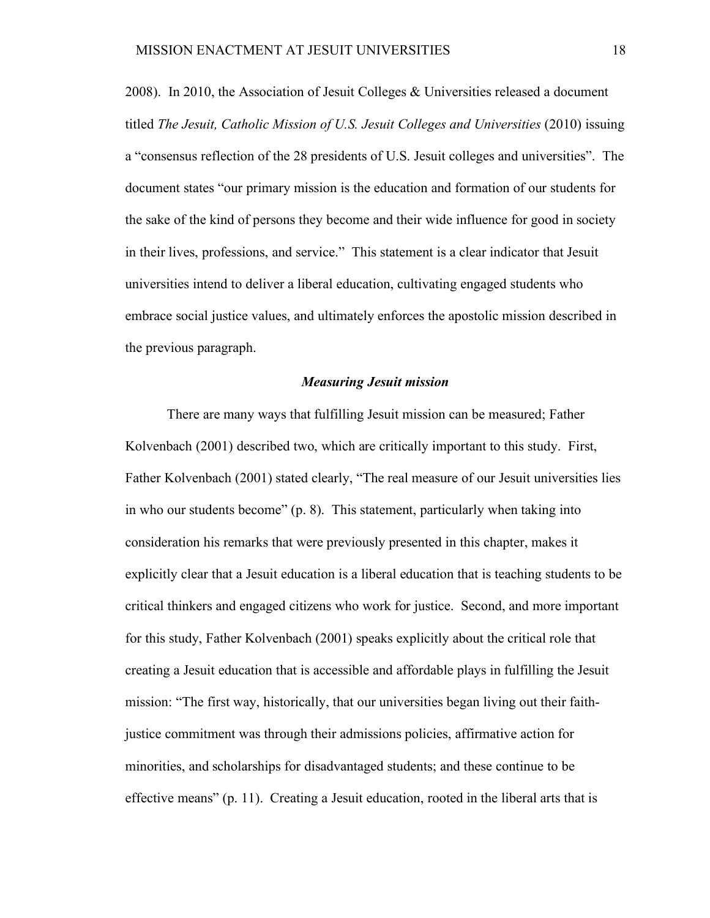2008). In 2010, the Association of Jesuit Colleges & Universities released a document titled *The Jesuit, Catholic Mission of U.S. Jesuit Colleges and Universities* (2010) issuing a "consensus reflection of the 28 presidents of U.S. Jesuit colleges and universities". The document states "our primary mission is the education and formation of our students for the sake of the kind of persons they become and their wide influence for good in society in their lives, professions, and service." This statement is a clear indicator that Jesuit universities intend to deliver a liberal education, cultivating engaged students who embrace social justice values, and ultimately enforces the apostolic mission described in the previous paragraph.

### ***Measuring Jesuit mission***

There are many ways that fulfilling Jesuit mission can be measured; Father Kolvenbach (2001) described two, which are critically important to this study. First, Father Kolvenbach (2001) stated clearly, "The real measure of our Jesuit universities lies in who our students become" (p. 8). This statement, particularly when taking into consideration his remarks that were previously presented in this chapter, makes it explicitly clear that a Jesuit education is a liberal education that is teaching students to be critical thinkers and engaged citizens who work for justice. Second, and more important for this study, Father Kolvenbach (2001) speaks explicitly about the critical role that creating a Jesuit education that is accessible and affordable plays in fulfilling the Jesuit mission: "The first way, historically, that our universities began living out their faith-justice commitment was through their admissions policies, affirmative action for minorities, and scholarships for disadvantaged students; and these continue to be effective means" (p. 11). Creating a Jesuit education, rooted in the liberal arts that is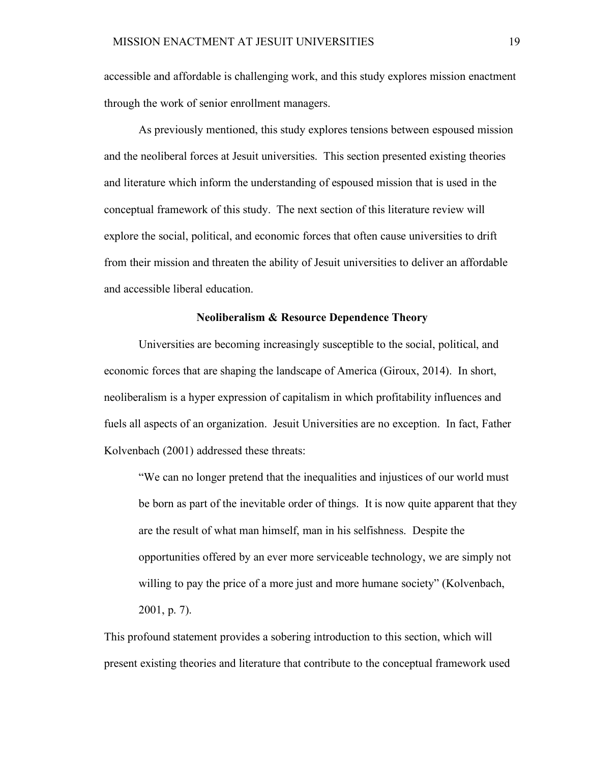accessible and affordable is challenging work, and this study explores mission enactment through the work of senior enrollment managers.

As previously mentioned, this study explores tensions between espoused mission and the neoliberal forces at Jesuit universities. This section presented existing theories and literature which inform the understanding of espoused mission that is used in the conceptual framework of this study. The next section of this literature review will explore the social, political, and economic forces that often cause universities to drift from their mission and threaten the ability of Jesuit universities to deliver an affordable and accessible liberal education.

## Neoliberalism & Resource Dependence Theory

Universities are becoming increasingly susceptible to the social, political, and economic forces that are shaping the landscape of America (Giroux, 2014). In short, neoliberalism is a hyper expression of capitalism in which profitability influences and fuels all aspects of an organization. Jesuit Universities are no exception. In fact, Father Kolvenbach (2001) addressed these threats:

> "We can no longer pretend that the inequalities and injustices of our world must be born as part of the inevitable order of things. It is now quite apparent that they are the result of what man himself, man in his selfishness. Despite the opportunities offered by an ever more serviceable technology, we are simply not willing to pay the price of a more just and more humane society" (Kolvenbach, 2001, p. 7).

This profound statement provides a sobering introduction to this section, which will present existing theories and literature that contribute to the conceptual framework used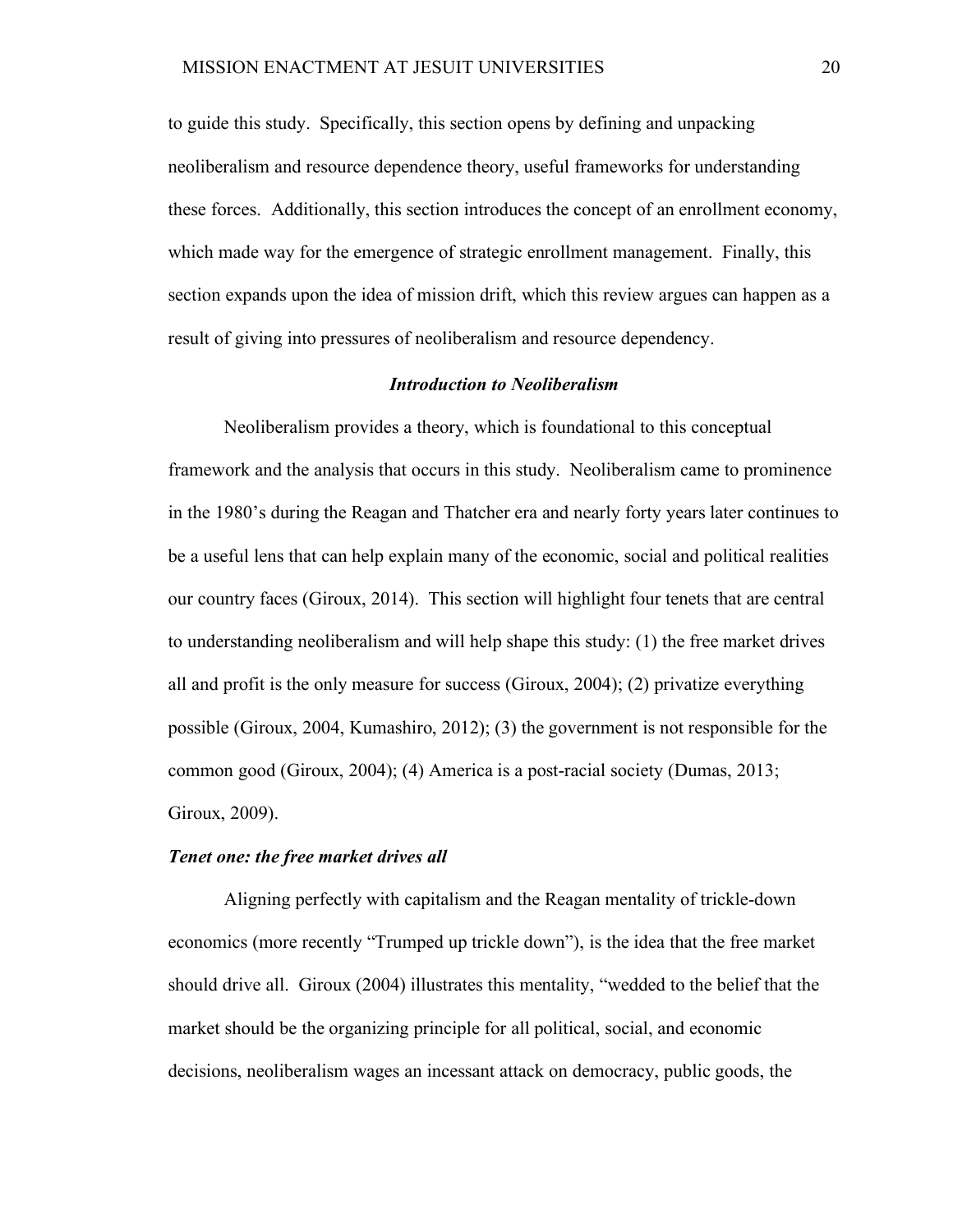to guide this study. Specifically, this section opens by defining and unpacking neoliberalism and resource dependence theory, useful frameworks for understanding these forces. Additionally, this section introduces the concept of an enrollment economy, which made way for the emergence of strategic enrollment management. Finally, this section expands upon the idea of mission drift, which this review argues can happen as a result of giving into pressures of neoliberalism and resource dependency.

### *Introduction to Neoliberalism*

Neoliberalism provides a theory, which is foundational to this conceptual framework and the analysis that occurs in this study. Neoliberalism came to prominence in the 1980's during the Reagan and Thatcher era and nearly forty years later continues to be a useful lens that can help explain many of the economic, social and political realities our country faces (Giroux, 2014). This section will highlight four tenets that are central to understanding neoliberalism and will help shape this study: (1) the free market drives all and profit is the only measure for success (Giroux, 2004); (2) privatize everything possible (Giroux, 2004, Kumashiro, 2012); (3) the government is not responsible for the common good (Giroux, 2004); (4) America is a post-racial society (Dumas, 2013; Giroux, 2009).

#### *Tenet one: the free market drives all*

Aligning perfectly with capitalism and the Reagan mentality of trickle-down economics (more recently "Trumped up trickle down"), is the idea that the free market should drive all. Giroux (2004) illustrates this mentality, "wedded to the belief that the market should be the organizing principle for all political, social, and economic decisions, neoliberalism wages an incessant attack on democracy, public goods, the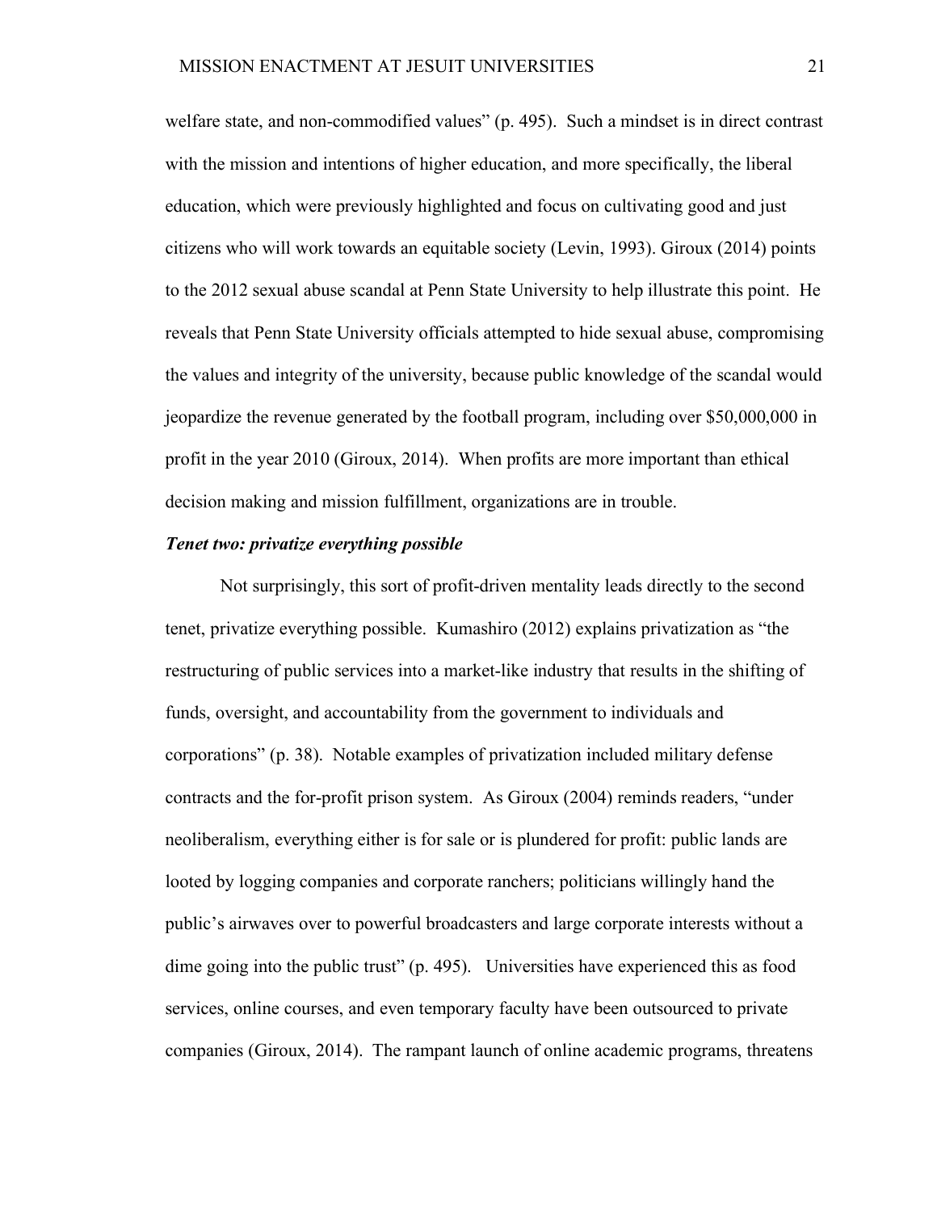welfare state, and non-commodified values" (p. 495). Such a mindset is in direct contrast with the mission and intentions of higher education, and more specifically, the liberal education, which were previously highlighted and focus on cultivating good and just citizens who will work towards an equitable society (Levin, 1993). Giroux (2014) points to the 2012 sexual abuse scandal at Penn State University to help illustrate this point. He reveals that Penn State University officials attempted to hide sexual abuse, compromising the values and integrity of the university, because public knowledge of the scandal would jeopardize the revenue generated by the football program, including over $50,000,000 in profit in the year 2010 (Giroux, 2014). When profits are more important than ethical decision making and mission fulfillment, organizations are in trouble.

***Tenet two: privatize everything possible***

Not surprisingly, this sort of profit-driven mentality leads directly to the second tenet, privatize everything possible. Kumashiro (2012) explains privatization as "the restructuring of public services into a market-like industry that results in the shifting of funds, oversight, and accountability from the government to individuals and corporations" (p. 38). Notable examples of privatization included military defense contracts and the for-profit prison system. As Giroux (2004) reminds readers, "under neoliberalism, everything either is for sale or is plundered for profit: public lands are looted by logging companies and corporate ranchers; politicians willingly hand the public's airwaves over to powerful broadcasters and large corporate interests without a dime going into the public trust" (p. 495). Universities have experienced this as food services, online courses, and even temporary faculty have been outsourced to private companies (Giroux, 2014). The rampant launch of online academic programs, threatens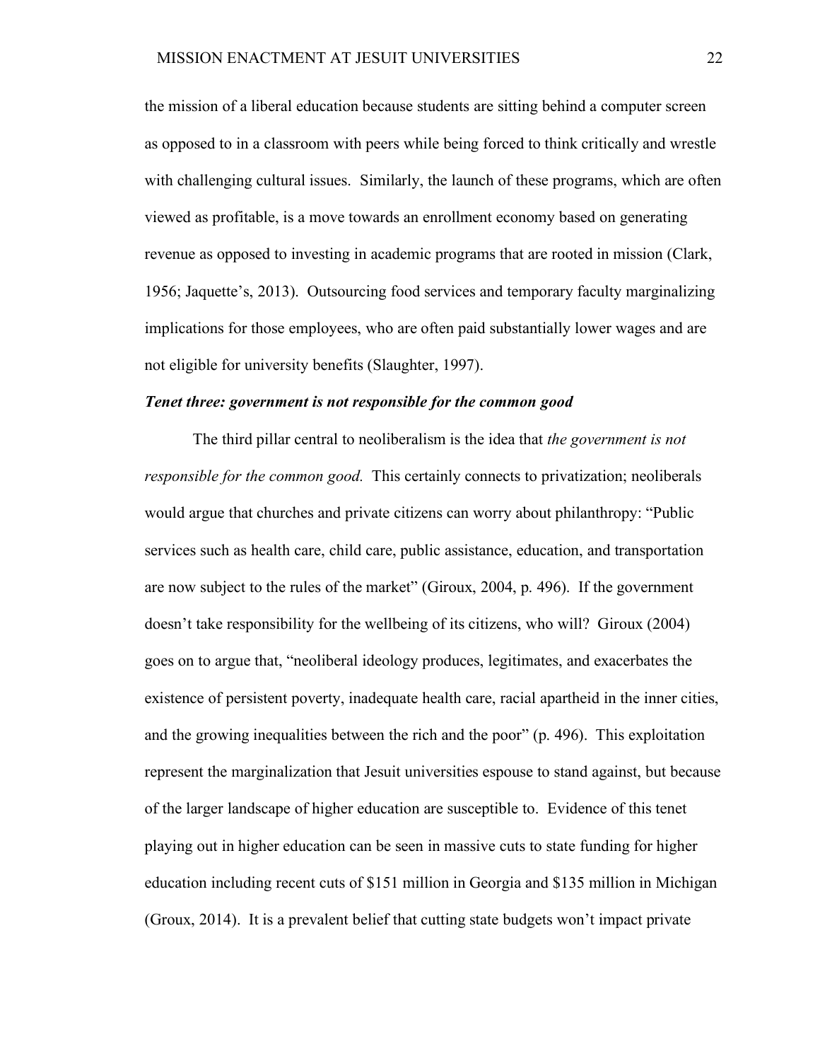the mission of a liberal education because students are sitting behind a computer screen as opposed to in a classroom with peers while being forced to think critically and wrestle with challenging cultural issues. Similarly, the launch of these programs, which are often viewed as profitable, is a move towards an enrollment economy based on generating revenue as opposed to investing in academic programs that are rooted in mission (Clark, 1956; Jaquette's, 2013). Outsourcing food services and temporary faculty marginalizing implications for those employees, who are often paid substantially lower wages and are not eligible for university benefits (Slaughter, 1997).

***Tenet three: government is not responsible for the common good***

The third pillar central to neoliberalism is the idea that *the government is not responsible for the common good.* This certainly connects to privatization; neoliberals would argue that churches and private citizens can worry about philanthropy: "Public services such as health care, child care, public assistance, education, and transportation are now subject to the rules of the market" (Giroux, 2004, p. 496). If the government doesn't take responsibility for the wellbeing of its citizens, who will? Giroux (2004) goes on to argue that, "neoliberal ideology produces, legitimates, and exacerbates the existence of persistent poverty, inadequate health care, racial apartheid in the inner cities, and the growing inequalities between the rich and the poor" (p. 496). This exploitation represent the marginalization that Jesuit universities espouse to stand against, but because of the larger landscape of higher education are susceptible to. Evidence of this tenet playing out in higher education can be seen in massive cuts to state funding for higher education including recent cuts of $151 million in Georgia and $135 million in Michigan (Groux, 2014). It is a prevalent belief that cutting state budgets won't impact private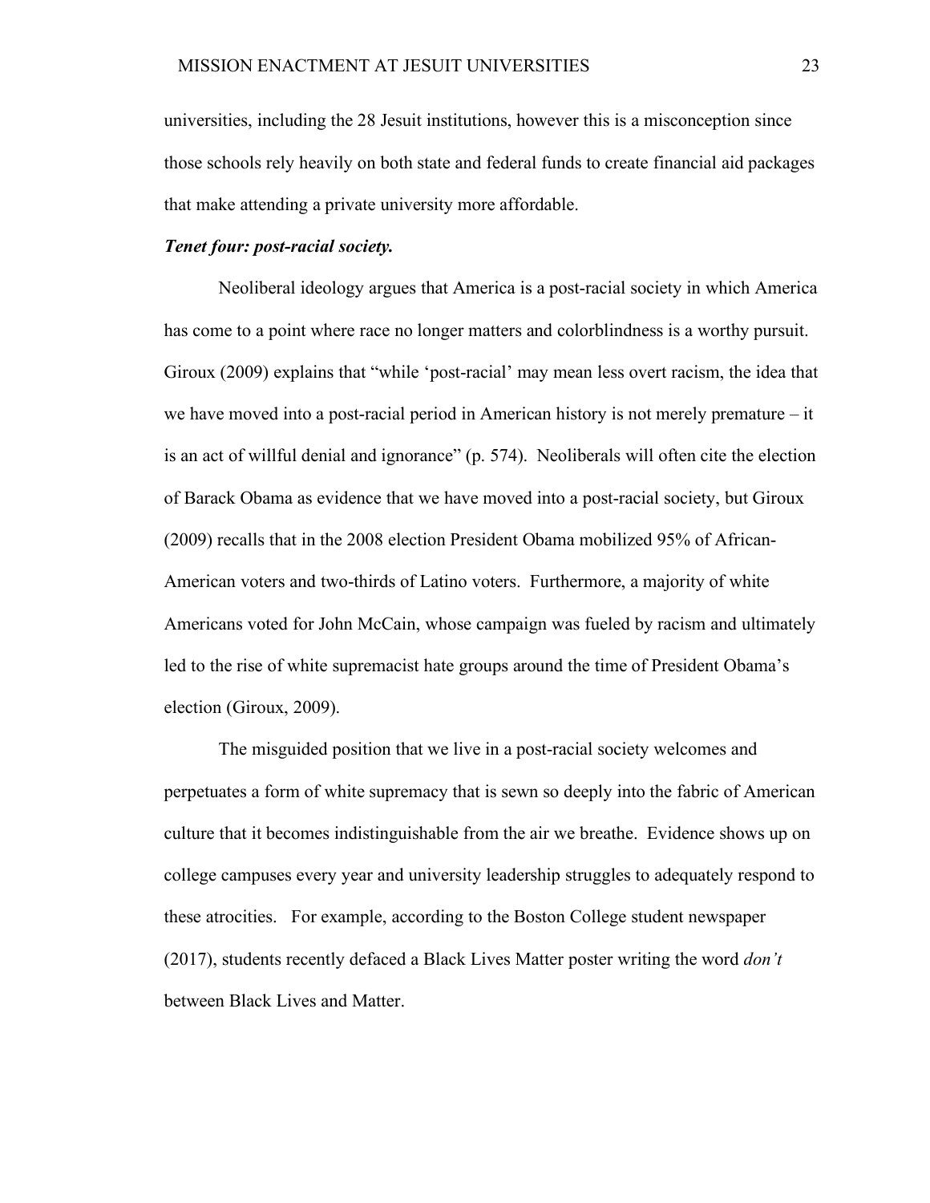universities, including the 28 Jesuit institutions, however this is a misconception since those schools rely heavily on both state and federal funds to create financial aid packages that make attending a private university more affordable.

***Tenet four: post-racial society.***

Neoliberal ideology argues that America is a post-racial society in which America has come to a point where race no longer matters and colorblindness is a worthy pursuit. Giroux (2009) explains that "while 'post-racial' may mean less overt racism, the idea that we have moved into a post-racial period in American history is not merely premature – it is an act of willful denial and ignorance" (p. 574). Neoliberals will often cite the election of Barack Obama as evidence that we have moved into a post-racial society, but Giroux (2009) recalls that in the 2008 election President Obama mobilized 95% of African-American voters and two-thirds of Latino voters. Furthermore, a majority of white Americans voted for John McCain, whose campaign was fueled by racism and ultimately led to the rise of white supremacist hate groups around the time of President Obama's election (Giroux, 2009).

The misguided position that we live in a post-racial society welcomes and perpetuates a form of white supremacy that is sewn so deeply into the fabric of American culture that it becomes indistinguishable from the air we breathe. Evidence shows up on college campuses every year and university leadership struggles to adequately respond to these atrocities. For example, according to the Boston College student newspaper (2017), students recently defaced a Black Lives Matter poster writing the word *don't* between Black Lives and Matter.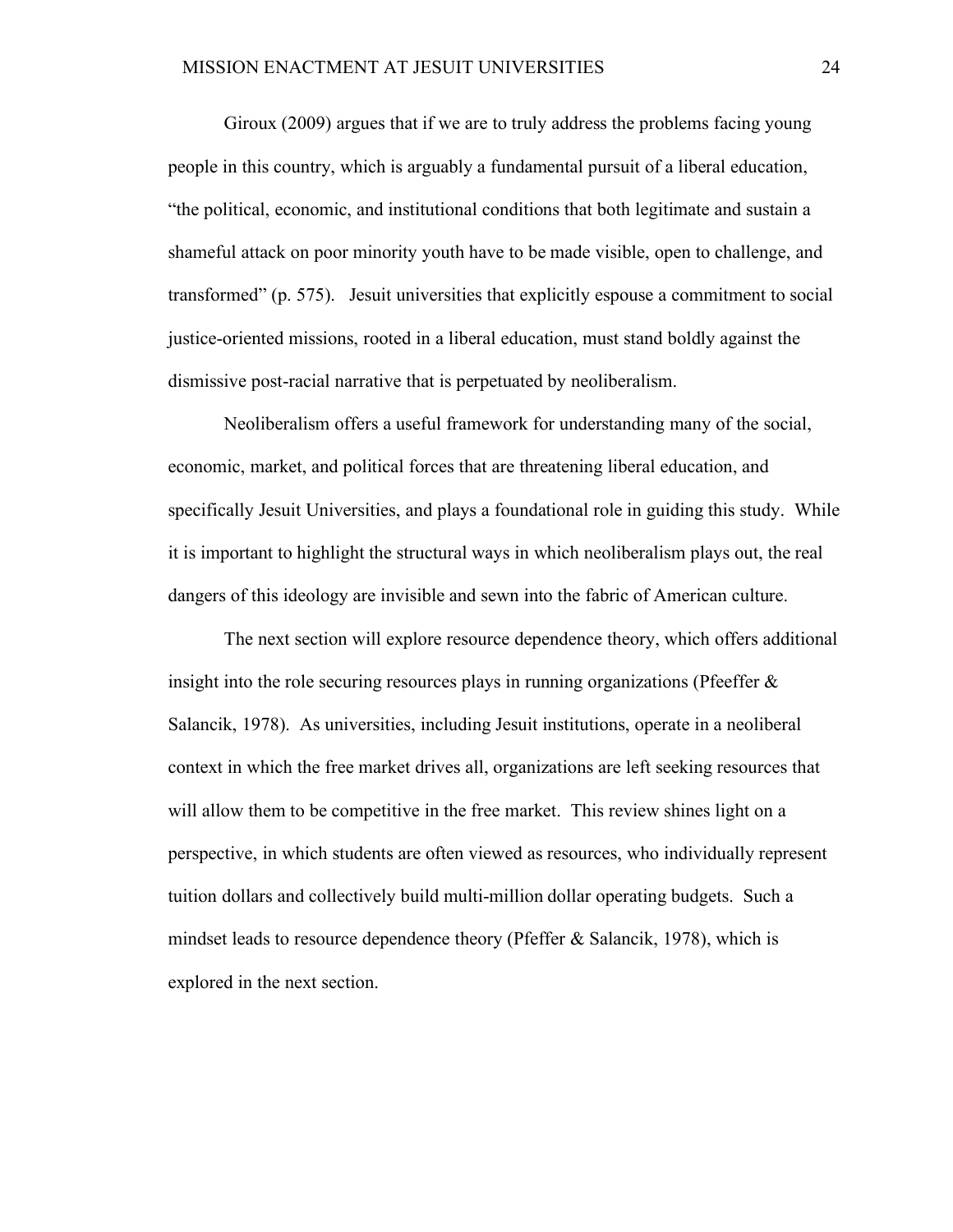Giroux (2009) argues that if we are to truly address the problems facing young people in this country, which is arguably a fundamental pursuit of a liberal education, "the political, economic, and institutional conditions that both legitimate and sustain a shameful attack on poor minority youth have to be made visible, open to challenge, and transformed" (p. 575). Jesuit universities that explicitly espouse a commitment to social justice-oriented missions, rooted in a liberal education, must stand boldly against the dismissive post-racial narrative that is perpetuated by neoliberalism.

Neoliberalism offers a useful framework for understanding many of the social, economic, market, and political forces that are threatening liberal education, and specifically Jesuit Universities, and plays a foundational role in guiding this study. While it is important to highlight the structural ways in which neoliberalism plays out, the real dangers of this ideology are invisible and sewn into the fabric of American culture.

The next section will explore resource dependence theory, which offers additional insight into the role securing resources plays in running organizations (Pfeeffer & Salancik, 1978). As universities, including Jesuit institutions, operate in a neoliberal context in which the free market drives all, organizations are left seeking resources that will allow them to be competitive in the free market. This review shines light on a perspective, in which students are often viewed as resources, who individually represent tuition dollars and collectively build multi-million dollar operating budgets. Such a mindset leads to resource dependence theory (Pfeffer & Salancik, 1978), which is explored in the next section.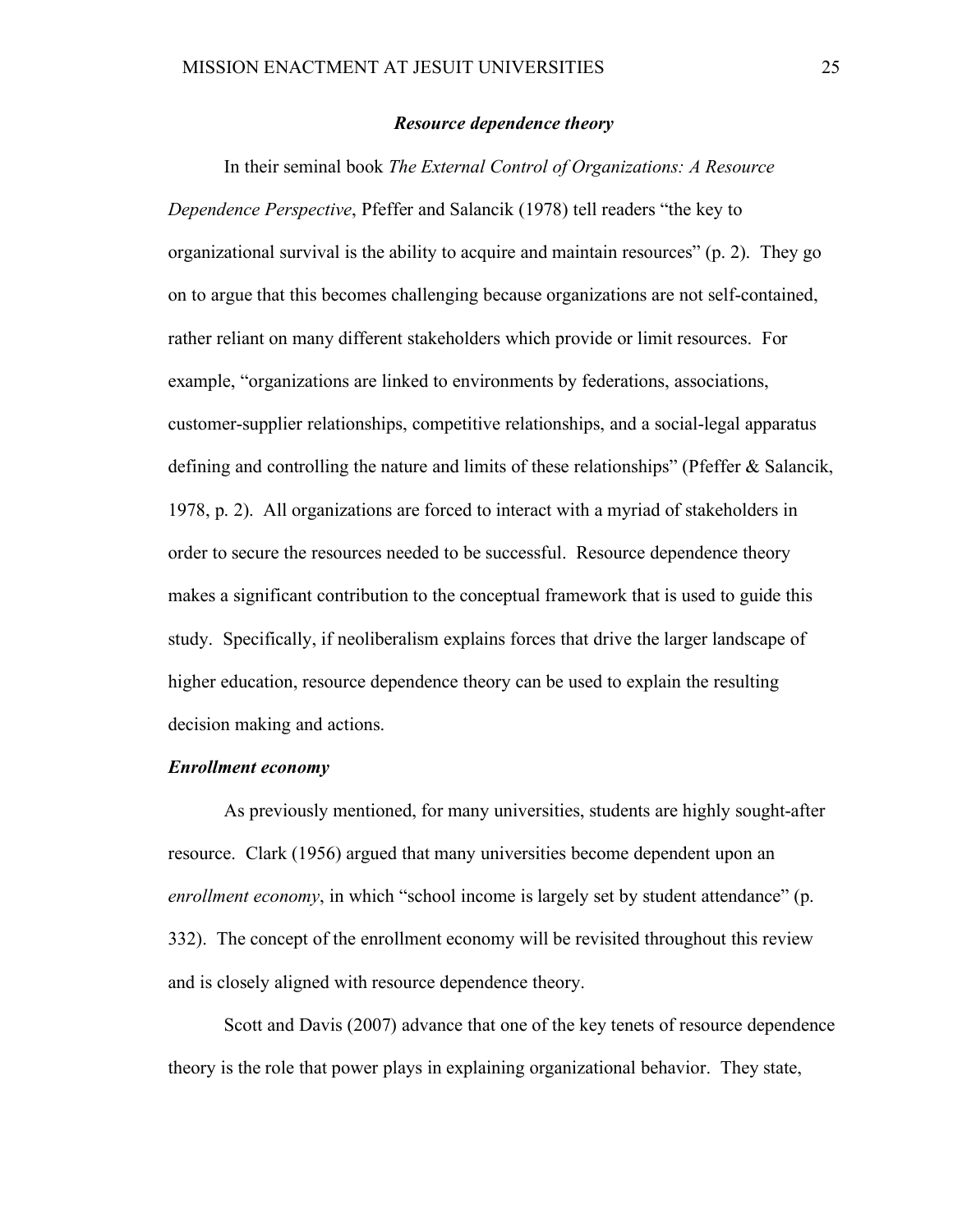### *Resource dependence theory*

In their seminal book *The External Control of Organizations: A Resource Dependence Perspective*, Pfeffer and Salancik (1978) tell readers "the key to organizational survival is the ability to acquire and maintain resources" (p. 2). They go on to argue that this becomes challenging because organizations are not self-contained, rather reliant on many different stakeholders which provide or limit resources. For example, "organizations are linked to environments by federations, associations, customer-supplier relationships, competitive relationships, and a social-legal apparatus defining and controlling the nature and limits of these relationships" (Pfeffer & Salancik, 1978, p. 2). All organizations are forced to interact with a myriad of stakeholders in order to secure the resources needed to be successful. Resource dependence theory makes a significant contribution to the conceptual framework that is used to guide this study. Specifically, if neoliberalism explains forces that drive the larger landscape of higher education, resource dependence theory can be used to explain the resulting decision making and actions.

#### *Enrollment economy*

As previously mentioned, for many universities, students are highly sought-after resource. Clark (1956) argued that many universities become dependent upon an *enrollment economy*, in which "school income is largely set by student attendance" (p. 332). The concept of the enrollment economy will be revisited throughout this review and is closely aligned with resource dependence theory.

Scott and Davis (2007) advance that one of the key tenets of resource dependence theory is the role that power plays in explaining organizational behavior. They state,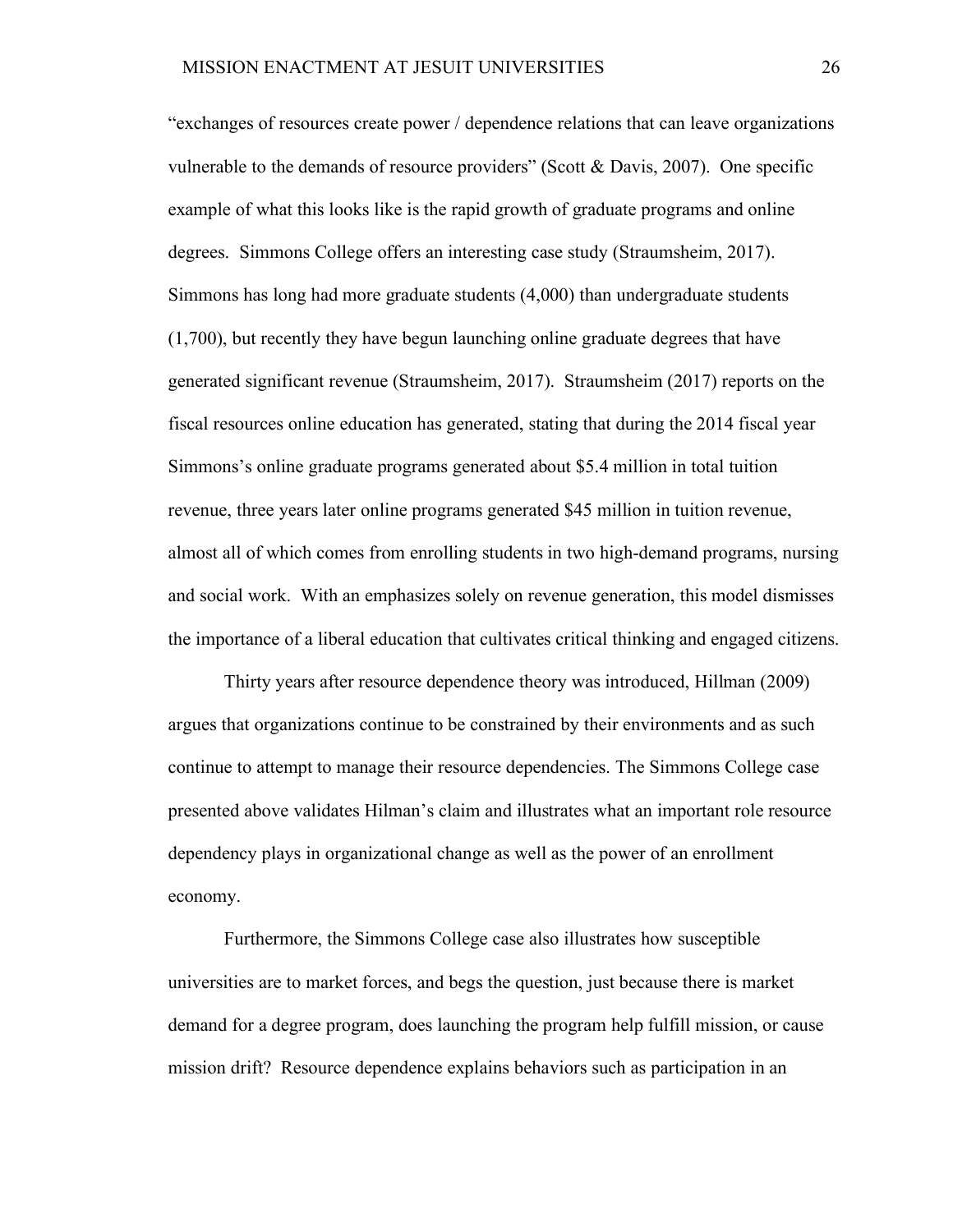"exchanges of resources create power / dependence relations that can leave organizations vulnerable to the demands of resource providers" (Scott & Davis, 2007). One specific example of what this looks like is the rapid growth of graduate programs and online degrees. Simmons College offers an interesting case study (Straumsheim, 2017). Simmons has long had more graduate students (4,000) than undergraduate students (1,700), but recently they have begun launching online graduate degrees that have generated significant revenue (Straumsheim, 2017). Straumsheim (2017) reports on the fiscal resources online education has generated, stating that during the 2014 fiscal year Simmons's online graduate programs generated about $5.4 million in total tuition revenue, three years later online programs generated $45 million in tuition revenue, almost all of which comes from enrolling students in two high-demand programs, nursing and social work. With an emphasizes solely on revenue generation, this model dismisses the importance of a liberal education that cultivates critical thinking and engaged citizens.

Thirty years after resource dependence theory was introduced, Hillman (2009) argues that organizations continue to be constrained by their environments and as such continue to attempt to manage their resource dependencies. The Simmons College case presented above validates Hilman's claim and illustrates what an important role resource dependency plays in organizational change as well as the power of an enrollment economy.

Furthermore, the Simmons College case also illustrates how susceptible universities are to market forces, and begs the question, just because there is market demand for a degree program, does launching the program help fulfill mission, or cause mission drift? Resource dependence explains behaviors such as participation in an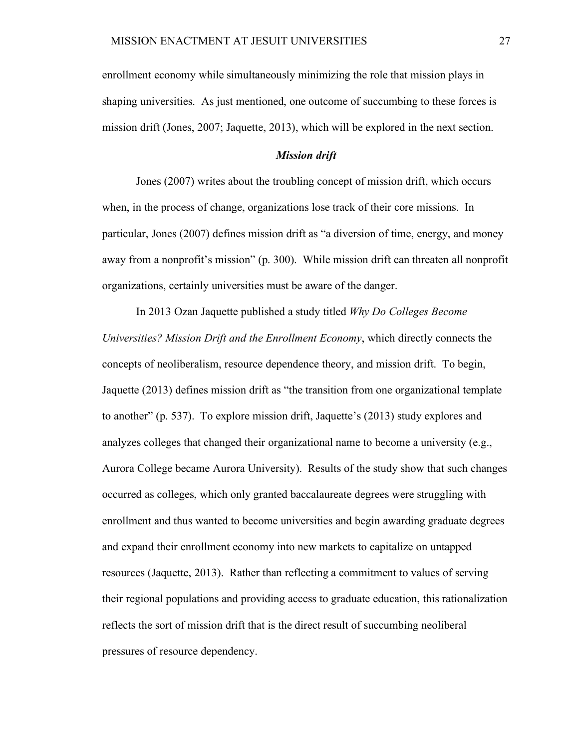enrollment economy while simultaneously minimizing the role that mission plays in shaping universities. As just mentioned, one outcome of succumbing to these forces is mission drift (Jones, 2007; Jaquette, 2013), which will be explored in the next section.

### ***Mission drift***

Jones (2007) writes about the troubling concept of mission drift, which occurs when, in the process of change, organizations lose track of their core missions. In particular, Jones (2007) defines mission drift as "a diversion of time, energy, and money away from a nonprofit's mission" (p. 300). While mission drift can threaten all nonprofit organizations, certainly universities must be aware of the danger.

In 2013 Ozan Jaquette published a study titled *Why Do Colleges Become Universities? Mission Drift and the Enrollment Economy*, which directly connects the concepts of neoliberalism, resource dependence theory, and mission drift. To begin, Jaquette (2013) defines mission drift as "the transition from one organizational template to another" (p. 537). To explore mission drift, Jaquette's (2013) study explores and analyzes colleges that changed their organizational name to become a university (e.g., Aurora College became Aurora University). Results of the study show that such changes occurred as colleges, which only granted baccalaureate degrees were struggling with enrollment and thus wanted to become universities and begin awarding graduate degrees and expand their enrollment economy into new markets to capitalize on untapped resources (Jaquette, 2013). Rather than reflecting a commitment to values of serving their regional populations and providing access to graduate education, this rationalization reflects the sort of mission drift that is the direct result of succumbing neoliberal pressures of resource dependency.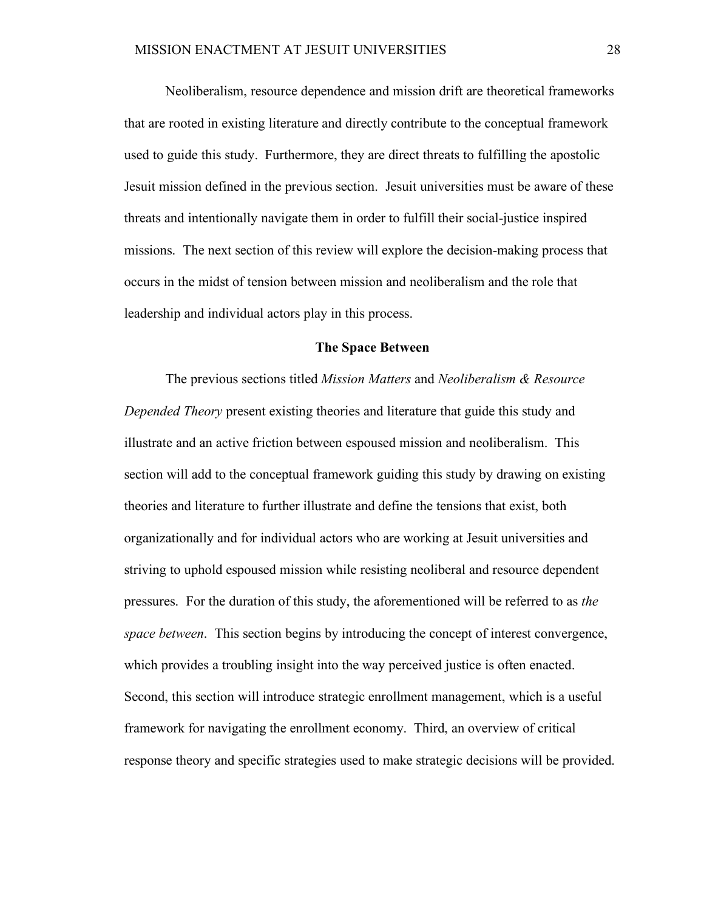Neoliberalism, resource dependence and mission drift are theoretical frameworks that are rooted in existing literature and directly contribute to the conceptual framework used to guide this study. Furthermore, they are direct threats to fulfilling the apostolic Jesuit mission defined in the previous section. Jesuit universities must be aware of these threats and intentionally navigate them in order to fulfill their social-justice inspired missions. The next section of this review will explore the decision-making process that occurs in the midst of tension between mission and neoliberalism and the role that leadership and individual actors play in this process.

## The Space Between

The previous sections titled *Mission Matters* and *Neoliberalism & Resource Depended Theory* present existing theories and literature that guide this study and illustrate and an active friction between espoused mission and neoliberalism. This section will add to the conceptual framework guiding this study by drawing on existing theories and literature to further illustrate and define the tensions that exist, both organizationally and for individual actors who are working at Jesuit universities and striving to uphold espoused mission while resisting neoliberal and resource dependent pressures. For the duration of this study, the aforementioned will be referred to as *the space between*. This section begins by introducing the concept of interest convergence, which provides a troubling insight into the way perceived justice is often enacted. Second, this section will introduce strategic enrollment management, which is a useful framework for navigating the enrollment economy. Third, an overview of critical response theory and specific strategies used to make strategic decisions will be provided.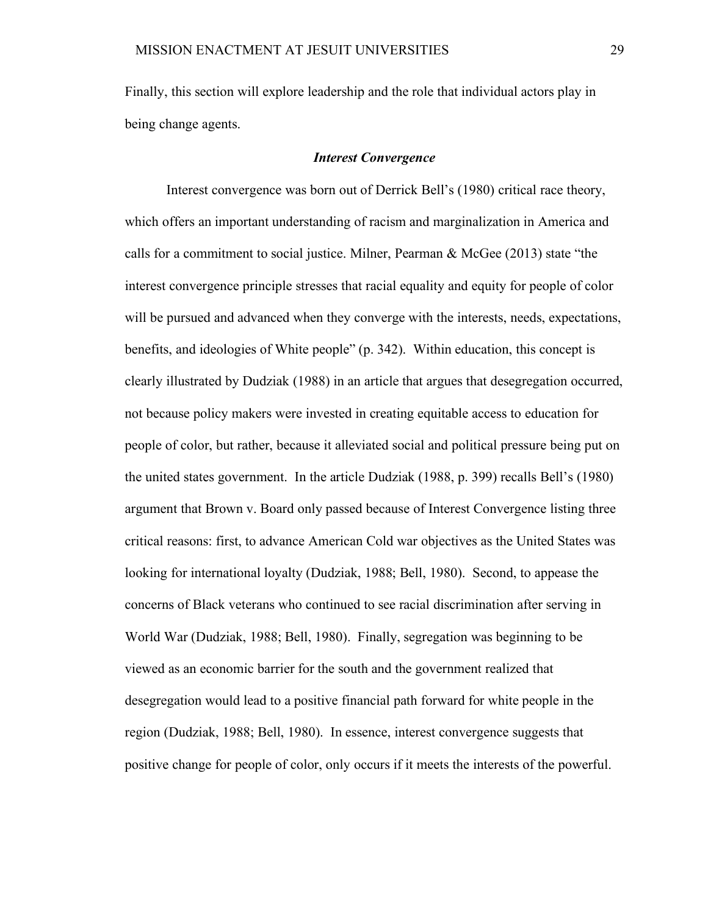Finally, this section will explore leadership and the role that individual actors play in being change agents.

### *Interest Convergence*

Interest convergence was born out of Derrick Bell's (1980) critical race theory, which offers an important understanding of racism and marginalization in America and calls for a commitment to social justice. Milner, Pearman & McGee (2013) state "the interest convergence principle stresses that racial equality and equity for people of color will be pursued and advanced when they converge with the interests, needs, expectations, benefits, and ideologies of White people" (p. 342). Within education, this concept is clearly illustrated by Dudziak (1988) in an article that argues that desegregation occurred, not because policy makers were invested in creating equitable access to education for people of color, but rather, because it alleviated social and political pressure being put on the united states government. In the article Dudziak (1988, p. 399) recalls Bell's (1980) argument that Brown v. Board only passed because of Interest Convergence listing three critical reasons: first, to advance American Cold war objectives as the United States was looking for international loyalty (Dudziak, 1988; Bell, 1980). Second, to appease the concerns of Black veterans who continued to see racial discrimination after serving in World War (Dudziak, 1988; Bell, 1980). Finally, segregation was beginning to be viewed as an economic barrier for the south and the government realized that desegregation would lead to a positive financial path forward for white people in the region (Dudziak, 1988; Bell, 1980). In essence, interest convergence suggests that positive change for people of color, only occurs if it meets the interests of the powerful.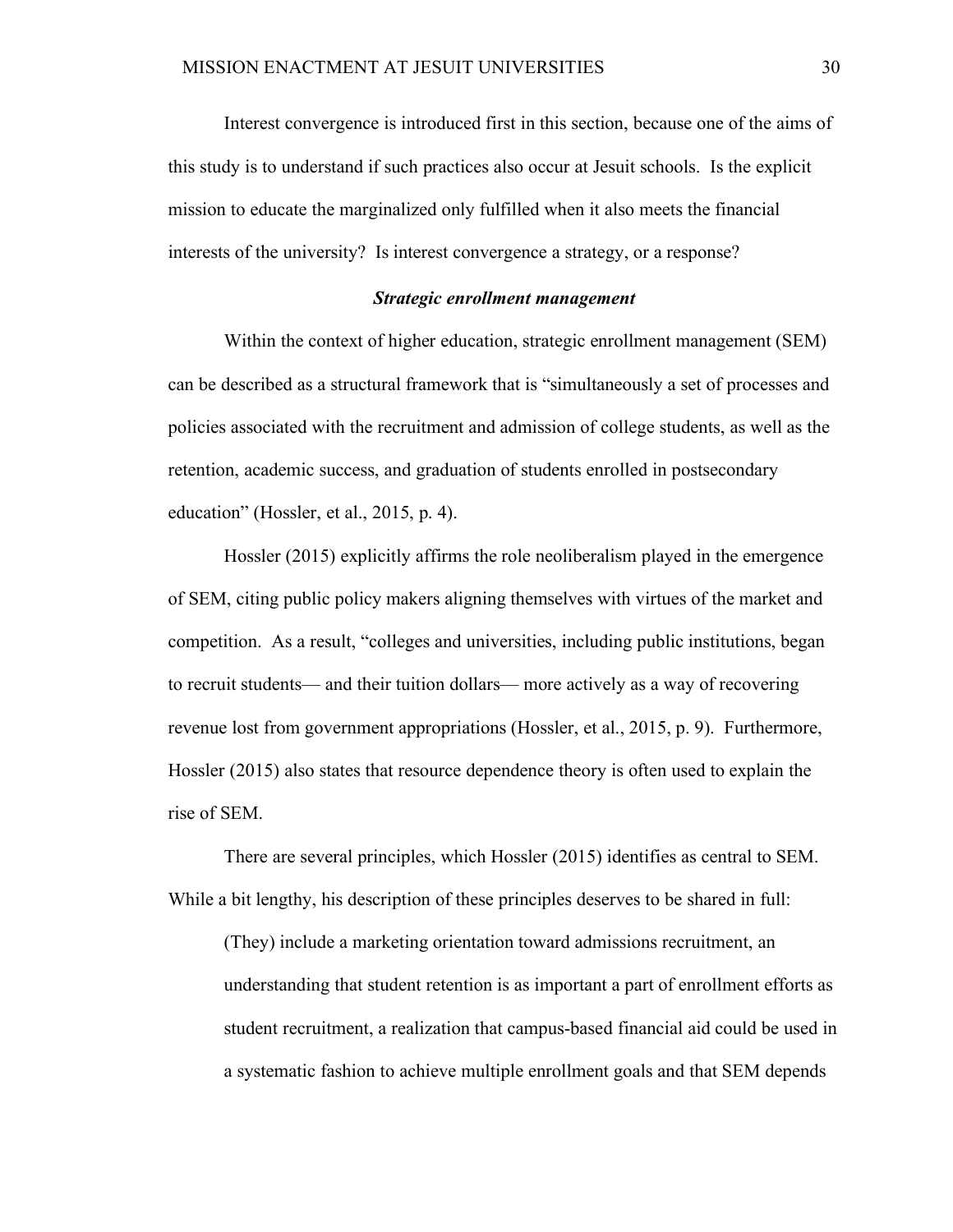Interest convergence is introduced first in this section, because one of the aims of this study is to understand if such practices also occur at Jesuit schools. Is the explicit mission to educate the marginalized only fulfilled when it also meets the financial interests of the university? Is interest convergence a strategy, or a response?

### ***Strategic enrollment management***

Within the context of higher education, strategic enrollment management (SEM) can be described as a structural framework that is "simultaneously a set of processes and policies associated with the recruitment and admission of college students, as well as the retention, academic success, and graduation of students enrolled in postsecondary education" (Hossler, et al., 2015, p. 4).

Hossler (2015) explicitly affirms the role neoliberalism played in the emergence of SEM, citing public policy makers aligning themselves with virtues of the market and competition. As a result, "colleges and universities, including public institutions, began to recruit students— and their tuition dollars— more actively as a way of recovering revenue lost from government appropriations (Hossler, et al., 2015, p. 9). Furthermore, Hossler (2015) also states that resource dependence theory is often used to explain the rise of SEM.

There are several principles, which Hossler (2015) identifies as central to SEM. While a bit lengthy, his description of these principles deserves to be shared in full:

> (They) include a marketing orientation toward admissions recruitment, an understanding that student retention is as important a part of enrollment efforts as student recruitment, a realization that campus-based financial aid could be used in a systematic fashion to achieve multiple enrollment goals and that SEM depends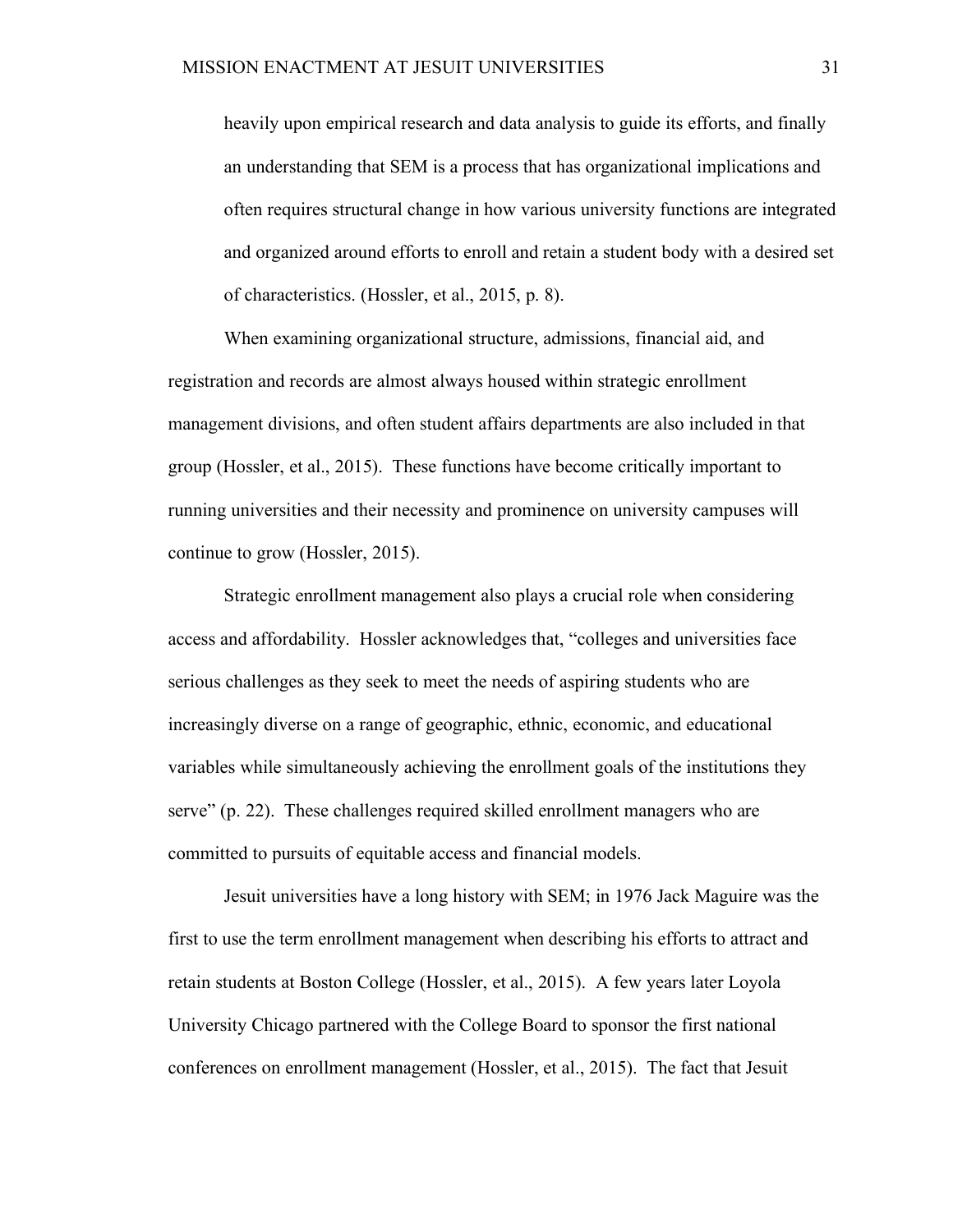heavily upon empirical research and data analysis to guide its efforts, and finally an understanding that SEM is a process that has organizational implications and often requires structural change in how various university functions are integrated and organized around efforts to enroll and retain a student body with a desired set of characteristics. (Hossler, et al., 2015, p. 8).

When examining organizational structure, admissions, financial aid, and registration and records are almost always housed within strategic enrollment management divisions, and often student affairs departments are also included in that group (Hossler, et al., 2015). These functions have become critically important to running universities and their necessity and prominence on university campuses will continue to grow (Hossler, 2015).

Strategic enrollment management also plays a crucial role when considering access and affordability. Hossler acknowledges that, "colleges and universities face serious challenges as they seek to meet the needs of aspiring students who are increasingly diverse on a range of geographic, ethnic, economic, and educational variables while simultaneously achieving the enrollment goals of the institutions they serve" (p. 22). These challenges required skilled enrollment managers who are committed to pursuits of equitable access and financial models.

Jesuit universities have a long history with SEM; in 1976 Jack Maguire was the first to use the term enrollment management when describing his efforts to attract and retain students at Boston College (Hossler, et al., 2015). A few years later Loyola University Chicago partnered with the College Board to sponsor the first national conferences on enrollment management (Hossler, et al., 2015). The fact that Jesuit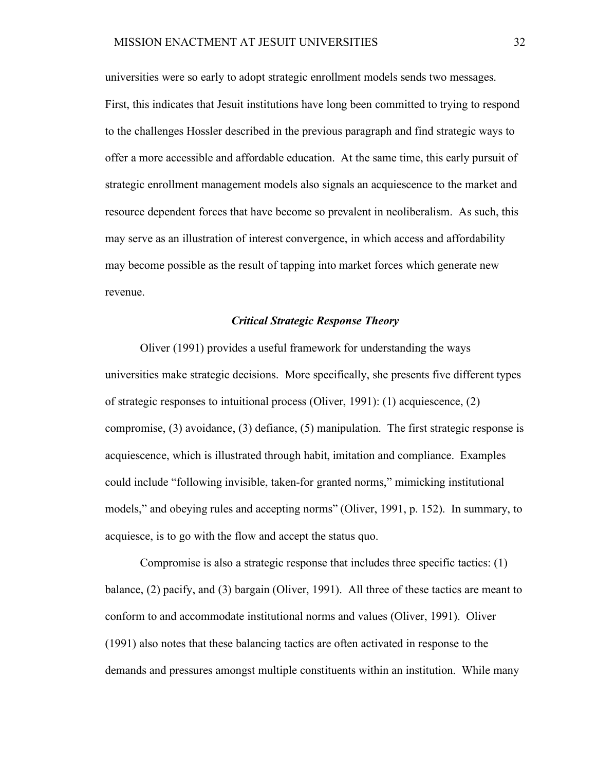universities were so early to adopt strategic enrollment models sends two messages. First, this indicates that Jesuit institutions have long been committed to trying to respond to the challenges Hossler described in the previous paragraph and find strategic ways to offer a more accessible and affordable education. At the same time, this early pursuit of strategic enrollment management models also signals an acquiescence to the market and resource dependent forces that have become so prevalent in neoliberalism. As such, this may serve as an illustration of interest convergence, in which access and affordability may become possible as the result of tapping into market forces which generate new revenue.

### *Critical Strategic Response Theory*

Oliver (1991) provides a useful framework for understanding the ways universities make strategic decisions. More specifically, she presents five different types of strategic responses to intuitional process (Oliver, 1991): (1) acquiescence, (2) compromise, (3) avoidance, (3) defiance, (5) manipulation. The first strategic response is acquiescence, which is illustrated through habit, imitation and compliance. Examples could include "following invisible, taken-for granted norms," mimicking institutional models," and obeying rules and accepting norms" (Oliver, 1991, p. 152). In summary, to acquiesce, is to go with the flow and accept the status quo.

Compromise is also a strategic response that includes three specific tactics: (1) balance, (2) pacify, and (3) bargain (Oliver, 1991). All three of these tactics are meant to conform to and accommodate institutional norms and values (Oliver, 1991). Oliver (1991) also notes that these balancing tactics are often activated in response to the demands and pressures amongst multiple constituents within an institution. While many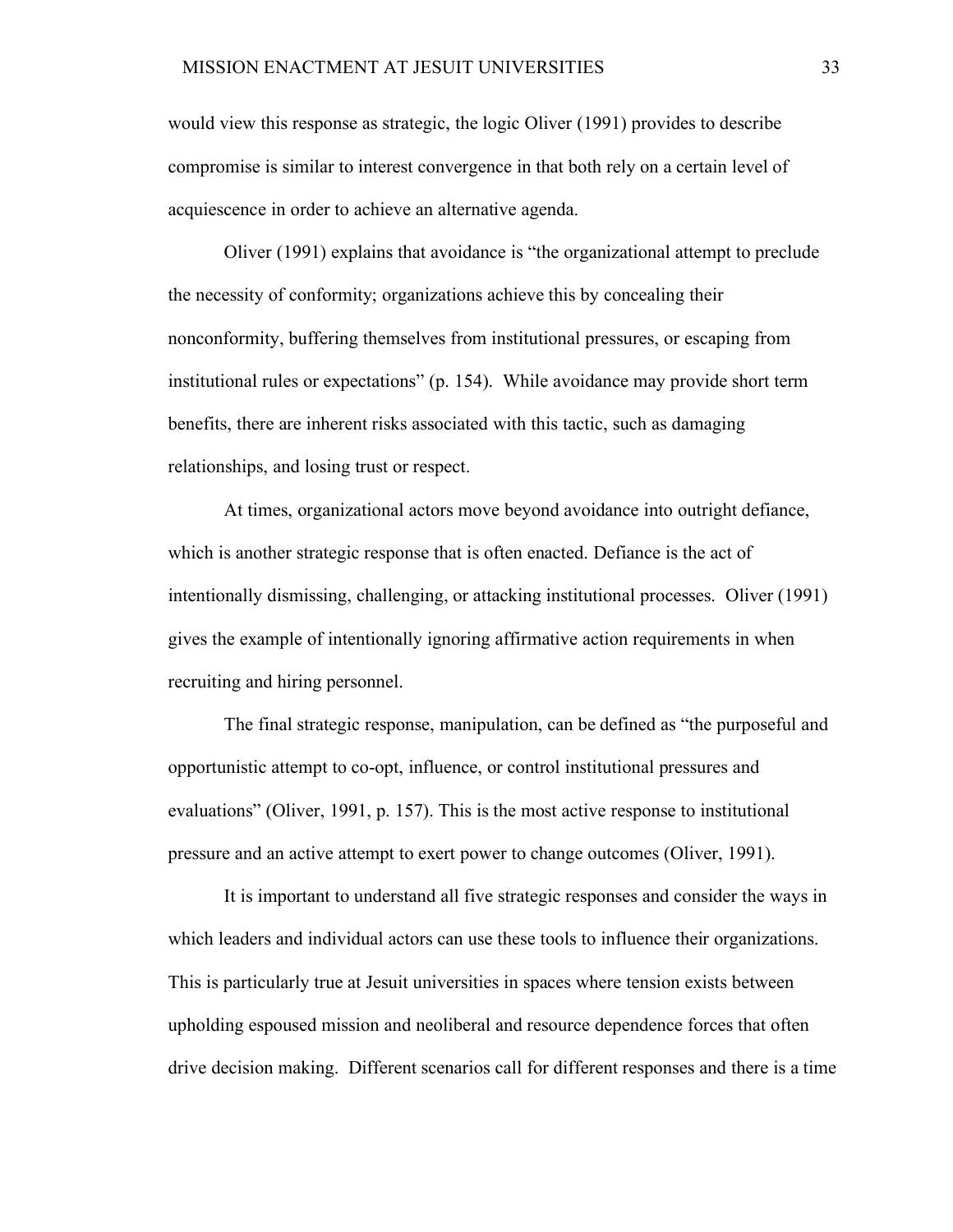would view this response as strategic, the logic Oliver (1991) provides to describe compromise is similar to interest convergence in that both rely on a certain level of acquiescence in order to achieve an alternative agenda.

Oliver (1991) explains that avoidance is "the organizational attempt to preclude the necessity of conformity; organizations achieve this by concealing their nonconformity, buffering themselves from institutional pressures, or escaping from institutional rules or expectations" (p. 154). While avoidance may provide short term benefits, there are inherent risks associated with this tactic, such as damaging relationships, and losing trust or respect.

At times, organizational actors move beyond avoidance into outright defiance, which is another strategic response that is often enacted. Defiance is the act of intentionally dismissing, challenging, or attacking institutional processes. Oliver (1991) gives the example of intentionally ignoring affirmative action requirements in when recruiting and hiring personnel.

The final strategic response, manipulation, can be defined as "the purposeful and opportunistic attempt to co-opt, influence, or control institutional pressures and evaluations" (Oliver, 1991, p. 157). This is the most active response to institutional pressure and an active attempt to exert power to change outcomes (Oliver, 1991).

It is important to understand all five strategic responses and consider the ways in which leaders and individual actors can use these tools to influence their organizations. This is particularly true at Jesuit universities in spaces where tension exists between upholding espoused mission and neoliberal and resource dependence forces that often drive decision making. Different scenarios call for different responses and there is a time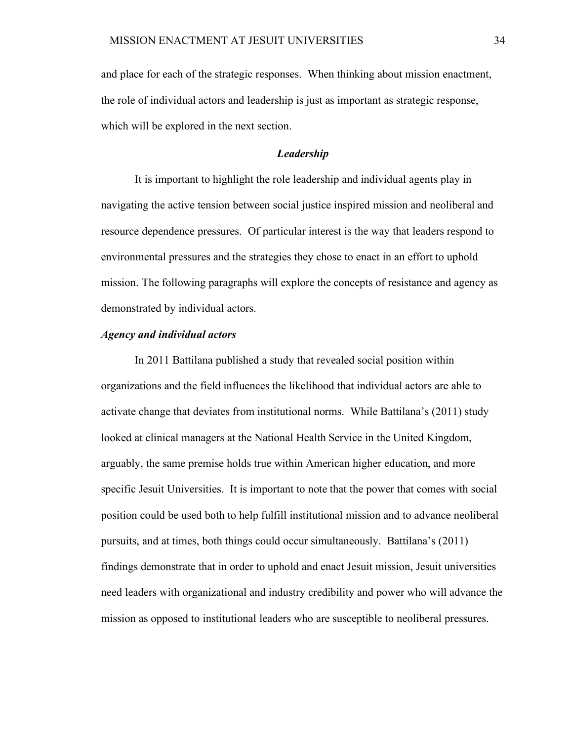and place for each of the strategic responses. When thinking about mission enactment, the role of individual actors and leadership is just as important as strategic response, which will be explored in the next section.

## *Leadership*

It is important to highlight the role leadership and individual agents play in navigating the active tension between social justice inspired mission and neoliberal and resource dependence pressures. Of particular interest is the way that leaders respond to environmental pressures and the strategies they chose to enact in an effort to uphold mission. The following paragraphs will explore the concepts of resistance and agency as demonstrated by individual actors.

### *Agency and individual actors*

In 2011 Battilana published a study that revealed social position within organizations and the field influences the likelihood that individual actors are able to activate change that deviates from institutional norms. While Battilana's (2011) study looked at clinical managers at the National Health Service in the United Kingdom, arguably, the same premise holds true within American higher education, and more specific Jesuit Universities. It is important to note that the power that comes with social position could be used both to help fulfill institutional mission and to advance neoliberal pursuits, and at times, both things could occur simultaneously. Battilana's (2011) findings demonstrate that in order to uphold and enact Jesuit mission, Jesuit universities need leaders with organizational and industry credibility and power who will advance the mission as opposed to institutional leaders who are susceptible to neoliberal pressures.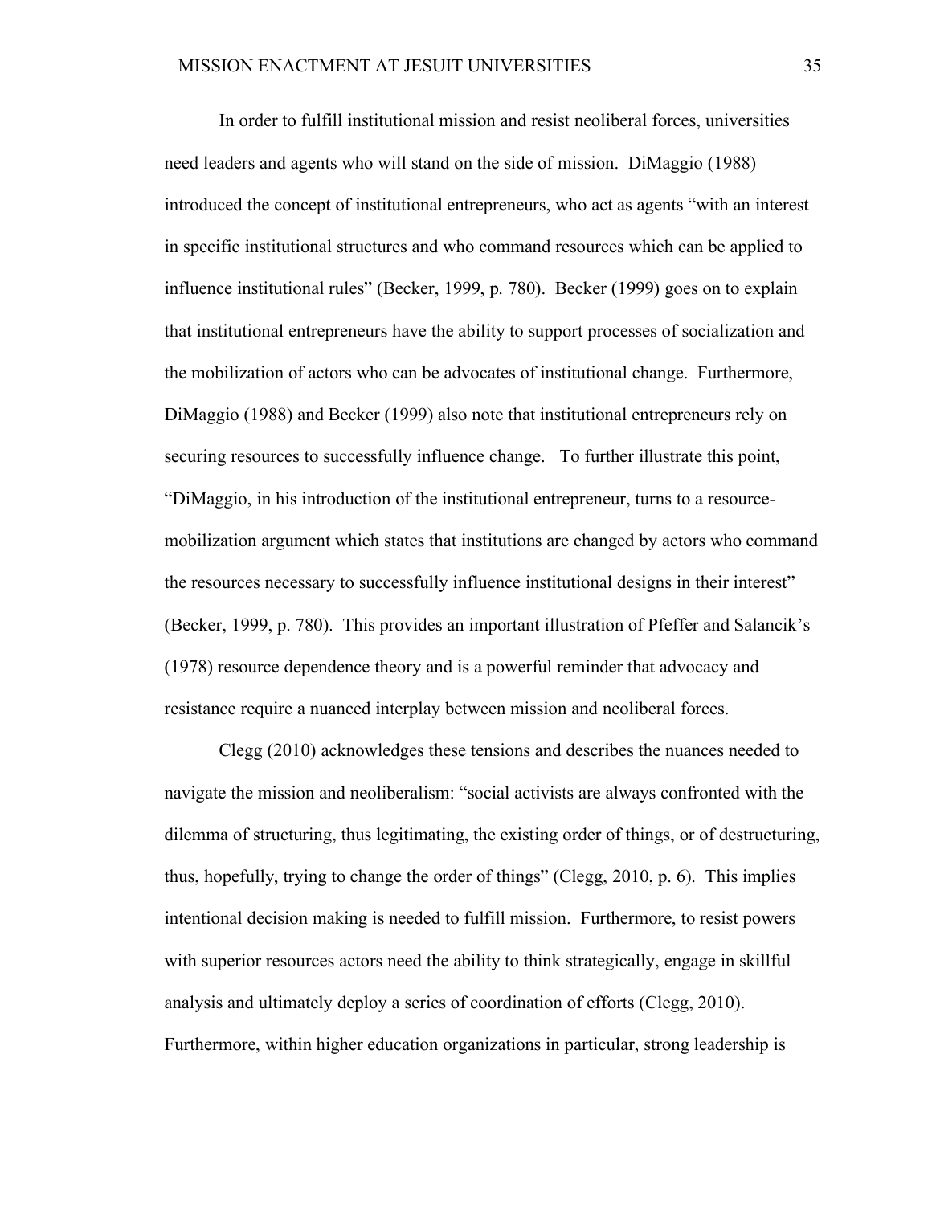In order to fulfill institutional mission and resist neoliberal forces, universities need leaders and agents who will stand on the side of mission. DiMaggio (1988) introduced the concept of institutional entrepreneurs, who act as agents "with an interest in specific institutional structures and who command resources which can be applied to influence institutional rules" (Becker, 1999, p. 780). Becker (1999) goes on to explain that institutional entrepreneurs have the ability to support processes of socialization and the mobilization of actors who can be advocates of institutional change. Furthermore, DiMaggio (1988) and Becker (1999) also note that institutional entrepreneurs rely on securing resources to successfully influence change. To further illustrate this point, "DiMaggio, in his introduction of the institutional entrepreneur, turns to a resource-mobilization argument which states that institutions are changed by actors who command the resources necessary to successfully influence institutional designs in their interest" (Becker, 1999, p. 780). This provides an important illustration of Pfeffer and Salancik's (1978) resource dependence theory and is a powerful reminder that advocacy and resistance require a nuanced interplay between mission and neoliberal forces.

Clegg (2010) acknowledges these tensions and describes the nuances needed to navigate the mission and neoliberalism: "social activists are always confronted with the dilemma of structuring, thus legitimating, the existing order of things, or of destructuring, thus, hopefully, trying to change the order of things" (Clegg, 2010, p. 6). This implies intentional decision making is needed to fulfill mission. Furthermore, to resist powers with superior resources actors need the ability to think strategically, engage in skillful analysis and ultimately deploy a series of coordination of efforts (Clegg, 2010). Furthermore, within higher education organizations in particular, strong leadership is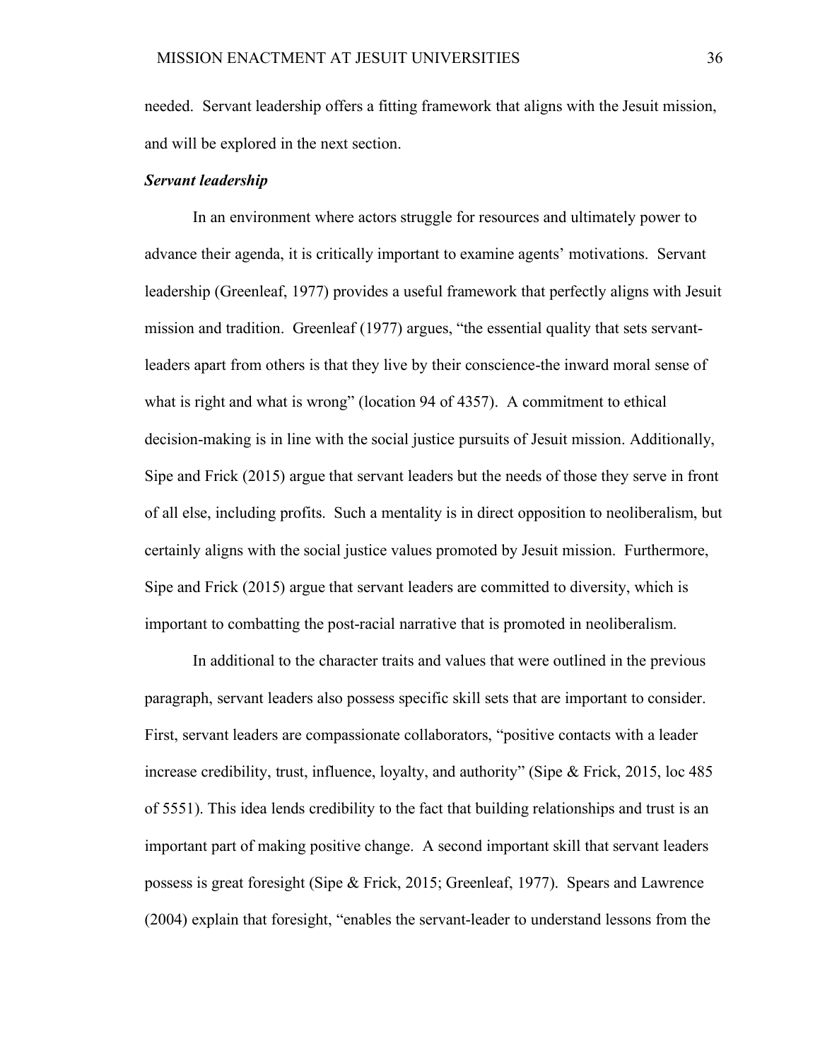needed. Servant leadership offers a fitting framework that aligns with the Jesuit mission, and will be explored in the next section.

***Servant leadership***

In an environment where actors struggle for resources and ultimately power to advance their agenda, it is critically important to examine agents' motivations. Servant leadership (Greenleaf, 1977) provides a useful framework that perfectly aligns with Jesuit mission and tradition. Greenleaf (1977) argues, "the essential quality that sets servant-leaders apart from others is that they live by their conscience-the inward moral sense of what is right and what is wrong" (location 94 of 4357). A commitment to ethical decision-making is in line with the social justice pursuits of Jesuit mission. Additionally, Sipe and Frick (2015) argue that servant leaders but the needs of those they serve in front of all else, including profits. Such a mentality is in direct opposition to neoliberalism, but certainly aligns with the social justice values promoted by Jesuit mission. Furthermore, Sipe and Frick (2015) argue that servant leaders are committed to diversity, which is important to combatting the post-racial narrative that is promoted in neoliberalism.

In additional to the character traits and values that were outlined in the previous paragraph, servant leaders also possess specific skill sets that are important to consider. First, servant leaders are compassionate collaborators, "positive contacts with a leader increase credibility, trust, influence, loyalty, and authority" (Sipe & Frick, 2015, loc 485 of 5551). This idea lends credibility to the fact that building relationships and trust is an important part of making positive change. A second important skill that servant leaders possess is great foresight (Sipe & Frick, 2015; Greenleaf, 1977). Spears and Lawrence (2004) explain that foresight, "enables the servant-leader to understand lessons from the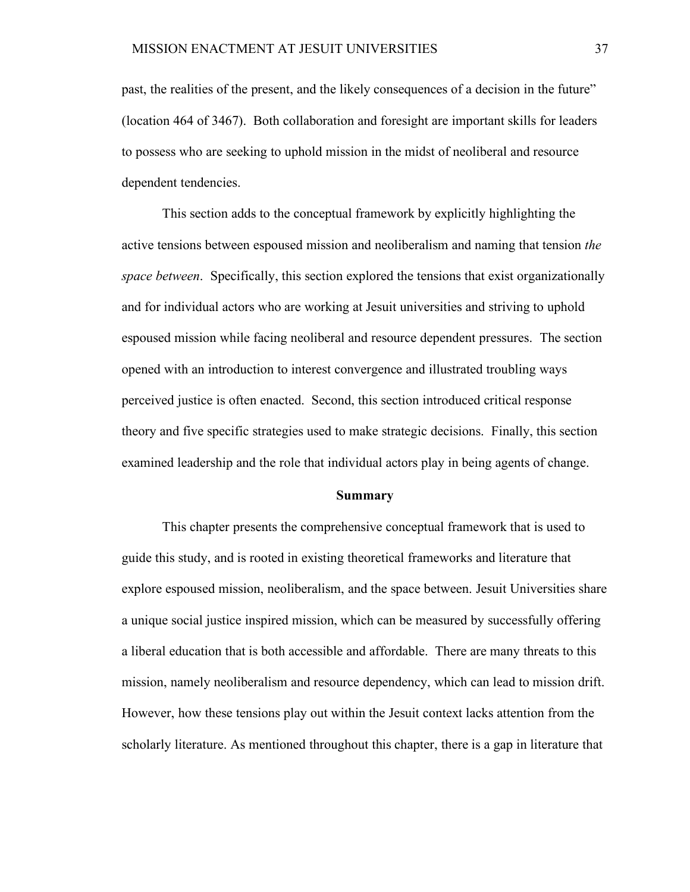past, the realities of the present, and the likely consequences of a decision in the future" (location 464 of 3467). Both collaboration and foresight are important skills for leaders to possess who are seeking to uphold mission in the midst of neoliberal and resource dependent tendencies.

This section adds to the conceptual framework by explicitly highlighting the active tensions between espoused mission and neoliberalism and naming that tension *the space between*. Specifically, this section explored the tensions that exist organizationally and for individual actors who are working at Jesuit universities and striving to uphold espoused mission while facing neoliberal and resource dependent pressures. The section opened with an introduction to interest convergence and illustrated troubling ways perceived justice is often enacted. Second, this section introduced critical response theory and five specific strategies used to make strategic decisions. Finally, this section examined leadership and the role that individual actors play in being agents of change.

## Summary

This chapter presents the comprehensive conceptual framework that is used to guide this study, and is rooted in existing theoretical frameworks and literature that explore espoused mission, neoliberalism, and the space between. Jesuit Universities share a unique social justice inspired mission, which can be measured by successfully offering a liberal education that is both accessible and affordable. There are many threats to this mission, namely neoliberalism and resource dependency, which can lead to mission drift. However, how these tensions play out within the Jesuit context lacks attention from the scholarly literature. As mentioned throughout this chapter, there is a gap in literature that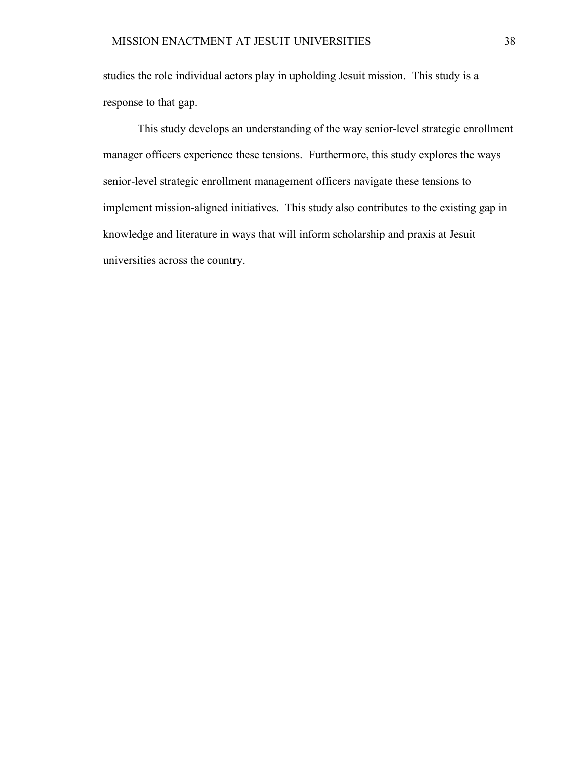studies the role individual actors play in upholding Jesuit mission. This study is a response to that gap.

This study develops an understanding of the way senior-level strategic enrollment manager officers experience these tensions. Furthermore, this study explores the ways senior-level strategic enrollment management officers navigate these tensions to implement mission-aligned initiatives. This study also contributes to the existing gap in knowledge and literature in ways that will inform scholarship and praxis at Jesuit universities across the country.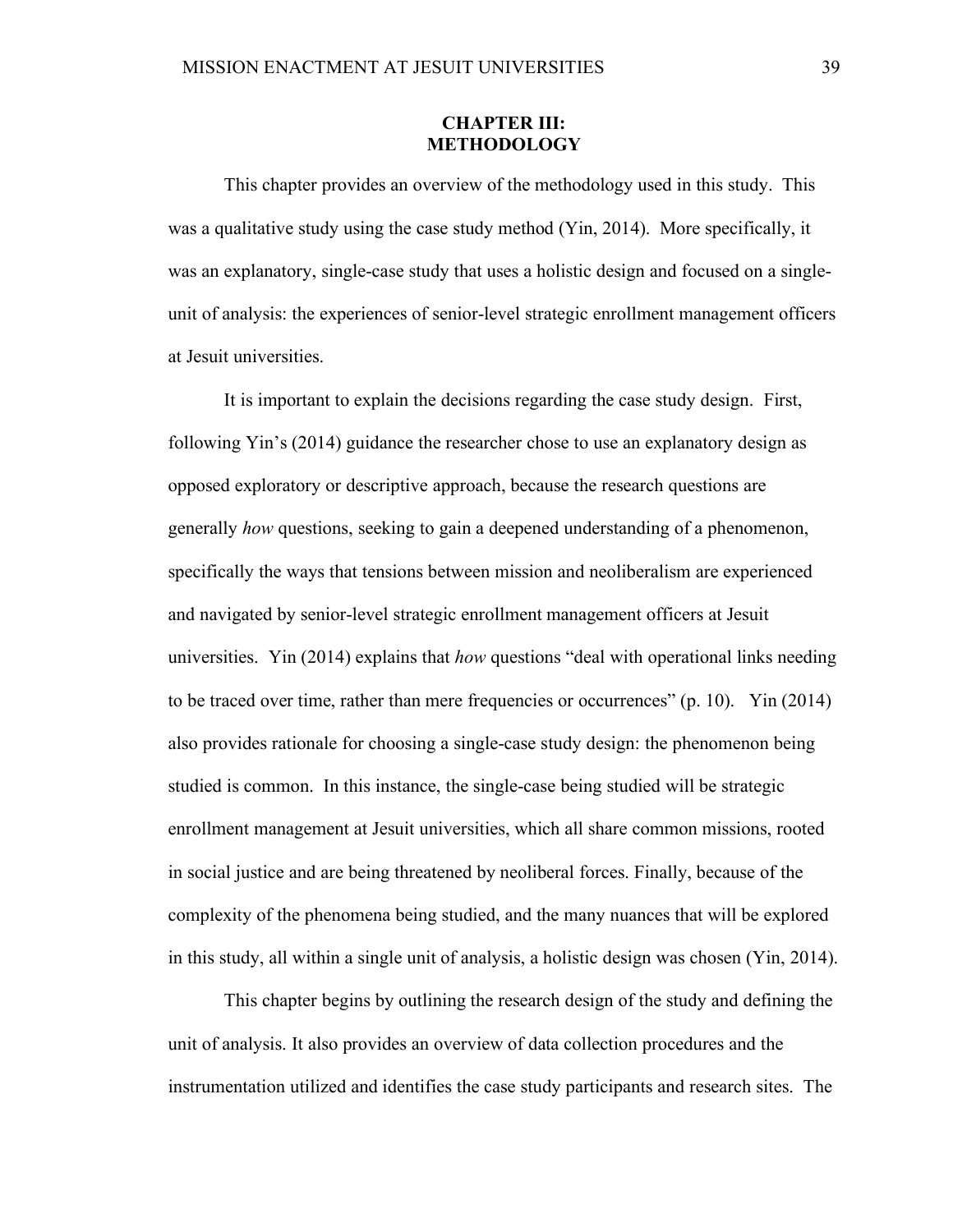# CHAPTER III: METHODOLOGY

This chapter provides an overview of the methodology used in this study. This was a qualitative study using the case study method (Yin, 2014). More specifically, it was an explanatory, single-case study that uses a holistic design and focused on a single-unit of analysis: the experiences of senior-level strategic enrollment management officers at Jesuit universities.

It is important to explain the decisions regarding the case study design. First, following Yin's (2014) guidance the researcher chose to use an explanatory design as opposed exploratory or descriptive approach, because the research questions are generally *how* questions, seeking to gain a deepened understanding of a phenomenon, specifically the ways that tensions between mission and neoliberalism are experienced and navigated by senior-level strategic enrollment management officers at Jesuit universities. Yin (2014) explains that *how* questions "deal with operational links needing to be traced over time, rather than mere frequencies or occurrences" (p. 10). Yin (2014) also provides rationale for choosing a single-case study design: the phenomenon being studied is common. In this instance, the single-case being studied will be strategic enrollment management at Jesuit universities, which all share common missions, rooted in social justice and are being threatened by neoliberal forces. Finally, because of the complexity of the phenomena being studied, and the many nuances that will be explored in this study, all within a single unit of analysis, a holistic design was chosen (Yin, 2014).

This chapter begins by outlining the research design of the study and defining the unit of analysis. It also provides an overview of data collection procedures and the instrumentation utilized and identifies the case study participants and research sites. The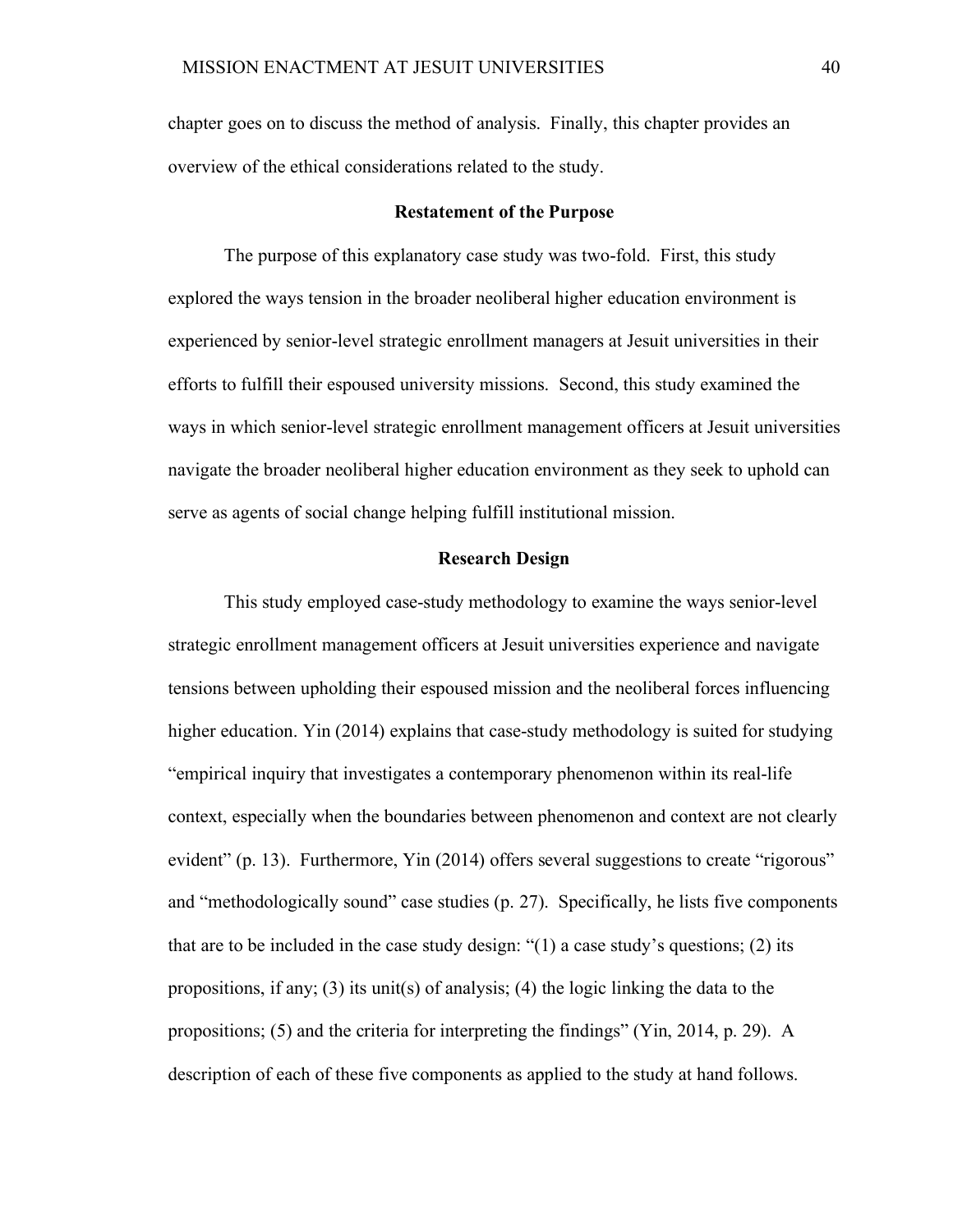chapter goes on to discuss the method of analysis. Finally, this chapter provides an overview of the ethical considerations related to the study.

## Restatement of the Purpose

The purpose of this explanatory case study was two-fold. First, this study explored the ways tension in the broader neoliberal higher education environment is experienced by senior-level strategic enrollment managers at Jesuit universities in their efforts to fulfill their espoused university missions. Second, this study examined the ways in which senior-level strategic enrollment management officers at Jesuit universities navigate the broader neoliberal higher education environment as they seek to uphold can serve as agents of social change helping fulfill institutional mission.

## Research Design

This study employed case-study methodology to examine the ways senior-level strategic enrollment management officers at Jesuit universities experience and navigate tensions between upholding their espoused mission and the neoliberal forces influencing higher education. Yin (2014) explains that case-study methodology is suited for studying "empirical inquiry that investigates a contemporary phenomenon within its real-life context, especially when the boundaries between phenomenon and context are not clearly evident" (p. 13). Furthermore, Yin (2014) offers several suggestions to create "rigorous" and "methodologically sound" case studies (p. 27). Specifically, he lists five components that are to be included in the case study design: "(1) a case study's questions; (2) its propositions, if any; (3) its unit(s) of analysis; (4) the logic linking the data to the propositions; (5) and the criteria for interpreting the findings" (Yin, 2014, p. 29). A description of each of these five components as applied to the study at hand follows.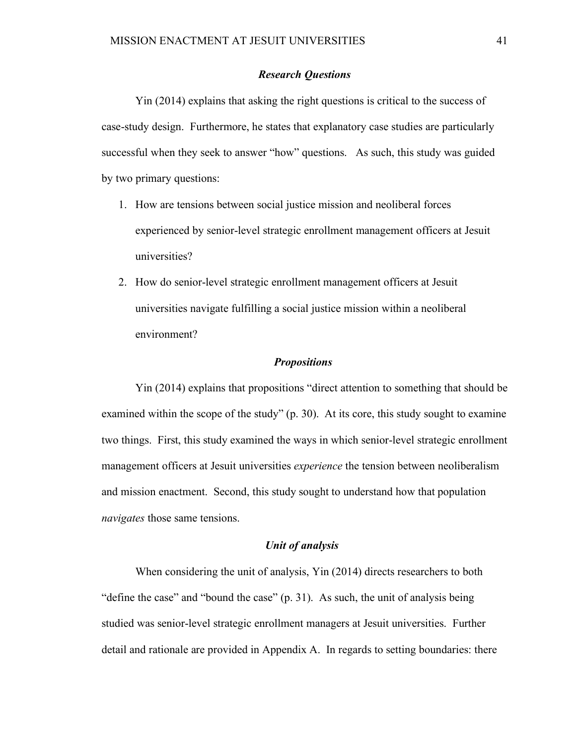### *Research Questions*

Yin (2014) explains that asking the right questions is critical to the success of case-study design. Furthermore, he states that explanatory case studies are particularly successful when they seek to answer "how" questions. As such, this study was guided by two primary questions:

1. How are tensions between social justice mission and neoliberal forces experienced by senior-level strategic enrollment management officers at Jesuit universities?
2. How do senior-level strategic enrollment management officers at Jesuit universities navigate fulfilling a social justice mission within a neoliberal environment?

### *Propositions*

Yin (2014) explains that propositions "direct attention to something that should be examined within the scope of the study" (p. 30). At its core, this study sought to examine two things. First, this study examined the ways in which senior-level strategic enrollment management officers at Jesuit universities *experience* the tension between neoliberalism and mission enactment. Second, this study sought to understand how that population *navigates* those same tensions.

### *Unit of analysis*

When considering the unit of analysis, Yin (2014) directs researchers to both "define the case" and "bound the case" (p. 31). As such, the unit of analysis being studied was senior-level strategic enrollment managers at Jesuit universities. Further detail and rationale are provided in Appendix A. In regards to setting boundaries: there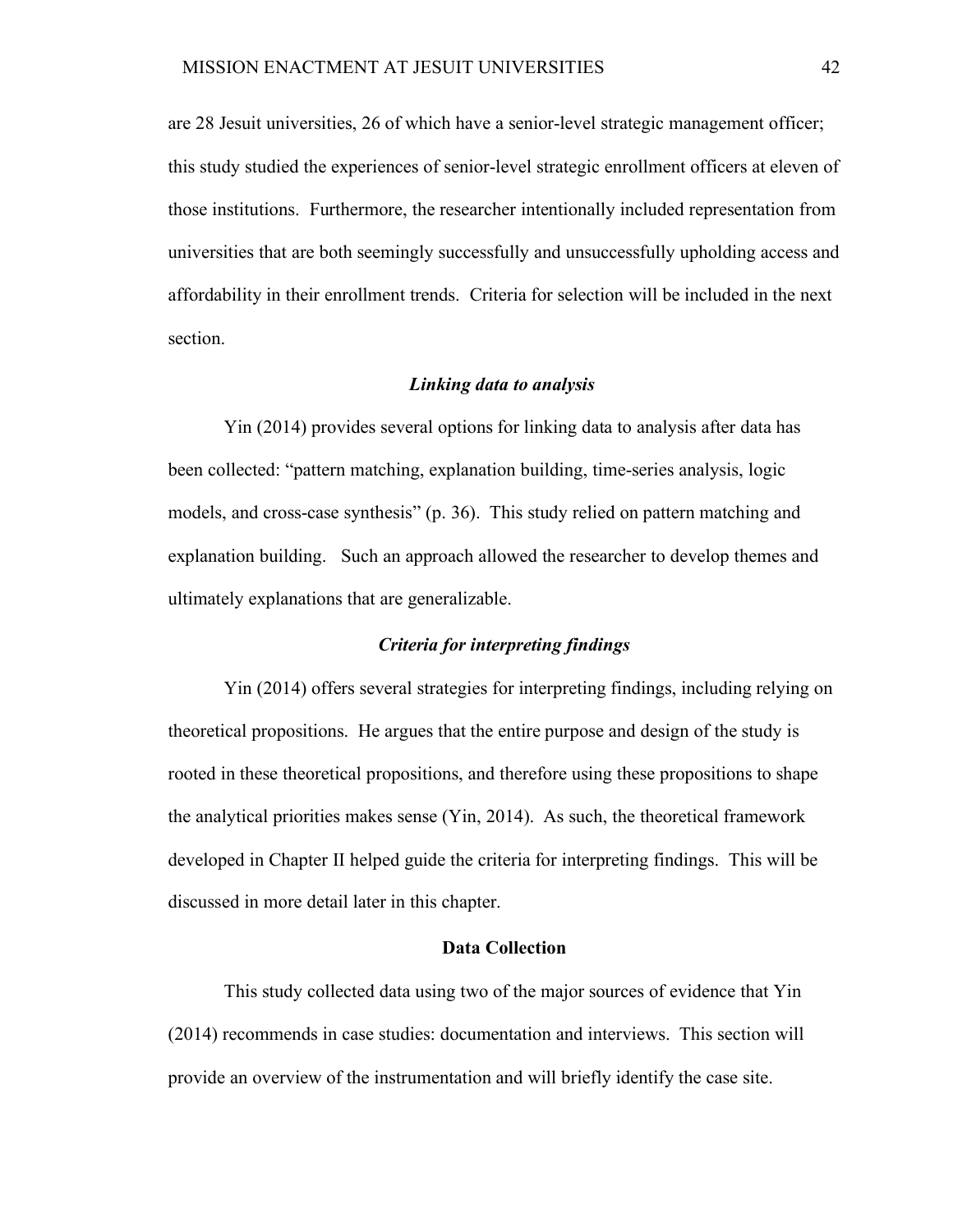are 28 Jesuit universities, 26 of which have a senior-level strategic management officer; this study studied the experiences of senior-level strategic enrollment officers at eleven of those institutions. Furthermore, the researcher intentionally included representation from universities that are both seemingly successfully and unsuccessfully upholding access and affordability in their enrollment trends. Criteria for selection will be included in the next section.

### *Linking data to analysis*

Yin (2014) provides several options for linking data to analysis after data has been collected: "pattern matching, explanation building, time-series analysis, logic models, and cross-case synthesis" (p. 36). This study relied on pattern matching and explanation building. Such an approach allowed the researcher to develop themes and ultimately explanations that are generalizable.

### *Criteria for interpreting findings*

Yin (2014) offers several strategies for interpreting findings, including relying on theoretical propositions. He argues that the entire purpose and design of the study is rooted in these theoretical propositions, and therefore using these propositions to shape the analytical priorities makes sense (Yin, 2014). As such, the theoretical framework developed in Chapter II helped guide the criteria for interpreting findings. This will be discussed in more detail later in this chapter.

## Data Collection

This study collected data using two of the major sources of evidence that Yin (2014) recommends in case studies: documentation and interviews. This section will provide an overview of the instrumentation and will briefly identify the case site.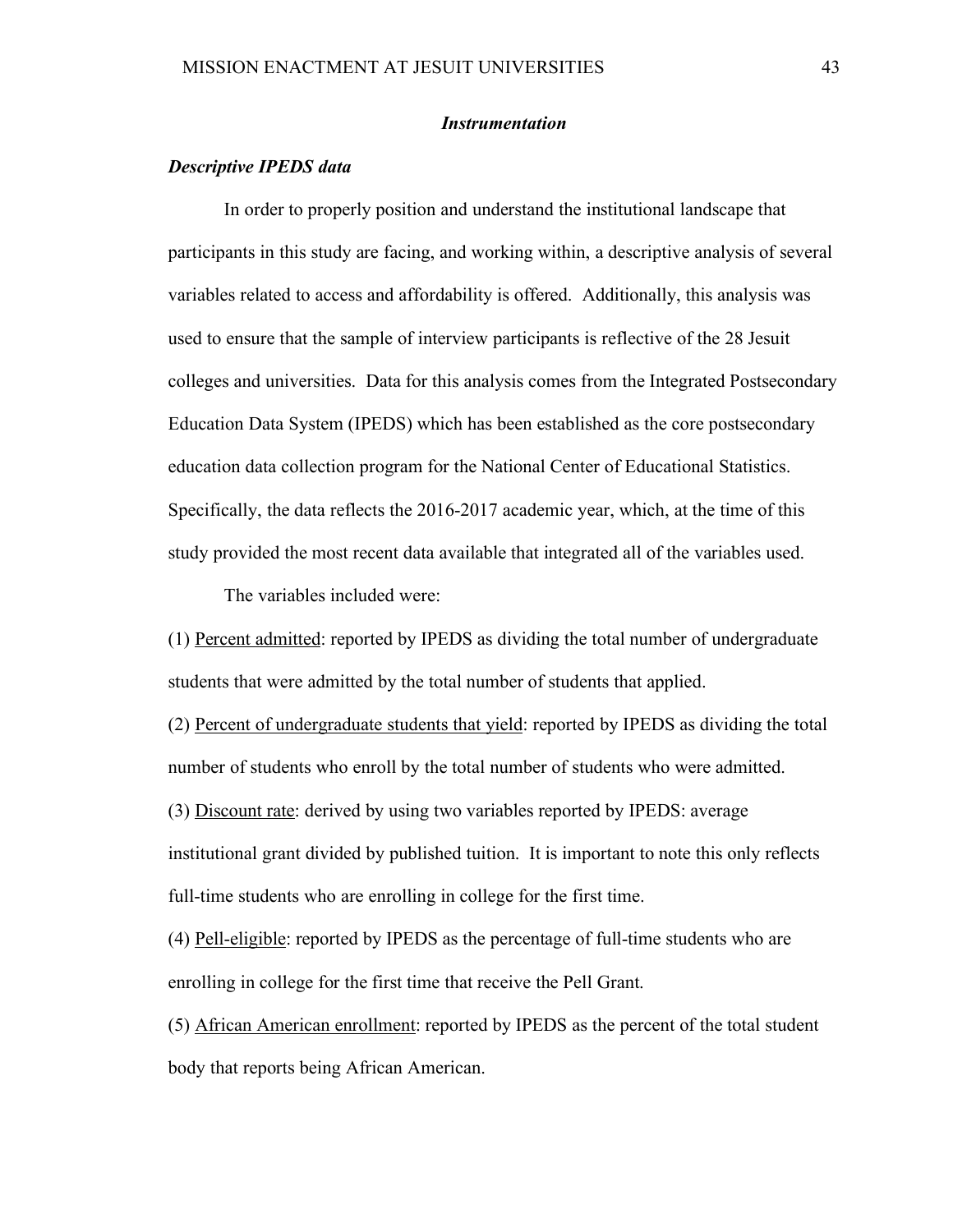### *Instrumentation*

#### *Descriptive IPEDS data*

In order to properly position and understand the institutional landscape that participants in this study are facing, and working within, a descriptive analysis of several variables related to access and affordability is offered. Additionally, this analysis was used to ensure that the sample of interview participants is reflective of the 28 Jesuit colleges and universities. Data for this analysis comes from the Integrated Postsecondary Education Data System (IPEDS) which has been established as the core postsecondary education data collection program for the National Center of Educational Statistics. Specifically, the data reflects the 2016-2017 academic year, which, at the time of this study provided the most recent data available that integrated all of the variables used.

The variables included were:

(1) <u>Percent admitted</u>: reported by IPEDS as dividing the total number of undergraduate students that were admitted by the total number of students that applied.

(2) <u>Percent of undergraduate students that yield</u>: reported by IPEDS as dividing the total number of students who enroll by the total number of students who were admitted.

(3) <u>Discount rate</u>: derived by using two variables reported by IPEDS: average institutional grant divided by published tuition. It is important to note this only reflects full-time students who are enrolling in college for the first time.

(4) <u>Pell-eligible</u>: reported by IPEDS as the percentage of full-time students who are enrolling in college for the first time that receive the Pell Grant.

(5) <u>African American enrollment</u>: reported by IPEDS as the percent of the total student body that reports being African American.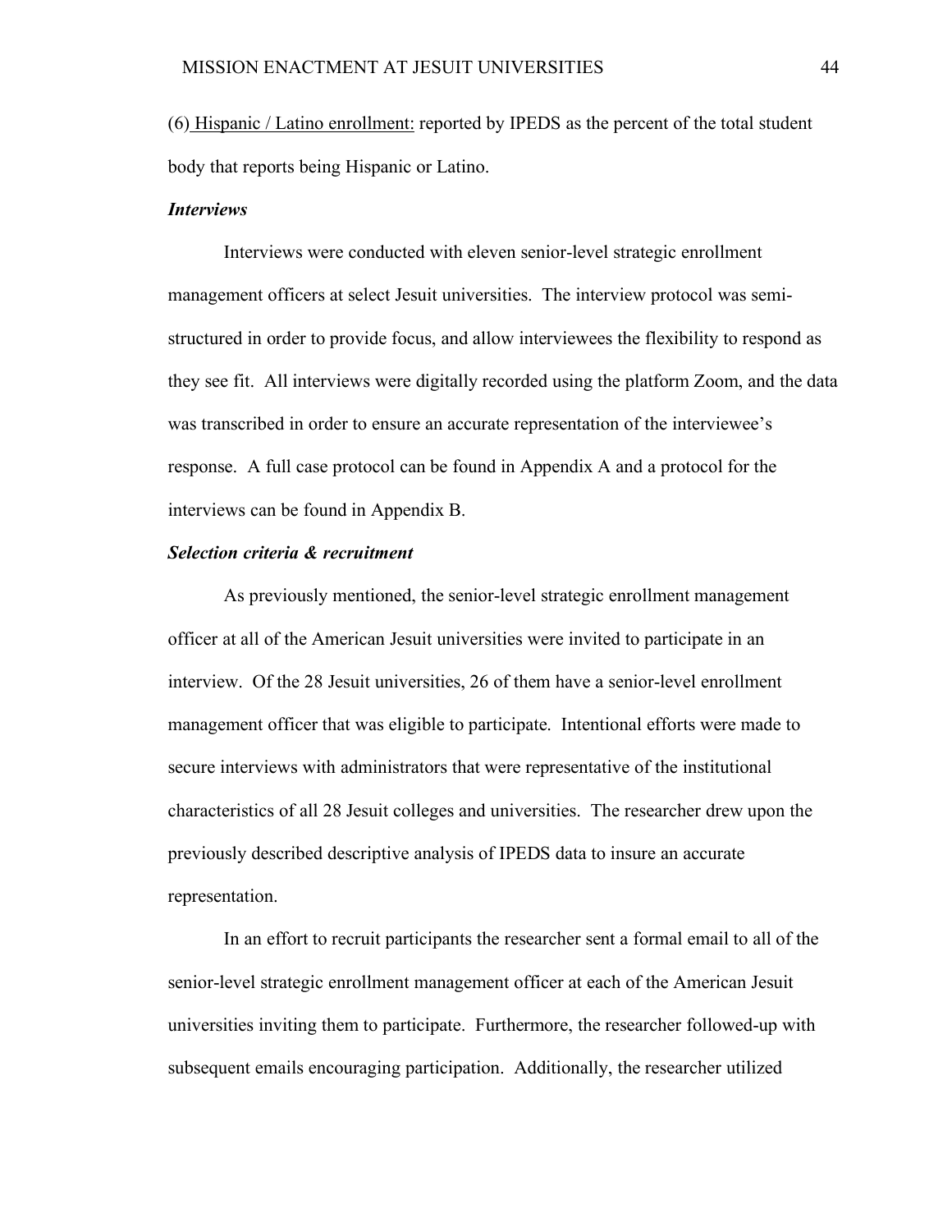(6) <u>Hispanic / Latino enrollment:</u> reported by IPEDS as the percent of the total student body that reports being Hispanic or Latino.

***Interviews***

Interviews were conducted with eleven senior-level strategic enrollment management officers at select Jesuit universities. The interview protocol was semi-structured in order to provide focus, and allow interviewees the flexibility to respond as they see fit. All interviews were digitally recorded using the platform Zoom, and the data was transcribed in order to ensure an accurate representation of the interviewee's response. A full case protocol can be found in Appendix A and a protocol for the interviews can be found in Appendix B.

***Selection criteria & recruitment***

As previously mentioned, the senior-level strategic enrollment management officer at all of the American Jesuit universities were invited to participate in an interview. Of the 28 Jesuit universities, 26 of them have a senior-level enrollment management officer that was eligible to participate. Intentional efforts were made to secure interviews with administrators that were representative of the institutional characteristics of all 28 Jesuit colleges and universities. The researcher drew upon the previously described descriptive analysis of IPEDS data to insure an accurate representation.

In an effort to recruit participants the researcher sent a formal email to all of the senior-level strategic enrollment management officer at each of the American Jesuit universities inviting them to participate. Furthermore, the researcher followed-up with subsequent emails encouraging participation. Additionally, the researcher utilized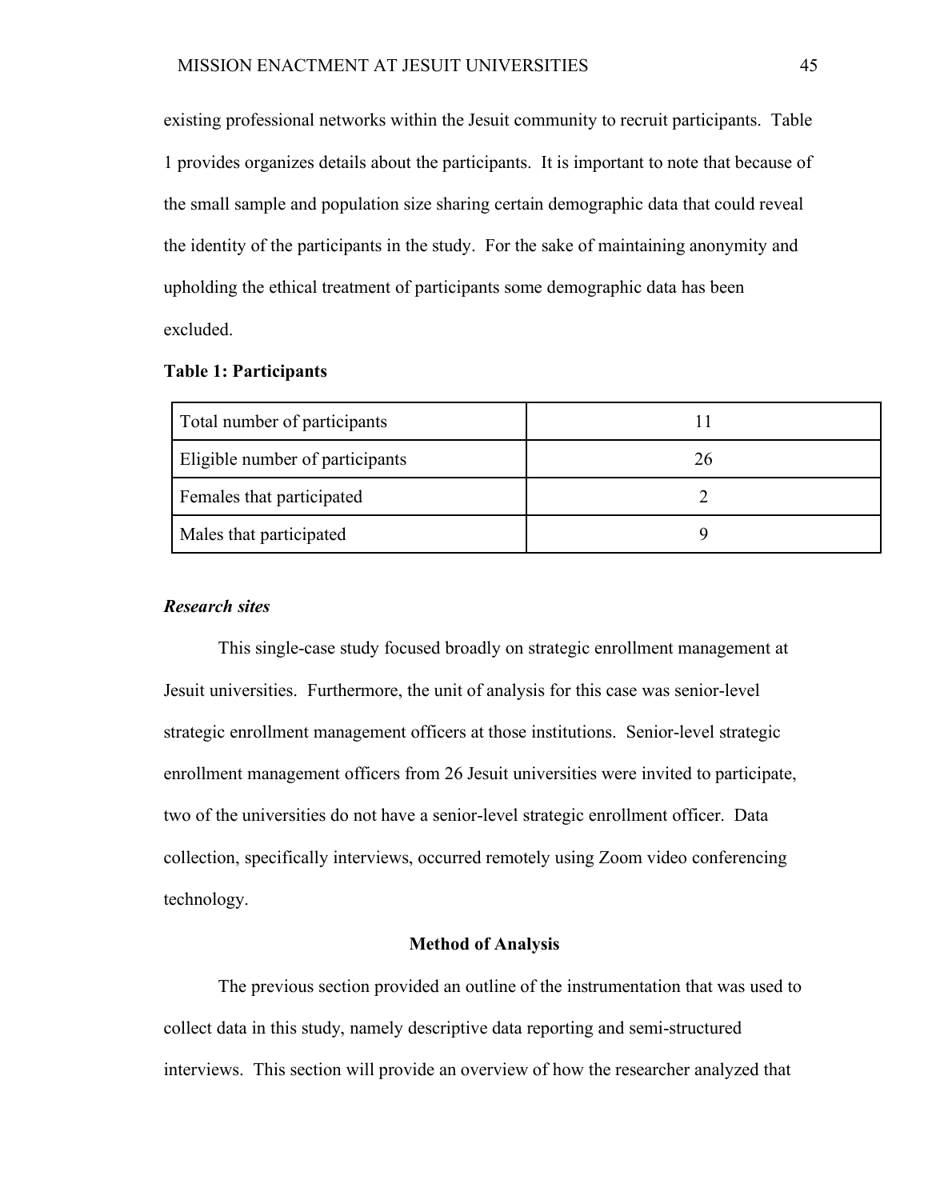existing professional networks within the Jesuit community to recruit participants. Table 1 provides organizes details about the participants. It is important to note that because of the small sample and population size sharing certain demographic data that could reveal the identity of the participants in the study. For the sake of maintaining anonymity and upholding the ethical treatment of participants some demographic data has been excluded.

**Table 1: Participants**

| | |
|---|---|
| Total number of participants | 11 |
| Eligible number of participants | 26 |
| Females that participated | 2 |
| Males that participated | 9 |

***Research sites***

This single-case study focused broadly on strategic enrollment management at Jesuit universities. Furthermore, the unit of analysis for this case was senior-level strategic enrollment management officers at those institutions. Senior-level strategic enrollment management officers from 26 Jesuit universities were invited to participate, two of the universities do not have a senior-level strategic enrollment officer. Data collection, specifically interviews, occurred remotely using Zoom video conferencing technology.

## Method of Analysis

The previous section provided an outline of the instrumentation that was used to collect data in this study, namely descriptive data reporting and semi-structured interviews. This section will provide an overview of how the researcher analyzed that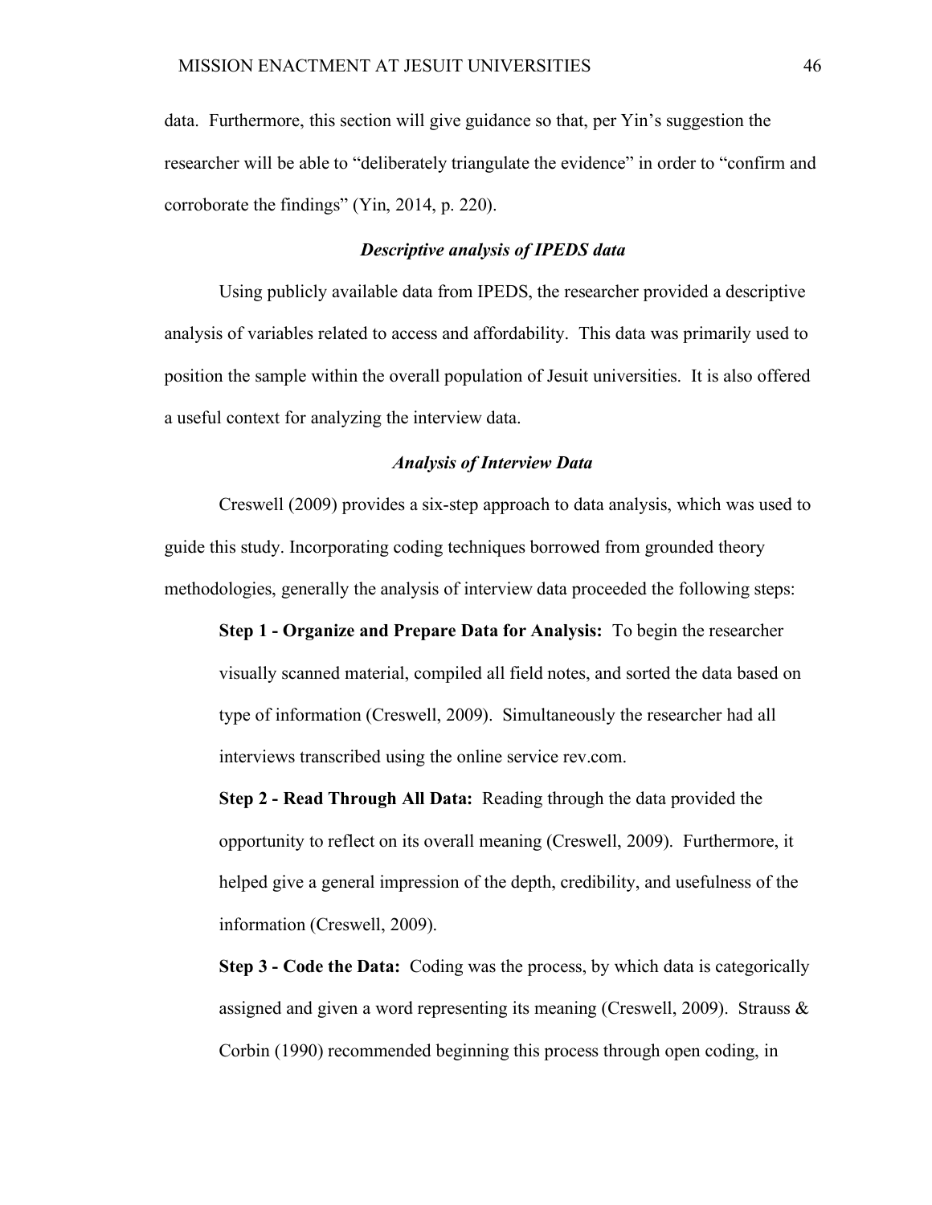data. Furthermore, this section will give guidance so that, per Yin's suggestion the researcher will be able to "deliberately triangulate the evidence" in order to "confirm and corroborate the findings" (Yin, 2014, p. 220).

### *Descriptive analysis of IPEDS data*

Using publicly available data from IPEDS, the researcher provided a descriptive analysis of variables related to access and affordability. This data was primarily used to position the sample within the overall population of Jesuit universities. It is also offered a useful context for analyzing the interview data.

### *Analysis of Interview Data*

Creswell (2009) provides a six-step approach to data analysis, which was used to guide this study. Incorporating coding techniques borrowed from grounded theory methodologies, generally the analysis of interview data proceeded the following steps:

**Step 1 - Organize and Prepare Data for Analysis:** To begin the researcher visually scanned material, compiled all field notes, and sorted the data based on type of information (Creswell, 2009). Simultaneously the researcher had all interviews transcribed using the online service rev.com.

**Step 2 - Read Through All Data:** Reading through the data provided the opportunity to reflect on its overall meaning (Creswell, 2009). Furthermore, it helped give a general impression of the depth, credibility, and usefulness of the information (Creswell, 2009).

**Step 3 - Code the Data:** Coding was the process, by which data is categorically assigned and given a word representing its meaning (Creswell, 2009). Strauss & Corbin (1990) recommended beginning this process through open coding, in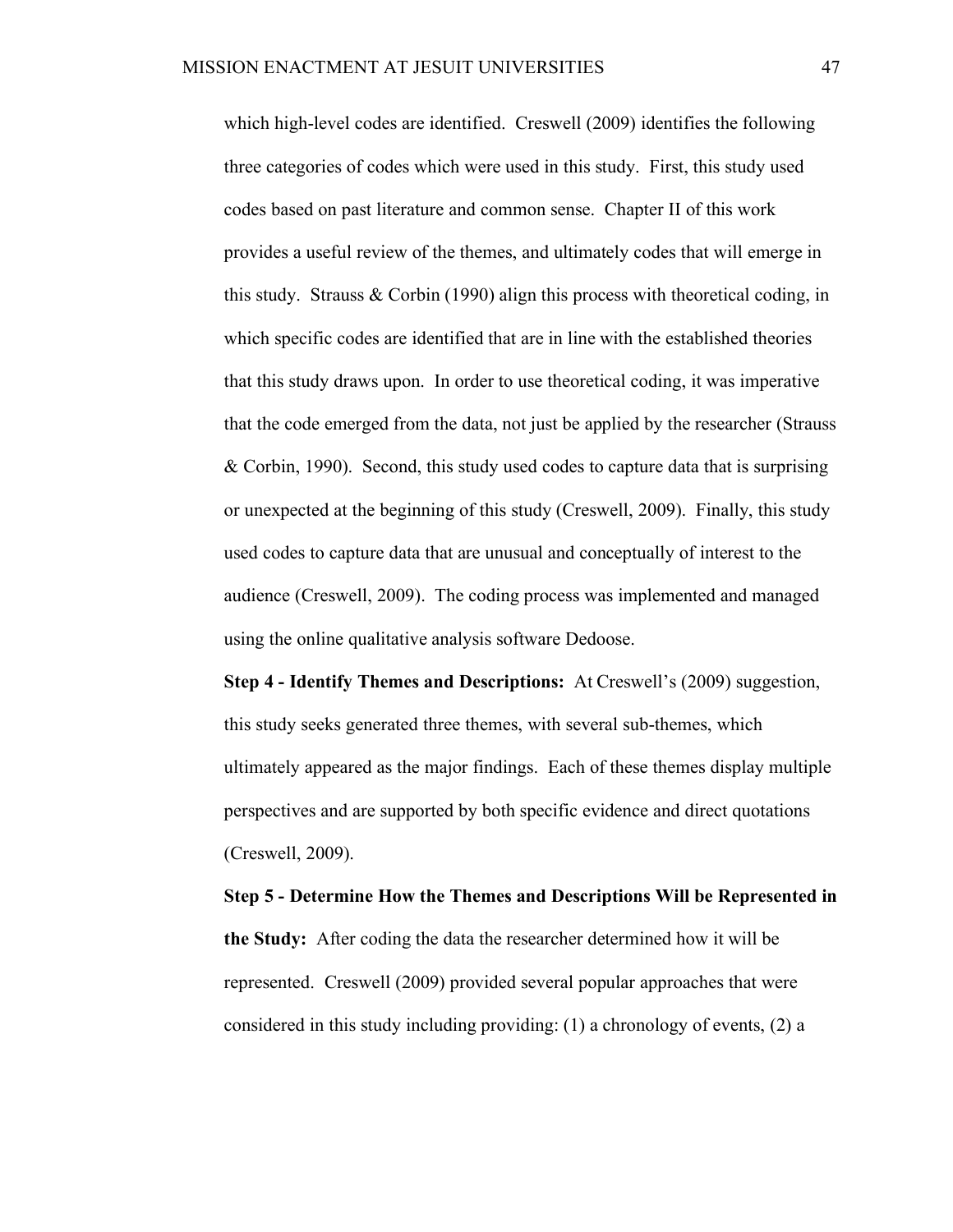which high-level codes are identified. Creswell (2009) identifies the following three categories of codes which were used in this study. First, this study used codes based on past literature and common sense. Chapter II of this work provides a useful review of the themes, and ultimately codes that will emerge in this study. Strauss & Corbin (1990) align this process with theoretical coding, in which specific codes are identified that are in line with the established theories that this study draws upon. In order to use theoretical coding, it was imperative that the code emerged from the data, not just be applied by the researcher (Strauss & Corbin, 1990). Second, this study used codes to capture data that is surprising or unexpected at the beginning of this study (Creswell, 2009). Finally, this study used codes to capture data that are unusual and conceptually of interest to the audience (Creswell, 2009). The coding process was implemented and managed using the online qualitative analysis software Dedoose.

**Step 4 - Identify Themes and Descriptions:** At Creswell's (2009) suggestion, this study seeks generated three themes, with several sub-themes, which ultimately appeared as the major findings. Each of these themes display multiple perspectives and are supported by both specific evidence and direct quotations (Creswell, 2009).

**Step 5 - Determine How the Themes and Descriptions Will be Represented in the Study:** After coding the data the researcher determined how it will be represented. Creswell (2009) provided several popular approaches that were considered in this study including providing: (1) a chronology of events, (2) a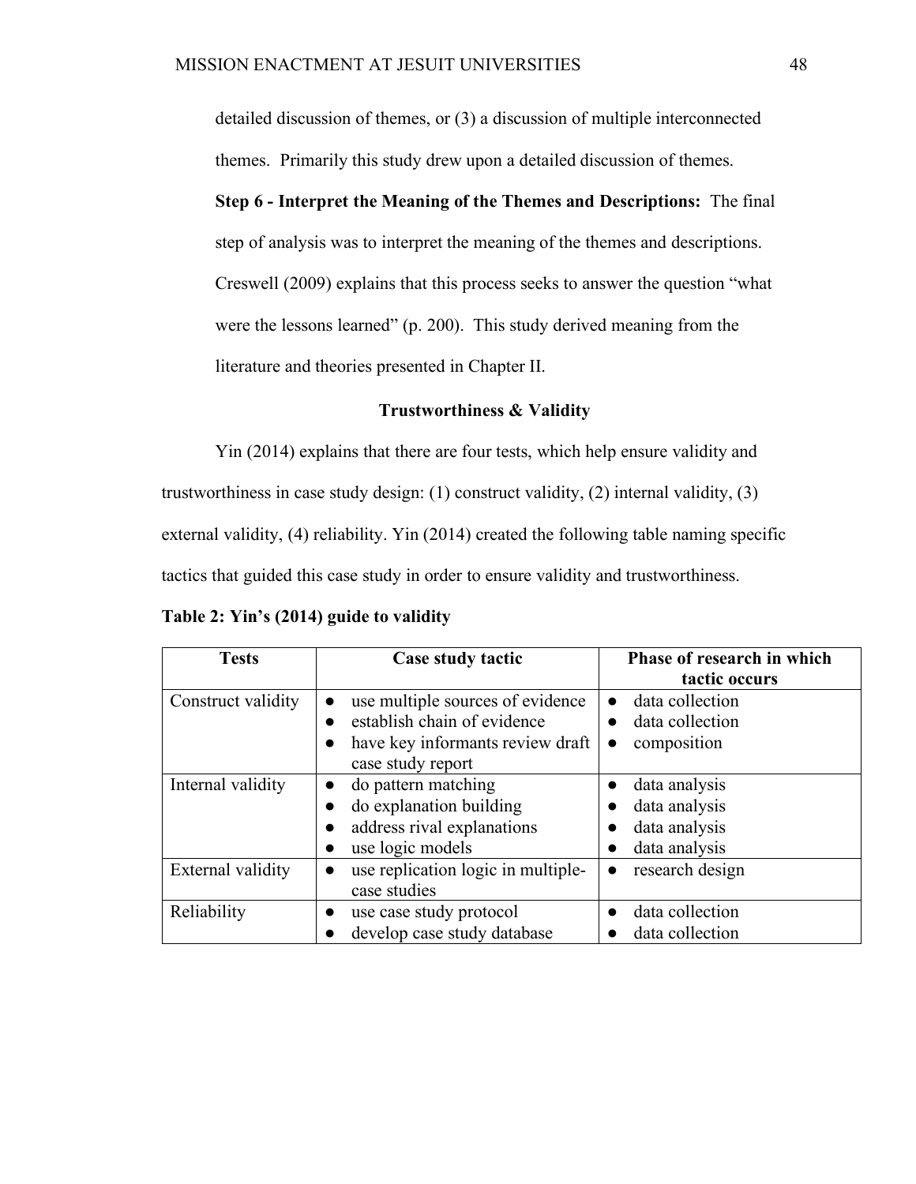detailed discussion of themes, or (3) a discussion of multiple interconnected themes. Primarily this study drew upon a detailed discussion of themes.

**Step 6 - Interpret the Meaning of the Themes and Descriptions:** The final step of analysis was to interpret the meaning of the themes and descriptions. Creswell (2009) explains that this process seeks to answer the question "what were the lessons learned" (p. 200). This study derived meaning from the literature and theories presented in Chapter II.

## Trustworthiness & Validity

Yin (2014) explains that there are four tests, which help ensure validity and trustworthiness in case study design: (1) construct validity, (2) internal validity, (3) external validity, (4) reliability. Yin (2014) created the following table naming specific tactics that guided this case study in order to ensure validity and trustworthiness.

**Table 2: Yin's (2014) guide to validity**

| Tests | Case study tactic | Phase of research in which tactic occurs |
| --- | --- | --- |
| Construct validity | ● use multiple sources of evidence<br>● establish chain of evidence<br>● have key informants review draft case study report | ● data collection<br>● data collection<br>● composition |
| Internal validity | ● do pattern matching<br>● do explanation building<br>● address rival explanations<br>● use logic models | ● data analysis<br>● data analysis<br>● data analysis<br>● data analysis |
| External validity | ● use replication logic in multiple-case studies | ● research design |
| Reliability | ● use case study protocol<br>● develop case study database | ● data collection<br>● data collection |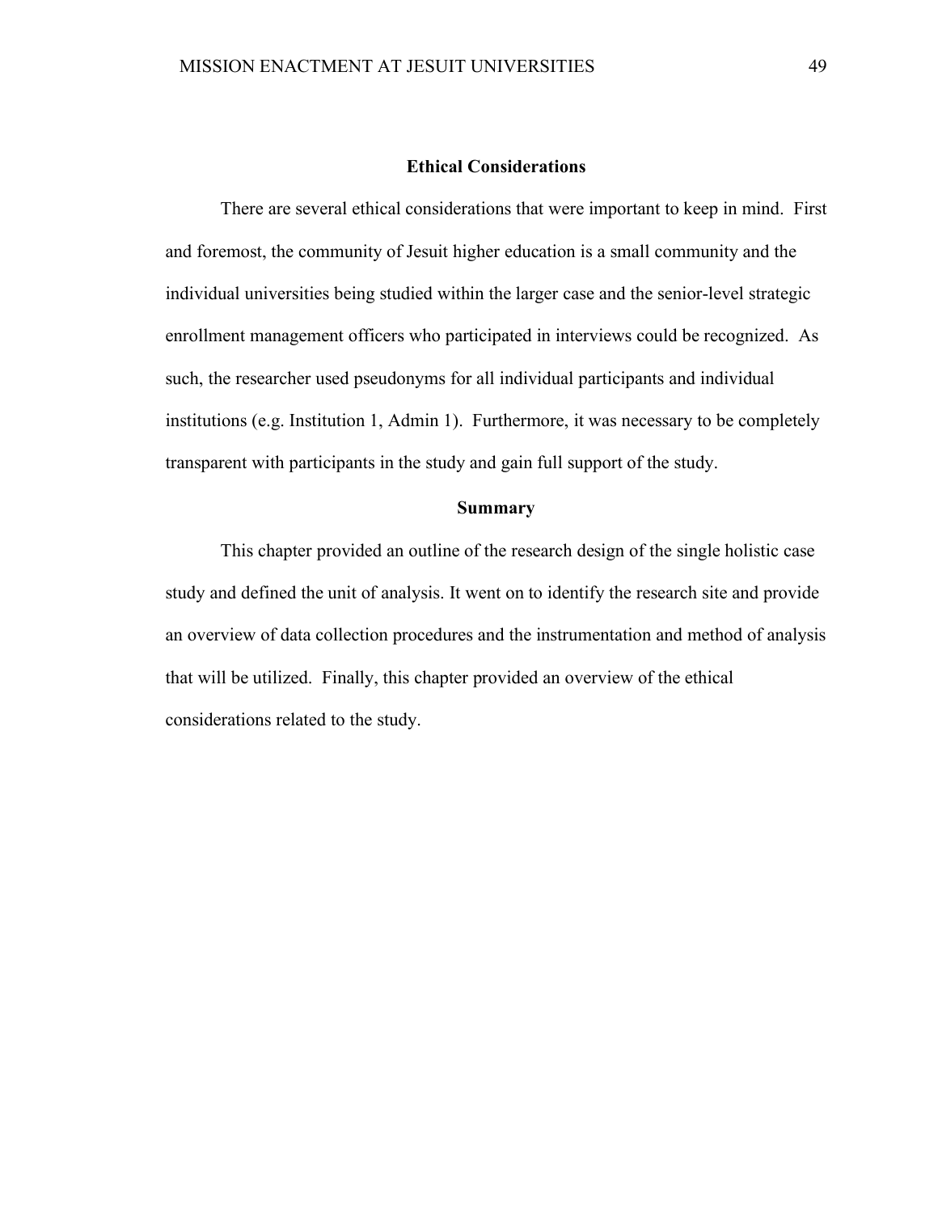## Ethical Considerations

There are several ethical considerations that were important to keep in mind. First and foremost, the community of Jesuit higher education is a small community and the individual universities being studied within the larger case and the senior-level strategic enrollment management officers who participated in interviews could be recognized. As such, the researcher used pseudonyms for all individual participants and individual institutions (e.g. Institution 1, Admin 1). Furthermore, it was necessary to be completely transparent with participants in the study and gain full support of the study.

## Summary

This chapter provided an outline of the research design of the single holistic case study and defined the unit of analysis. It went on to identify the research site and provide an overview of data collection procedures and the instrumentation and method of analysis that will be utilized. Finally, this chapter provided an overview of the ethical considerations related to the study.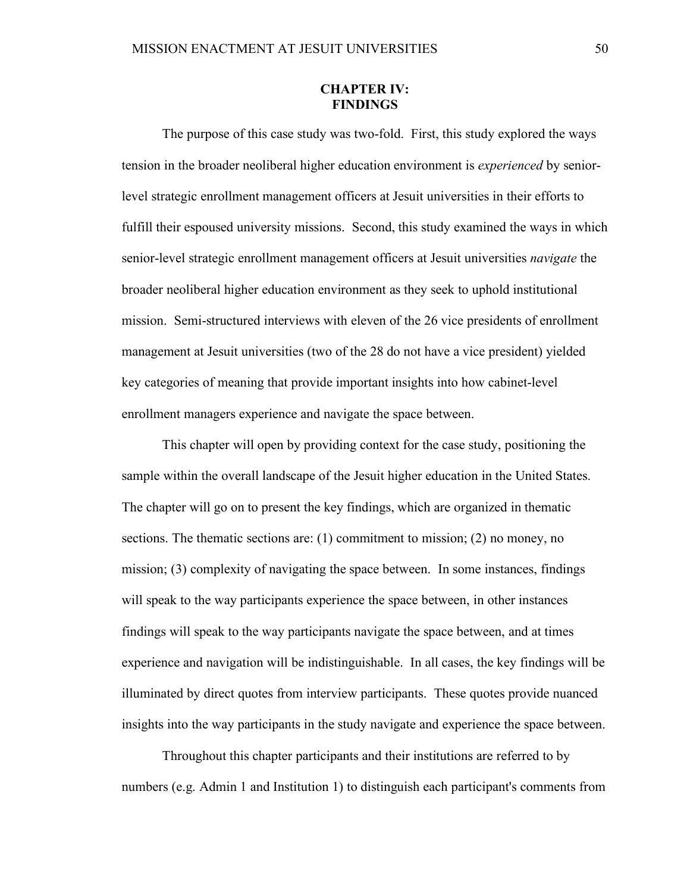# CHAPTER IV: FINDINGS

The purpose of this case study was two-fold. First, this study explored the ways tension in the broader neoliberal higher education environment is *experienced* by senior-level strategic enrollment management officers at Jesuit universities in their efforts to fulfill their espoused university missions. Second, this study examined the ways in which senior-level strategic enrollment management officers at Jesuit universities *navigate* the broader neoliberal higher education environment as they seek to uphold institutional mission. Semi-structured interviews with eleven of the 26 vice presidents of enrollment management at Jesuit universities (two of the 28 do not have a vice president) yielded key categories of meaning that provide important insights into how cabinet-level enrollment managers experience and navigate the space between.

This chapter will open by providing context for the case study, positioning the sample within the overall landscape of the Jesuit higher education in the United States. The chapter will go on to present the key findings, which are organized in thematic sections. The thematic sections are: (1) commitment to mission; (2) no money, no mission; (3) complexity of navigating the space between. In some instances, findings will speak to the way participants experience the space between, in other instances findings will speak to the way participants navigate the space between, and at times experience and navigation will be indistinguishable. In all cases, the key findings will be illuminated by direct quotes from interview participants. These quotes provide nuanced insights into the way participants in the study navigate and experience the space between.

Throughout this chapter participants and their institutions are referred to by numbers (e.g. Admin 1 and Institution 1) to distinguish each participant's comments from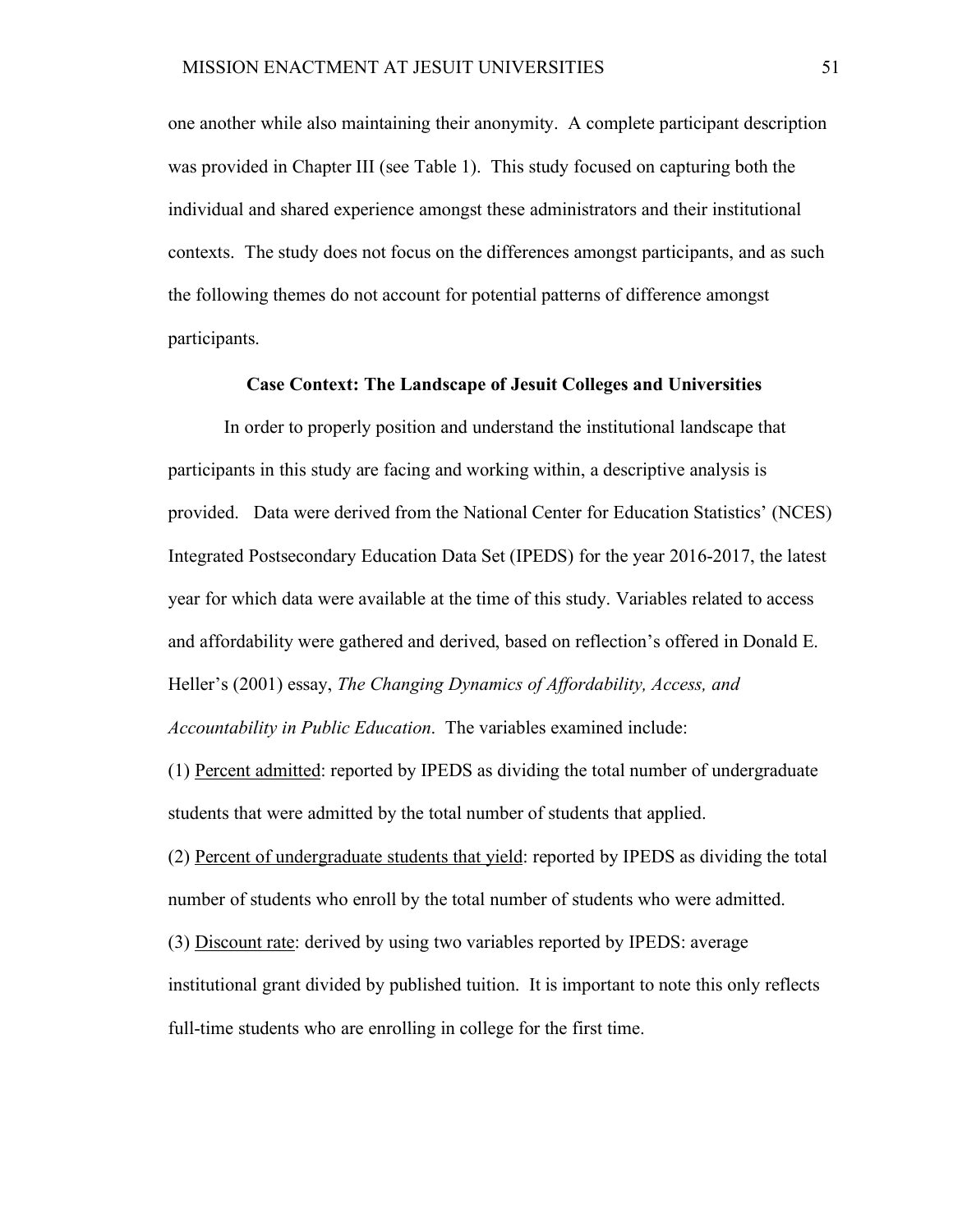one another while also maintaining their anonymity. A complete participant description was provided in Chapter III (see Table 1). This study focused on capturing both the individual and shared experience amongst these administrators and their institutional contexts. The study does not focus on the differences amongst participants, and as such the following themes do not account for potential patterns of difference amongst participants.

## Case Context: The Landscape of Jesuit Colleges and Universities

In order to properly position and understand the institutional landscape that participants in this study are facing and working within, a descriptive analysis is provided. Data were derived from the National Center for Education Statistics' (NCES) Integrated Postsecondary Education Data Set (IPEDS) for the year 2016-2017, the latest year for which data were available at the time of this study. Variables related to access and affordability were gathered and derived, based on reflection's offered in Donald E. Heller's (2001) essay, *The Changing Dynamics of Affordability, Access, and Accountability in Public Education*. The variables examined include:

(1) <u>Percent admitted</u>: reported by IPEDS as dividing the total number of undergraduate students that were admitted by the total number of students that applied.

(2) <u>Percent of undergraduate students that yield</u>: reported by IPEDS as dividing the total number of students who enroll by the total number of students who were admitted.

(3) <u>Discount rate</u>: derived by using two variables reported by IPEDS: average institutional grant divided by published tuition. It is important to note this only reflects full-time students who are enrolling in college for the first time.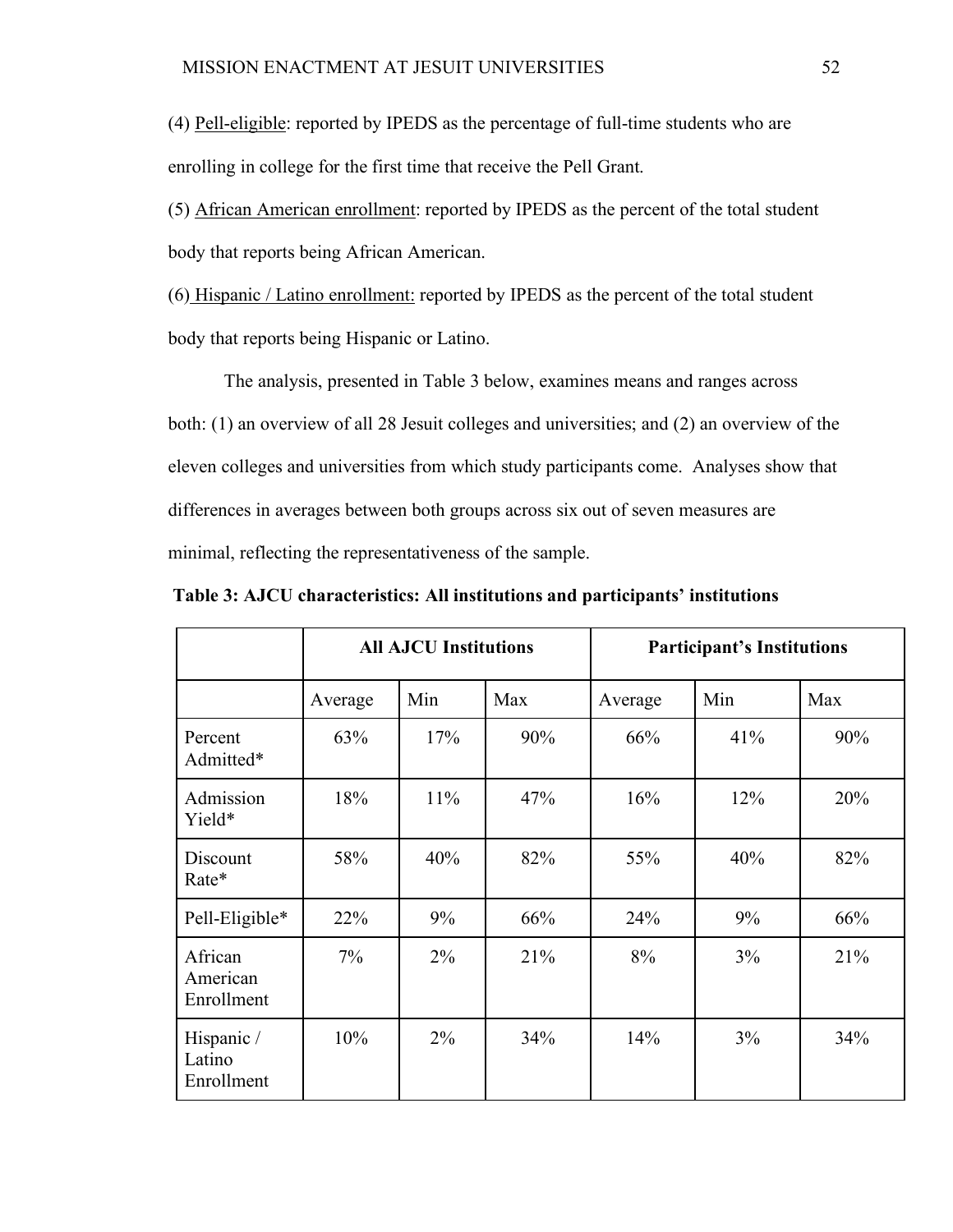(4) <u>Pell-eligible</u>: reported by IPEDS as the percentage of full-time students who are enrolling in college for the first time that receive the Pell Grant.

(5) <u>African American enrollment</u>: reported by IPEDS as the percent of the total student body that reports being African American.

(6) <u>Hispanic / Latino enrollment:</u> reported by IPEDS as the percent of the total student body that reports being Hispanic or Latino.

The analysis, presented in Table 3 below, examines means and ranges across both: (1) an overview of all 28 Jesuit colleges and universities; and (2) an overview of the eleven colleges and universities from which study participants come. Analyses show that differences in averages between both groups across six out of seven measures are minimal, reflecting the representativeness of the sample.

**Table 3: AJCU characteristics: All institutions and participants' institutions**

| | All AJCU Institutions | | | Participant's Institutions | | |
|---|---|---|---|---|---|---|
| | Average | Min | Max | Average | Min | Max |
| Percent Admitted* | 63% | 17% | 90% | 66% | 41% | 90% |
| Admission Yield* | 18% | 11% | 47% | 16% | 12% | 20% |
| Discount Rate* | 58% | 40% | 82% | 55% | 40% | 82% |
| Pell-Eligible* | 22% | 9% | 66% | 24% | 9% | 66% |
| African American Enrollment | 7% | 2% | 21% | 8% | 3% | 21% |
| Hispanic / Latino Enrollment | 10% | 2% | 34% | 14% | 3% | 34% |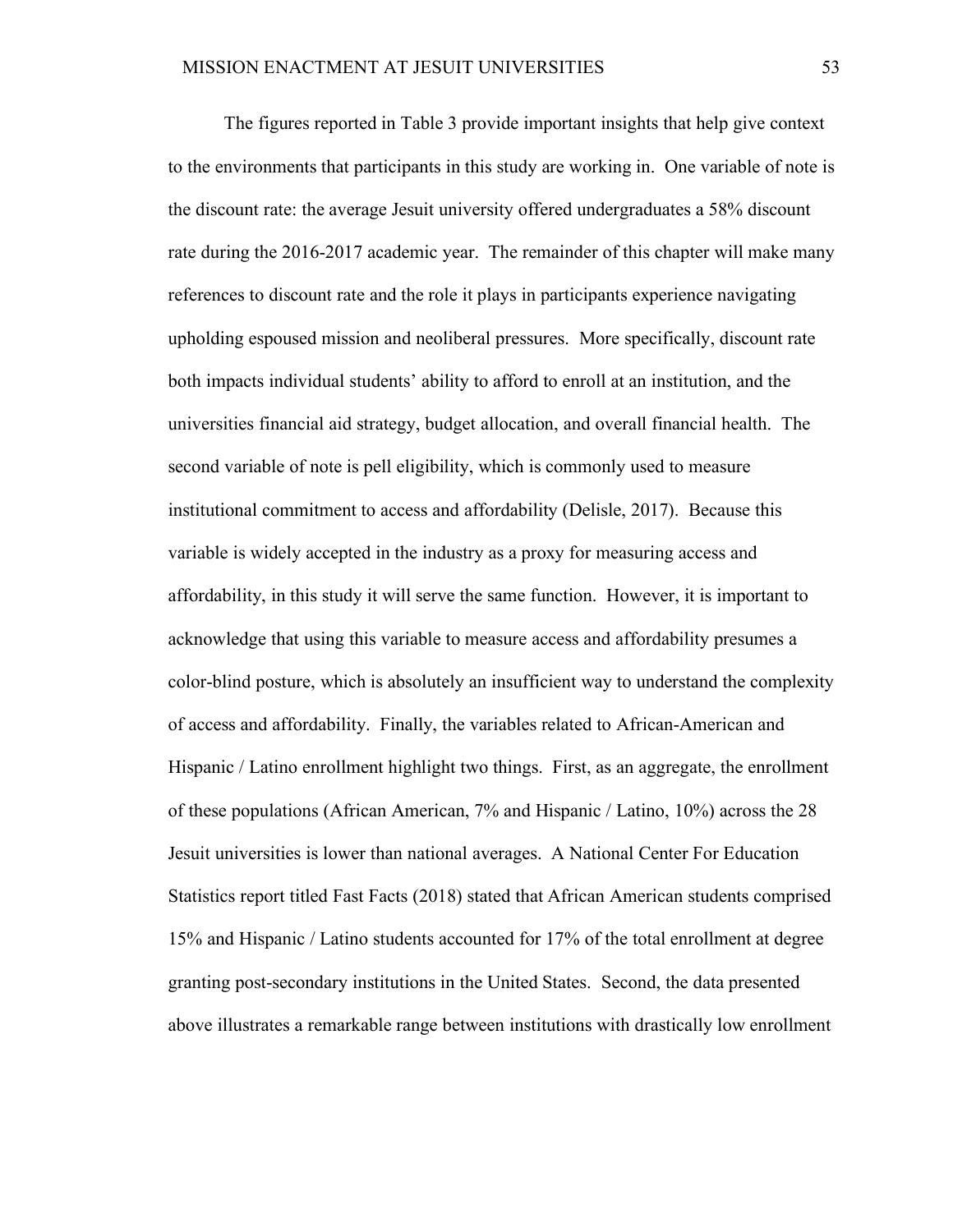The figures reported in Table 3 provide important insights that help give context to the environments that participants in this study are working in. One variable of note is the discount rate: the average Jesuit university offered undergraduates a 58% discount rate during the 2016-2017 academic year. The remainder of this chapter will make many references to discount rate and the role it plays in participants experience navigating upholding espoused mission and neoliberal pressures. More specifically, discount rate both impacts individual students' ability to afford to enroll at an institution, and the universities financial aid strategy, budget allocation, and overall financial health. The second variable of note is pell eligibility, which is commonly used to measure institutional commitment to access and affordability (Delisle, 2017). Because this variable is widely accepted in the industry as a proxy for measuring access and affordability, in this study it will serve the same function. However, it is important to acknowledge that using this variable to measure access and affordability presumes a color-blind posture, which is absolutely an insufficient way to understand the complexity of access and affordability. Finally, the variables related to African-American and Hispanic / Latino enrollment highlight two things. First, as an aggregate, the enrollment of these populations (African American, 7% and Hispanic / Latino, 10%) across the 28 Jesuit universities is lower than national averages. A National Center For Education Statistics report titled Fast Facts (2018) stated that African American students comprised 15% and Hispanic / Latino students accounted for 17% of the total enrollment at degree granting post-secondary institutions in the United States. Second, the data presented above illustrates a remarkable range between institutions with drastically low enrollment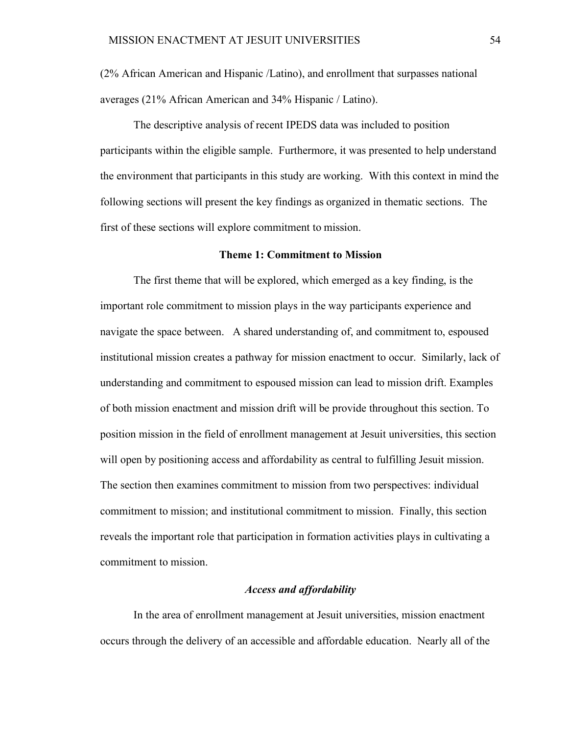(2% African American and Hispanic /Latino), and enrollment that surpasses national averages (21% African American and 34% Hispanic / Latino).

The descriptive analysis of recent IPEDS data was included to position participants within the eligible sample. Furthermore, it was presented to help understand the environment that participants in this study are working. With this context in mind the following sections will present the key findings as organized in thematic sections. The first of these sections will explore commitment to mission.

## Theme 1: Commitment to Mission

The first theme that will be explored, which emerged as a key finding, is the important role commitment to mission plays in the way participants experience and navigate the space between. A shared understanding of, and commitment to, espoused institutional mission creates a pathway for mission enactment to occur. Similarly, lack of understanding and commitment to espoused mission can lead to mission drift. Examples of both mission enactment and mission drift will be provide throughout this section. To position mission in the field of enrollment management at Jesuit universities, this section will open by positioning access and affordability as central to fulfilling Jesuit mission. The section then examines commitment to mission from two perspectives: individual commitment to mission; and institutional commitment to mission. Finally, this section reveals the important role that participation in formation activities plays in cultivating a commitment to mission.

### *Access and affordability*

In the area of enrollment management at Jesuit universities, mission enactment occurs through the delivery of an accessible and affordable education. Nearly all of the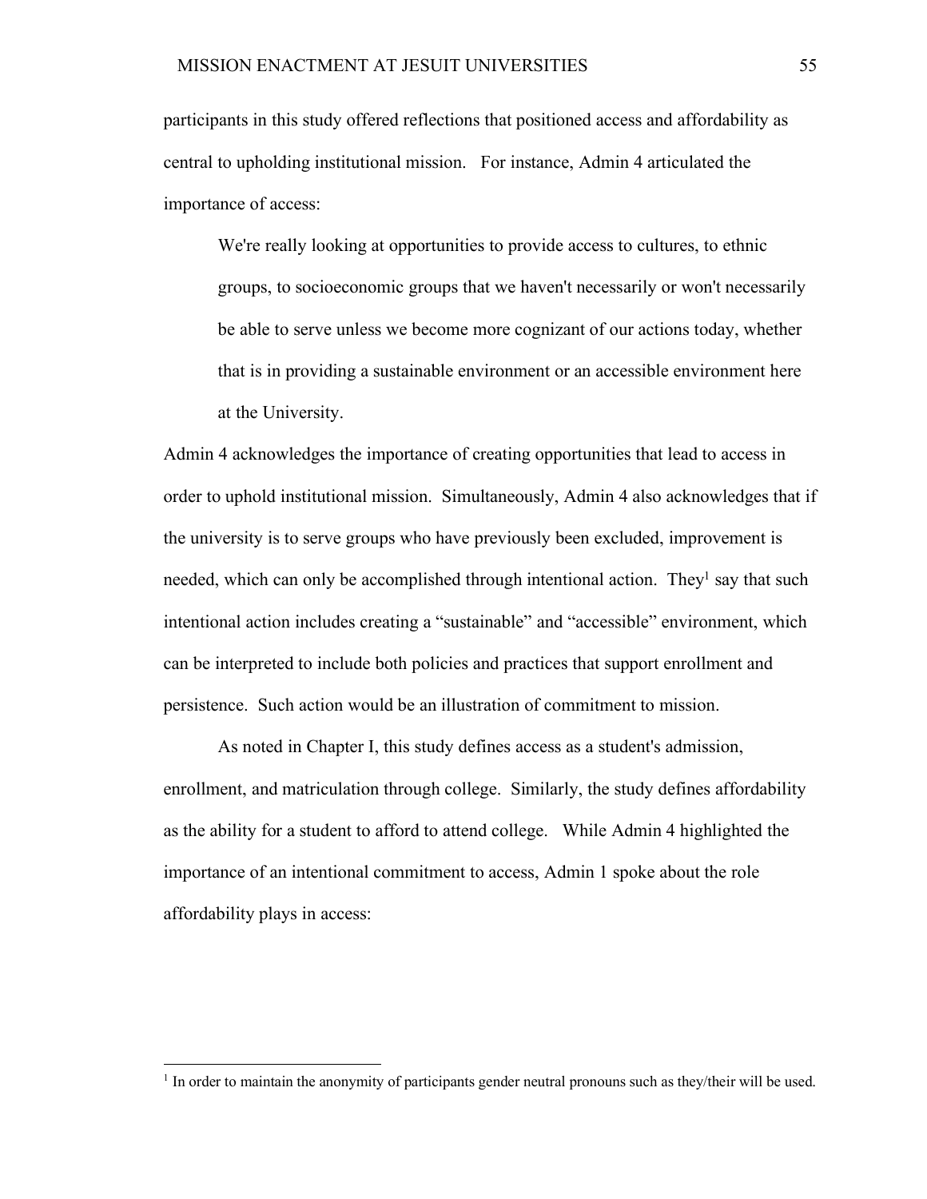participants in this study offered reflections that positioned access and affordability as central to upholding institutional mission. For instance, Admin 4 articulated the importance of access:

> We're really looking at opportunities to provide access to cultures, to ethnic groups, to socioeconomic groups that we haven't necessarily or won't necessarily be able to serve unless we become more cognizant of our actions today, whether that is in providing a sustainable environment or an accessible environment here at the University.

Admin 4 acknowledges the importance of creating opportunities that lead to access in order to uphold institutional mission. Simultaneously, Admin 4 also acknowledges that if the university is to serve groups who have previously been excluded, improvement is needed, which can only be accomplished through intentional action. They[1] say that such intentional action includes creating a "sustainable" and "accessible" environment, which can be interpreted to include both policies and practices that support enrollment and persistence. Such action would be an illustration of commitment to mission.

As noted in Chapter I, this study defines access as a student's admission, enrollment, and matriculation through college. Similarly, the study defines affordability as the ability for a student to afford to attend college. While Admin 4 highlighted the importance of an intentional commitment to access, Admin 1 spoke about the role affordability plays in access:

---

[1] In order to maintain the anonymity of participants gender neutral pronouns such as they/their will be used.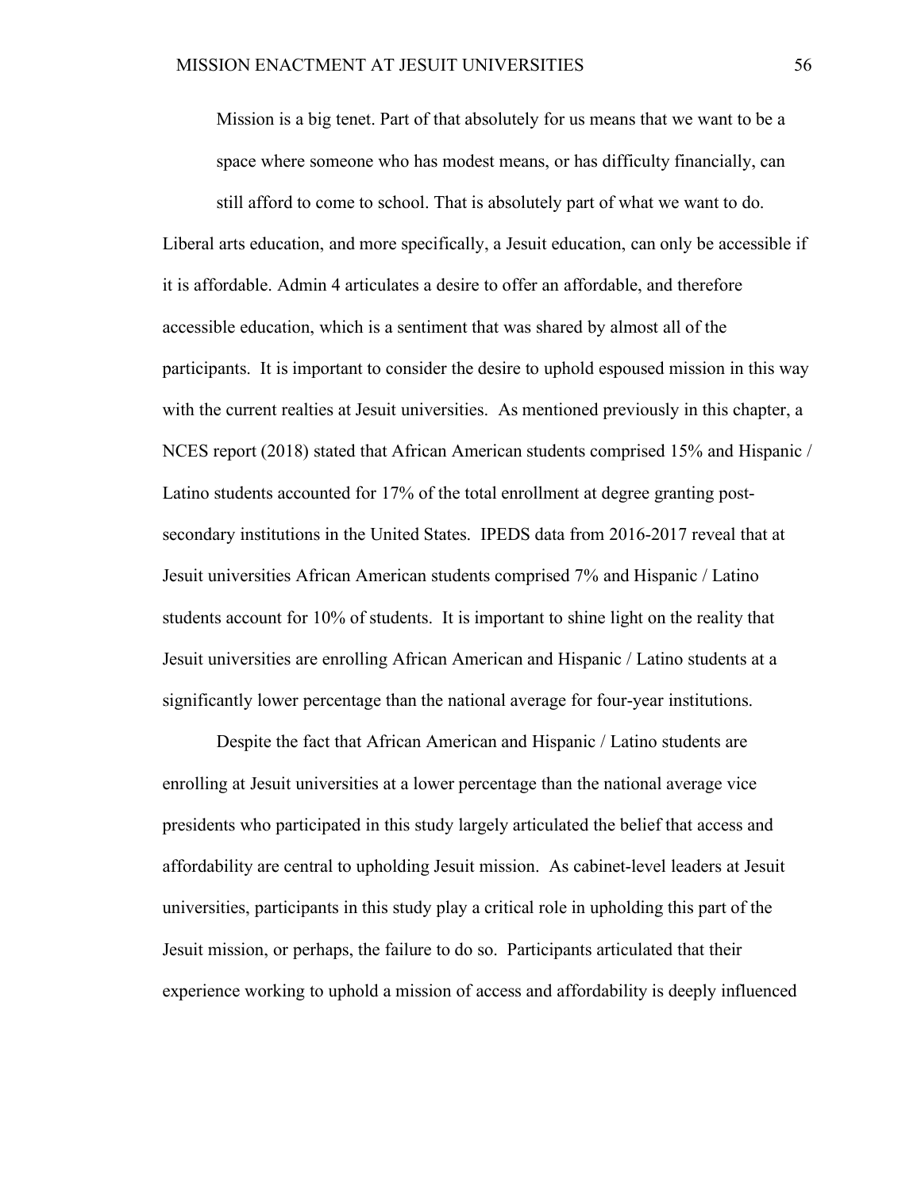> Mission is a big tenet. Part of that absolutely for us means that we want to be a space where someone who has modest means, or has difficulty financially, can still afford to come to school. That is absolutely part of what we want to do.

Liberal arts education, and more specifically, a Jesuit education, can only be accessible if it is affordable. Admin 4 articulates a desire to offer an affordable, and therefore accessible education, which is a sentiment that was shared by almost all of the participants. It is important to consider the desire to uphold espoused mission in this way with the current realties at Jesuit universities. As mentioned previously in this chapter, a NCES report (2018) stated that African American students comprised 15% and Hispanic / Latino students accounted for 17% of the total enrollment at degree granting post-secondary institutions in the United States. IPEDS data from 2016-2017 reveal that at Jesuit universities African American students comprised 7% and Hispanic / Latino students account for 10% of students. It is important to shine light on the reality that Jesuit universities are enrolling African American and Hispanic / Latino students at a significantly lower percentage than the national average for four-year institutions.

Despite the fact that African American and Hispanic / Latino students are enrolling at Jesuit universities at a lower percentage than the national average vice presidents who participated in this study largely articulated the belief that access and affordability are central to upholding Jesuit mission. As cabinet-level leaders at Jesuit universities, participants in this study play a critical role in upholding this part of the Jesuit mission, or perhaps, the failure to do so. Participants articulated that their experience working to uphold a mission of access and affordability is deeply influenced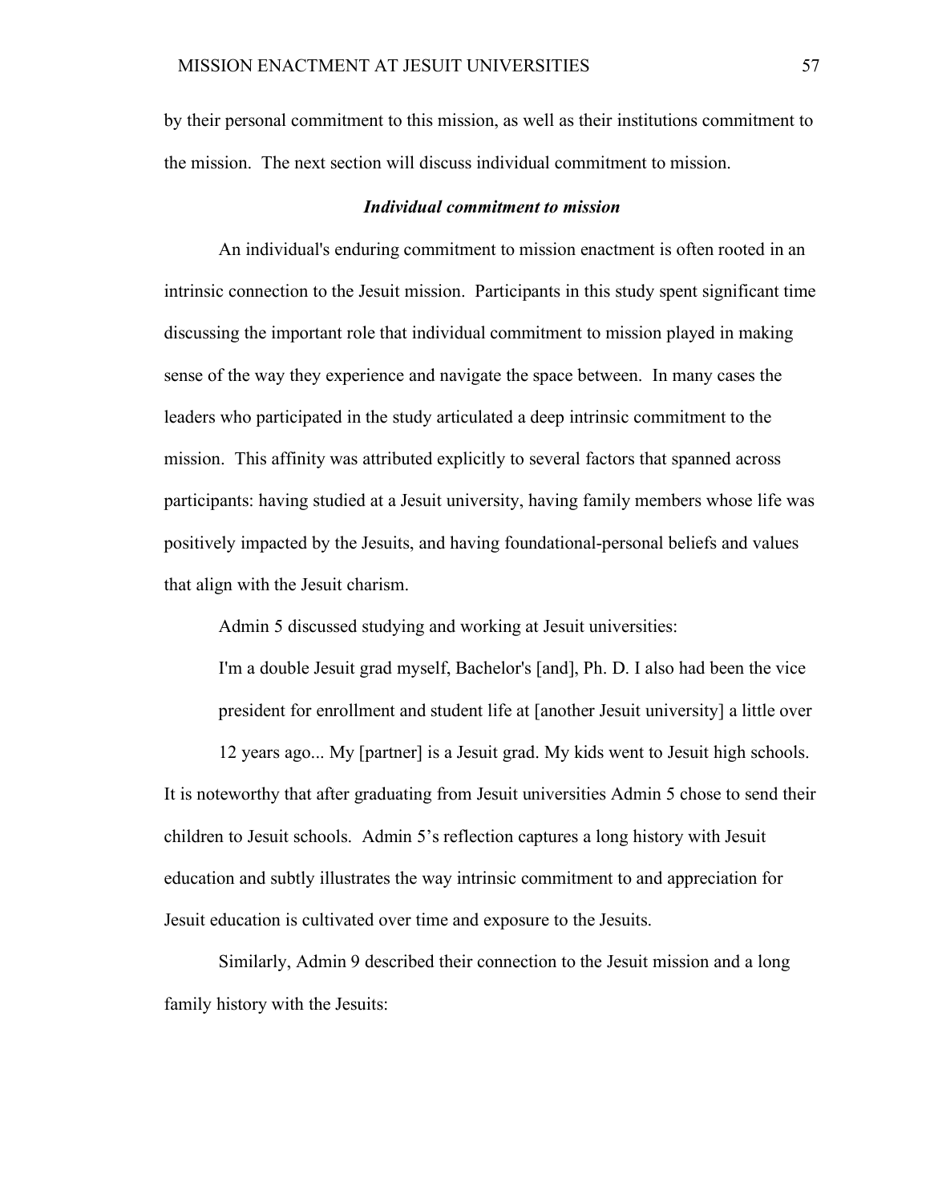by their personal commitment to this mission, as well as their institutions commitment to the mission.  The next section will discuss individual commitment to mission.

### ***Individual commitment to mission***

An individual's enduring commitment to mission enactment is often rooted in an intrinsic connection to the Jesuit mission.  Participants in this study spent significant time discussing the important role that individual commitment to mission played in making sense of the way they experience and navigate the space between.  In many cases the leaders who participated in the study articulated a deep intrinsic commitment to the mission.  This affinity was attributed explicitly to several factors that spanned across participants: having studied at a Jesuit university, having family members whose life was positively impacted by the Jesuits, and having foundational-personal beliefs and values that align with the Jesuit charism.

Admin 5 discussed studying and working at Jesuit universities:

> I'm a double Jesuit grad myself, Bachelor's [and], Ph. D. I also had been the vice president for enrollment and student life at [another Jesuit university] a little over 12 years ago... My [partner] is a Jesuit grad. My kids went to Jesuit high schools.

It is noteworthy that after graduating from Jesuit universities Admin 5 chose to send their children to Jesuit schools.  Admin 5's reflection captures a long history with Jesuit education and subtly illustrates the way intrinsic commitment to and appreciation for Jesuit education is cultivated over time and exposure to the Jesuits.

Similarly, Admin 9 described their connection to the Jesuit mission and a long family history with the Jesuits: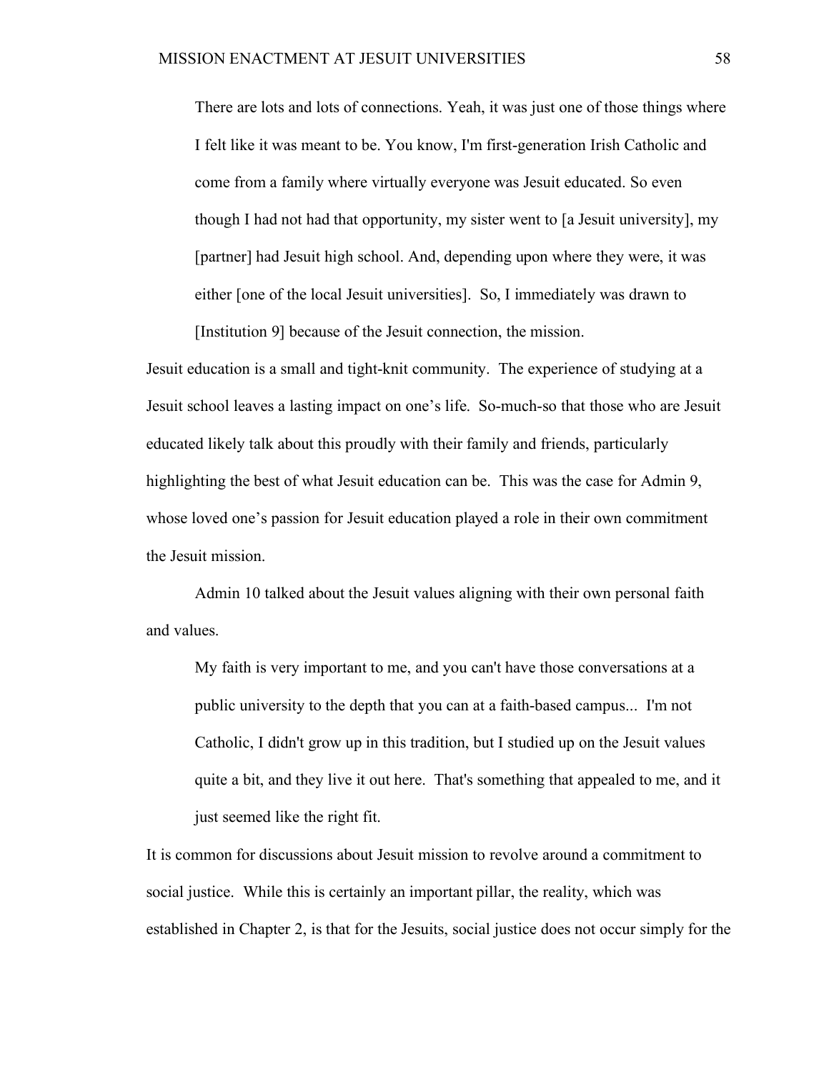> There are lots and lots of connections. Yeah, it was just one of those things where I felt like it was meant to be. You know, I'm first-generation Irish Catholic and come from a family where virtually everyone was Jesuit educated. So even though I had not had that opportunity, my sister went to [a Jesuit university], my [partner] had Jesuit high school. And, depending upon where they were, it was either [one of the local Jesuit universities]. So, I immediately was drawn to [Institution 9] because of the Jesuit connection, the mission.

Jesuit education is a small and tight-knit community. The experience of studying at a Jesuit school leaves a lasting impact on one's life. So-much-so that those who are Jesuit educated likely talk about this proudly with their family and friends, particularly highlighting the best of what Jesuit education can be. This was the case for Admin 9, whose loved one's passion for Jesuit education played a role in their own commitment the Jesuit mission.

Admin 10 talked about the Jesuit values aligning with their own personal faith and values.

> My faith is very important to me, and you can't have those conversations at a public university to the depth that you can at a faith-based campus... I'm not Catholic, I didn't grow up in this tradition, but I studied up on the Jesuit values quite a bit, and they live it out here. That's something that appealed to me, and it just seemed like the right fit.

It is common for discussions about Jesuit mission to revolve around a commitment to social justice. While this is certainly an important pillar, the reality, which was established in Chapter 2, is that for the Jesuits, social justice does not occur simply for the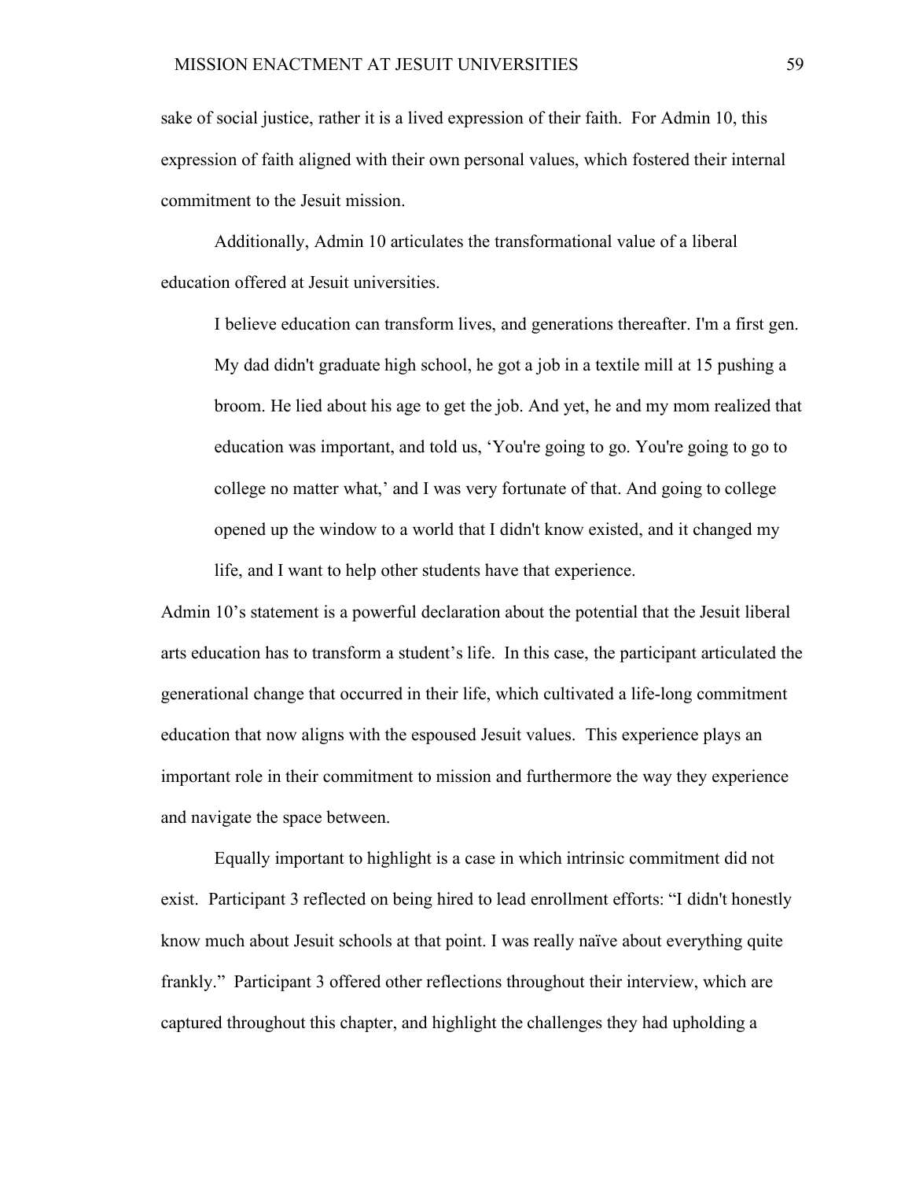sake of social justice, rather it is a lived expression of their faith. For Admin 10, this expression of faith aligned with their own personal values, which fostered their internal commitment to the Jesuit mission.

Additionally, Admin 10 articulates the transformational value of a liberal education offered at Jesuit universities.

> I believe education can transform lives, and generations thereafter. I'm a first gen. My dad didn't graduate high school, he got a job in a textile mill at 15 pushing a broom. He lied about his age to get the job. And yet, he and my mom realized that education was important, and told us, 'You're going to go. You're going to go to college no matter what,' and I was very fortunate of that. And going to college opened up the window to a world that I didn't know existed, and it changed my life, and I want to help other students have that experience.

Admin 10's statement is a powerful declaration about the potential that the Jesuit liberal arts education has to transform a student's life. In this case, the participant articulated the generational change that occurred in their life, which cultivated a life-long commitment education that now aligns with the espoused Jesuit values. This experience plays an important role in their commitment to mission and furthermore the way they experience and navigate the space between.

Equally important to highlight is a case in which intrinsic commitment did not exist. Participant 3 reflected on being hired to lead enrollment efforts: "I didn't honestly know much about Jesuit schools at that point. I was really naïve about everything quite frankly." Participant 3 offered other reflections throughout their interview, which are captured throughout this chapter, and highlight the challenges they had upholding a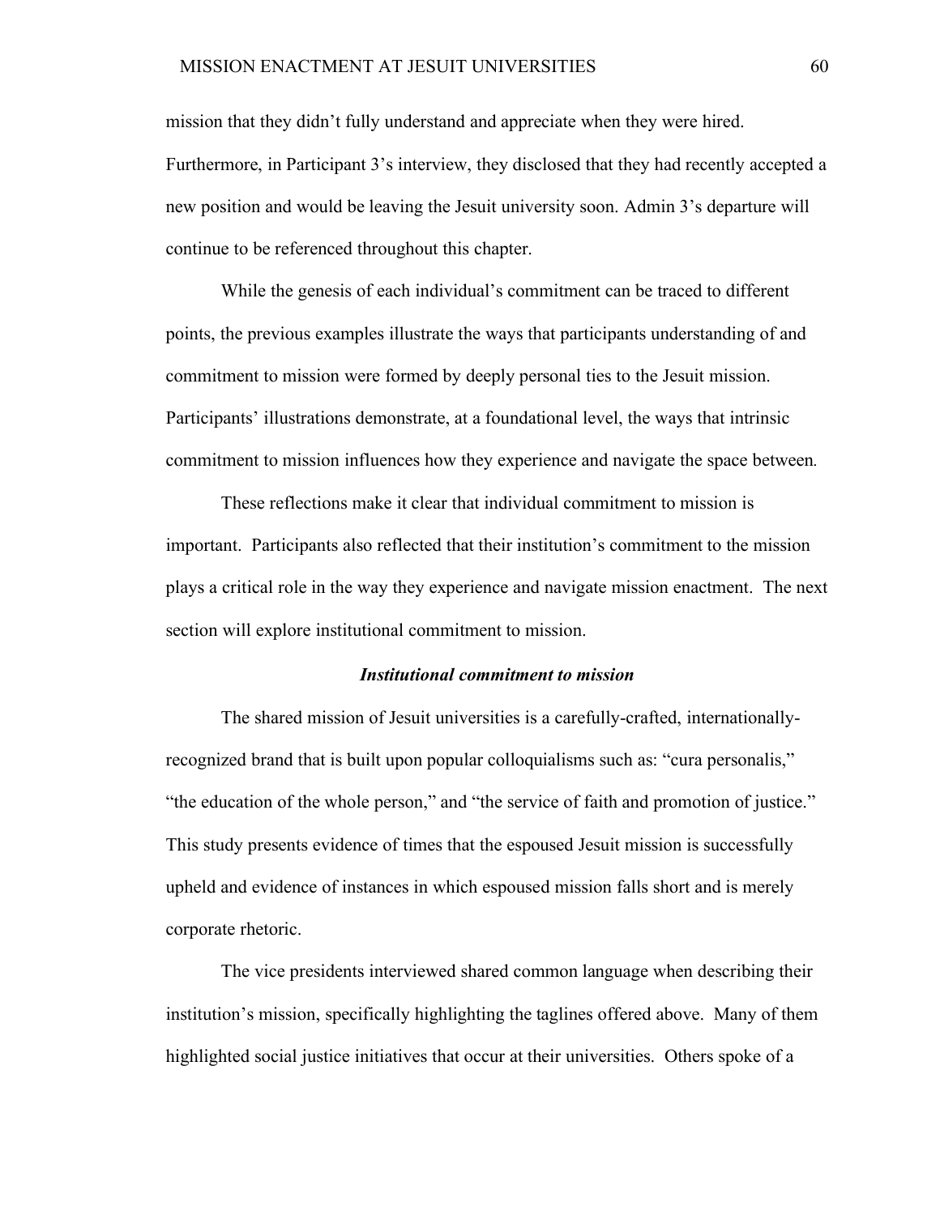mission that they didn't fully understand and appreciate when they were hired. Furthermore, in Participant 3's interview, they disclosed that they had recently accepted a new position and would be leaving the Jesuit university soon. Admin 3's departure will continue to be referenced throughout this chapter.

While the genesis of each individual's commitment can be traced to different points, the previous examples illustrate the ways that participants understanding of and commitment to mission were formed by deeply personal ties to the Jesuit mission. Participants' illustrations demonstrate, at a foundational level, the ways that intrinsic commitment to mission influences how they experience and navigate the space between.

These reflections make it clear that individual commitment to mission is important. Participants also reflected that their institution's commitment to the mission plays a critical role in the way they experience and navigate mission enactment. The next section will explore institutional commitment to mission.

### *Institutional commitment to mission*

The shared mission of Jesuit universities is a carefully-crafted, internationally-recognized brand that is built upon popular colloquialisms such as: "cura personalis," "the education of the whole person," and "the service of faith and promotion of justice." This study presents evidence of times that the espoused Jesuit mission is successfully upheld and evidence of instances in which espoused mission falls short and is merely corporate rhetoric.

The vice presidents interviewed shared common language when describing their institution's mission, specifically highlighting the taglines offered above. Many of them highlighted social justice initiatives that occur at their universities. Others spoke of a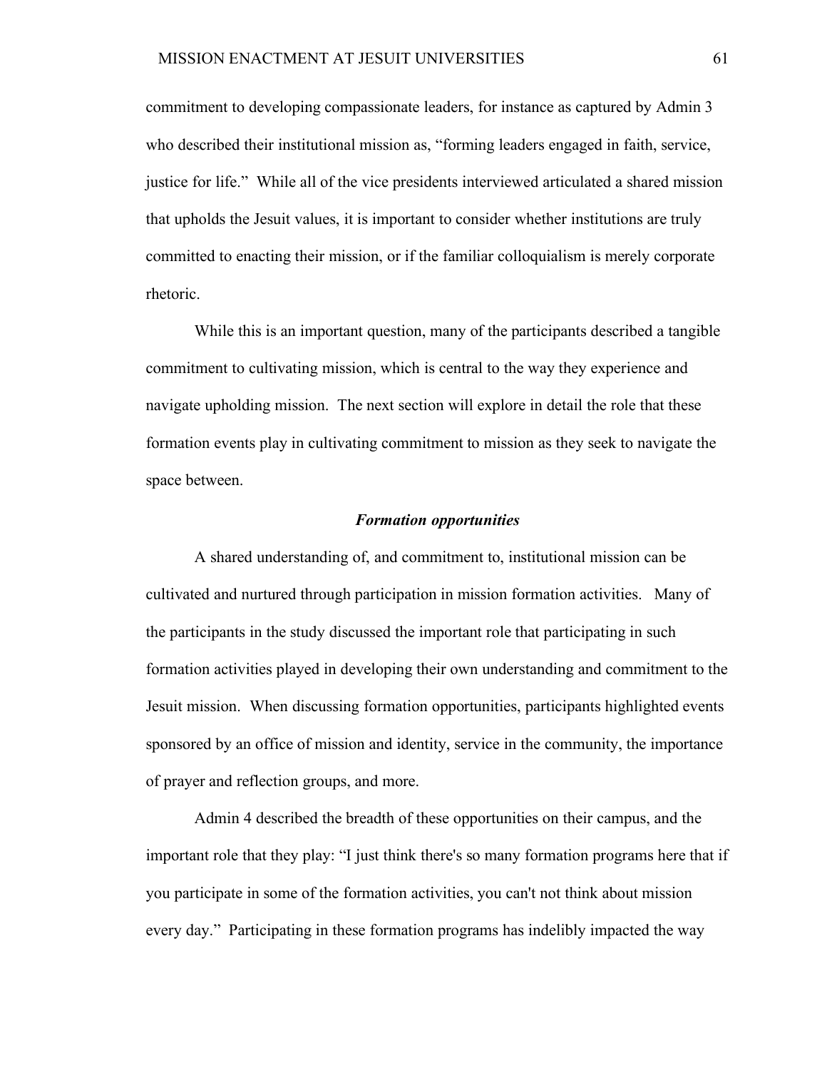commitment to developing compassionate leaders, for instance as captured by Admin 3 who described their institutional mission as, "forming leaders engaged in faith, service, justice for life." While all of the vice presidents interviewed articulated a shared mission that upholds the Jesuit values, it is important to consider whether institutions are truly committed to enacting their mission, or if the familiar colloquialism is merely corporate rhetoric.

While this is an important question, many of the participants described a tangible commitment to cultivating mission, which is central to the way they experience and navigate upholding mission. The next section will explore in detail the role that these formation events play in cultivating commitment to mission as they seek to navigate the space between.

### *Formation opportunities*

A shared understanding of, and commitment to, institutional mission can be cultivated and nurtured through participation in mission formation activities. Many of the participants in the study discussed the important role that participating in such formation activities played in developing their own understanding and commitment to the Jesuit mission. When discussing formation opportunities, participants highlighted events sponsored by an office of mission and identity, service in the community, the importance of prayer and reflection groups, and more.

Admin 4 described the breadth of these opportunities on their campus, and the important role that they play: "I just think there's so many formation programs here that if you participate in some of the formation activities, you can't not think about mission every day." Participating in these formation programs has indelibly impacted the way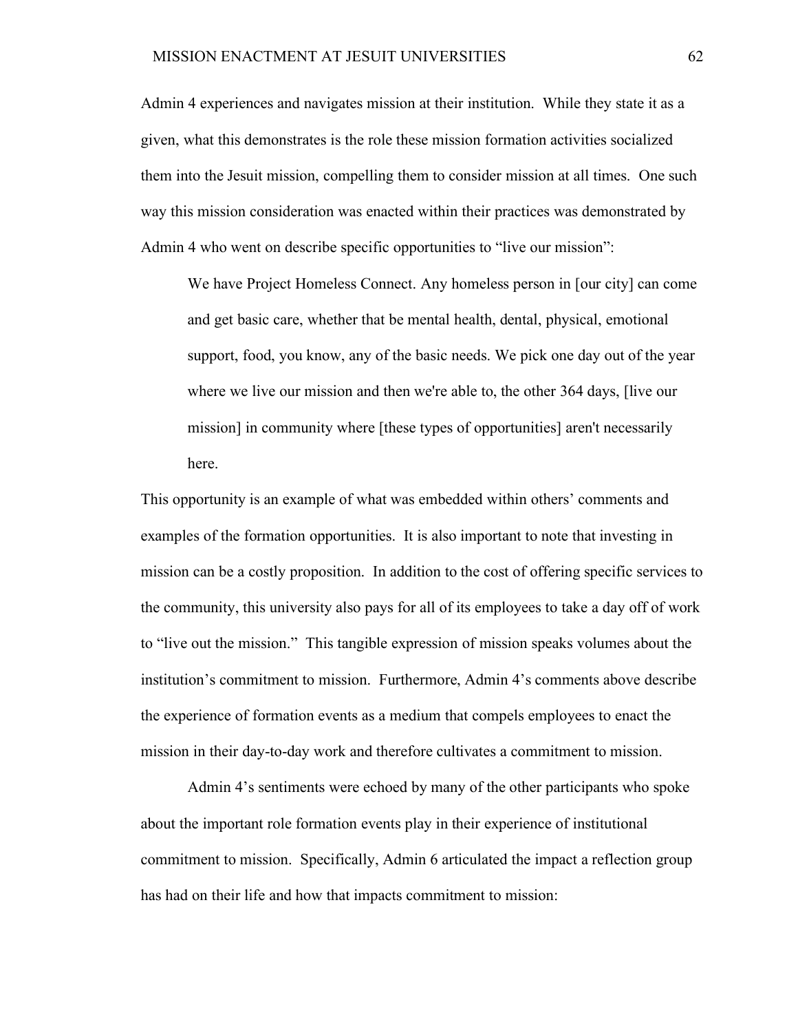Admin 4 experiences and navigates mission at their institution. While they state it as a given, what this demonstrates is the role these mission formation activities socialized them into the Jesuit mission, compelling them to consider mission at all times. One such way this mission consideration was enacted within their practices was demonstrated by Admin 4 who went on describe specific opportunities to "live our mission":

> We have Project Homeless Connect. Any homeless person in [our city] can come and get basic care, whether that be mental health, dental, physical, emotional support, food, you know, any of the basic needs. We pick one day out of the year where we live our mission and then we're able to, the other 364 days, [live our mission] in community where [these types of opportunities] aren't necessarily here.

This opportunity is an example of what was embedded within others' comments and examples of the formation opportunities. It is also important to note that investing in mission can be a costly proposition. In addition to the cost of offering specific services to the community, this university also pays for all of its employees to take a day off of work to "live out the mission." This tangible expression of mission speaks volumes about the institution's commitment to mission. Furthermore, Admin 4's comments above describe the experience of formation events as a medium that compels employees to enact the mission in their day-to-day work and therefore cultivates a commitment to mission.

Admin 4's sentiments were echoed by many of the other participants who spoke about the important role formation events play in their experience of institutional commitment to mission. Specifically, Admin 6 articulated the impact a reflection group has had on their life and how that impacts commitment to mission: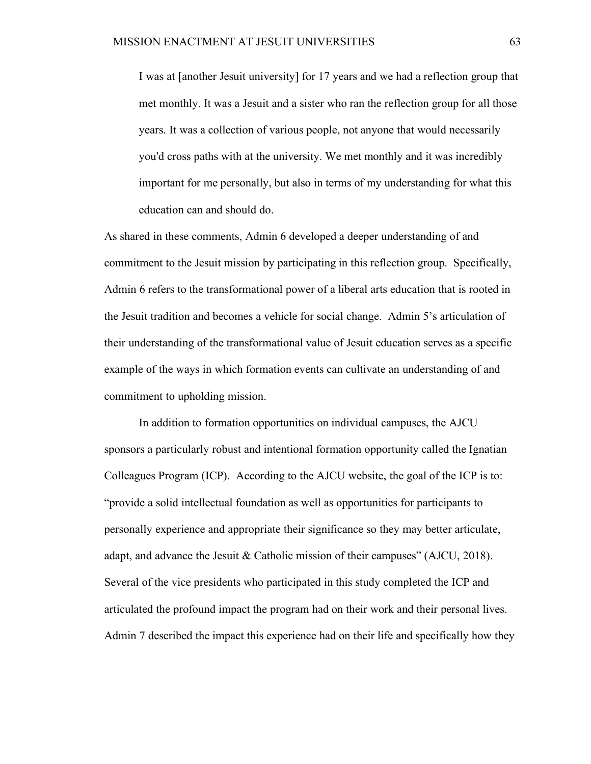> I was at [another Jesuit university] for 17 years and we had a reflection group that met monthly. It was a Jesuit and a sister who ran the reflection group for all those years. It was a collection of various people, not anyone that would necessarily you'd cross paths with at the university. We met monthly and it was incredibly important for me personally, but also in terms of my understanding for what this education can and should do.

As shared in these comments, Admin 6 developed a deeper understanding of and commitment to the Jesuit mission by participating in this reflection group. Specifically, Admin 6 refers to the transformational power of a liberal arts education that is rooted in the Jesuit tradition and becomes a vehicle for social change. Admin 5's articulation of their understanding of the transformational value of Jesuit education serves as a specific example of the ways in which formation events can cultivate an understanding of and commitment to upholding mission.

In addition to formation opportunities on individual campuses, the AJCU sponsors a particularly robust and intentional formation opportunity called the Ignatian Colleagues Program (ICP). According to the AJCU website, the goal of the ICP is to: "provide a solid intellectual foundation as well as opportunities for participants to personally experience and appropriate their significance so they may better articulate, adapt, and advance the Jesuit & Catholic mission of their campuses" (AJCU, 2018). Several of the vice presidents who participated in this study completed the ICP and articulated the profound impact the program had on their work and their personal lives. Admin 7 described the impact this experience had on their life and specifically how they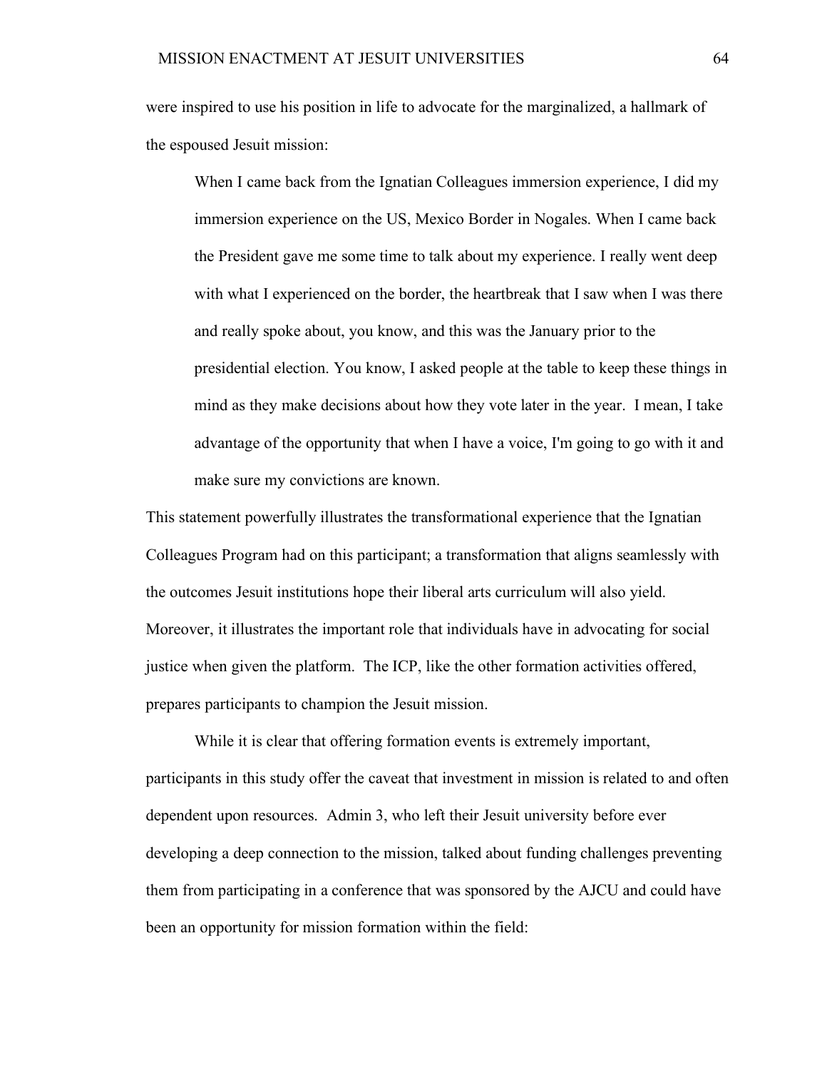were inspired to use his position in life to advocate for the marginalized, a hallmark of the espoused Jesuit mission:

> When I came back from the Ignatian Colleagues immersion experience, I did my immersion experience on the US, Mexico Border in Nogales. When I came back the President gave me some time to talk about my experience. I really went deep with what I experienced on the border, the heartbreak that I saw when I was there and really spoke about, you know, and this was the January prior to the presidential election. You know, I asked people at the table to keep these things in mind as they make decisions about how they vote later in the year. I mean, I take advantage of the opportunity that when I have a voice, I'm going to go with it and make sure my convictions are known.

This statement powerfully illustrates the transformational experience that the Ignatian Colleagues Program had on this participant; a transformation that aligns seamlessly with the outcomes Jesuit institutions hope their liberal arts curriculum will also yield. Moreover, it illustrates the important role that individuals have in advocating for social justice when given the platform. The ICP, like the other formation activities offered, prepares participants to champion the Jesuit mission.

While it is clear that offering formation events is extremely important, participants in this study offer the caveat that investment in mission is related to and often dependent upon resources. Admin 3, who left their Jesuit university before ever developing a deep connection to the mission, talked about funding challenges preventing them from participating in a conference that was sponsored by the AJCU and could have been an opportunity for mission formation within the field: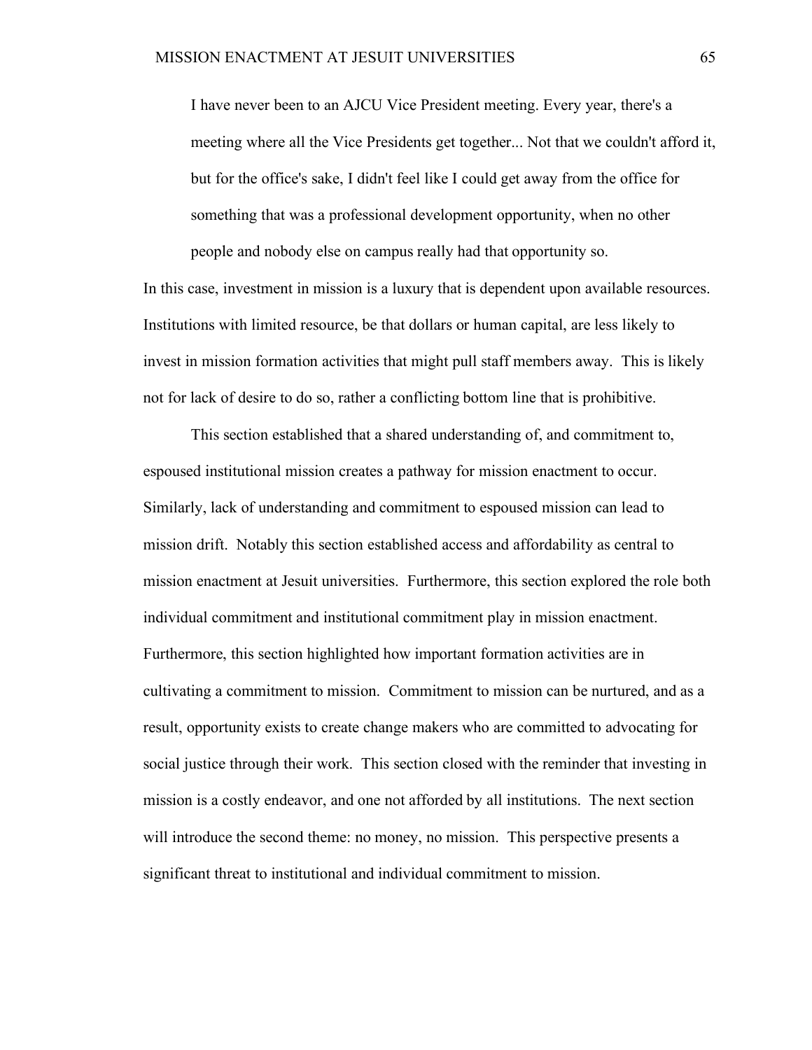> I have never been to an AJCU Vice President meeting. Every year, there's a meeting where all the Vice Presidents get together... Not that we couldn't afford it, but for the office's sake, I didn't feel like I could get away from the office for something that was a professional development opportunity, when no other people and nobody else on campus really had that opportunity so.

In this case, investment in mission is a luxury that is dependent upon available resources. Institutions with limited resource, be that dollars or human capital, are less likely to invest in mission formation activities that might pull staff members away. This is likely not for lack of desire to do so, rather a conflicting bottom line that is prohibitive.

This section established that a shared understanding of, and commitment to, espoused institutional mission creates a pathway for mission enactment to occur. Similarly, lack of understanding and commitment to espoused mission can lead to mission drift. Notably this section established access and affordability as central to mission enactment at Jesuit universities. Furthermore, this section explored the role both individual commitment and institutional commitment play in mission enactment. Furthermore, this section highlighted how important formation activities are in cultivating a commitment to mission. Commitment to mission can be nurtured, and as a result, opportunity exists to create change makers who are committed to advocating for social justice through their work. This section closed with the reminder that investing in mission is a costly endeavor, and one not afforded by all institutions. The next section will introduce the second theme: no money, no mission. This perspective presents a significant threat to institutional and individual commitment to mission.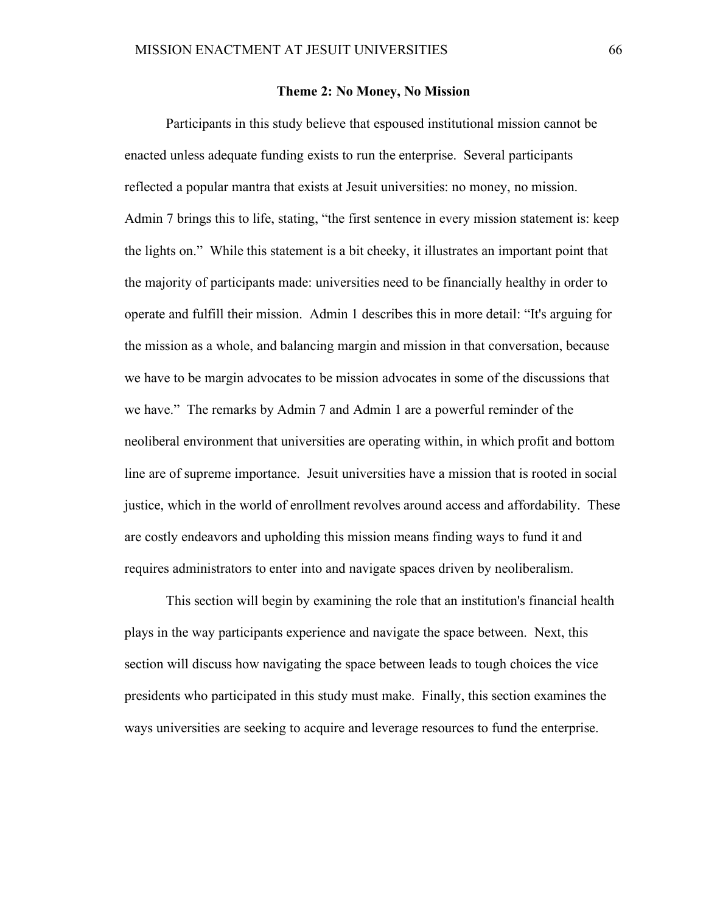## Theme 2: No Money, No Mission

Participants in this study believe that espoused institutional mission cannot be enacted unless adequate funding exists to run the enterprise. Several participants reflected a popular mantra that exists at Jesuit universities: no money, no mission. Admin 7 brings this to life, stating, "the first sentence in every mission statement is: keep the lights on." While this statement is a bit cheeky, it illustrates an important point that the majority of participants made: universities need to be financially healthy in order to operate and fulfill their mission. Admin 1 describes this in more detail: "It's arguing for the mission as a whole, and balancing margin and mission in that conversation, because we have to be margin advocates to be mission advocates in some of the discussions that we have." The remarks by Admin 7 and Admin 1 are a powerful reminder of the neoliberal environment that universities are operating within, in which profit and bottom line are of supreme importance. Jesuit universities have a mission that is rooted in social justice, which in the world of enrollment revolves around access and affordability. These are costly endeavors and upholding this mission means finding ways to fund it and requires administrators to enter into and navigate spaces driven by neoliberalism.

This section will begin by examining the role that an institution's financial health plays in the way participants experience and navigate the space between. Next, this section will discuss how navigating the space between leads to tough choices the vice presidents who participated in this study must make. Finally, this section examines the ways universities are seeking to acquire and leverage resources to fund the enterprise.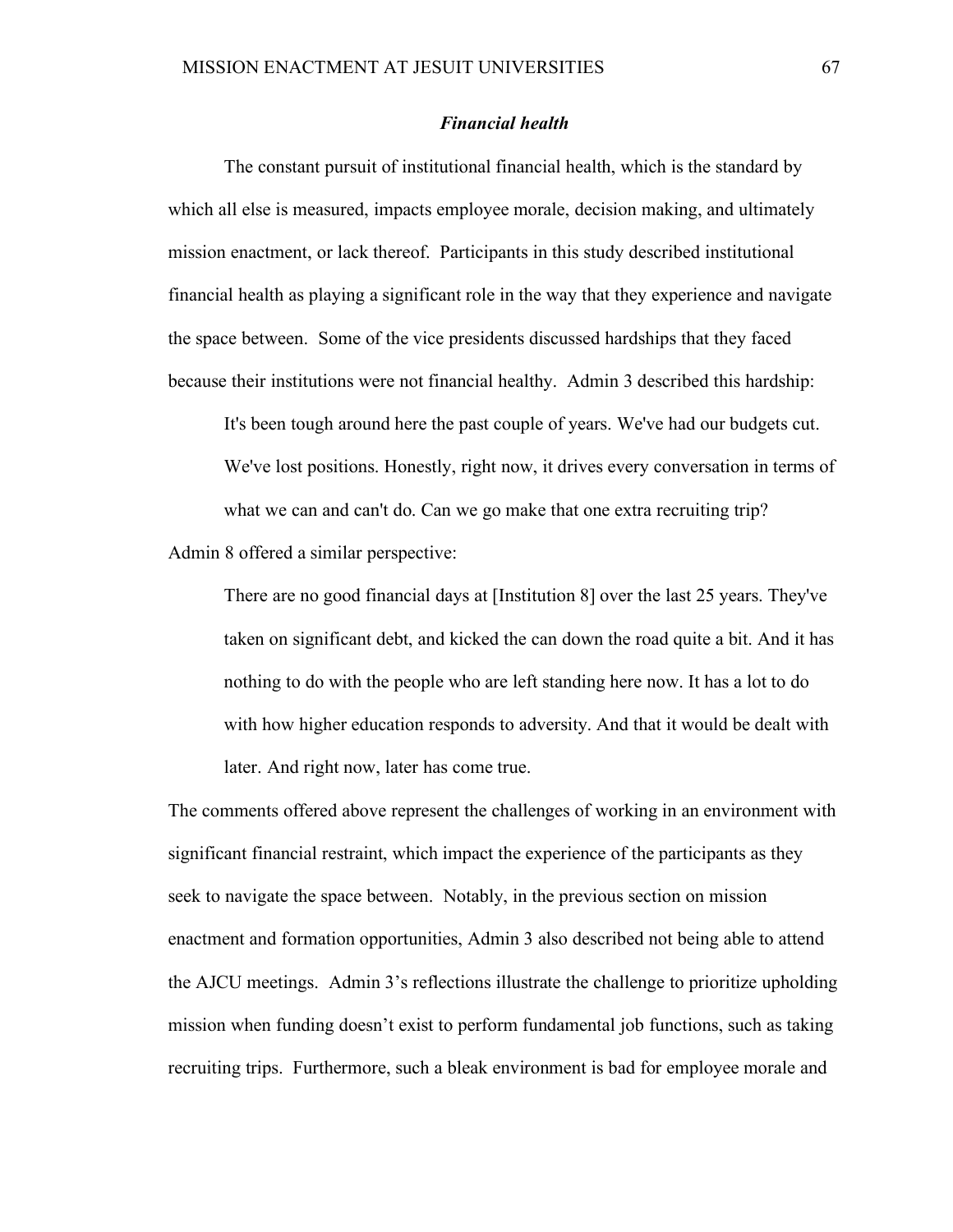### *Financial health*

The constant pursuit of institutional financial health, which is the standard by which all else is measured, impacts employee morale, decision making, and ultimately mission enactment, or lack thereof. Participants in this study described institutional financial health as playing a significant role in the way that they experience and navigate the space between. Some of the vice presidents discussed hardships that they faced because their institutions were not financial healthy. Admin 3 described this hardship:

> It's been tough around here the past couple of years. We've had our budgets cut. We've lost positions. Honestly, right now, it drives every conversation in terms of what we can and can't do. Can we go make that one extra recruiting trip?

Admin 8 offered a similar perspective:

> There are no good financial days at [Institution 8] over the last 25 years. They've taken on significant debt, and kicked the can down the road quite a bit. And it has nothing to do with the people who are left standing here now. It has a lot to do with how higher education responds to adversity. And that it would be dealt with later. And right now, later has come true.

The comments offered above represent the challenges of working in an environment with significant financial restraint, which impact the experience of the participants as they seek to navigate the space between. Notably, in the previous section on mission enactment and formation opportunities, Admin 3 also described not being able to attend the AJCU meetings. Admin 3's reflections illustrate the challenge to prioritize upholding mission when funding doesn't exist to perform fundamental job functions, such as taking recruiting trips. Furthermore, such a bleak environment is bad for employee morale and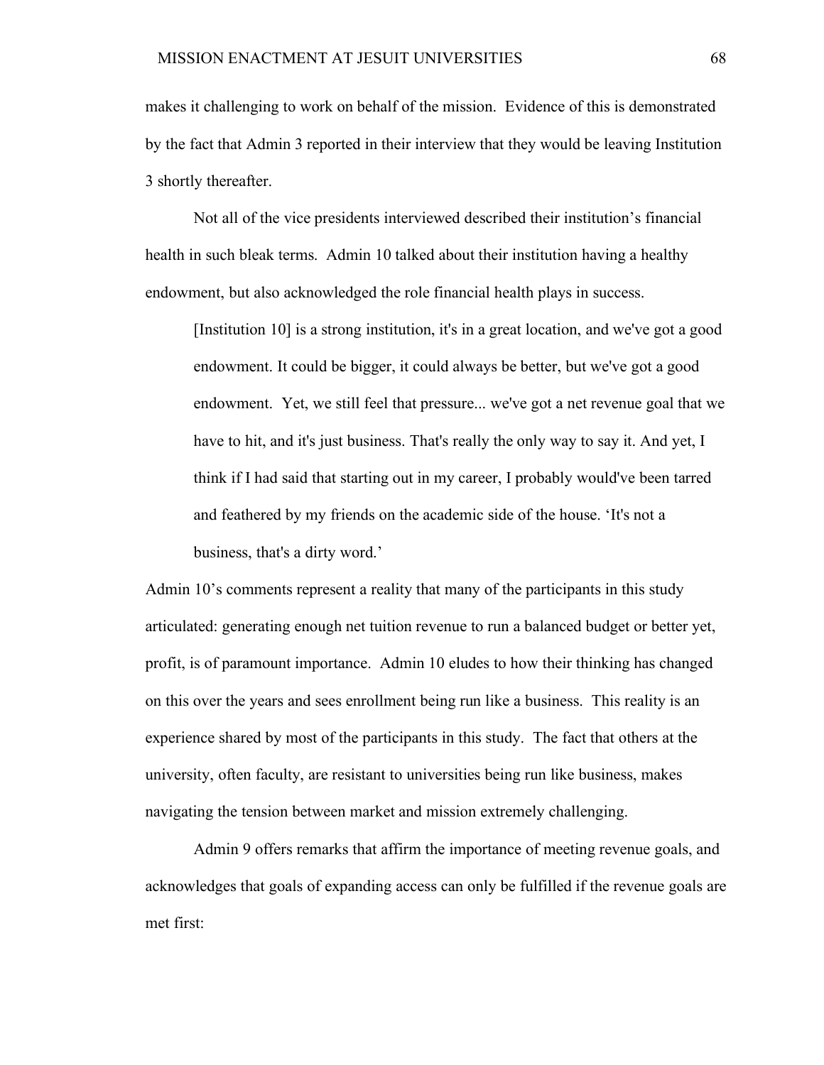makes it challenging to work on behalf of the mission. Evidence of this is demonstrated by the fact that Admin 3 reported in their interview that they would be leaving Institution 3 shortly thereafter.

Not all of the vice presidents interviewed described their institution's financial health in such bleak terms. Admin 10 talked about their institution having a healthy endowment, but also acknowledged the role financial health plays in success.

> [Institution 10] is a strong institution, it's in a great location, and we've got a good endowment. It could be bigger, it could always be better, but we've got a good endowment. Yet, we still feel that pressure... we've got a net revenue goal that we have to hit, and it's just business. That's really the only way to say it. And yet, I think if I had said that starting out in my career, I probably would've been tarred and feathered by my friends on the academic side of the house. 'It's not a business, that's a dirty word.'

Admin 10's comments represent a reality that many of the participants in this study articulated: generating enough net tuition revenue to run a balanced budget or better yet, profit, is of paramount importance. Admin 10 eludes to how their thinking has changed on this over the years and sees enrollment being run like a business. This reality is an experience shared by most of the participants in this study. The fact that others at the university, often faculty, are resistant to universities being run like business, makes navigating the tension between market and mission extremely challenging.

Admin 9 offers remarks that affirm the importance of meeting revenue goals, and acknowledges that goals of expanding access can only be fulfilled if the revenue goals are met first: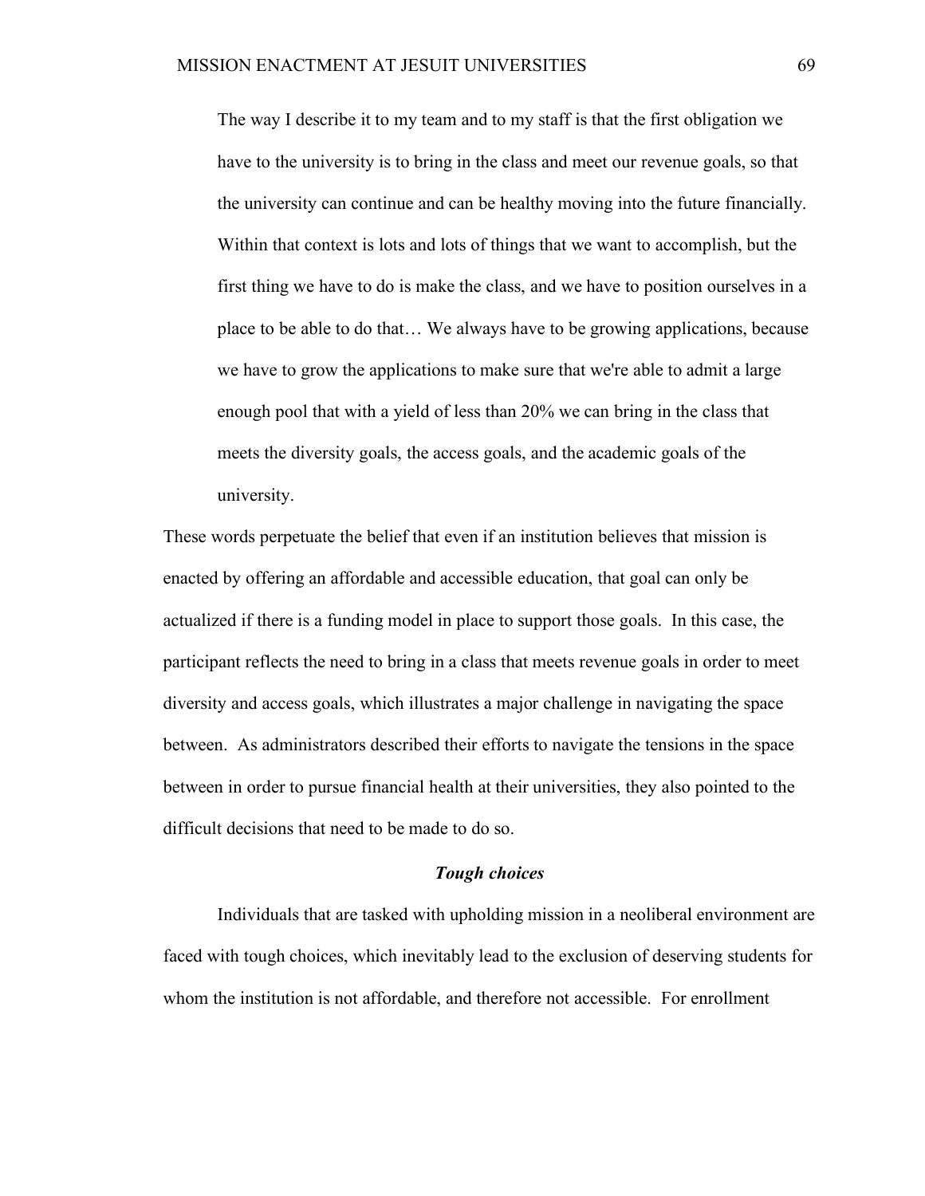> The way I describe it to my team and to my staff is that the first obligation we have to the university is to bring in the class and meet our revenue goals, so that the university can continue and can be healthy moving into the future financially. Within that context is lots and lots of things that we want to accomplish, but the first thing we have to do is make the class, and we have to position ourselves in a place to be able to do that… We always have to be growing applications, because we have to grow the applications to make sure that we're able to admit a large enough pool that with a yield of less than 20% we can bring in the class that meets the diversity goals, the access goals, and the academic goals of the university.

These words perpetuate the belief that even if an institution believes that mission is enacted by offering an affordable and accessible education, that goal can only be actualized if there is a funding model in place to support those goals. In this case, the participant reflects the need to bring in a class that meets revenue goals in order to meet diversity and access goals, which illustrates a major challenge in navigating the space between. As administrators described their efforts to navigate the tensions in the space between in order to pursue financial health at their universities, they also pointed to the difficult decisions that need to be made to do so.

### *Tough choices*

Individuals that are tasked with upholding mission in a neoliberal environment are faced with tough choices, which inevitably lead to the exclusion of deserving students for whom the institution is not affordable, and therefore not accessible. For enrollment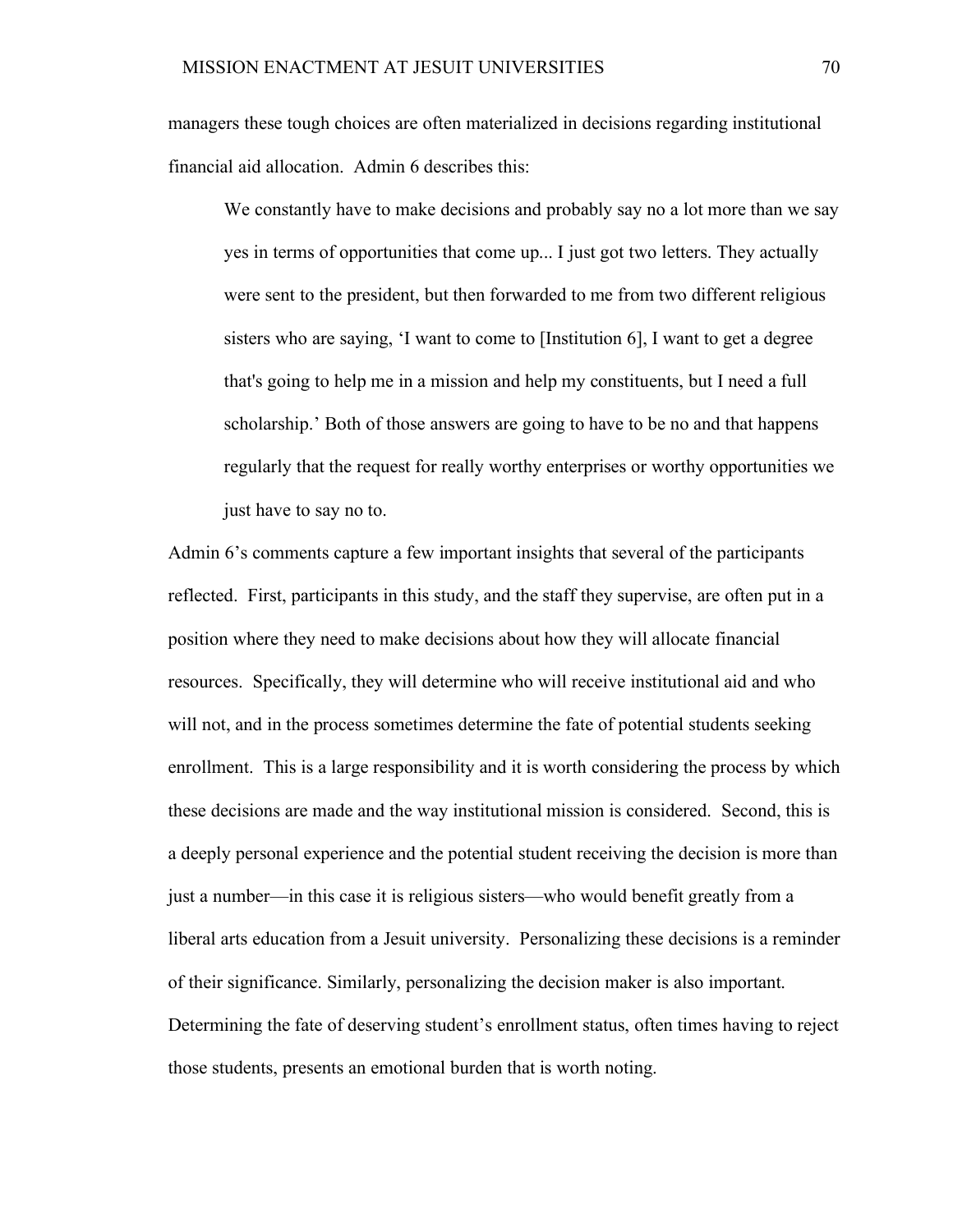managers these tough choices are often materialized in decisions regarding institutional financial aid allocation. Admin 6 describes this:

> We constantly have to make decisions and probably say no a lot more than we say yes in terms of opportunities that come up... I just got two letters. They actually were sent to the president, but then forwarded to me from two different religious sisters who are saying, 'I want to come to [Institution 6], I want to get a degree that's going to help me in a mission and help my constituents, but I need a full scholarship.' Both of those answers are going to have to be no and that happens regularly that the request for really worthy enterprises or worthy opportunities we just have to say no to.

Admin 6's comments capture a few important insights that several of the participants reflected. First, participants in this study, and the staff they supervise, are often put in a position where they need to make decisions about how they will allocate financial resources. Specifically, they will determine who will receive institutional aid and who will not, and in the process sometimes determine the fate of potential students seeking enrollment. This is a large responsibility and it is worth considering the process by which these decisions are made and the way institutional mission is considered. Second, this is a deeply personal experience and the potential student receiving the decision is more than just a number—in this case it is religious sisters—who would benefit greatly from a liberal arts education from a Jesuit university. Personalizing these decisions is a reminder of their significance. Similarly, personalizing the decision maker is also important. Determining the fate of deserving student's enrollment status, often times having to reject those students, presents an emotional burden that is worth noting.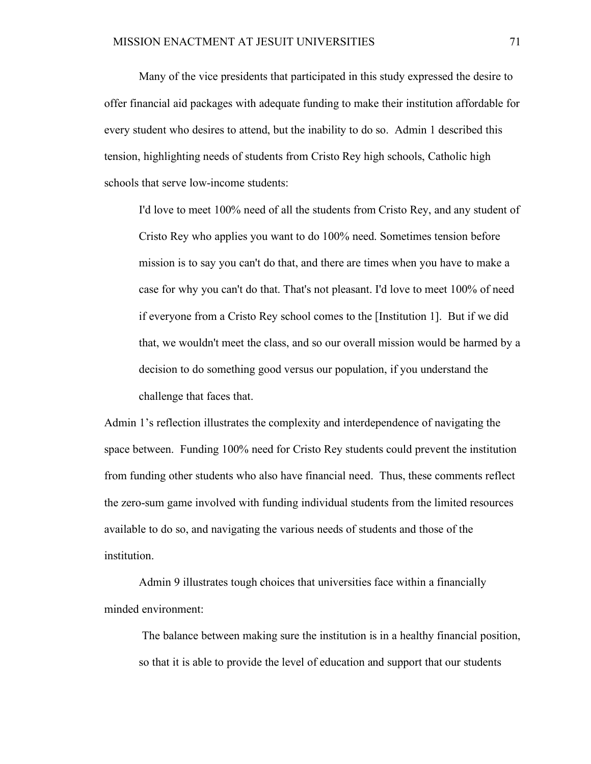Many of the vice presidents that participated in this study expressed the desire to offer financial aid packages with adequate funding to make their institution affordable for every student who desires to attend, but the inability to do so. Admin 1 described this tension, highlighting needs of students from Cristo Rey high schools, Catholic high schools that serve low-income students:

> I'd love to meet 100% need of all the students from Cristo Rey, and any student of Cristo Rey who applies you want to do 100% need. Sometimes tension before mission is to say you can't do that, and there are times when you have to make a case for why you can't do that. That's not pleasant. I'd love to meet 100% of need if everyone from a Cristo Rey school comes to the [Institution 1]. But if we did that, we wouldn't meet the class, and so our overall mission would be harmed by a decision to do something good versus our population, if you understand the challenge that faces that.

Admin 1's reflection illustrates the complexity and interdependence of navigating the space between. Funding 100% need for Cristo Rey students could prevent the institution from funding other students who also have financial need. Thus, these comments reflect the zero-sum game involved with funding individual students from the limited resources available to do so, and navigating the various needs of students and those of the institution.

Admin 9 illustrates tough choices that universities face within a financially minded environment:

> The balance between making sure the institution is in a healthy financial position, so that it is able to provide the level of education and support that our students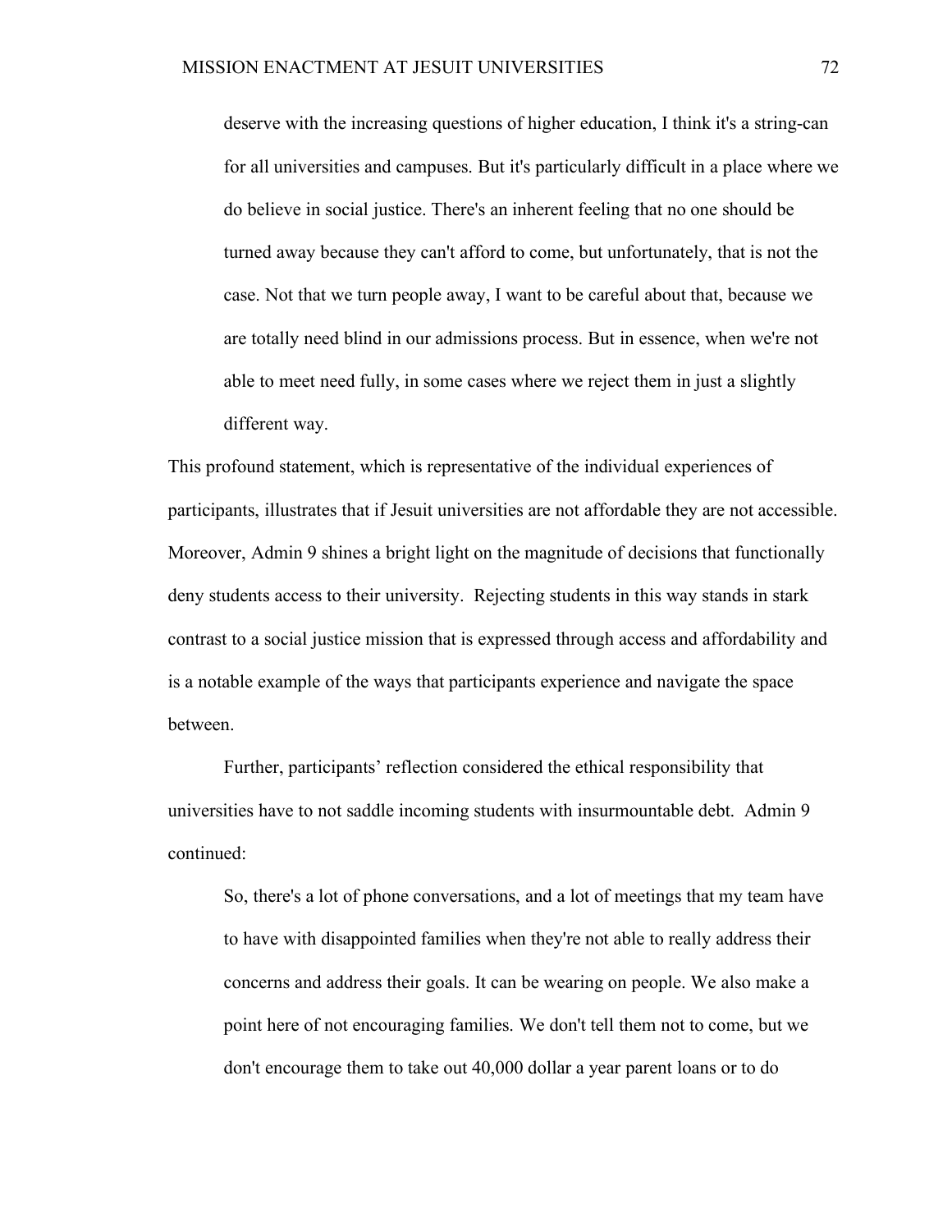> deserve with the increasing questions of higher education, I think it's a string-can for all universities and campuses. But it's particularly difficult in a place where we do believe in social justice. There's an inherent feeling that no one should be turned away because they can't afford to come, but unfortunately, that is not the case. Not that we turn people away, I want to be careful about that, because we are totally need blind in our admissions process. But in essence, when we're not able to meet need fully, in some cases where we reject them in just a slightly different way.

This profound statement, which is representative of the individual experiences of participants, illustrates that if Jesuit universities are not affordable they are not accessible. Moreover, Admin 9 shines a bright light on the magnitude of decisions that functionally deny students access to their university. Rejecting students in this way stands in stark contrast to a social justice mission that is expressed through access and affordability and is a notable example of the ways that participants experience and navigate the space between.

Further, participants' reflection considered the ethical responsibility that universities have to not saddle incoming students with insurmountable debt. Admin 9 continued:

> So, there's a lot of phone conversations, and a lot of meetings that my team have to have with disappointed families when they're not able to really address their concerns and address their goals. It can be wearing on people. We also make a point here of not encouraging families. We don't tell them not to come, but we don't encourage them to take out 40,000 dollar a year parent loans or to do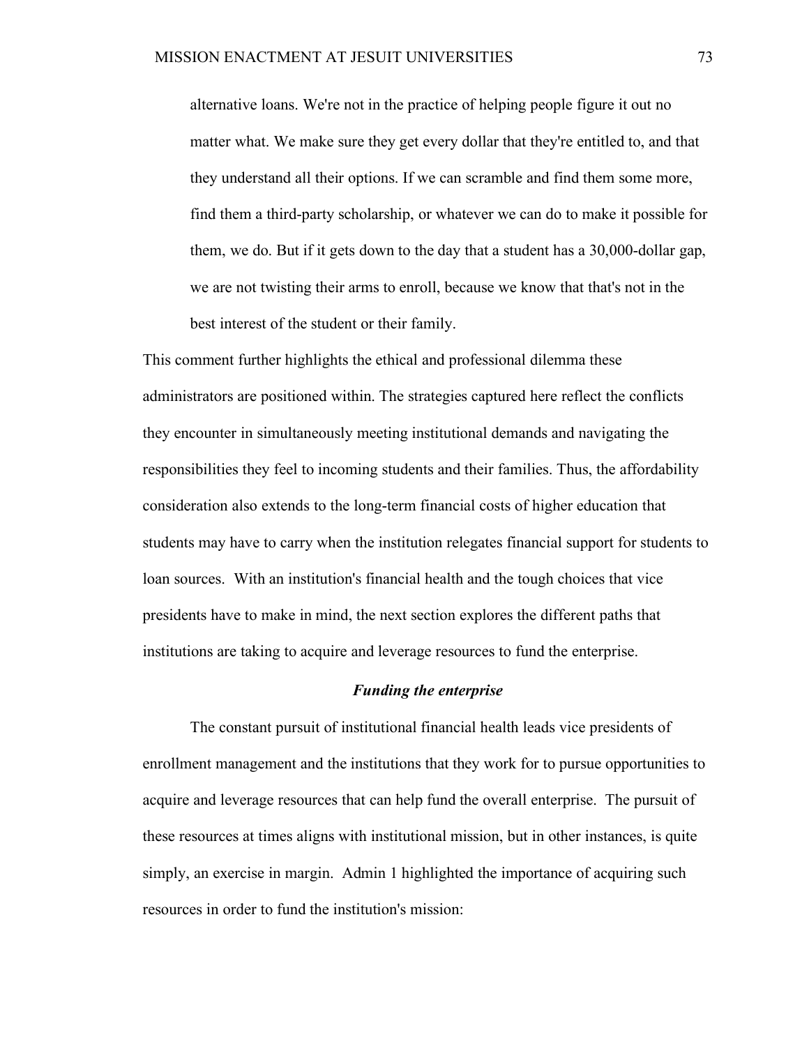> alternative loans. We're not in the practice of helping people figure it out no matter what. We make sure they get every dollar that they're entitled to, and that they understand all their options. If we can scramble and find them some more, find them a third-party scholarship, or whatever we can do to make it possible for them, we do. But if it gets down to the day that a student has a 30,000-dollar gap, we are not twisting their arms to enroll, because we know that that's not in the best interest of the student or their family.

This comment further highlights the ethical and professional dilemma these administrators are positioned within. The strategies captured here reflect the conflicts they encounter in simultaneously meeting institutional demands and navigating the responsibilities they feel to incoming students and their families. Thus, the affordability consideration also extends to the long-term financial costs of higher education that students may have to carry when the institution relegates financial support for students to loan sources. With an institution's financial health and the tough choices that vice presidents have to make in mind, the next section explores the different paths that institutions are taking to acquire and leverage resources to fund the enterprise.

### *Funding the enterprise*

The constant pursuit of institutional financial health leads vice presidents of enrollment management and the institutions that they work for to pursue opportunities to acquire and leverage resources that can help fund the overall enterprise. The pursuit of these resources at times aligns with institutional mission, but in other instances, is quite simply, an exercise in margin. Admin 1 highlighted the importance of acquiring such resources in order to fund the institution's mission: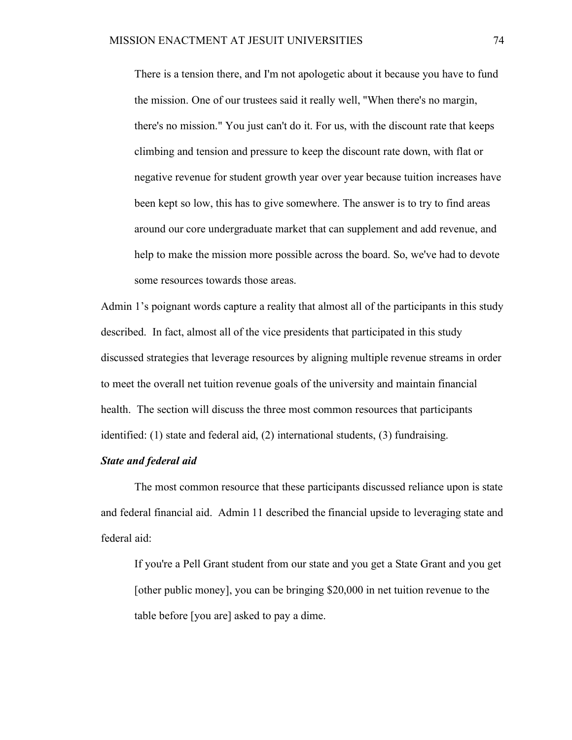> There is a tension there, and I'm not apologetic about it because you have to fund the mission. One of our trustees said it really well, "When there's no margin, there's no mission." You just can't do it. For us, with the discount rate that keeps climbing and tension and pressure to keep the discount rate down, with flat or negative revenue for student growth year over year because tuition increases have been kept so low, this has to give somewhere. The answer is to try to find areas around our core undergraduate market that can supplement and add revenue, and help to make the mission more possible across the board. So, we've had to devote some resources towards those areas.

Admin 1's poignant words capture a reality that almost all of the participants in this study described. In fact, almost all of the vice presidents that participated in this study discussed strategies that leverage resources by aligning multiple revenue streams in order to meet the overall net tuition revenue goals of the university and maintain financial health. The section will discuss the three most common resources that participants identified: (1) state and federal aid, (2) international students, (3) fundraising.

***State and federal aid***

The most common resource that these participants discussed reliance upon is state and federal financial aid. Admin 11 described the financial upside to leveraging state and federal aid:

> If you're a Pell Grant student from our state and you get a State Grant and you get [other public money], you can be bringing $20,000 in net tuition revenue to the table before [you are] asked to pay a dime.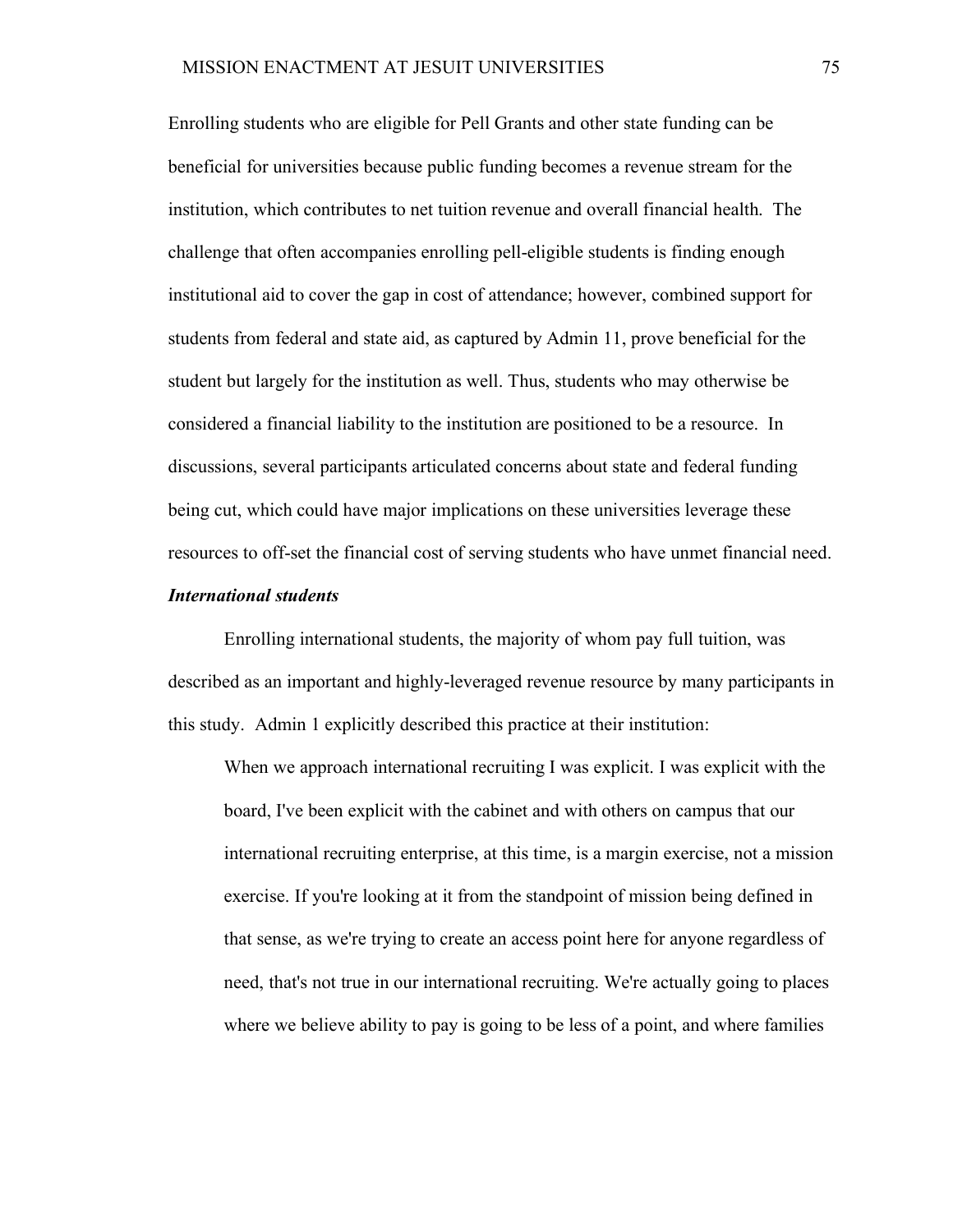Enrolling students who are eligible for Pell Grants and other state funding can be beneficial for universities because public funding becomes a revenue stream for the institution, which contributes to net tuition revenue and overall financial health. The challenge that often accompanies enrolling pell-eligible students is finding enough institutional aid to cover the gap in cost of attendance; however, combined support for students from federal and state aid, as captured by Admin 11, prove beneficial for the student but largely for the institution as well. Thus, students who may otherwise be considered a financial liability to the institution are positioned to be a resource. In discussions, several participants articulated concerns about state and federal funding being cut, which could have major implications on these universities leverage these resources to off-set the financial cost of serving students who have unmet financial need.

***International students***

Enrolling international students, the majority of whom pay full tuition, was described as an important and highly-leveraged revenue resource by many participants in this study. Admin 1 explicitly described this practice at their institution:

> When we approach international recruiting I was explicit. I was explicit with the board, I've been explicit with the cabinet and with others on campus that our international recruiting enterprise, at this time, is a margin exercise, not a mission exercise. If you're looking at it from the standpoint of mission being defined in that sense, as we're trying to create an access point here for anyone regardless of need, that's not true in our international recruiting. We're actually going to places where we believe ability to pay is going to be less of a point, and where families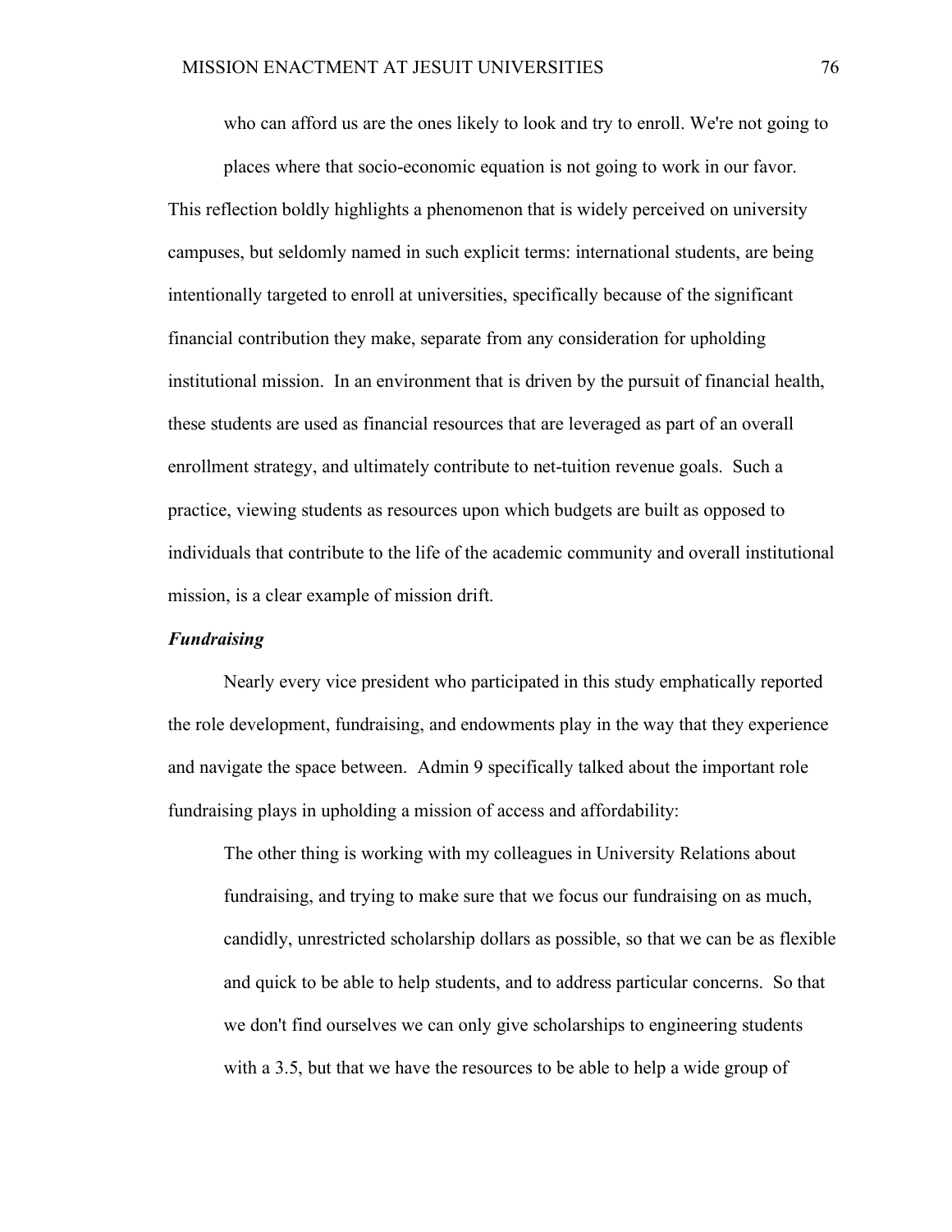> who can afford us are the ones likely to look and try to enroll. We're not going to places where that socio-economic equation is not going to work in our favor.

This reflection boldly highlights a phenomenon that is widely perceived on university campuses, but seldomly named in such explicit terms: international students, are being intentionally targeted to enroll at universities, specifically because of the significant financial contribution they make, separate from any consideration for upholding institutional mission. In an environment that is driven by the pursuit of financial health, these students are used as financial resources that are leveraged as part of an overall enrollment strategy, and ultimately contribute to net-tuition revenue goals. Such a practice, viewing students as resources upon which budgets are built as opposed to individuals that contribute to the life of the academic community and overall institutional mission, is a clear example of mission drift.

***Fundraising***

Nearly every vice president who participated in this study emphatically reported the role development, fundraising, and endowments play in the way that they experience and navigate the space between. Admin 9 specifically talked about the important role fundraising plays in upholding a mission of access and affordability:

> The other thing is working with my colleagues in University Relations about fundraising, and trying to make sure that we focus our fundraising on as much, candidly, unrestricted scholarship dollars as possible, so that we can be as flexible and quick to be able to help students, and to address particular concerns. So that we don't find ourselves we can only give scholarships to engineering students with a 3.5, but that we have the resources to be able to help a wide group of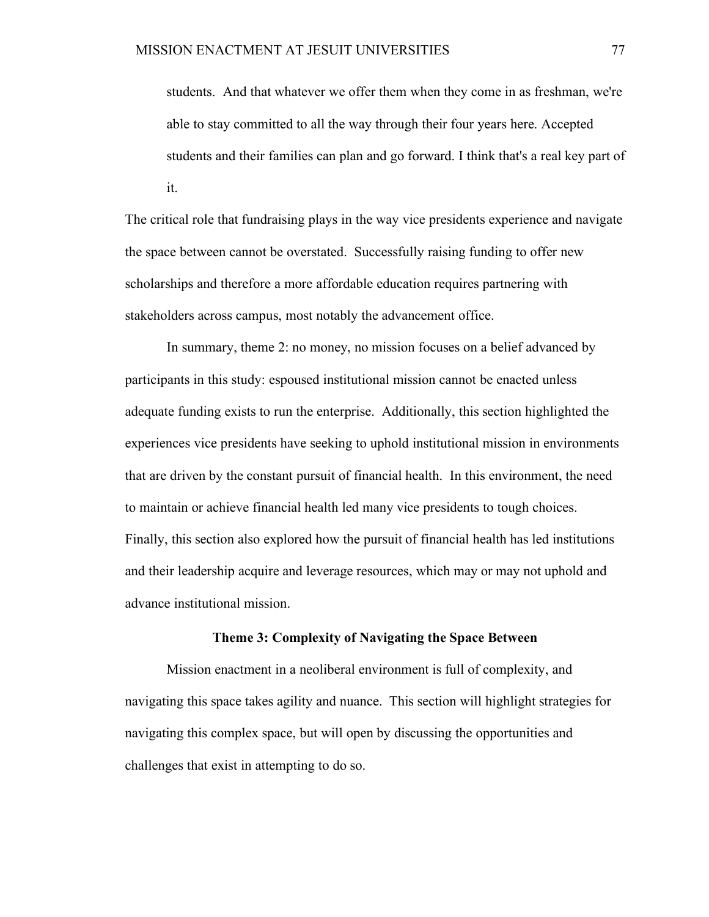> students. And that whatever we offer them when they come in as freshman, we're able to stay committed to all the way through their four years here. Accepted students and their families can plan and go forward. I think that's a real key part of it.

The critical role that fundraising plays in the way vice presidents experience and navigate the space between cannot be overstated. Successfully raising funding to offer new scholarships and therefore a more affordable education requires partnering with stakeholders across campus, most notably the advancement office.

In summary, theme 2: no money, no mission focuses on a belief advanced by participants in this study: espoused institutional mission cannot be enacted unless adequate funding exists to run the enterprise. Additionally, this section highlighted the experiences vice presidents have seeking to uphold institutional mission in environments that are driven by the constant pursuit of financial health. In this environment, the need to maintain or achieve financial health led many vice presidents to tough choices. Finally, this section also explored how the pursuit of financial health has led institutions and their leadership acquire and leverage resources, which may or may not uphold and advance institutional mission.

## Theme 3: Complexity of Navigating the Space Between

Mission enactment in a neoliberal environment is full of complexity, and navigating this space takes agility and nuance. This section will highlight strategies for navigating this complex space, but will open by discussing the opportunities and challenges that exist in attempting to do so.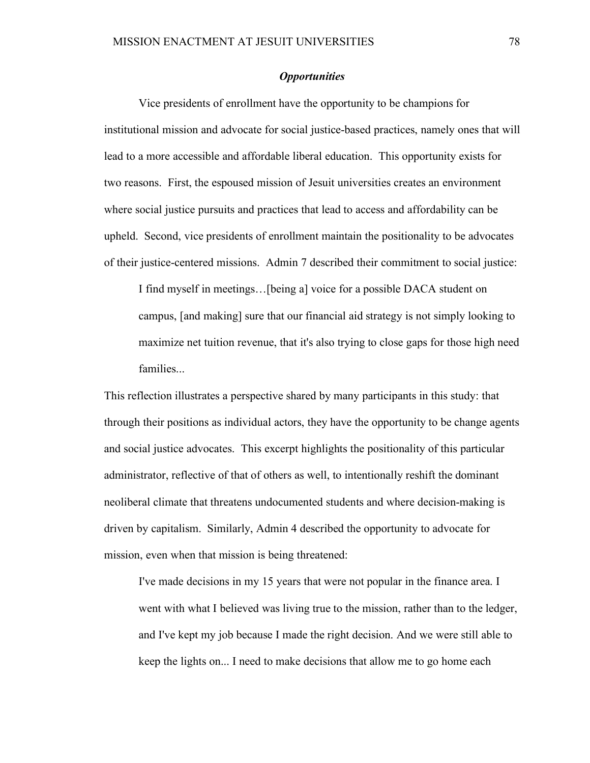### *Opportunities*

Vice presidents of enrollment have the opportunity to be champions for institutional mission and advocate for social justice-based practices, namely ones that will lead to a more accessible and affordable liberal education. This opportunity exists for two reasons. First, the espoused mission of Jesuit universities creates an environment where social justice pursuits and practices that lead to access and affordability can be upheld. Second, vice presidents of enrollment maintain the positionality to be advocates of their justice-centered missions. Admin 7 described their commitment to social justice:

> I find myself in meetings…[being a] voice for a possible DACA student on campus, [and making] sure that our financial aid strategy is not simply looking to maximize net tuition revenue, that it's also trying to close gaps for those high need families...

This reflection illustrates a perspective shared by many participants in this study: that through their positions as individual actors, they have the opportunity to be change agents and social justice advocates. This excerpt highlights the positionality of this particular administrator, reflective of that of others as well, to intentionally reshift the dominant neoliberal climate that threatens undocumented students and where decision-making is driven by capitalism. Similarly, Admin 4 described the opportunity to advocate for mission, even when that mission is being threatened:

> I've made decisions in my 15 years that were not popular in the finance area. I went with what I believed was living true to the mission, rather than to the ledger, and I've kept my job because I made the right decision. And we were still able to keep the lights on... I need to make decisions that allow me to go home each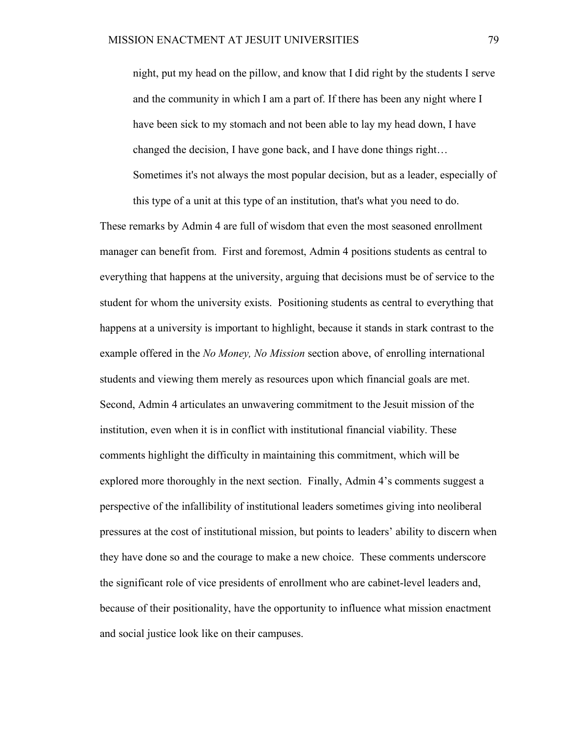> night, put my head on the pillow, and know that I did right by the students I serve and the community in which I am a part of. If there has been any night where I have been sick to my stomach and not been able to lay my head down, I have changed the decision, I have gone back, and I have done things right… Sometimes it's not always the most popular decision, but as a leader, especially of this type of a unit at this type of an institution, that's what you need to do.

These remarks by Admin 4 are full of wisdom that even the most seasoned enrollment manager can benefit from. First and foremost, Admin 4 positions students as central to everything that happens at the university, arguing that decisions must be of service to the student for whom the university exists. Positioning students as central to everything that happens at a university is important to highlight, because it stands in stark contrast to the example offered in the *No Money, No Mission* section above, of enrolling international students and viewing them merely as resources upon which financial goals are met. Second, Admin 4 articulates an unwavering commitment to the Jesuit mission of the institution, even when it is in conflict with institutional financial viability. These comments highlight the difficulty in maintaining this commitment, which will be explored more thoroughly in the next section. Finally, Admin 4's comments suggest a perspective of the infallibility of institutional leaders sometimes giving into neoliberal pressures at the cost of institutional mission, but points to leaders' ability to discern when they have done so and the courage to make a new choice. These comments underscore the significant role of vice presidents of enrollment who are cabinet-level leaders and, because of their positionality, have the opportunity to influence what mission enactment and social justice look like on their campuses.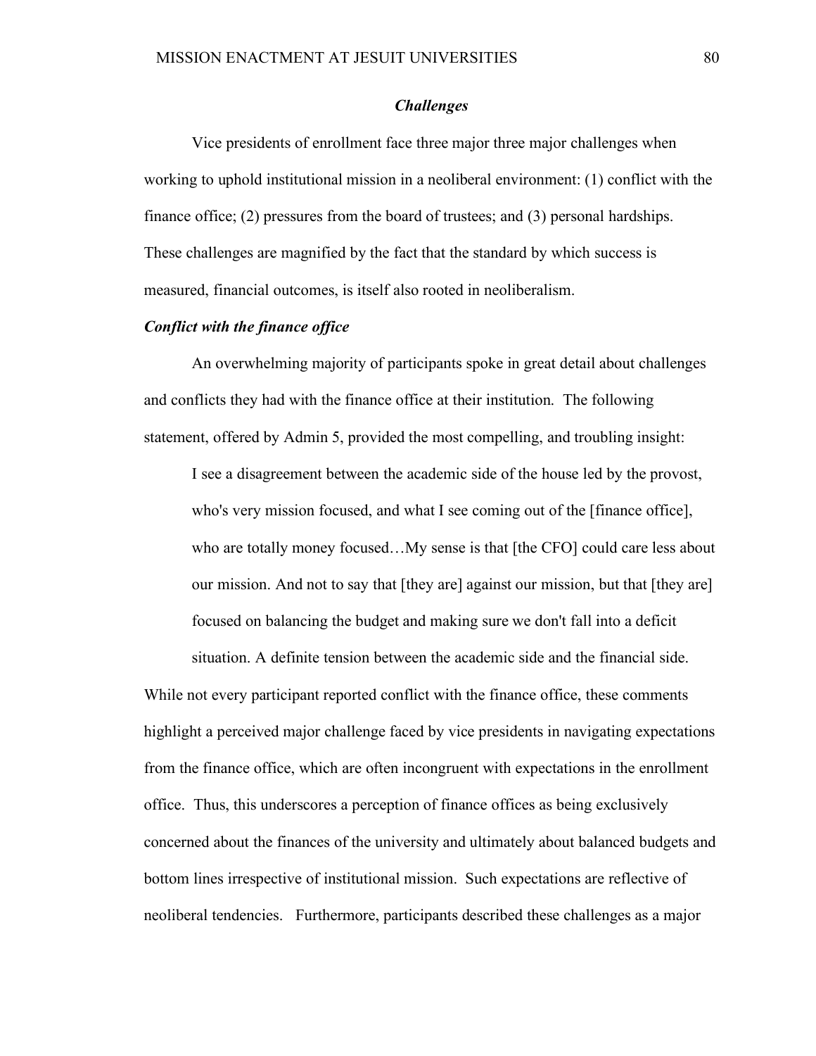### *Challenges*

Vice presidents of enrollment face three major three major challenges when working to uphold institutional mission in a neoliberal environment: (1) conflict with the finance office; (2) pressures from the board of trustees; and (3) personal hardships. These challenges are magnified by the fact that the standard by which success is measured, financial outcomes, is itself also rooted in neoliberalism.

#### *Conflict with the finance office*

An overwhelming majority of participants spoke in great detail about challenges and conflicts they had with the finance office at their institution. The following statement, offered by Admin 5, provided the most compelling, and troubling insight:

> I see a disagreement between the academic side of the house led by the provost, who's very mission focused, and what I see coming out of the [finance office], who are totally money focused…My sense is that [the CFO] could care less about our mission. And not to say that [they are] against our mission, but that [they are] focused on balancing the budget and making sure we don't fall into a deficit situation. A definite tension between the academic side and the financial side.

While not every participant reported conflict with the finance office, these comments highlight a perceived major challenge faced by vice presidents in navigating expectations from the finance office, which are often incongruent with expectations in the enrollment office. Thus, this underscores a perception of finance offices as being exclusively concerned about the finances of the university and ultimately about balanced budgets and bottom lines irrespective of institutional mission. Such expectations are reflective of neoliberal tendencies. Furthermore, participants described these challenges as a major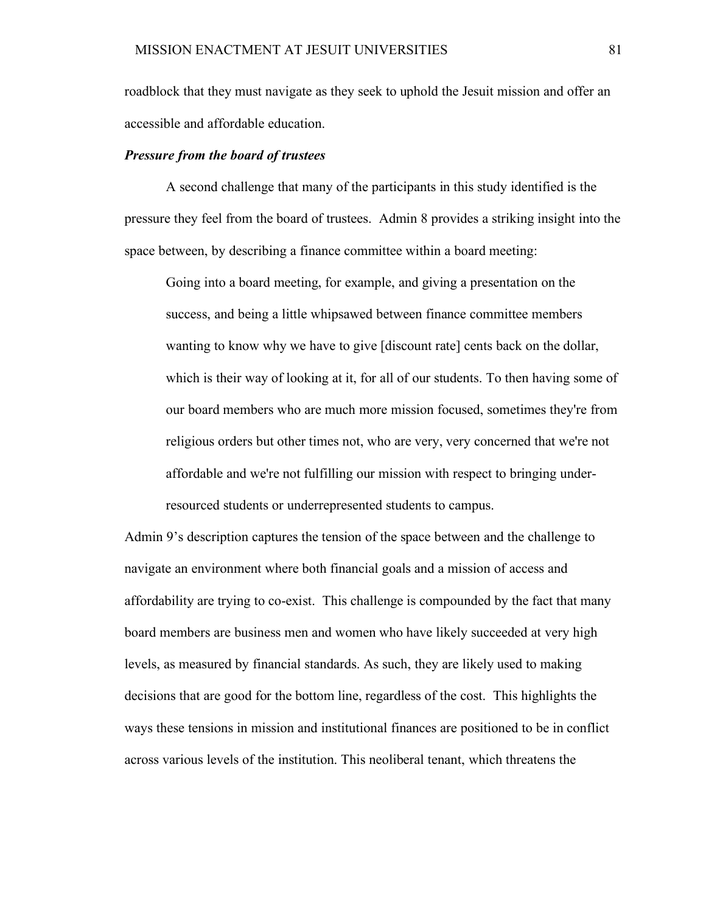roadblock that they must navigate as they seek to uphold the Jesuit mission and offer an accessible and affordable education.

***Pressure from the board of trustees***

A second challenge that many of the participants in this study identified is the pressure they feel from the board of trustees. Admin 8 provides a striking insight into the space between, by describing a finance committee within a board meeting:

> Going into a board meeting, for example, and giving a presentation on the success, and being a little whipsawed between finance committee members wanting to know why we have to give [discount rate] cents back on the dollar, which is their way of looking at it, for all of our students. To then having some of our board members who are much more mission focused, sometimes they're from religious orders but other times not, who are very, very concerned that we're not affordable and we're not fulfilling our mission with respect to bringing under-resourced students or underrepresented students to campus.

Admin 9's description captures the tension of the space between and the challenge to navigate an environment where both financial goals and a mission of access and affordability are trying to co-exist. This challenge is compounded by the fact that many board members are business men and women who have likely succeeded at very high levels, as measured by financial standards. As such, they are likely used to making decisions that are good for the bottom line, regardless of the cost. This highlights the ways these tensions in mission and institutional finances are positioned to be in conflict across various levels of the institution. This neoliberal tenant, which threatens the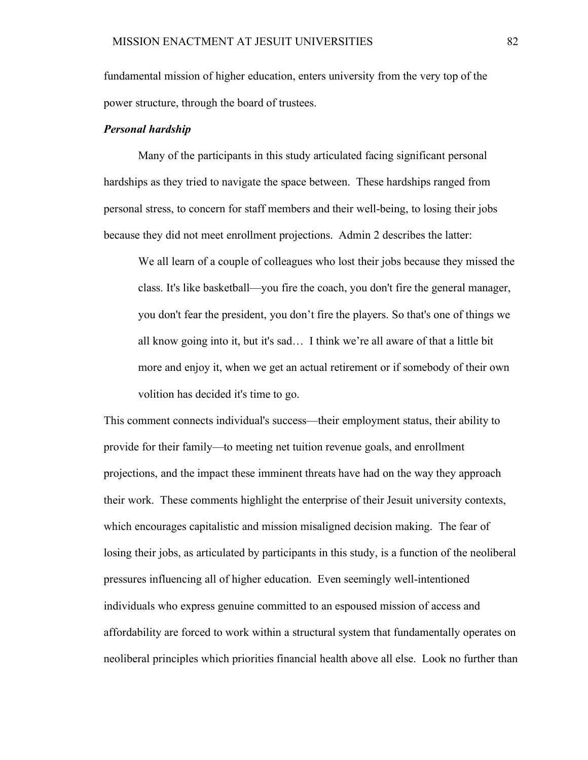fundamental mission of higher education, enters university from the very top of the power structure, through the board of trustees.

***Personal hardship***

Many of the participants in this study articulated facing significant personal hardships as they tried to navigate the space between. These hardships ranged from personal stress, to concern for staff members and their well-being, to losing their jobs because they did not meet enrollment projections. Admin 2 describes the latter:

> We all learn of a couple of colleagues who lost their jobs because they missed the class. It's like basketball—you fire the coach, you don't fire the general manager, you don't fear the president, you don't fire the players. So that's one of things we all know going into it, but it's sad… I think we're all aware of that a little bit more and enjoy it, when we get an actual retirement or if somebody of their own volition has decided it's time to go.

This comment connects individual's success—their employment status, their ability to provide for their family—to meeting net tuition revenue goals, and enrollment projections, and the impact these imminent threats have had on the way they approach their work. These comments highlight the enterprise of their Jesuit university contexts, which encourages capitalistic and mission misaligned decision making. The fear of losing their jobs, as articulated by participants in this study, is a function of the neoliberal pressures influencing all of higher education. Even seemingly well-intentioned individuals who express genuine committed to an espoused mission of access and affordability are forced to work within a structural system that fundamentally operates on neoliberal principles which priorities financial health above all else. Look no further than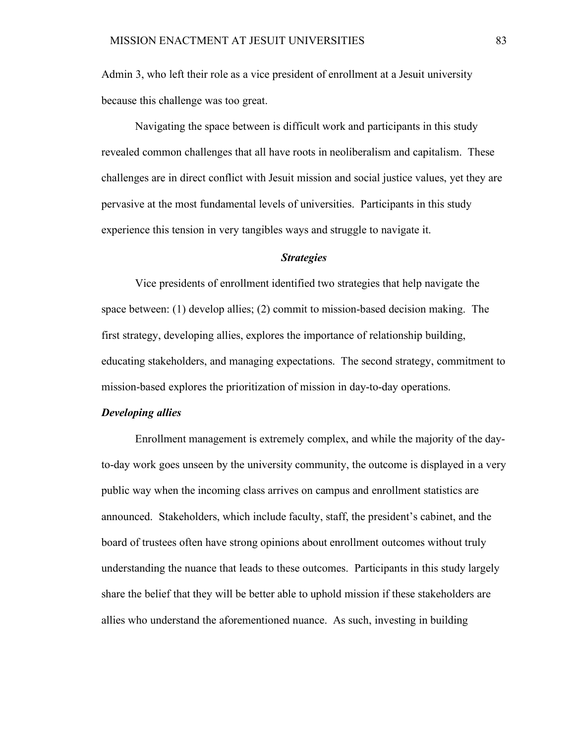Admin 3, who left their role as a vice president of enrollment at a Jesuit university because this challenge was too great.

Navigating the space between is difficult work and participants in this study revealed common challenges that all have roots in neoliberalism and capitalism. These challenges are in direct conflict with Jesuit mission and social justice values, yet they are pervasive at the most fundamental levels of universities. Participants in this study experience this tension in very tangibles ways and struggle to navigate it.

## *Strategies*

Vice presidents of enrollment identified two strategies that help navigate the space between: (1) develop allies; (2) commit to mission-based decision making. The first strategy, developing allies, explores the importance of relationship building, educating stakeholders, and managing expectations. The second strategy, commitment to mission-based explores the prioritization of mission in day-to-day operations.

### *Developing allies*

Enrollment management is extremely complex, and while the majority of the day-to-day work goes unseen by the university community, the outcome is displayed in a very public way when the incoming class arrives on campus and enrollment statistics are announced. Stakeholders, which include faculty, staff, the president's cabinet, and the board of trustees often have strong opinions about enrollment outcomes without truly understanding the nuance that leads to these outcomes. Participants in this study largely share the belief that they will be better able to uphold mission if these stakeholders are allies who understand the aforementioned nuance. As such, investing in building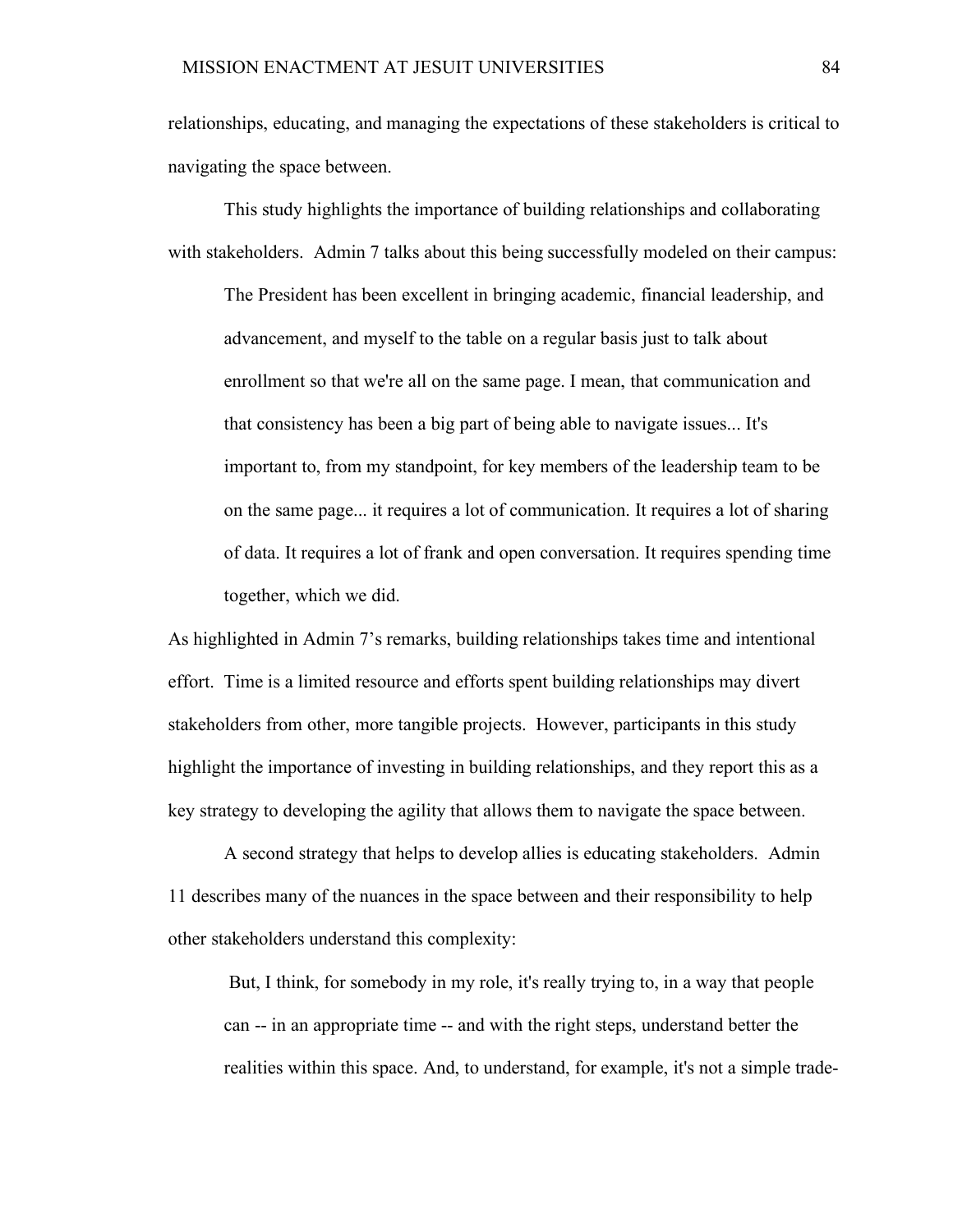relationships, educating, and managing the expectations of these stakeholders is critical to navigating the space between.

This study highlights the importance of building relationships and collaborating with stakeholders. Admin 7 talks about this being successfully modeled on their campus:

> The President has been excellent in bringing academic, financial leadership, and advancement, and myself to the table on a regular basis just to talk about enrollment so that we're all on the same page. I mean, that communication and that consistency has been a big part of being able to navigate issues... It's important to, from my standpoint, for key members of the leadership team to be on the same page... it requires a lot of communication. It requires a lot of sharing of data. It requires a lot of frank and open conversation. It requires spending time together, which we did.

As highlighted in Admin 7's remarks, building relationships takes time and intentional effort. Time is a limited resource and efforts spent building relationships may divert stakeholders from other, more tangible projects. However, participants in this study highlight the importance of investing in building relationships, and they report this as a key strategy to developing the agility that allows them to navigate the space between.

A second strategy that helps to develop allies is educating stakeholders. Admin 11 describes many of the nuances in the space between and their responsibility to help other stakeholders understand this complexity:

> But, I think, for somebody in my role, it's really trying to, in a way that people can -- in an appropriate time -- and with the right steps, understand better the realities within this space. And, to understand, for example, it's not a simple trade-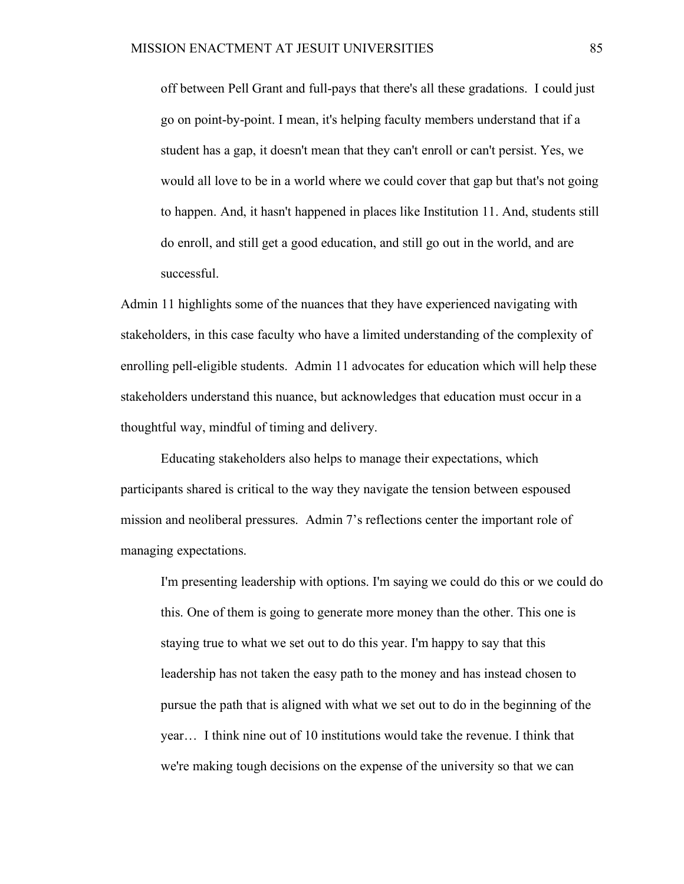> off between Pell Grant and full-pays that there's all these gradations. I could just go on point-by-point. I mean, it's helping faculty members understand that if a student has a gap, it doesn't mean that they can't enroll or can't persist. Yes, we would all love to be in a world where we could cover that gap but that's not going to happen. And, it hasn't happened in places like Institution 11. And, students still do enroll, and still get a good education, and still go out in the world, and are successful.

Admin 11 highlights some of the nuances that they have experienced navigating with stakeholders, in this case faculty who have a limited understanding of the complexity of enrolling pell-eligible students. Admin 11 advocates for education which will help these stakeholders understand this nuance, but acknowledges that education must occur in a thoughtful way, mindful of timing and delivery.

Educating stakeholders also helps to manage their expectations, which participants shared is critical to the way they navigate the tension between espoused mission and neoliberal pressures. Admin 7's reflections center the important role of managing expectations.

> I'm presenting leadership with options. I'm saying we could do this or we could do this. One of them is going to generate more money than the other. This one is staying true to what we set out to do this year. I'm happy to say that this leadership has not taken the easy path to the money and has instead chosen to pursue the path that is aligned with what we set out to do in the beginning of the year… I think nine out of 10 institutions would take the revenue. I think that we're making tough decisions on the expense of the university so that we can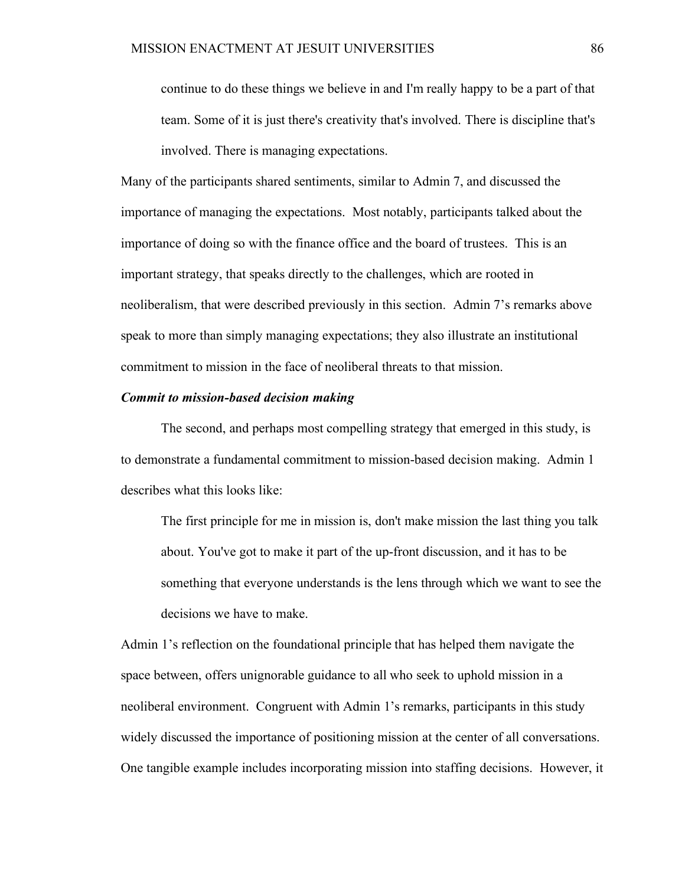> continue to do these things we believe in and I'm really happy to be a part of that team. Some of it is just there's creativity that's involved. There is discipline that's involved. There is managing expectations.

Many of the participants shared sentiments, similar to Admin 7, and discussed the importance of managing the expectations. Most notably, participants talked about the importance of doing so with the finance office and the board of trustees. This is an important strategy, that speaks directly to the challenges, which are rooted in neoliberalism, that were described previously in this section. Admin 7's remarks above speak to more than simply managing expectations; they also illustrate an institutional commitment to mission in the face of neoliberal threats to that mission.

***Commit to mission-based decision making***

The second, and perhaps most compelling strategy that emerged in this study, is to demonstrate a fundamental commitment to mission-based decision making. Admin 1 describes what this looks like:

> The first principle for me in mission is, don't make mission the last thing you talk about. You've got to make it part of the up-front discussion, and it has to be something that everyone understands is the lens through which we want to see the decisions we have to make.

Admin 1's reflection on the foundational principle that has helped them navigate the space between, offers unignorable guidance to all who seek to uphold mission in a neoliberal environment. Congruent with Admin 1's remarks, participants in this study widely discussed the importance of positioning mission at the center of all conversations. One tangible example includes incorporating mission into staffing decisions. However, it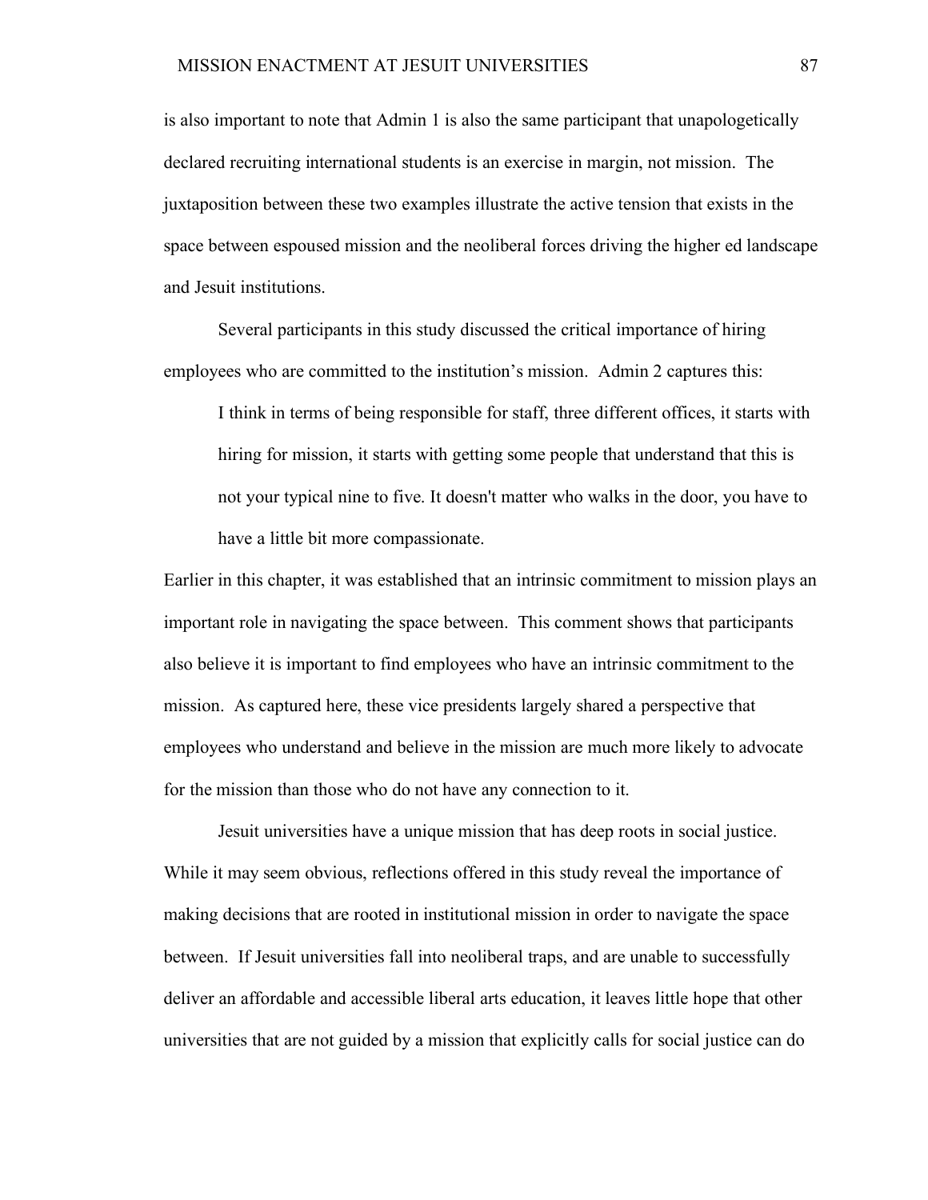is also important to note that Admin 1 is also the same participant that unapologetically declared recruiting international students is an exercise in margin, not mission. The juxtaposition between these two examples illustrate the active tension that exists in the space between espoused mission and the neoliberal forces driving the higher ed landscape and Jesuit institutions.

Several participants in this study discussed the critical importance of hiring employees who are committed to the institution's mission. Admin 2 captures this:

> I think in terms of being responsible for staff, three different offices, it starts with hiring for mission, it starts with getting some people that understand that this is not your typical nine to five. It doesn't matter who walks in the door, you have to have a little bit more compassionate.

Earlier in this chapter, it was established that an intrinsic commitment to mission plays an important role in navigating the space between. This comment shows that participants also believe it is important to find employees who have an intrinsic commitment to the mission. As captured here, these vice presidents largely shared a perspective that employees who understand and believe in the mission are much more likely to advocate for the mission than those who do not have any connection to it.

Jesuit universities have a unique mission that has deep roots in social justice. While it may seem obvious, reflections offered in this study reveal the importance of making decisions that are rooted in institutional mission in order to navigate the space between. If Jesuit universities fall into neoliberal traps, and are unable to successfully deliver an affordable and accessible liberal arts education, it leaves little hope that other universities that are not guided by a mission that explicitly calls for social justice can do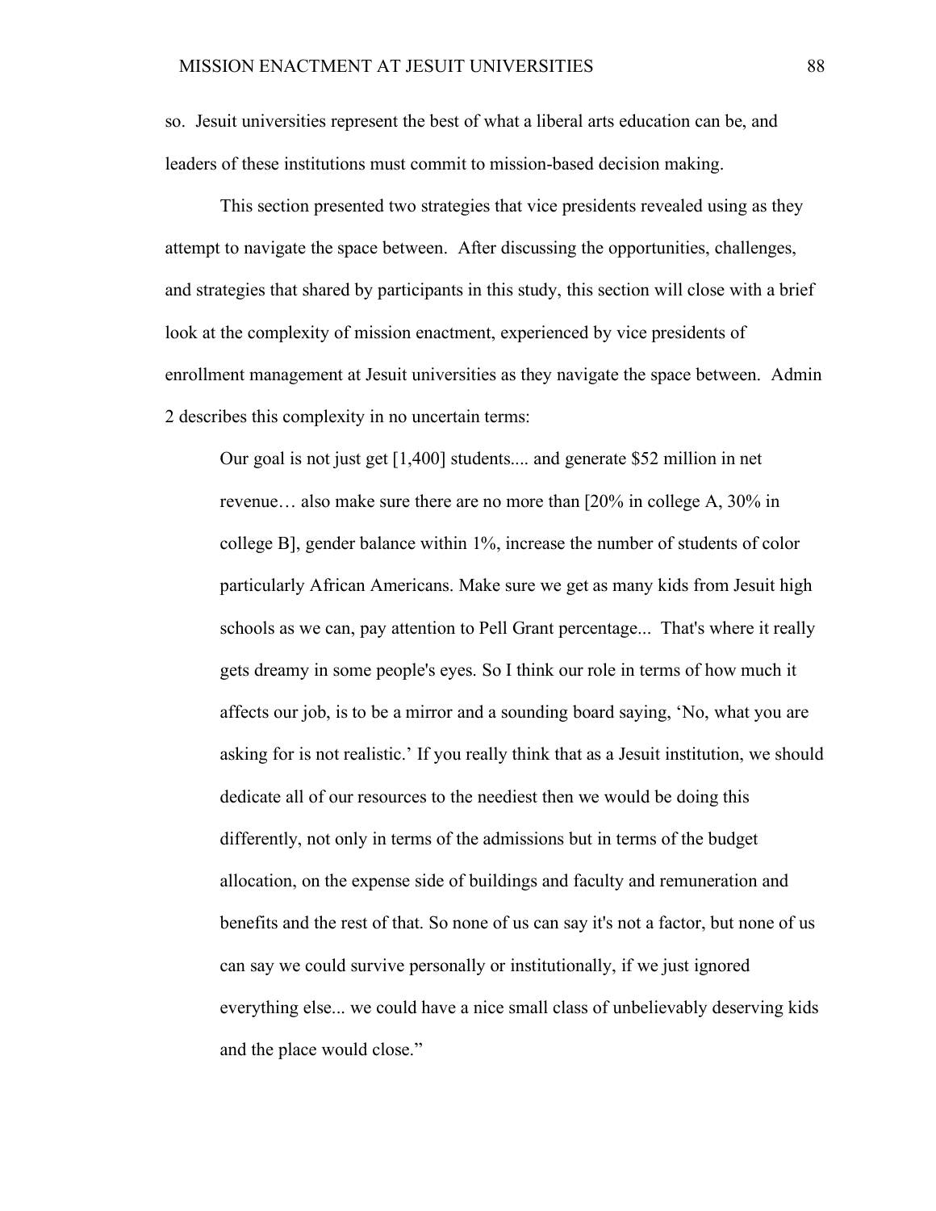so. Jesuit universities represent the best of what a liberal arts education can be, and leaders of these institutions must commit to mission-based decision making.

This section presented two strategies that vice presidents revealed using as they attempt to navigate the space between. After discussing the opportunities, challenges, and strategies that shared by participants in this study, this section will close with a brief look at the complexity of mission enactment, experienced by vice presidents of enrollment management at Jesuit universities as they navigate the space between. Admin 2 describes this complexity in no uncertain terms:

> Our goal is not just get [1,400] students.... and generate $52 million in net revenue… also make sure there are no more than [20% in college A, 30% in college B], gender balance within 1%, increase the number of students of color particularly African Americans. Make sure we get as many kids from Jesuit high schools as we can, pay attention to Pell Grant percentage... That's where it really gets dreamy in some people's eyes. So I think our role in terms of how much it affects our job, is to be a mirror and a sounding board saying, 'No, what you are asking for is not realistic.' If you really think that as a Jesuit institution, we should dedicate all of our resources to the neediest then we would be doing this differently, not only in terms of the admissions but in terms of the budget allocation, on the expense side of buildings and faculty and remuneration and benefits and the rest of that. So none of us can say it's not a factor, but none of us can say we could survive personally or institutionally, if we just ignored everything else... we could have a nice small class of unbelievably deserving kids and the place would close."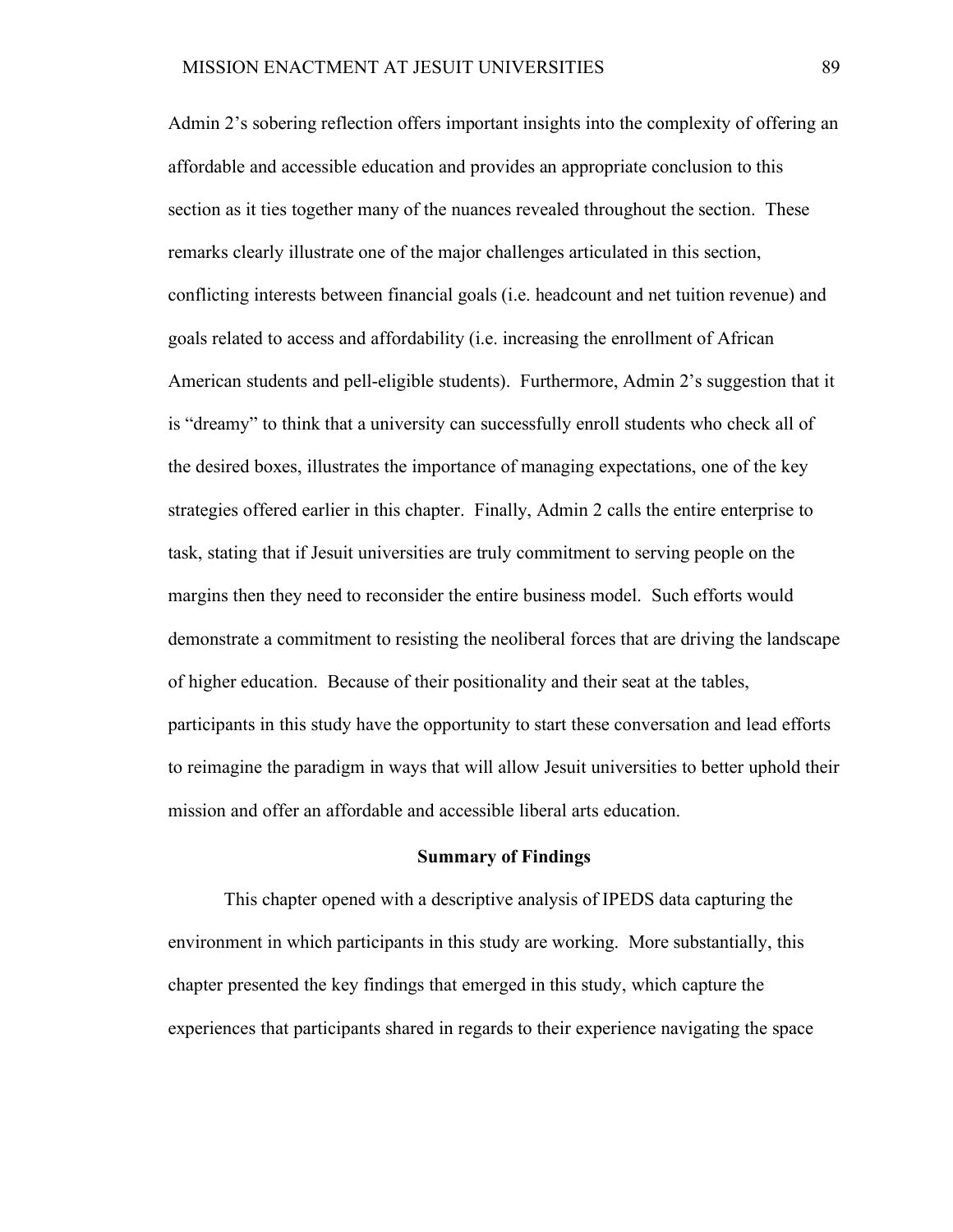Admin 2's sobering reflection offers important insights into the complexity of offering an affordable and accessible education and provides an appropriate conclusion to this section as it ties together many of the nuances revealed throughout the section. These remarks clearly illustrate one of the major challenges articulated in this section, conflicting interests between financial goals (i.e. headcount and net tuition revenue) and goals related to access and affordability (i.e. increasing the enrollment of African American students and pell-eligible students). Furthermore, Admin 2's suggestion that it is "dreamy" to think that a university can successfully enroll students who check all of the desired boxes, illustrates the importance of managing expectations, one of the key strategies offered earlier in this chapter. Finally, Admin 2 calls the entire enterprise to task, stating that if Jesuit universities are truly commitment to serving people on the margins then they need to reconsider the entire business model. Such efforts would demonstrate a commitment to resisting the neoliberal forces that are driving the landscape of higher education. Because of their positionality and their seat at the tables, participants in this study have the opportunity to start these conversation and lead efforts to reimagine the paradigm in ways that will allow Jesuit universities to better uphold their mission and offer an affordable and accessible liberal arts education.

## Summary of Findings

This chapter opened with a descriptive analysis of IPEDS data capturing the environment in which participants in this study are working. More substantially, this chapter presented the key findings that emerged in this study, which capture the experiences that participants shared in regards to their experience navigating the space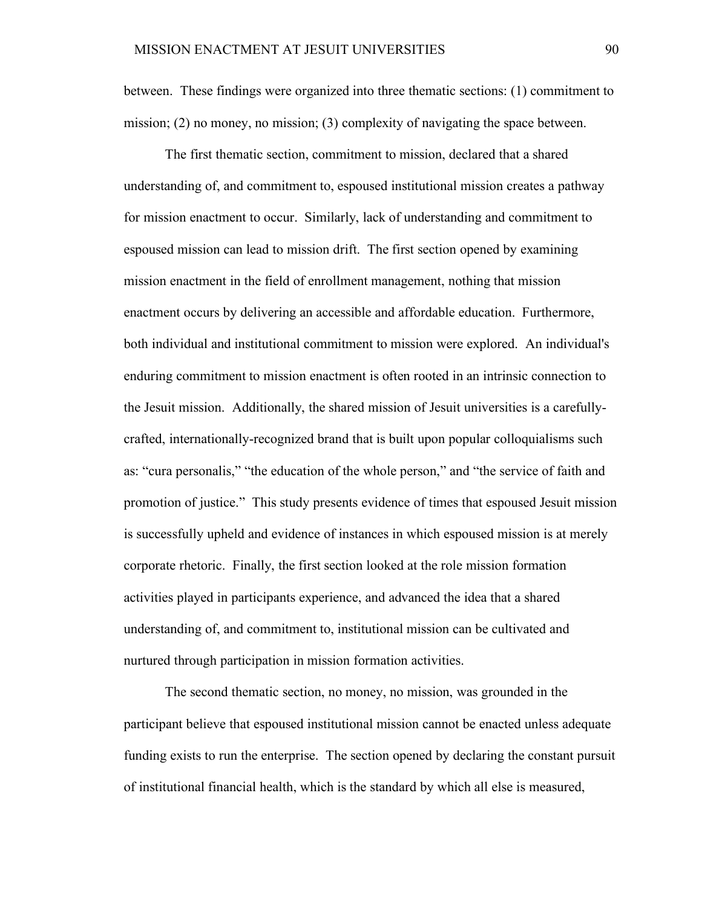between. These findings were organized into three thematic sections: (1) commitment to mission; (2) no money, no mission; (3) complexity of navigating the space between.

The first thematic section, commitment to mission, declared that a shared understanding of, and commitment to, espoused institutional mission creates a pathway for mission enactment to occur. Similarly, lack of understanding and commitment to espoused mission can lead to mission drift. The first section opened by examining mission enactment in the field of enrollment management, nothing that mission enactment occurs by delivering an accessible and affordable education. Furthermore, both individual and institutional commitment to mission were explored. An individual's enduring commitment to mission enactment is often rooted in an intrinsic connection to the Jesuit mission. Additionally, the shared mission of Jesuit universities is a carefully-crafted, internationally-recognized brand that is built upon popular colloquialisms such as: "cura personalis," "the education of the whole person," and "the service of faith and promotion of justice." This study presents evidence of times that espoused Jesuit mission is successfully upheld and evidence of instances in which espoused mission is at merely corporate rhetoric. Finally, the first section looked at the role mission formation activities played in participants experience, and advanced the idea that a shared understanding of, and commitment to, institutional mission can be cultivated and nurtured through participation in mission formation activities.

The second thematic section, no money, no mission, was grounded in the participant believe that espoused institutional mission cannot be enacted unless adequate funding exists to run the enterprise. The section opened by declaring the constant pursuit of institutional financial health, which is the standard by which all else is measured,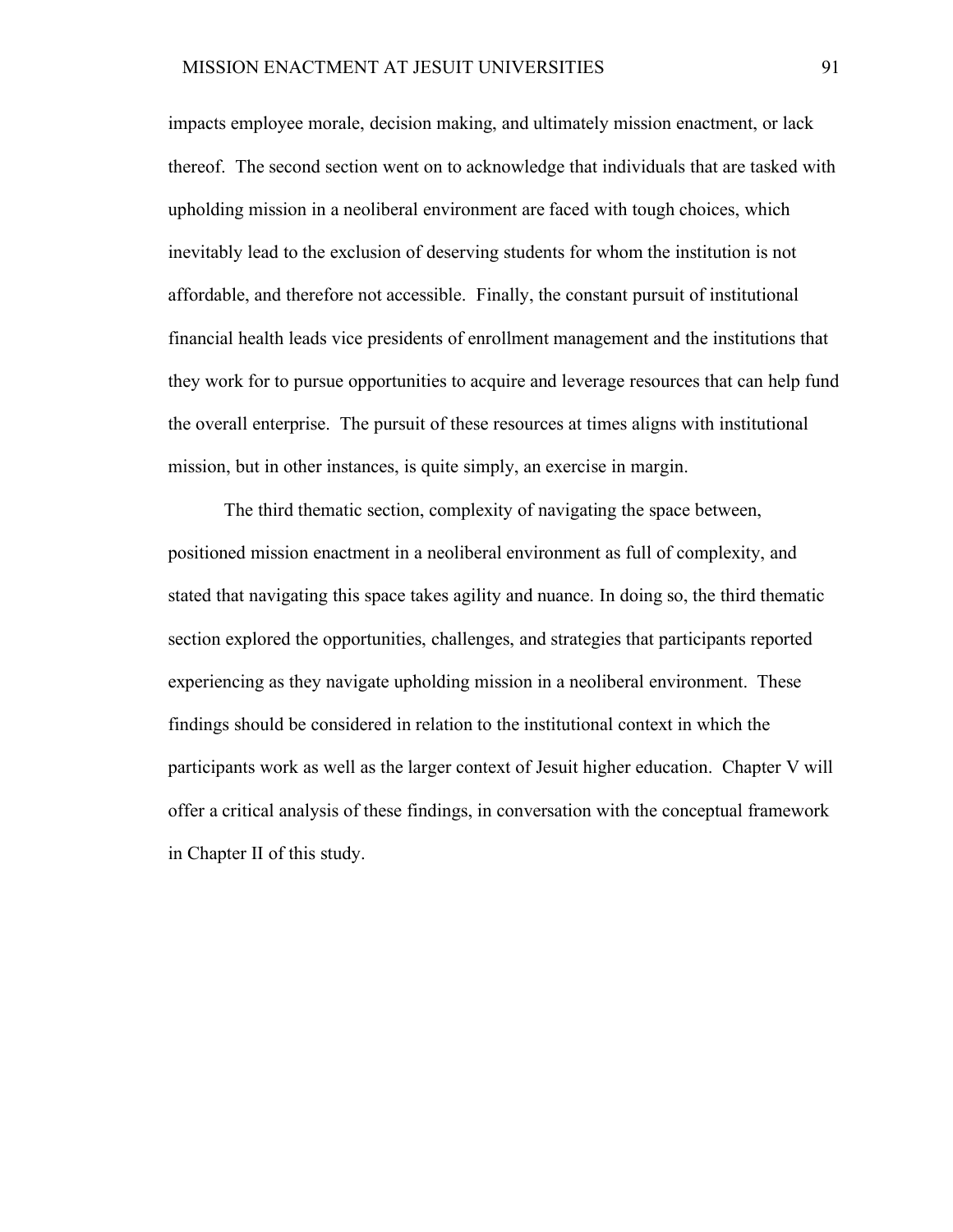impacts employee morale, decision making, and ultimately mission enactment, or lack thereof. The second section went on to acknowledge that individuals that are tasked with upholding mission in a neoliberal environment are faced with tough choices, which inevitably lead to the exclusion of deserving students for whom the institution is not affordable, and therefore not accessible. Finally, the constant pursuit of institutional financial health leads vice presidents of enrollment management and the institutions that they work for to pursue opportunities to acquire and leverage resources that can help fund the overall enterprise. The pursuit of these resources at times aligns with institutional mission, but in other instances, is quite simply, an exercise in margin.

The third thematic section, complexity of navigating the space between, positioned mission enactment in a neoliberal environment as full of complexity, and stated that navigating this space takes agility and nuance. In doing so, the third thematic section explored the opportunities, challenges, and strategies that participants reported experiencing as they navigate upholding mission in a neoliberal environment. These findings should be considered in relation to the institutional context in which the participants work as well as the larger context of Jesuit higher education. Chapter V will offer a critical analysis of these findings, in conversation with the conceptual framework in Chapter II of this study.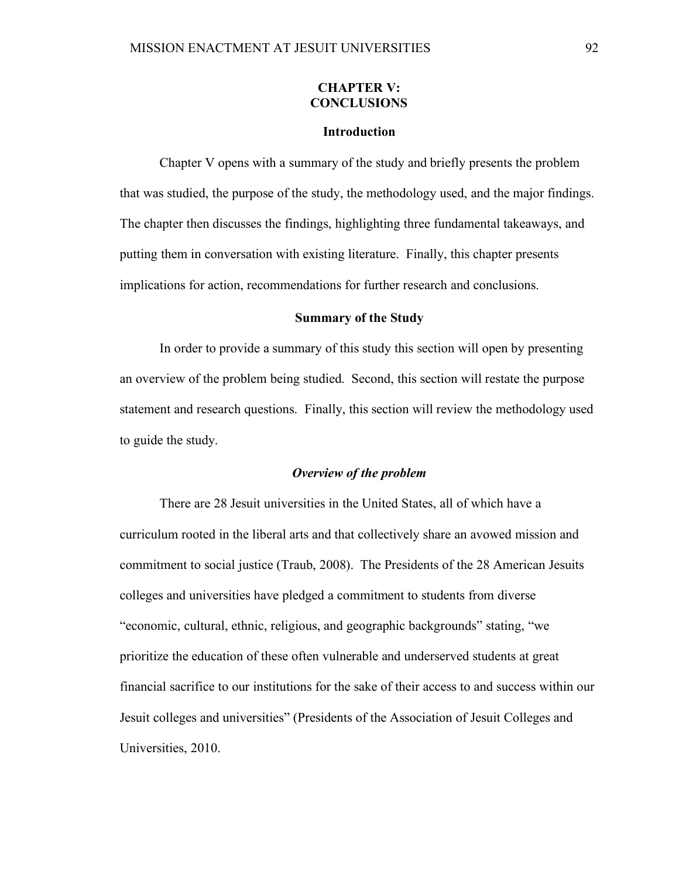# CHAPTER V: CONCLUSIONS

## Introduction

Chapter V opens with a summary of the study and briefly presents the problem that was studied, the purpose of the study, the methodology used, and the major findings. The chapter then discusses the findings, highlighting three fundamental takeaways, and putting them in conversation with existing literature. Finally, this chapter presents implications for action, recommendations for further research and conclusions.

## Summary of the Study

In order to provide a summary of this study this section will open by presenting an overview of the problem being studied. Second, this section will restate the purpose statement and research questions. Finally, this section will review the methodology used to guide the study.

### *Overview of the problem*

There are 28 Jesuit universities in the United States, all of which have a curriculum rooted in the liberal arts and that collectively share an avowed mission and commitment to social justice (Traub, 2008). The Presidents of the 28 American Jesuits colleges and universities have pledged a commitment to students from diverse "economic, cultural, ethnic, religious, and geographic backgrounds" stating, "we prioritize the education of these often vulnerable and underserved students at great financial sacrifice to our institutions for the sake of their access to and success within our Jesuit colleges and universities" (Presidents of the Association of Jesuit Colleges and Universities, 2010.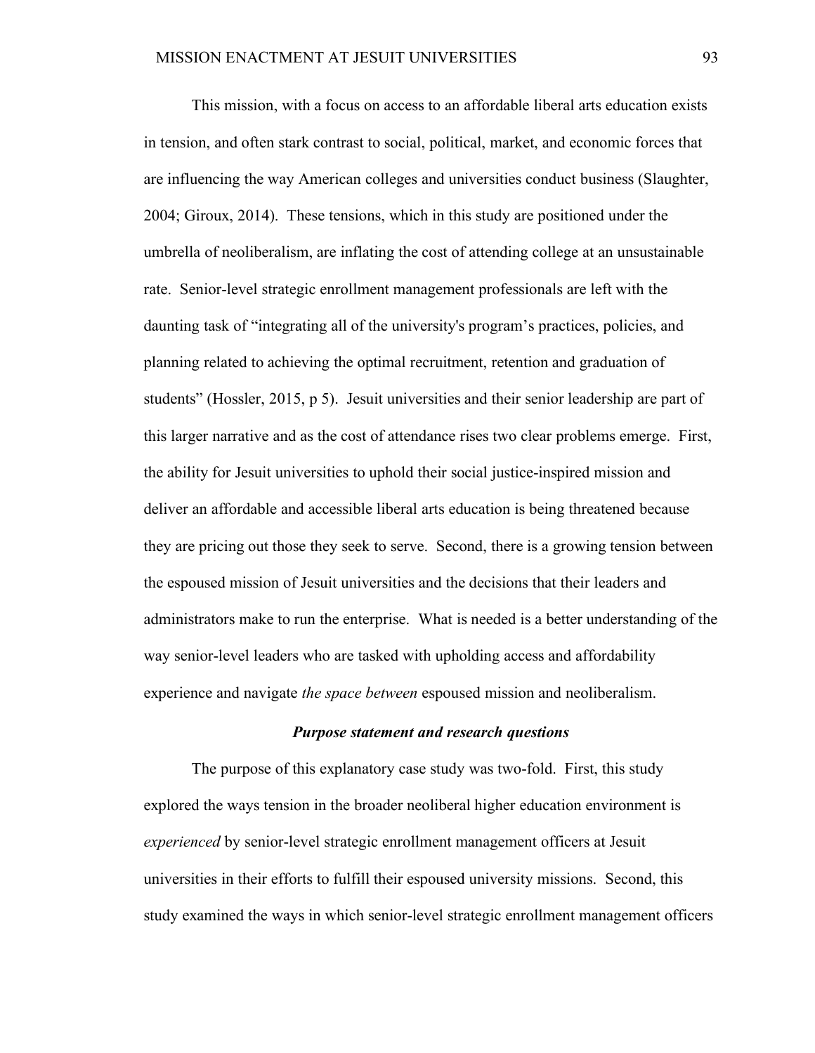This mission, with a focus on access to an affordable liberal arts education exists in tension, and often stark contrast to social, political, market, and economic forces that are influencing the way American colleges and universities conduct business (Slaughter, 2004; Giroux, 2014). These tensions, which in this study are positioned under the umbrella of neoliberalism, are inflating the cost of attending college at an unsustainable rate. Senior-level strategic enrollment management professionals are left with the daunting task of "integrating all of the university's program's practices, policies, and planning related to achieving the optimal recruitment, retention and graduation of students" (Hossler, 2015, p 5). Jesuit universities and their senior leadership are part of this larger narrative and as the cost of attendance rises two clear problems emerge. First, the ability for Jesuit universities to uphold their social justice-inspired mission and deliver an affordable and accessible liberal arts education is being threatened because they are pricing out those they seek to serve. Second, there is a growing tension between the espoused mission of Jesuit universities and the decisions that their leaders and administrators make to run the enterprise. What is needed is a better understanding of the way senior-level leaders who are tasked with upholding access and affordability experience and navigate *the space between* espoused mission and neoliberalism.

### *Purpose statement and research questions*

The purpose of this explanatory case study was two-fold. First, this study explored the ways tension in the broader neoliberal higher education environment is *experienced* by senior-level strategic enrollment management officers at Jesuit universities in their efforts to fulfill their espoused university missions. Second, this study examined the ways in which senior-level strategic enrollment management officers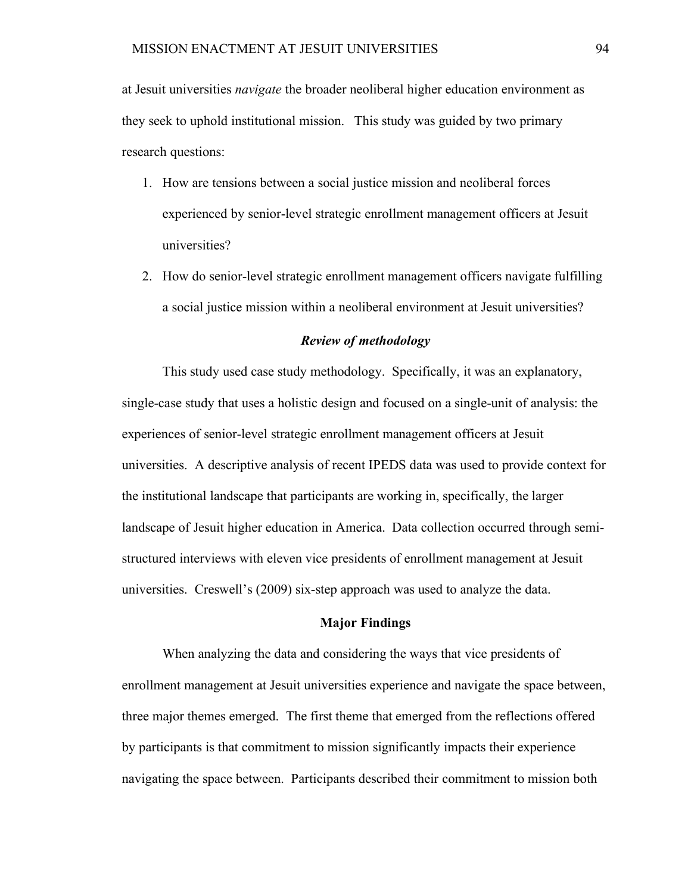at Jesuit universities *navigate* the broader neoliberal higher education environment as they seek to uphold institutional mission. This study was guided by two primary research questions:

1. How are tensions between a social justice mission and neoliberal forces experienced by senior-level strategic enrollment management officers at Jesuit universities?
2. How do senior-level strategic enrollment management officers navigate fulfilling a social justice mission within a neoliberal environment at Jesuit universities?

### ***Review of methodology***

This study used case study methodology. Specifically, it was an explanatory, single-case study that uses a holistic design and focused on a single-unit of analysis: the experiences of senior-level strategic enrollment management officers at Jesuit universities. A descriptive analysis of recent IPEDS data was used to provide context for the institutional landscape that participants are working in, specifically, the larger landscape of Jesuit higher education in America. Data collection occurred through semi-structured interviews with eleven vice presidents of enrollment management at Jesuit universities. Creswell's (2009) six-step approach was used to analyze the data.

## **Major Findings**

When analyzing the data and considering the ways that vice presidents of enrollment management at Jesuit universities experience and navigate the space between, three major themes emerged. The first theme that emerged from the reflections offered by participants is that commitment to mission significantly impacts their experience navigating the space between. Participants described their commitment to mission both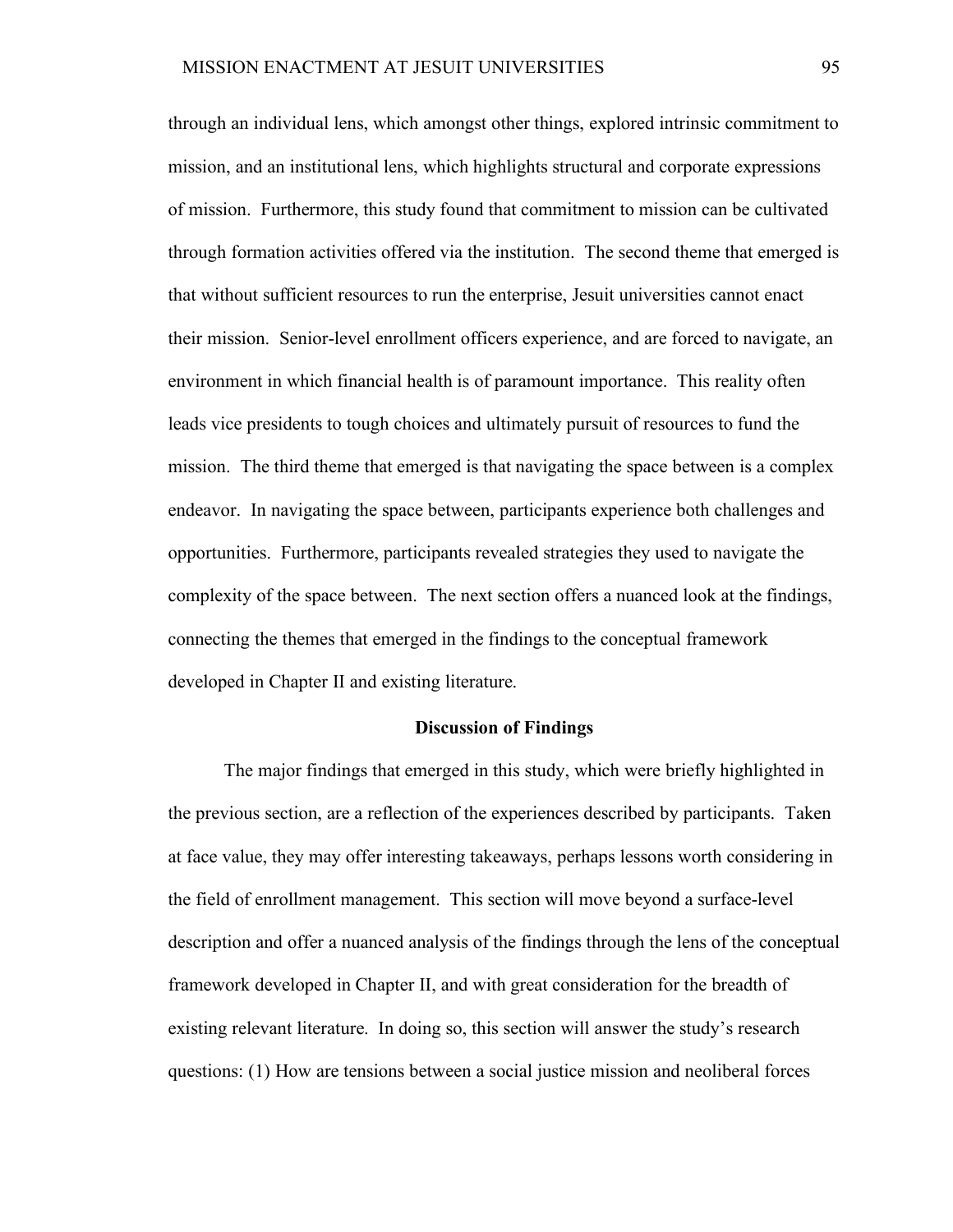through an individual lens, which amongst other things, explored intrinsic commitment to mission, and an institutional lens, which highlights structural and corporate expressions of mission. Furthermore, this study found that commitment to mission can be cultivated through formation activities offered via the institution. The second theme that emerged is that without sufficient resources to run the enterprise, Jesuit universities cannot enact their mission. Senior-level enrollment officers experience, and are forced to navigate, an environment in which financial health is of paramount importance. This reality often leads vice presidents to tough choices and ultimately pursuit of resources to fund the mission. The third theme that emerged is that navigating the space between is a complex endeavor. In navigating the space between, participants experience both challenges and opportunities. Furthermore, participants revealed strategies they used to navigate the complexity of the space between. The next section offers a nuanced look at the findings, connecting the themes that emerged in the findings to the conceptual framework developed in Chapter II and existing literature.

## Discussion of Findings

The major findings that emerged in this study, which were briefly highlighted in the previous section, are a reflection of the experiences described by participants. Taken at face value, they may offer interesting takeaways, perhaps lessons worth considering in the field of enrollment management. This section will move beyond a surface-level description and offer a nuanced analysis of the findings through the lens of the conceptual framework developed in Chapter II, and with great consideration for the breadth of existing relevant literature. In doing so, this section will answer the study's research questions: (1) How are tensions between a social justice mission and neoliberal forces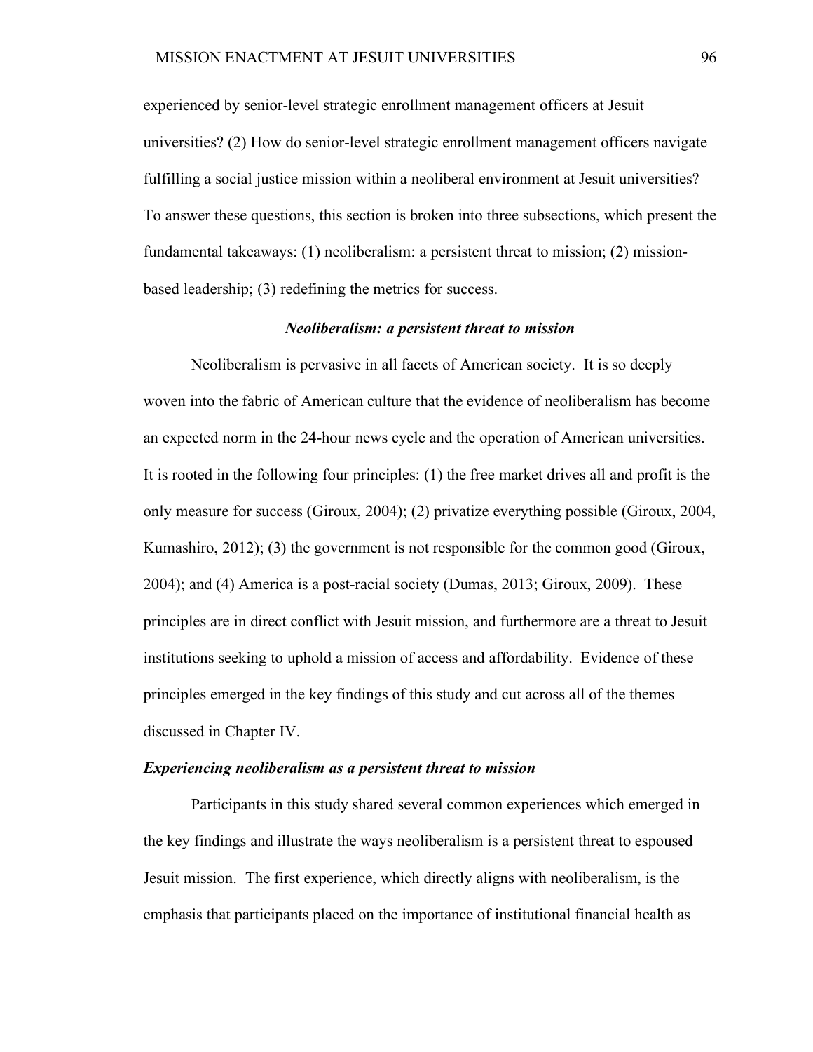experienced by senior-level strategic enrollment management officers at Jesuit universities? (2) How do senior-level strategic enrollment management officers navigate fulfilling a social justice mission within a neoliberal environment at Jesuit universities? To answer these questions, this section is broken into three subsections, which present the fundamental takeaways: (1) neoliberalism: a persistent threat to mission; (2) mission-based leadership; (3) redefining the metrics for success.

### *Neoliberalism: a persistent threat to mission*

Neoliberalism is pervasive in all facets of American society. It is so deeply woven into the fabric of American culture that the evidence of neoliberalism has become an expected norm in the 24-hour news cycle and the operation of American universities. It is rooted in the following four principles: (1) the free market drives all and profit is the only measure for success (Giroux, 2004); (2) privatize everything possible (Giroux, 2004, Kumashiro, 2012); (3) the government is not responsible for the common good (Giroux, 2004); and (4) America is a post-racial society (Dumas, 2013; Giroux, 2009). These principles are in direct conflict with Jesuit mission, and furthermore are a threat to Jesuit institutions seeking to uphold a mission of access and affordability. Evidence of these principles emerged in the key findings of this study and cut across all of the themes discussed in Chapter IV.

#### *Experiencing neoliberalism as a persistent threat to mission*

Participants in this study shared several common experiences which emerged in the key findings and illustrate the ways neoliberalism is a persistent threat to espoused Jesuit mission. The first experience, which directly aligns with neoliberalism, is the emphasis that participants placed on the importance of institutional financial health as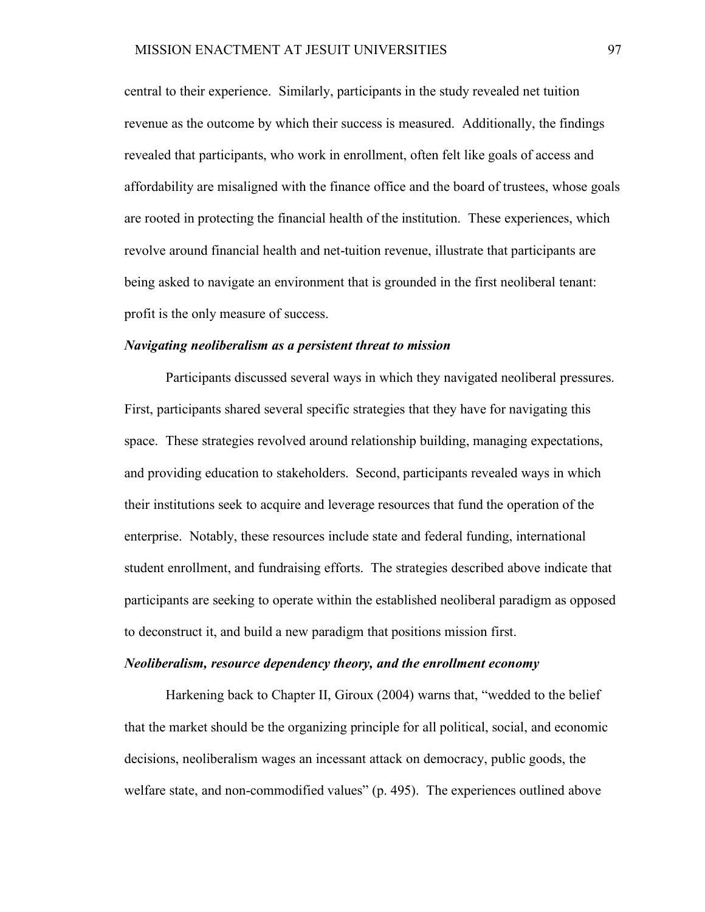central to their experience. Similarly, participants in the study revealed net tuition revenue as the outcome by which their success is measured. Additionally, the findings revealed that participants, who work in enrollment, often felt like goals of access and affordability are misaligned with the finance office and the board of trustees, whose goals are rooted in protecting the financial health of the institution. These experiences, which revolve around financial health and net-tuition revenue, illustrate that participants are being asked to navigate an environment that is grounded in the first neoliberal tenant: profit is the only measure of success.

### *Navigating neoliberalism as a persistent threat to mission*

Participants discussed several ways in which they navigated neoliberal pressures. First, participants shared several specific strategies that they have for navigating this space. These strategies revolved around relationship building, managing expectations, and providing education to stakeholders. Second, participants revealed ways in which their institutions seek to acquire and leverage resources that fund the operation of the enterprise. Notably, these resources include state and federal funding, international student enrollment, and fundraising efforts. The strategies described above indicate that participants are seeking to operate within the established neoliberal paradigm as opposed to deconstruct it, and build a new paradigm that positions mission first.

### *Neoliberalism, resource dependency theory, and the enrollment economy*

Harkening back to Chapter II, Giroux (2004) warns that, "wedded to the belief that the market should be the organizing principle for all political, social, and economic decisions, neoliberalism wages an incessant attack on democracy, public goods, the welfare state, and non-commodified values" (p. 495). The experiences outlined above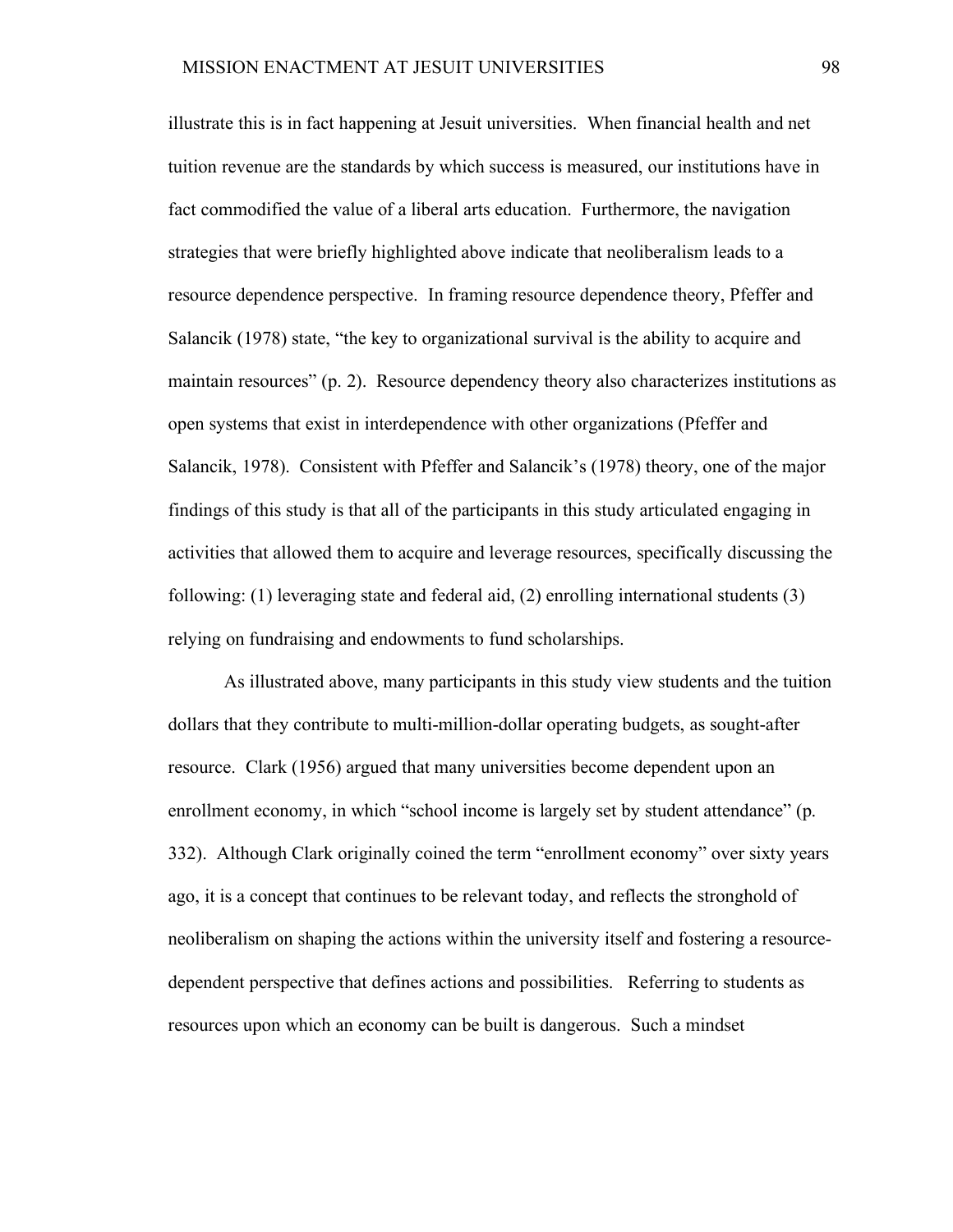illustrate this is in fact happening at Jesuit universities. When financial health and net tuition revenue are the standards by which success is measured, our institutions have in fact commodified the value of a liberal arts education. Furthermore, the navigation strategies that were briefly highlighted above indicate that neoliberalism leads to a resource dependence perspective. In framing resource dependence theory, Pfeffer and Salancik (1978) state, "the key to organizational survival is the ability to acquire and maintain resources" (p. 2). Resource dependency theory also characterizes institutions as open systems that exist in interdependence with other organizations (Pfeffer and Salancik, 1978). Consistent with Pfeffer and Salancik's (1978) theory, one of the major findings of this study is that all of the participants in this study articulated engaging in activities that allowed them to acquire and leverage resources, specifically discussing the following: (1) leveraging state and federal aid, (2) enrolling international students (3) relying on fundraising and endowments to fund scholarships.

As illustrated above, many participants in this study view students and the tuition dollars that they contribute to multi-million-dollar operating budgets, as sought-after resource. Clark (1956) argued that many universities become dependent upon an enrollment economy, in which "school income is largely set by student attendance" (p. 332). Although Clark originally coined the term "enrollment economy" over sixty years ago, it is a concept that continues to be relevant today, and reflects the stronghold of neoliberalism on shaping the actions within the university itself and fostering a resource-dependent perspective that defines actions and possibilities. Referring to students as resources upon which an economy can be built is dangerous. Such a mindset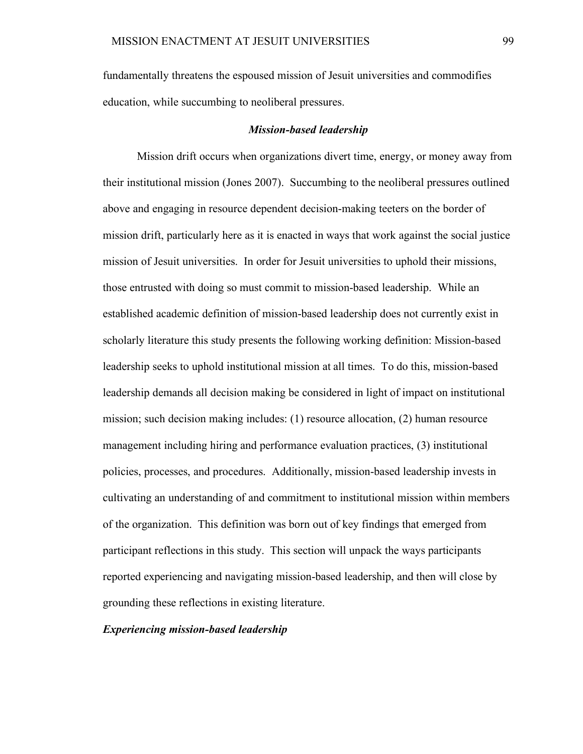fundamentally threatens the espoused mission of Jesuit universities and commodifies education, while succumbing to neoliberal pressures.

### *Mission-based leadership*

Mission drift occurs when organizations divert time, energy, or money away from their institutional mission (Jones 2007). Succumbing to the neoliberal pressures outlined above and engaging in resource dependent decision-making teeters on the border of mission drift, particularly here as it is enacted in ways that work against the social justice mission of Jesuit universities. In order for Jesuit universities to uphold their missions, those entrusted with doing so must commit to mission-based leadership. While an established academic definition of mission-based leadership does not currently exist in scholarly literature this study presents the following working definition: Mission-based leadership seeks to uphold institutional mission at all times. To do this, mission-based leadership demands all decision making be considered in light of impact on institutional mission; such decision making includes: (1) resource allocation, (2) human resource management including hiring and performance evaluation practices, (3) institutional policies, processes, and procedures. Additionally, mission-based leadership invests in cultivating an understanding of and commitment to institutional mission within members of the organization. This definition was born out of key findings that emerged from participant reflections in this study. This section will unpack the ways participants reported experiencing and navigating mission-based leadership, and then will close by grounding these reflections in existing literature.

#### *Experiencing mission-based leadership*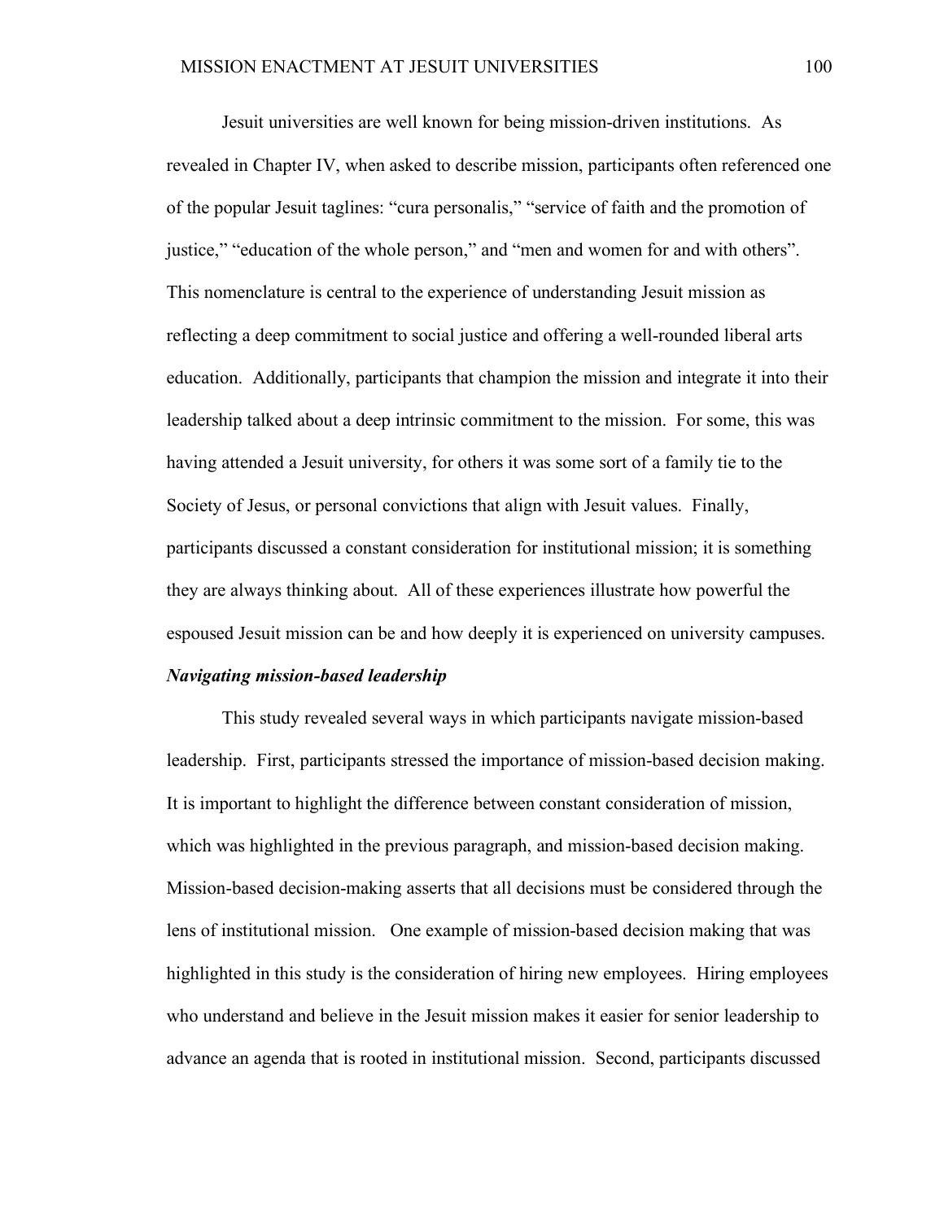Jesuit universities are well known for being mission-driven institutions. As revealed in Chapter IV, when asked to describe mission, participants often referenced one of the popular Jesuit taglines: “cura personalis,” “service of faith and the promotion of justice,” “education of the whole person,” and “men and women for and with others”. This nomenclature is central to the experience of understanding Jesuit mission as reflecting a deep commitment to social justice and offering a well-rounded liberal arts education. Additionally, participants that champion the mission and integrate it into their leadership talked about a deep intrinsic commitment to the mission. For some, this was having attended a Jesuit university, for others it was some sort of a family tie to the Society of Jesus, or personal convictions that align with Jesuit values. Finally, participants discussed a constant consideration for institutional mission; it is something they are always thinking about. All of these experiences illustrate how powerful the espoused Jesuit mission can be and how deeply it is experienced on university campuses.

***Navigating mission-based leadership***

This study revealed several ways in which participants navigate mission-based leadership. First, participants stressed the importance of mission-based decision making. It is important to highlight the difference between constant consideration of mission, which was highlighted in the previous paragraph, and mission-based decision making. Mission-based decision-making asserts that all decisions must be considered through the lens of institutional mission. One example of mission-based decision making that was highlighted in this study is the consideration of hiring new employees. Hiring employees who understand and believe in the Jesuit mission makes it easier for senior leadership to advance an agenda that is rooted in institutional mission. Second, participants discussed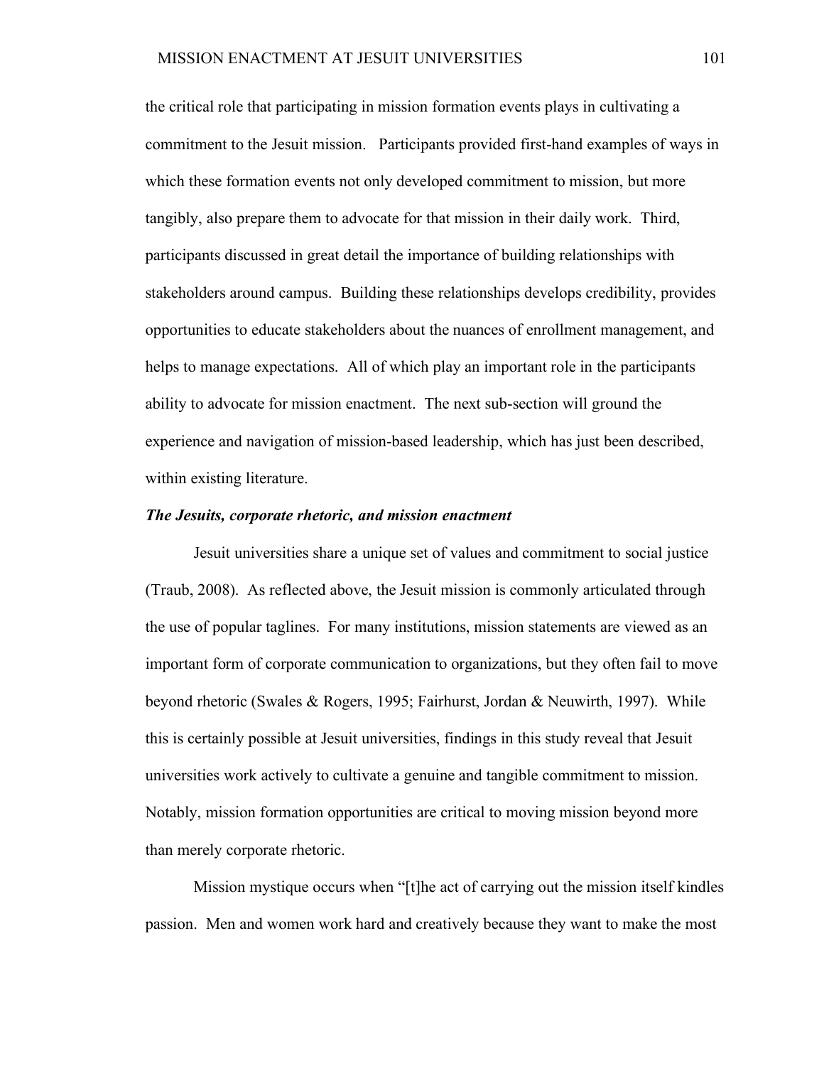the critical role that participating in mission formation events plays in cultivating a commitment to the Jesuit mission. Participants provided first-hand examples of ways in which these formation events not only developed commitment to mission, but more tangibly, also prepare them to advocate for that mission in their daily work. Third, participants discussed in great detail the importance of building relationships with stakeholders around campus. Building these relationships develops credibility, provides opportunities to educate stakeholders about the nuances of enrollment management, and helps to manage expectations. All of which play an important role in the participants ability to advocate for mission enactment. The next sub-section will ground the experience and navigation of mission-based leadership, which has just been described, within existing literature.

***The Jesuits, corporate rhetoric, and mission enactment***

Jesuit universities share a unique set of values and commitment to social justice (Traub, 2008). As reflected above, the Jesuit mission is commonly articulated through the use of popular taglines. For many institutions, mission statements are viewed as an important form of corporate communication to organizations, but they often fail to move beyond rhetoric (Swales & Rogers, 1995; Fairhurst, Jordan & Neuwirth, 1997). While this is certainly possible at Jesuit universities, findings in this study reveal that Jesuit universities work actively to cultivate a genuine and tangible commitment to mission. Notably, mission formation opportunities are critical to moving mission beyond more than merely corporate rhetoric.

Mission mystique occurs when "[t]he act of carrying out the mission itself kindles passion. Men and women work hard and creatively because they want to make the most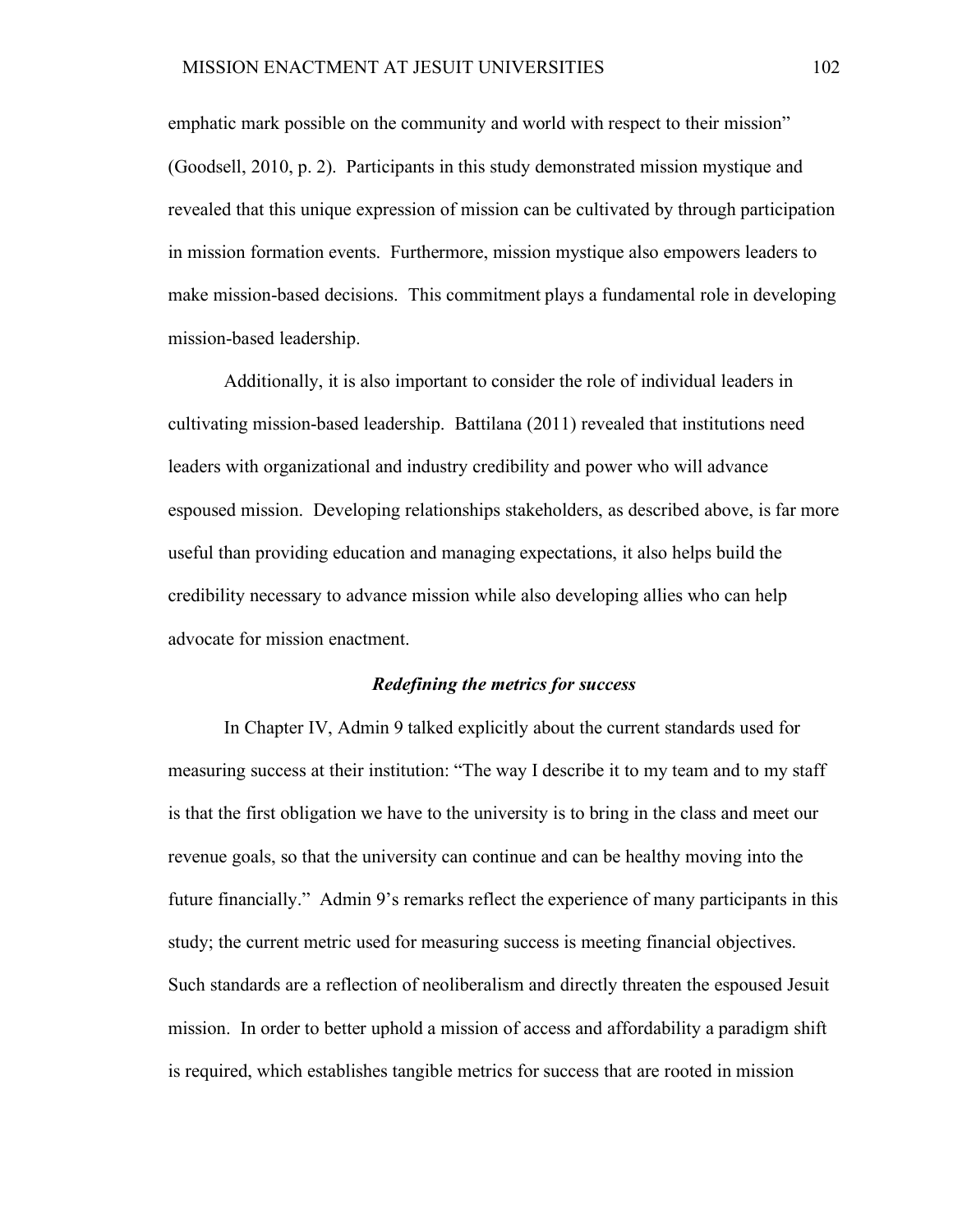emphatic mark possible on the community and world with respect to their mission" (Goodsell, 2010, p. 2). Participants in this study demonstrated mission mystique and revealed that this unique expression of mission can be cultivated by through participation in mission formation events. Furthermore, mission mystique also empowers leaders to make mission-based decisions. This commitment plays a fundamental role in developing mission-based leadership.

Additionally, it is also important to consider the role of individual leaders in cultivating mission-based leadership. Battilana (2011) revealed that institutions need leaders with organizational and industry credibility and power who will advance espoused mission. Developing relationships stakeholders, as described above, is far more useful than providing education and managing expectations, it also helps build the credibility necessary to advance mission while also developing allies who can help advocate for mission enactment.

### *Redefining the metrics for success*

In Chapter IV, Admin 9 talked explicitly about the current standards used for measuring success at their institution: "The way I describe it to my team and to my staff is that the first obligation we have to the university is to bring in the class and meet our revenue goals, so that the university can continue and can be healthy moving into the future financially." Admin 9's remarks reflect the experience of many participants in this study; the current metric used for measuring success is meeting financial objectives. Such standards are a reflection of neoliberalism and directly threaten the espoused Jesuit mission. In order to better uphold a mission of access and affordability a paradigm shift is required, which establishes tangible metrics for success that are rooted in mission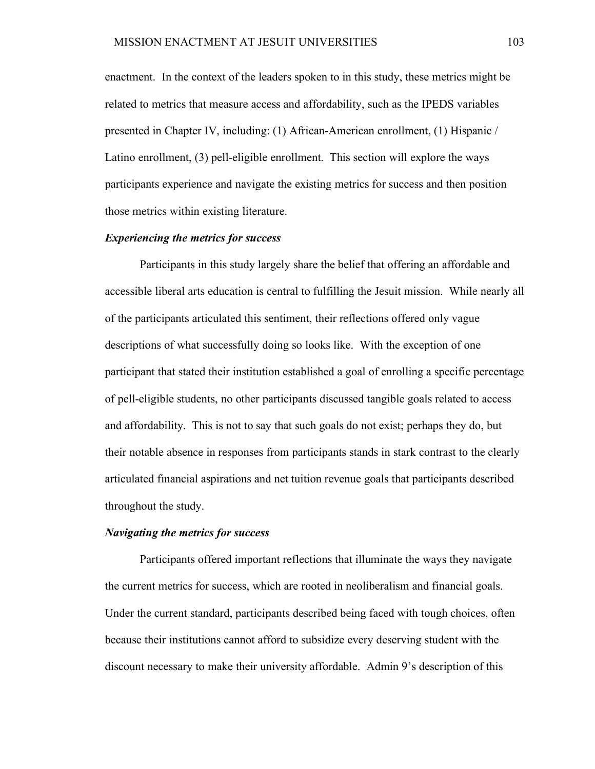enactment. In the context of the leaders spoken to in this study, these metrics might be related to metrics that measure access and affordability, such as the IPEDS variables presented in Chapter IV, including: (1) African-American enrollment, (1) Hispanic / Latino enrollment, (3) pell-eligible enrollment. This section will explore the ways participants experience and navigate the existing metrics for success and then position those metrics within existing literature.

### ***Experiencing the metrics for success***

Participants in this study largely share the belief that offering an affordable and accessible liberal arts education is central to fulfilling the Jesuit mission. While nearly all of the participants articulated this sentiment, their reflections offered only vague descriptions of what successfully doing so looks like. With the exception of one participant that stated their institution established a goal of enrolling a specific percentage of pell-eligible students, no other participants discussed tangible goals related to access and affordability. This is not to say that such goals do not exist; perhaps they do, but their notable absence in responses from participants stands in stark contrast to the clearly articulated financial aspirations and net tuition revenue goals that participants described throughout the study.

### ***Navigating the metrics for success***

Participants offered important reflections that illuminate the ways they navigate the current metrics for success, which are rooted in neoliberalism and financial goals. Under the current standard, participants described being faced with tough choices, often because their institutions cannot afford to subsidize every deserving student with the discount necessary to make their university affordable. Admin 9's description of this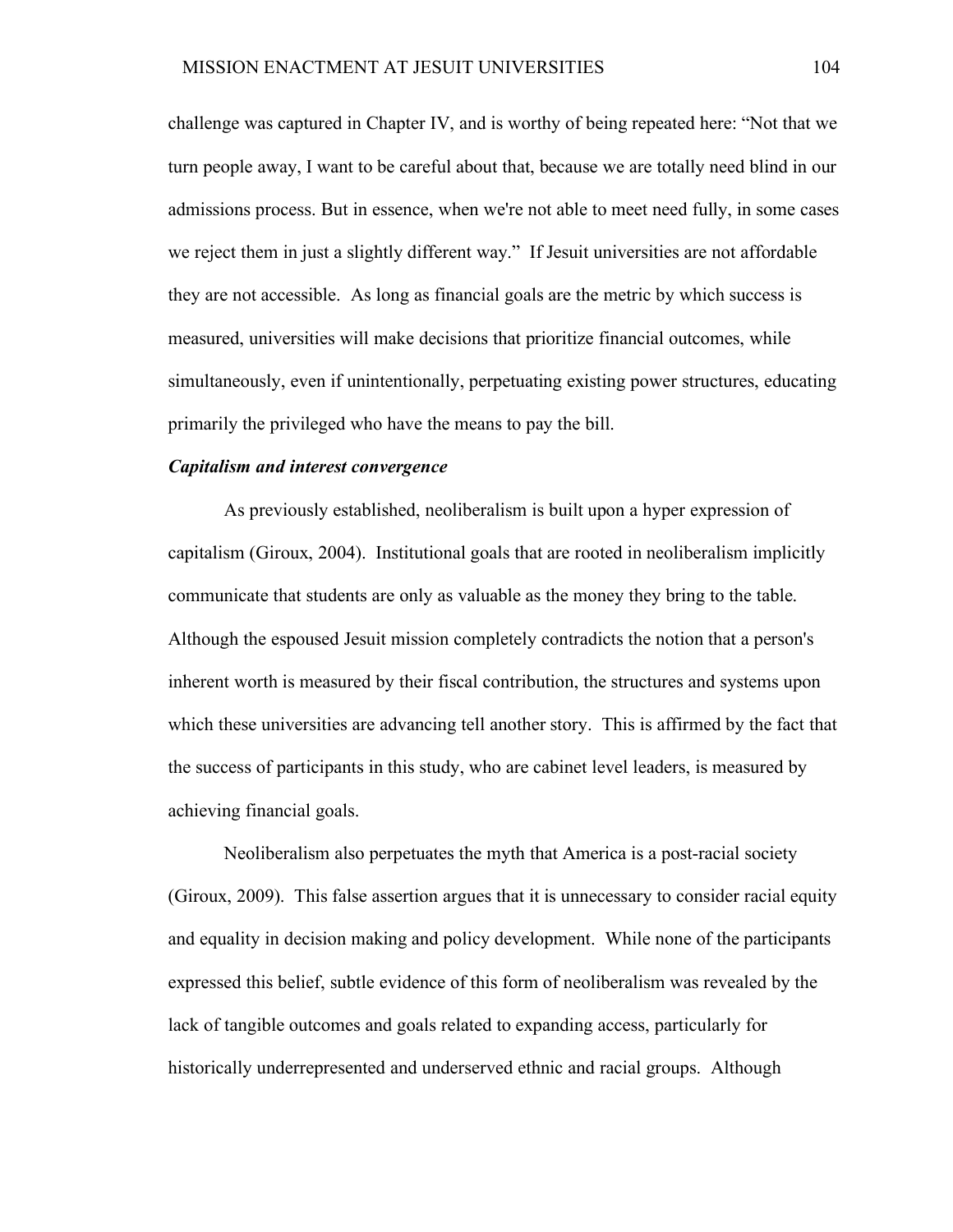challenge was captured in Chapter IV, and is worthy of being repeated here: "Not that we turn people away, I want to be careful about that, because we are totally need blind in our admissions process. But in essence, when we're not able to meet need fully, in some cases we reject them in just a slightly different way." If Jesuit universities are not affordable they are not accessible. As long as financial goals are the metric by which success is measured, universities will make decisions that prioritize financial outcomes, while simultaneously, even if unintentionally, perpetuating existing power structures, educating primarily the privileged who have the means to pay the bill.

### ***Capitalism and interest convergence***

As previously established, neoliberalism is built upon a hyper expression of capitalism (Giroux, 2004). Institutional goals that are rooted in neoliberalism implicitly communicate that students are only as valuable as the money they bring to the table. Although the espoused Jesuit mission completely contradicts the notion that a person's inherent worth is measured by their fiscal contribution, the structures and systems upon which these universities are advancing tell another story. This is affirmed by the fact that the success of participants in this study, who are cabinet level leaders, is measured by achieving financial goals.

Neoliberalism also perpetuates the myth that America is a post-racial society (Giroux, 2009). This false assertion argues that it is unnecessary to consider racial equity and equality in decision making and policy development. While none of the participants expressed this belief, subtle evidence of this form of neoliberalism was revealed by the lack of tangible outcomes and goals related to expanding access, particularly for historically underrepresented and underserved ethnic and racial groups. Although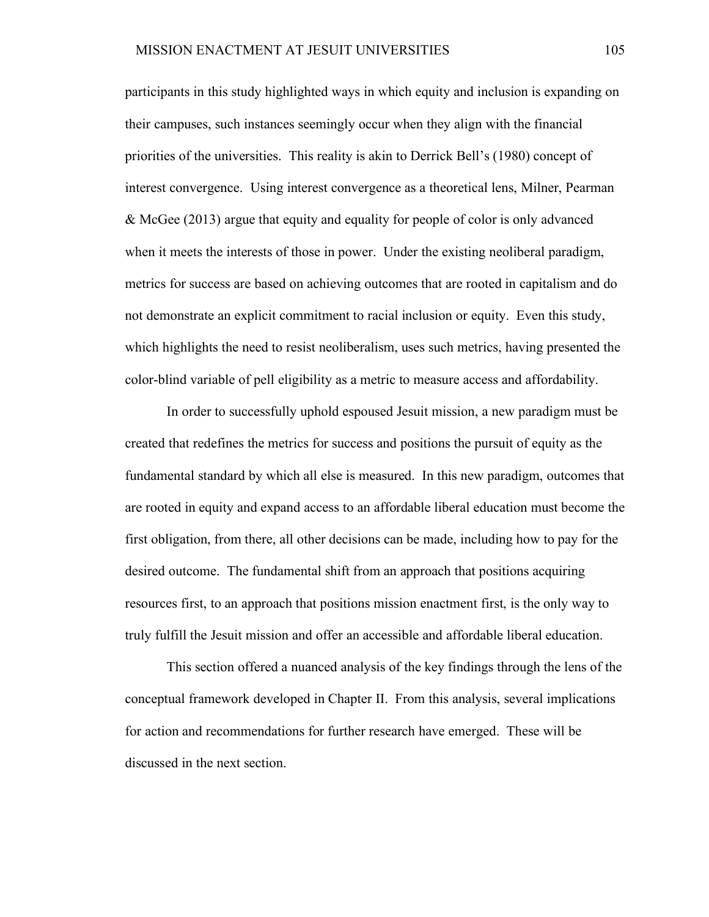participants in this study highlighted ways in which equity and inclusion is expanding on their campuses, such instances seemingly occur when they align with the financial priorities of the universities. This reality is akin to Derrick Bell's (1980) concept of interest convergence. Using interest convergence as a theoretical lens, Milner, Pearman & McGee (2013) argue that equity and equality for people of color is only advanced when it meets the interests of those in power. Under the existing neoliberal paradigm, metrics for success are based on achieving outcomes that are rooted in capitalism and do not demonstrate an explicit commitment to racial inclusion or equity. Even this study, which highlights the need to resist neoliberalism, uses such metrics, having presented the color-blind variable of pell eligibility as a metric to measure access and affordability.

In order to successfully uphold espoused Jesuit mission, a new paradigm must be created that redefines the metrics for success and positions the pursuit of equity as the fundamental standard by which all else is measured. In this new paradigm, outcomes that are rooted in equity and expand access to an affordable liberal education must become the first obligation, from there, all other decisions can be made, including how to pay for the desired outcome. The fundamental shift from an approach that positions acquiring resources first, to an approach that positions mission enactment first, is the only way to truly fulfill the Jesuit mission and offer an accessible and affordable liberal education.

This section offered a nuanced analysis of the key findings through the lens of the conceptual framework developed in Chapter II. From this analysis, several implications for action and recommendations for further research have emerged. These will be discussed in the next section.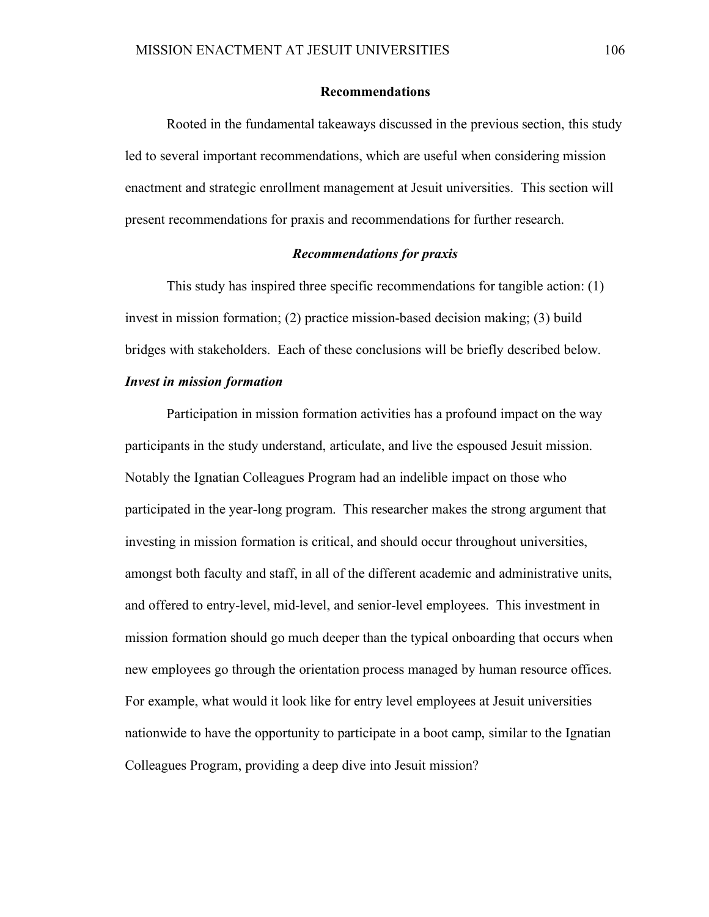## Recommendations

Rooted in the fundamental takeaways discussed in the previous section, this study led to several important recommendations, which are useful when considering mission enactment and strategic enrollment management at Jesuit universities. This section will present recommendations for praxis and recommendations for further research.

### *Recommendations for praxis*

This study has inspired three specific recommendations for tangible action: (1) invest in mission formation; (2) practice mission-based decision making; (3) build bridges with stakeholders. Each of these conclusions will be briefly described below.

#### *Invest in mission formation*

Participation in mission formation activities has a profound impact on the way participants in the study understand, articulate, and live the espoused Jesuit mission. Notably the Ignatian Colleagues Program had an indelible impact on those who participated in the year-long program. This researcher makes the strong argument that investing in mission formation is critical, and should occur throughout universities, amongst both faculty and staff, in all of the different academic and administrative units, and offered to entry-level, mid-level, and senior-level employees. This investment in mission formation should go much deeper than the typical onboarding that occurs when new employees go through the orientation process managed by human resource offices. For example, what would it look like for entry level employees at Jesuit universities nationwide to have the opportunity to participate in a boot camp, similar to the Ignatian Colleagues Program, providing a deep dive into Jesuit mission?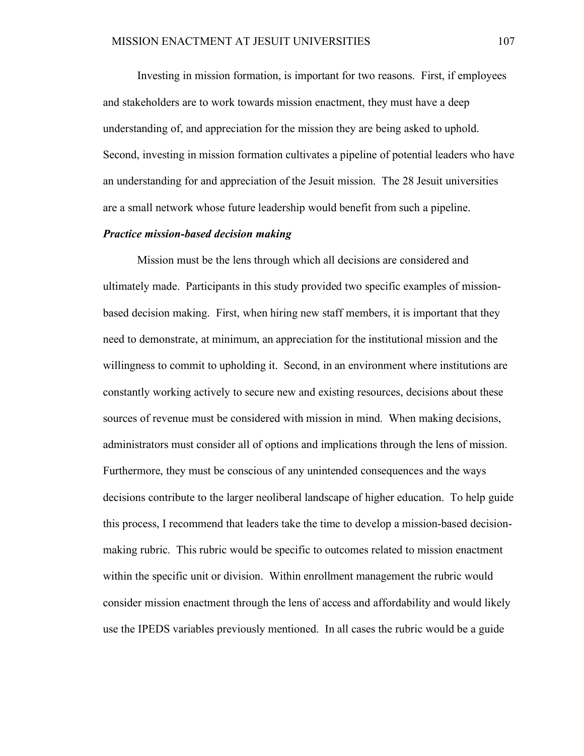Investing in mission formation, is important for two reasons. First, if employees and stakeholders are to work towards mission enactment, they must have a deep understanding of, and appreciation for the mission they are being asked to uphold. Second, investing in mission formation cultivates a pipeline of potential leaders who have an understanding for and appreciation of the Jesuit mission. The 28 Jesuit universities are a small network whose future leadership would benefit from such a pipeline.

***Practice mission-based decision making***

Mission must be the lens through which all decisions are considered and ultimately made. Participants in this study provided two specific examples of mission-based decision making. First, when hiring new staff members, it is important that they need to demonstrate, at minimum, an appreciation for the institutional mission and the willingness to commit to upholding it. Second, in an environment where institutions are constantly working actively to secure new and existing resources, decisions about these sources of revenue must be considered with mission in mind. When making decisions, administrators must consider all of options and implications through the lens of mission. Furthermore, they must be conscious of any unintended consequences and the ways decisions contribute to the larger neoliberal landscape of higher education. To help guide this process, I recommend that leaders take the time to develop a mission-based decision-making rubric. This rubric would be specific to outcomes related to mission enactment within the specific unit or division. Within enrollment management the rubric would consider mission enactment through the lens of access and affordability and would likely use the IPEDS variables previously mentioned. In all cases the rubric would be a guide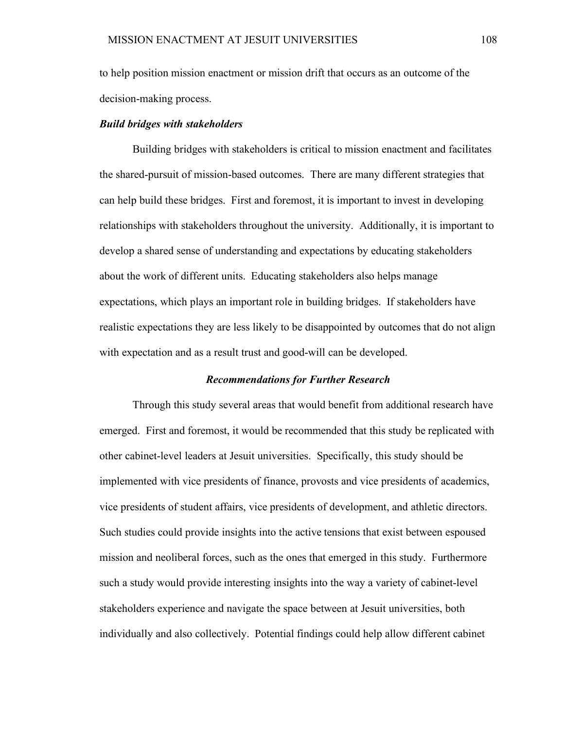to help position mission enactment or mission drift that occurs as an outcome of the decision-making process.

#### *Build bridges with stakeholders*

Building bridges with stakeholders is critical to mission enactment and facilitates the shared-pursuit of mission-based outcomes. There are many different strategies that can help build these bridges. First and foremost, it is important to invest in developing relationships with stakeholders throughout the university. Additionally, it is important to develop a shared sense of understanding and expectations by educating stakeholders about the work of different units. Educating stakeholders also helps manage expectations, which plays an important role in building bridges. If stakeholders have realistic expectations they are less likely to be disappointed by outcomes that do not align with expectation and as a result trust and good-will can be developed.

### *Recommendations for Further Research*

Through this study several areas that would benefit from additional research have emerged. First and foremost, it would be recommended that this study be replicated with other cabinet-level leaders at Jesuit universities. Specifically, this study should be implemented with vice presidents of finance, provosts and vice presidents of academics, vice presidents of student affairs, vice presidents of development, and athletic directors. Such studies could provide insights into the active tensions that exist between espoused mission and neoliberal forces, such as the ones that emerged in this study. Furthermore such a study would provide interesting insights into the way a variety of cabinet-level stakeholders experience and navigate the space between at Jesuit universities, both individually and also collectively. Potential findings could help allow different cabinet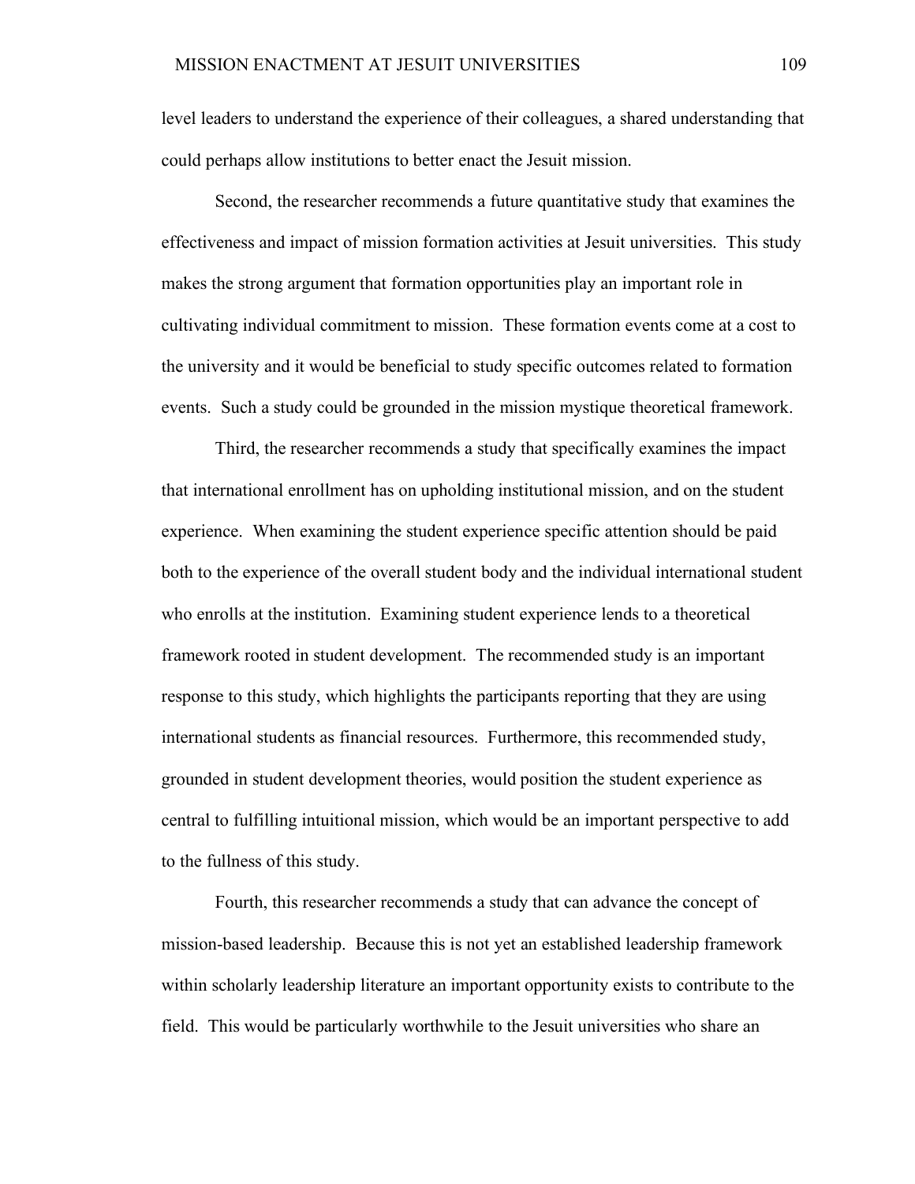level leaders to understand the experience of their colleagues, a shared understanding that could perhaps allow institutions to better enact the Jesuit mission.

Second, the researcher recommends a future quantitative study that examines the effectiveness and impact of mission formation activities at Jesuit universities. This study makes the strong argument that formation opportunities play an important role in cultivating individual commitment to mission. These formation events come at a cost to the university and it would be beneficial to study specific outcomes related to formation events. Such a study could be grounded in the mission mystique theoretical framework.

Third, the researcher recommends a study that specifically examines the impact that international enrollment has on upholding institutional mission, and on the student experience. When examining the student experience specific attention should be paid both to the experience of the overall student body and the individual international student who enrolls at the institution. Examining student experience lends to a theoretical framework rooted in student development. The recommended study is an important response to this study, which highlights the participants reporting that they are using international students as financial resources. Furthermore, this recommended study, grounded in student development theories, would position the student experience as central to fulfilling intuitional mission, which would be an important perspective to add to the fullness of this study.

Fourth, this researcher recommends a study that can advance the concept of mission-based leadership. Because this is not yet an established leadership framework within scholarly leadership literature an important opportunity exists to contribute to the field. This would be particularly worthwhile to the Jesuit universities who share an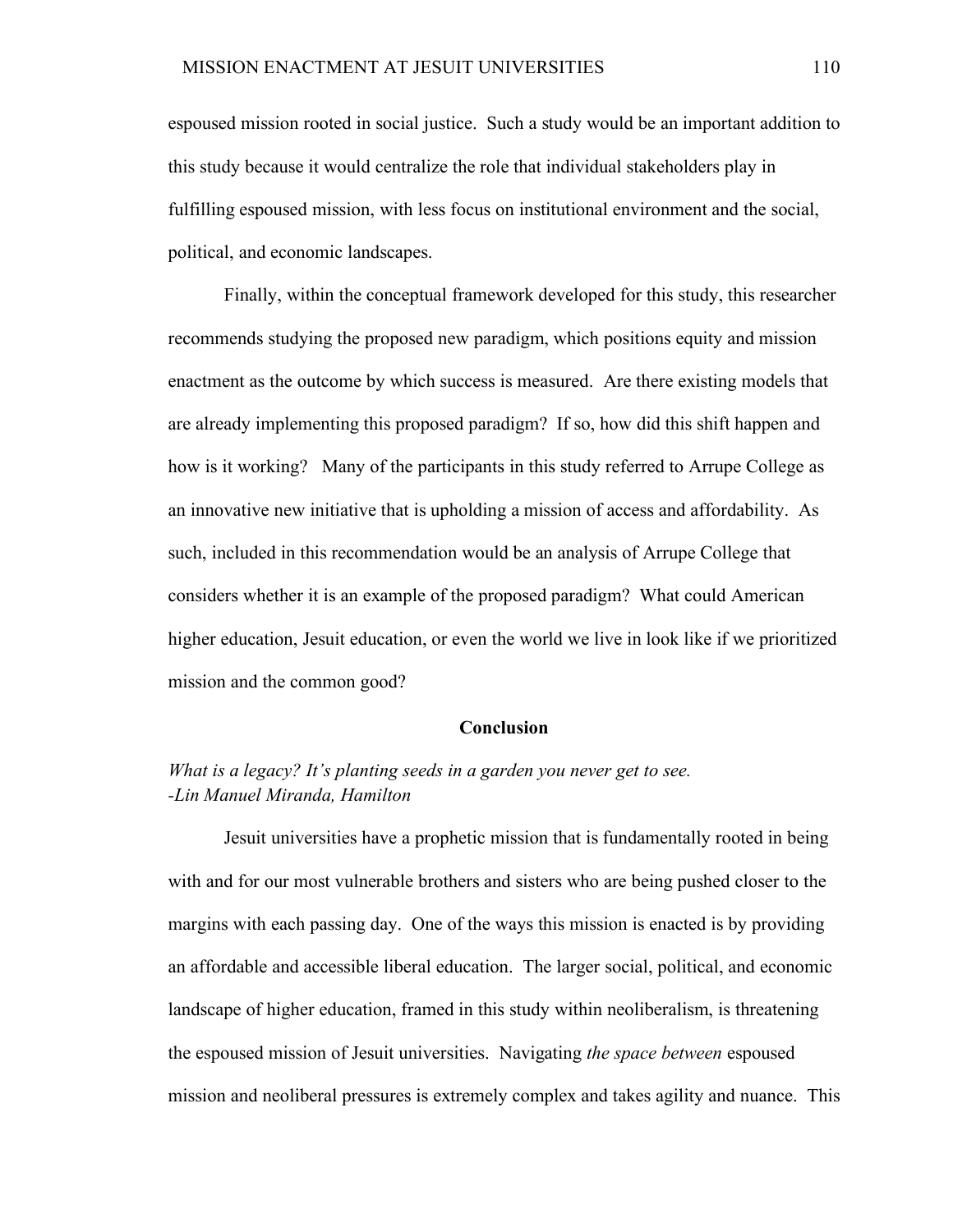espoused mission rooted in social justice. Such a study would be an important addition to this study because it would centralize the role that individual stakeholders play in fulfilling espoused mission, with less focus on institutional environment and the social, political, and economic landscapes.

Finally, within the conceptual framework developed for this study, this researcher recommends studying the proposed new paradigm, which positions equity and mission enactment as the outcome by which success is measured. Are there existing models that are already implementing this proposed paradigm? If so, how did this shift happen and how is it working? Many of the participants in this study referred to Arrupe College as an innovative new initiative that is upholding a mission of access and affordability. As such, included in this recommendation would be an analysis of Arrupe College that considers whether it is an example of the proposed paradigm? What could American higher education, Jesuit education, or even the world we live in look like if we prioritized mission and the common good?

## Conclusion

*What is a legacy? It's planting seeds in a garden you never get to see.*
*-Lin Manuel Miranda, Hamilton*

Jesuit universities have a prophetic mission that is fundamentally rooted in being with and for our most vulnerable brothers and sisters who are being pushed closer to the margins with each passing day. One of the ways this mission is enacted is by providing an affordable and accessible liberal education. The larger social, political, and economic landscape of higher education, framed in this study within neoliberalism, is threatening the espoused mission of Jesuit universities. Navigating *the space between* espoused mission and neoliberal pressures is extremely complex and takes agility and nuance. This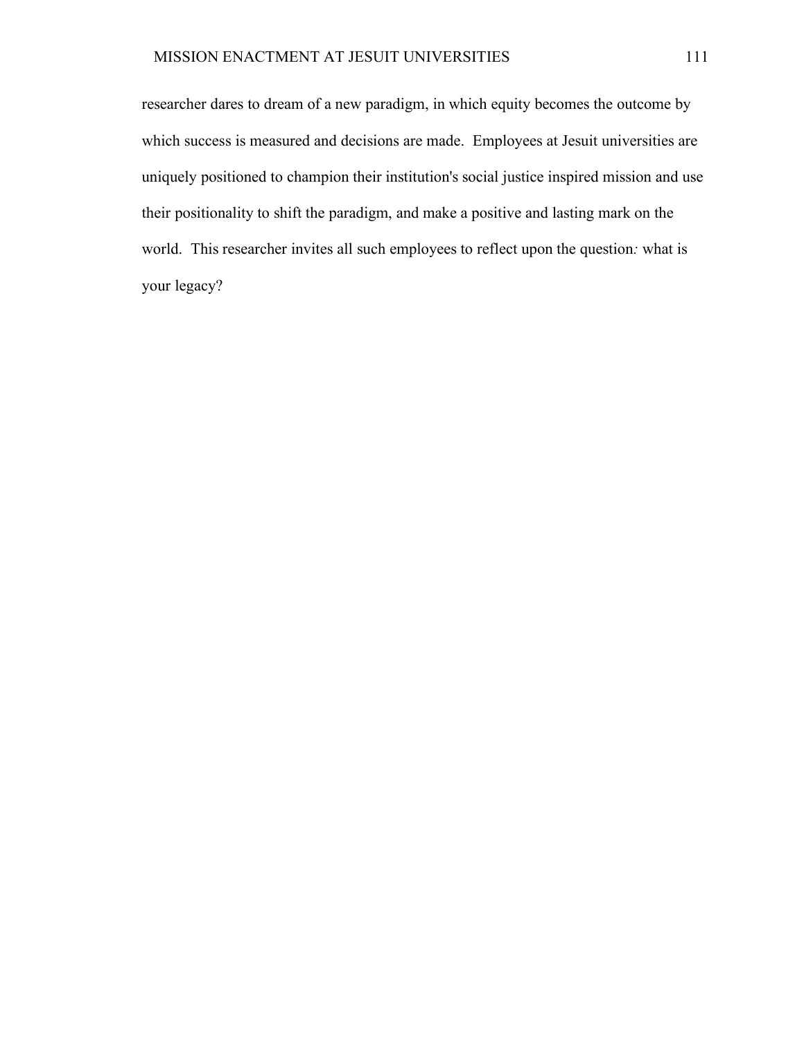researcher dares to dream of a new paradigm, in which equity becomes the outcome by which success is measured and decisions are made. Employees at Jesuit universities are uniquely positioned to champion their institution's social justice inspired mission and use their positionality to shift the paradigm, and make a positive and lasting mark on the world. This researcher invites all such employees to reflect upon the question*:* what is your legacy?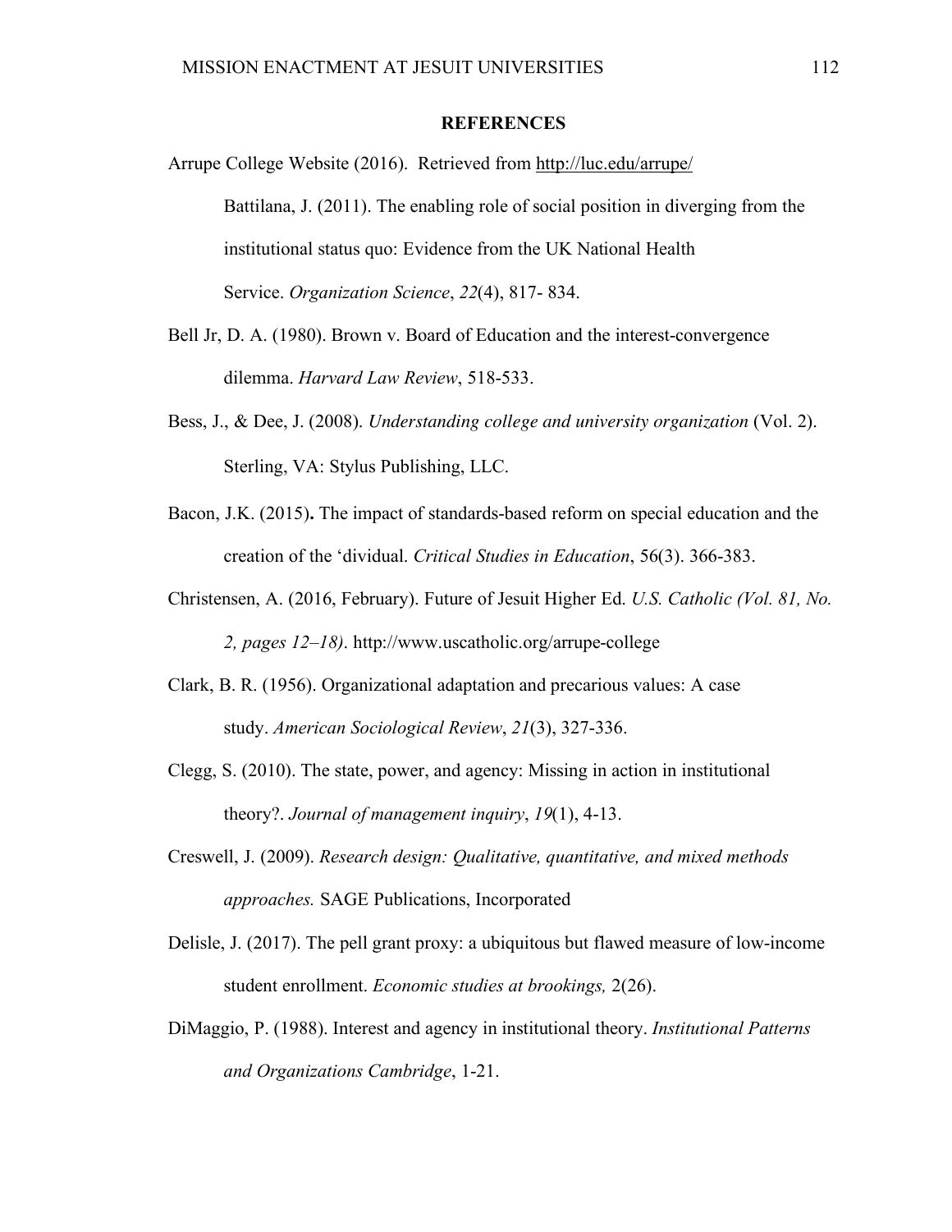# REFERENCES

Arrupe College Website (2016). Retrieved from http://luc.edu/arrupe/

Battilana, J. (2011). The enabling role of social position in diverging from the institutional status quo: Evidence from the UK National Health Service. *Organization Science*, *22*(4), 817- 834.

Bell Jr, D. A. (1980). Brown v. Board of Education and the interest-convergence dilemma. *Harvard Law Review*, 518-533.

Bess, J., & Dee, J. (2008). *Understanding college and university organization* (Vol. 2). Sterling, VA: Stylus Publishing, LLC.

Bacon, J.K. (2015)**.** The impact of standards-based reform on special education and the creation of the 'dividual. *Critical Studies in Education*, 56(3). 366-383.

Christensen, A. (2016, February). Future of Jesuit Higher Ed. *U.S. Catholic (Vol. 81, No. 2, pages 12–18)*. http://www.uscatholic.org/arrupe-college

Clark, B. R. (1956). Organizational adaptation and precarious values: A case study. *American Sociological Review*, *21*(3), 327-336.

Clegg, S. (2010). The state, power, and agency: Missing in action in institutional theory?. *Journal of management inquiry*, *19*(1), 4-13.

Creswell, J. (2009). *Research design: Qualitative, quantitative, and mixed methods approaches.* SAGE Publications, Incorporated

Delisle, J. (2017). The pell grant proxy: a ubiquitous but flawed measure of low-income student enrollment. *Economic studies at brookings,* 2(26).

DiMaggio, P. (1988). Interest and agency in institutional theory. *Institutional Patterns and Organizations Cambridge*, 1-21.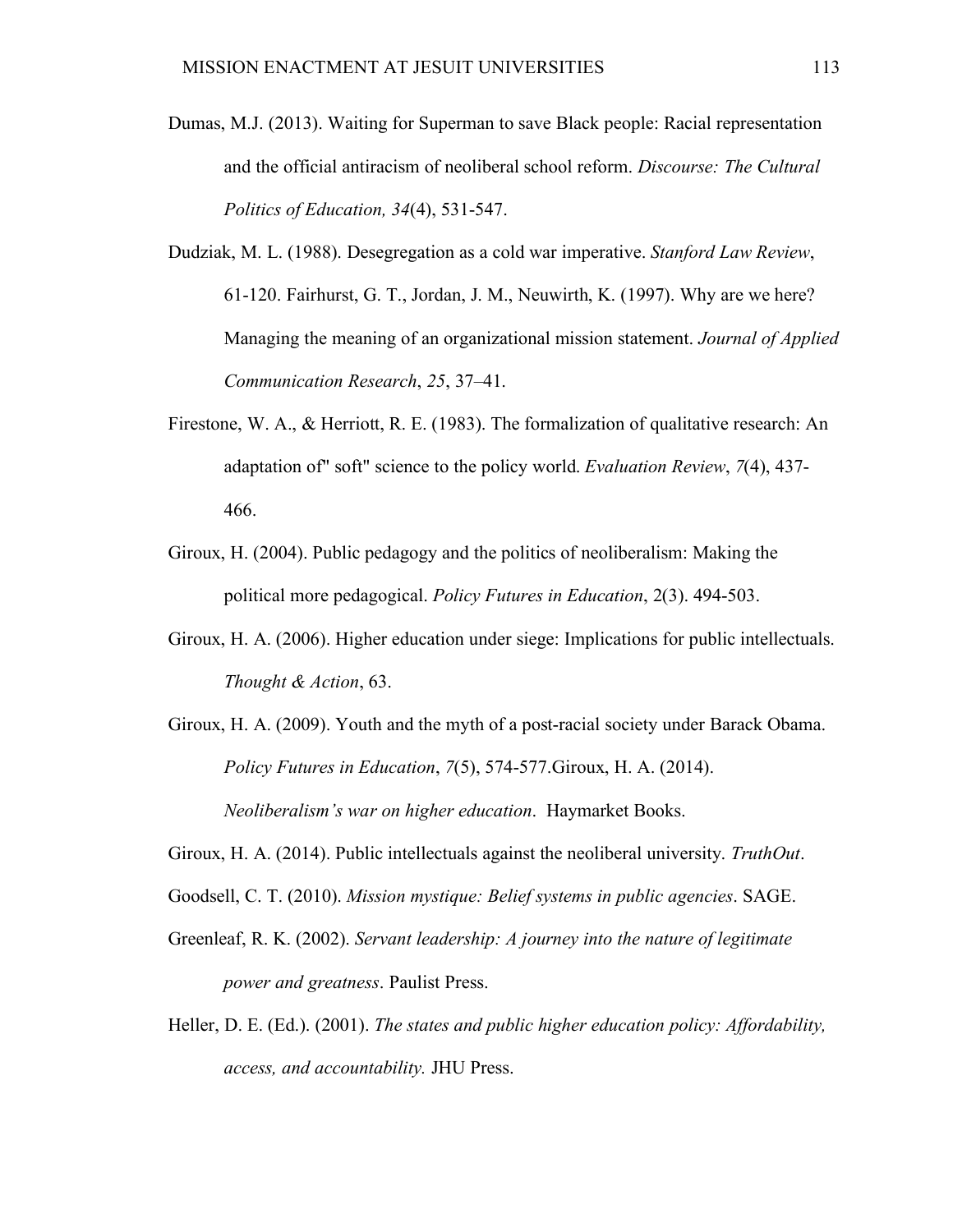Dumas, M.J. (2013). Waiting for Superman to save Black people: Racial representation and the official antiracism of neoliberal school reform. *Discourse: The Cultural Politics of Education, 34*(4), 531-547.

Dudziak, M. L. (1988). Desegregation as a cold war imperative. *Stanford Law Review*, 61-120. Fairhurst, G. T., Jordan, J. M., Neuwirth, K. (1997). Why are we here? Managing the meaning of an organizational mission statement. *Journal of Applied Communication Research*, *25*, 37–41.

Firestone, W. A., & Herriott, R. E. (1983). The formalization of qualitative research: An adaptation of" soft" science to the policy world. *Evaluation Review*, *7*(4), 437-466.

Giroux, H. (2004). Public pedagogy and the politics of neoliberalism: Making the political more pedagogical. *Policy Futures in Education*, 2(3). 494-503.

Giroux, H. A. (2006). Higher education under siege: Implications for public intellectuals. *Thought & Action*, 63.

Giroux, H. A. (2009). Youth and the myth of a post-racial society under Barack Obama. *Policy Futures in Education*, *7*(5), 574-577.Giroux, H. A. (2014). *Neoliberalism's war on higher education*. Haymarket Books.

Giroux, H. A. (2014). Public intellectuals against the neoliberal university. *TruthOut*.

Goodsell, C. T. (2010). *Mission mystique: Belief systems in public agencies*. SAGE.

Greenleaf, R. K. (2002). *Servant leadership: A journey into the nature of legitimate power and greatness*. Paulist Press.

Heller, D. E. (Ed.). (2001). *The states and public higher education policy: Affordability, access, and accountability.* JHU Press.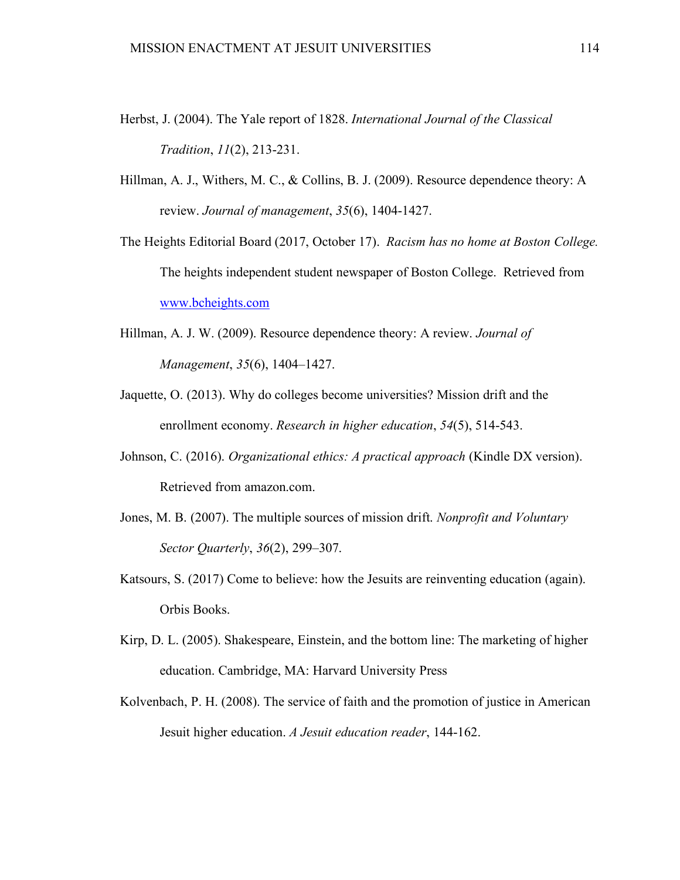Herbst, J. (2004). The Yale report of 1828. *International Journal of the Classical Tradition*, *11*(2), 213-231.

Hillman, A. J., Withers, M. C., & Collins, B. J. (2009). Resource dependence theory: A review. *Journal of management*, *35*(6), 1404-1427.

The Heights Editorial Board (2017, October 17). *Racism has no home at Boston College.* The heights independent student newspaper of Boston College. Retrieved from [www.bcheights.com](www.bcheights.com)

Hillman, A. J. W. (2009). Resource dependence theory: A review. *Journal of Management*, *35*(6), 1404–1427.

Jaquette, O. (2013). Why do colleges become universities? Mission drift and the enrollment economy. *Research in higher education*, *54*(5), 514-543.

Johnson, C. (2016). *Organizational ethics: A practical approach* (Kindle DX version). Retrieved from amazon.com.

Jones, M. B. (2007). The multiple sources of mission drift. *Nonprofit and Voluntary Sector Quarterly*, *36*(2), 299–307.

Katsours, S. (2017) Come to believe: how the Jesuits are reinventing education (again). Orbis Books.

Kirp, D. L. (2005). Shakespeare, Einstein, and the bottom line: The marketing of higher education. Cambridge, MA: Harvard University Press

Kolvenbach, P. H. (2008). The service of faith and the promotion of justice in American Jesuit higher education. *A Jesuit education reader*, 144-162.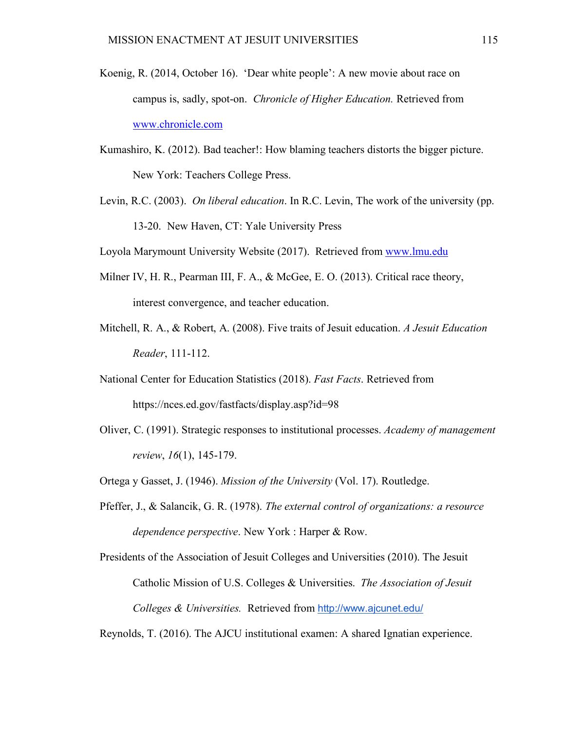Koenig, R. (2014, October 16). 'Dear white people': A new movie about race on campus is, sadly, spot-on. *Chronicle of Higher Education.* Retrieved from www.chronicle.com

Kumashiro, K. (2012). Bad teacher!: How blaming teachers distorts the bigger picture. New York: Teachers College Press.

Levin, R.C. (2003). *On liberal education*. In R.C. Levin, The work of the university (pp. 13-20. New Haven, CT: Yale University Press

Loyola Marymount University Website (2017). Retrieved from www.lmu.edu

Milner IV, H. R., Pearman III, F. A., & McGee, E. O. (2013). Critical race theory, interest convergence, and teacher education.

Mitchell, R. A., & Robert, A. (2008). Five traits of Jesuit education. *A Jesuit Education Reader*, 111-112.

National Center for Education Statistics (2018). *Fast Facts*. Retrieved from https://nces.ed.gov/fastfacts/display.asp?id=98

Oliver, C. (1991). Strategic responses to institutional processes. *Academy of management review*, *16*(1), 145-179.

Ortega y Gasset, J. (1946). *Mission of the University* (Vol. 17). Routledge.

Pfeffer, J., & Salancik, G. R. (1978). *The external control of organizations: a resource dependence perspective*. New York : Harper & Row.

Presidents of the Association of Jesuit Colleges and Universities (2010). The Jesuit Catholic Mission of U.S. Colleges & Universities. *The Association of Jesuit Colleges & Universities.* Retrieved from http://www.ajcunet.edu/

Reynolds, T. (2016). The AJCU institutional examen: A shared Ignatian experience.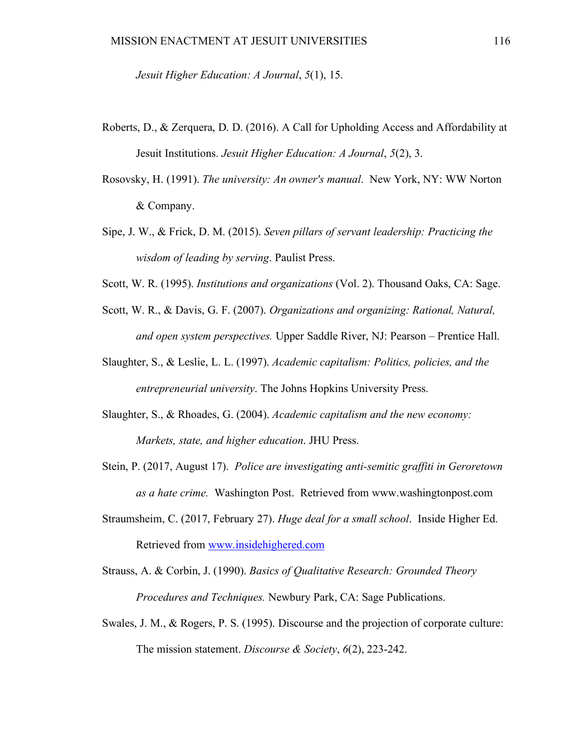*Jesuit Higher Education: A Journal*, *5*(1), 15.

Roberts, D., & Zerquera, D. D. (2016). A Call for Upholding Access and Affordability at Jesuit Institutions. *Jesuit Higher Education: A Journal*, *5*(2), 3.

Rosovsky, H. (1991). *The university: An owner's manual*. New York, NY: WW Norton & Company.

Sipe, J. W., & Frick, D. M. (2015). *Seven pillars of servant leadership: Practicing the wisdom of leading by serving*. Paulist Press.

Scott, W. R. (1995). *Institutions and organizations* (Vol. 2). Thousand Oaks, CA: Sage.

Scott, W. R., & Davis, G. F. (2007). *Organizations and organizing: Rational, Natural, and open system perspectives.* Upper Saddle River, NJ: Pearson – Prentice Hall.

Slaughter, S., & Leslie, L. L. (1997). *Academic capitalism: Politics, policies, and the entrepreneurial university*. The Johns Hopkins University Press.

Slaughter, S., & Rhoades, G. (2004). *Academic capitalism and the new economy: Markets, state, and higher education*. JHU Press.

Stein, P. (2017, August 17). *Police are investigating anti-semitic graffiti in Geroretown as a hate crime.* Washington Post. Retrieved from www.washingtonpost.com

Straumsheim, C. (2017, February 27). *Huge deal for a small school*. Inside Higher Ed. Retrieved from www.insidehighered.com

Strauss, A. & Corbin, J. (1990). *Basics of Qualitative Research: Grounded Theory Procedures and Techniques.* Newbury Park, CA: Sage Publications.

Swales, J. M., & Rogers, P. S. (1995). Discourse and the projection of corporate culture: The mission statement. *Discourse & Society*, *6*(2), 223-242.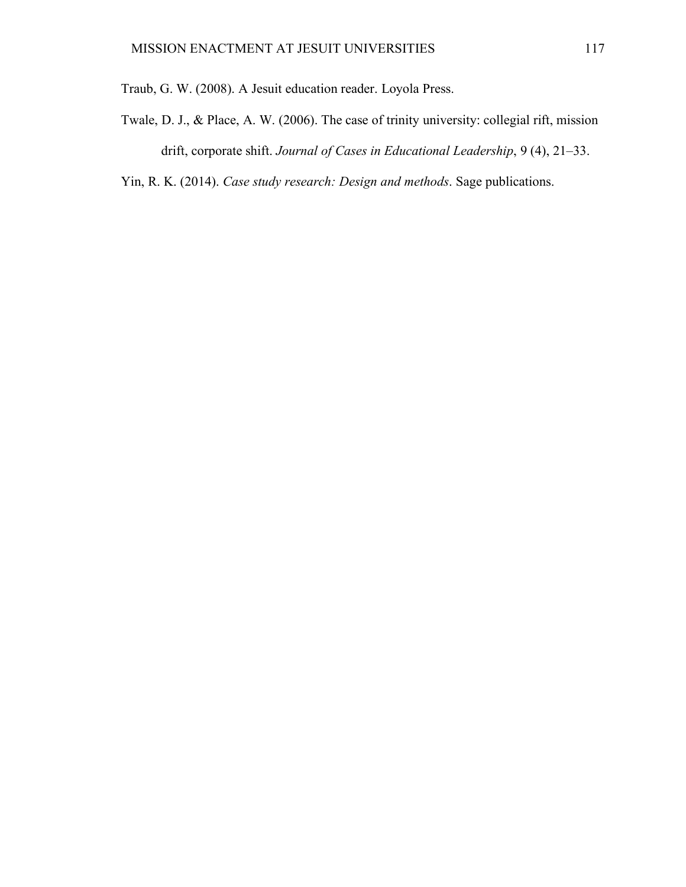Traub, G. W. (2008). A Jesuit education reader. Loyola Press.

Twale, D. J., & Place, A. W. (2006). The case of trinity university: collegial rift, mission drift, corporate shift. *Journal of Cases in Educational Leadership*, 9 (4), 21–33.

Yin, R. K. (2014). *Case study research: Design and methods*. Sage publications.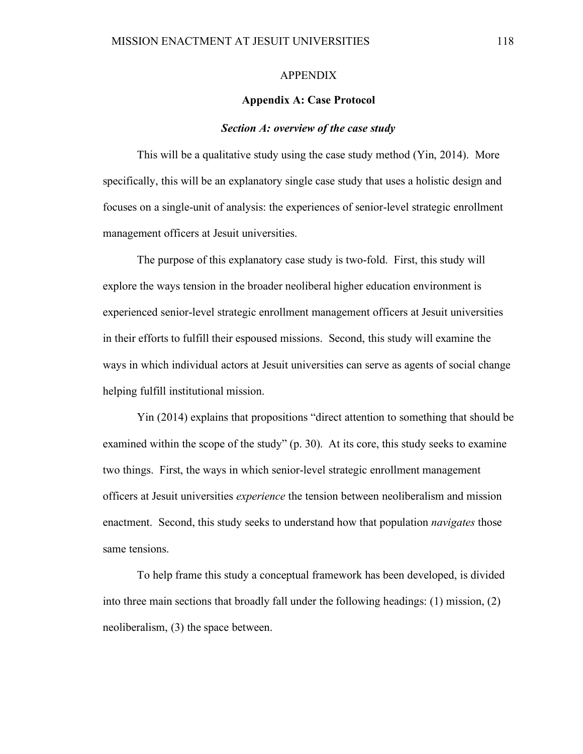# APPENDIX

## Appendix A: Case Protocol

### *Section A: overview of the case study*

This will be a qualitative study using the case study method (Yin, 2014). More specifically, this will be an explanatory single case study that uses a holistic design and focuses on a single-unit of analysis: the experiences of senior-level strategic enrollment management officers at Jesuit universities.

The purpose of this explanatory case study is two-fold. First, this study will explore the ways tension in the broader neoliberal higher education environment is experienced senior-level strategic enrollment management officers at Jesuit universities in their efforts to fulfill their espoused missions. Second, this study will examine the ways in which individual actors at Jesuit universities can serve as agents of social change helping fulfill institutional mission.

Yin (2014) explains that propositions "direct attention to something that should be examined within the scope of the study" (p. 30). At its core, this study seeks to examine two things. First, the ways in which senior-level strategic enrollment management officers at Jesuit universities *experience* the tension between neoliberalism and mission enactment. Second, this study seeks to understand how that population *navigates* those same tensions.

To help frame this study a conceptual framework has been developed, is divided into three main sections that broadly fall under the following headings: (1) mission, (2) neoliberalism, (3) the space between.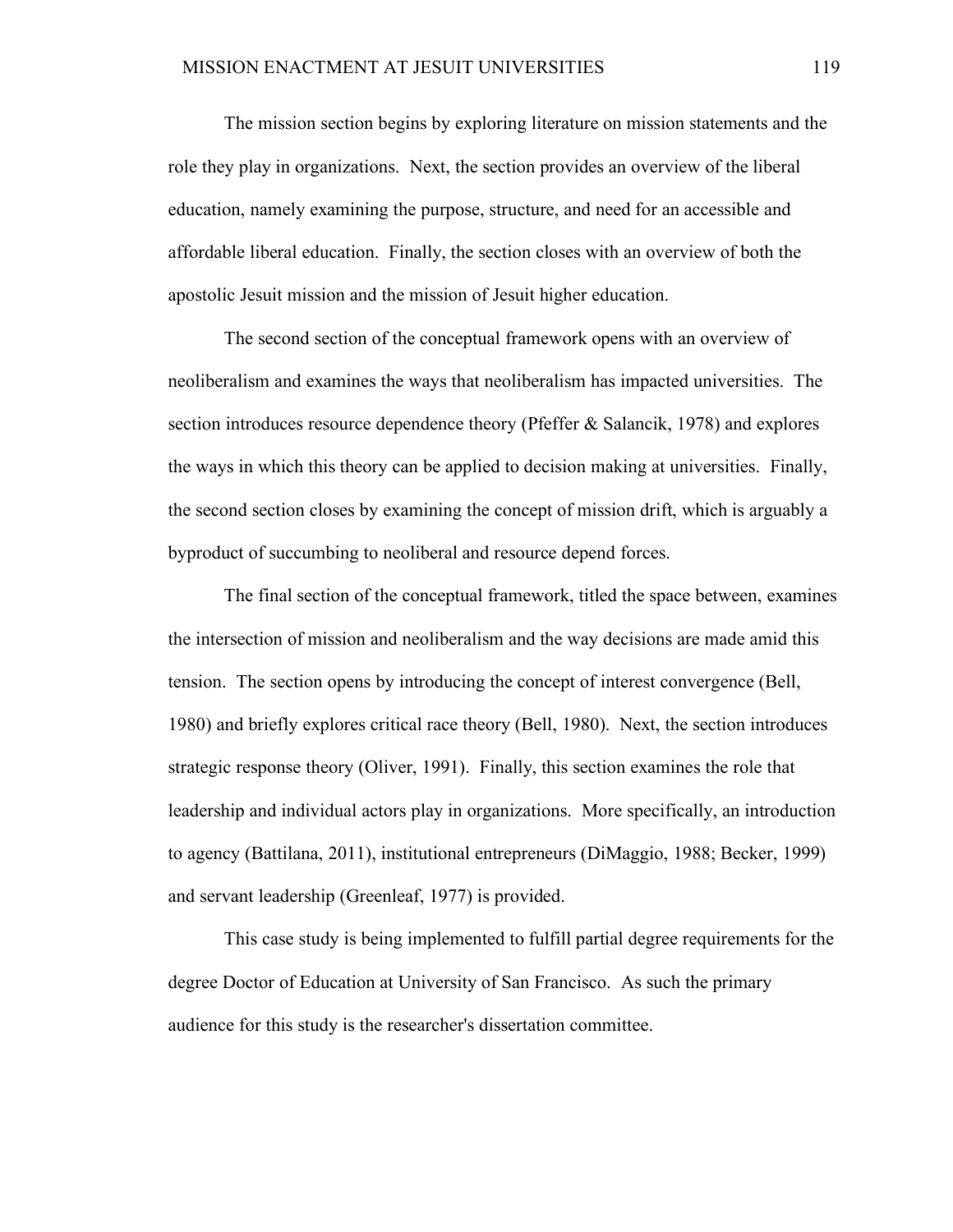The mission section begins by exploring literature on mission statements and the role they play in organizations. Next, the section provides an overview of the liberal education, namely examining the purpose, structure, and need for an accessible and affordable liberal education. Finally, the section closes with an overview of both the apostolic Jesuit mission and the mission of Jesuit higher education.

The second section of the conceptual framework opens with an overview of neoliberalism and examines the ways that neoliberalism has impacted universities. The section introduces resource dependence theory (Pfeffer & Salancik, 1978) and explores the ways in which this theory can be applied to decision making at universities. Finally, the second section closes by examining the concept of mission drift, which is arguably a byproduct of succumbing to neoliberal and resource depend forces.

The final section of the conceptual framework, titled the space between, examines the intersection of mission and neoliberalism and the way decisions are made amid this tension. The section opens by introducing the concept of interest convergence (Bell, 1980) and briefly explores critical race theory (Bell, 1980). Next, the section introduces strategic response theory (Oliver, 1991). Finally, this section examines the role that leadership and individual actors play in organizations. More specifically, an introduction to agency (Battilana, 2011), institutional entrepreneurs (DiMaggio, 1988; Becker, 1999) and servant leadership (Greenleaf, 1977) is provided.

This case study is being implemented to fulfill partial degree requirements for the degree Doctor of Education at University of San Francisco. As such the primary audience for this study is the researcher's dissertation committee.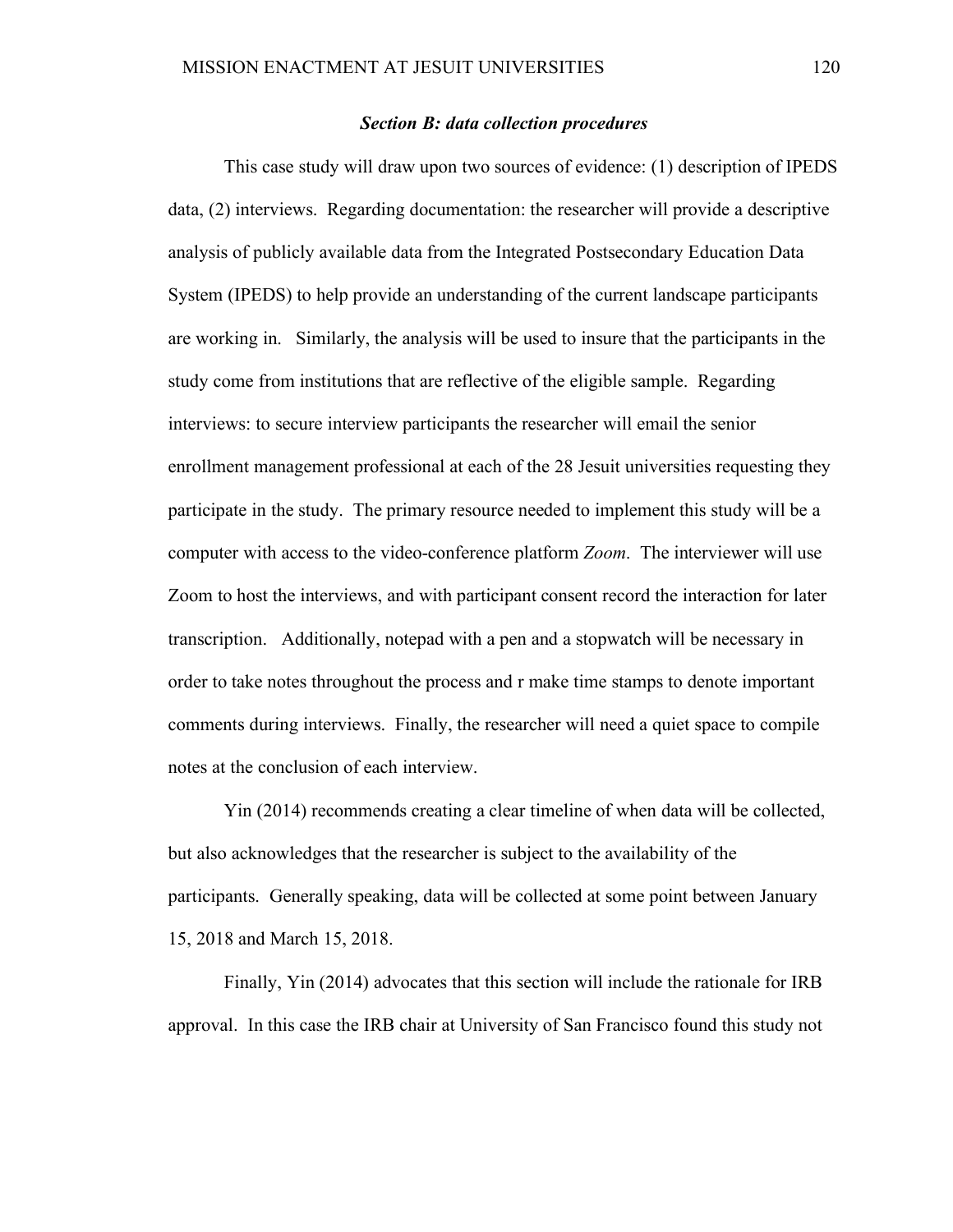### *Section B: data collection procedures*

This case study will draw upon two sources of evidence: (1) description of IPEDS data, (2) interviews. Regarding documentation: the researcher will provide a descriptive analysis of publicly available data from the Integrated Postsecondary Education Data System (IPEDS) to help provide an understanding of the current landscape participants are working in. Similarly, the analysis will be used to insure that the participants in the study come from institutions that are reflective of the eligible sample. Regarding interviews: to secure interview participants the researcher will email the senior enrollment management professional at each of the 28 Jesuit universities requesting they participate in the study. The primary resource needed to implement this study will be a computer with access to the video-conference platform *Zoom*. The interviewer will use Zoom to host the interviews, and with participant consent record the interaction for later transcription. Additionally, notepad with a pen and a stopwatch will be necessary in order to take notes throughout the process and r make time stamps to denote important comments during interviews. Finally, the researcher will need a quiet space to compile notes at the conclusion of each interview.

Yin (2014) recommends creating a clear timeline of when data will be collected, but also acknowledges that the researcher is subject to the availability of the participants. Generally speaking, data will be collected at some point between January 15, 2018 and March 15, 2018.

Finally, Yin (2014) advocates that this section will include the rationale for IRB approval. In this case the IRB chair at University of San Francisco found this study not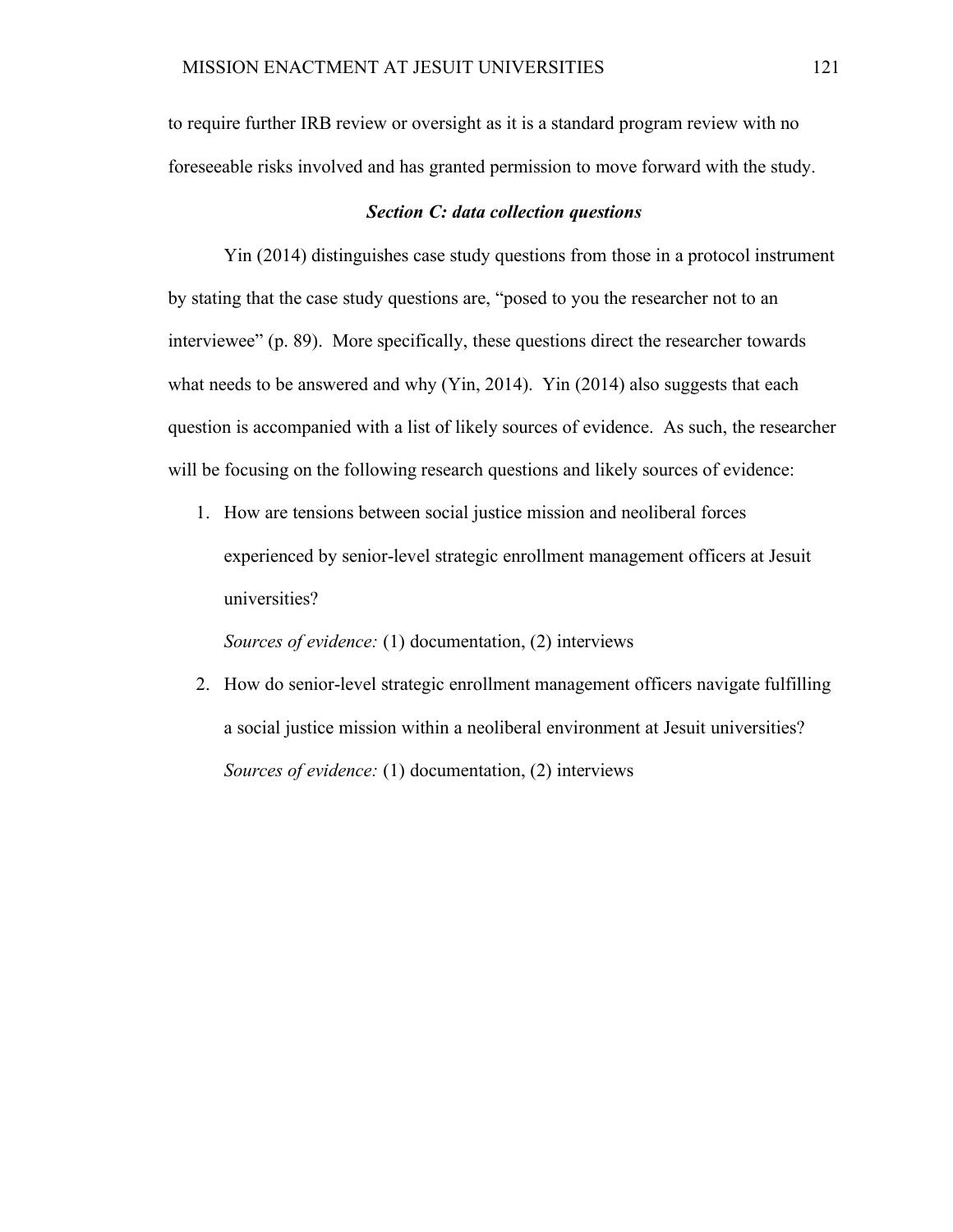to require further IRB review or oversight as it is a standard program review with no foreseeable risks involved and has granted permission to move forward with the study.

### ***Section C: data collection questions***

Yin (2014) distinguishes case study questions from those in a protocol instrument by stating that the case study questions are, "posed to you the researcher not to an interviewee" (p. 89). More specifically, these questions direct the researcher towards what needs to be answered and why (Yin, 2014). Yin (2014) also suggests that each question is accompanied with a list of likely sources of evidence. As such, the researcher will be focusing on the following research questions and likely sources of evidence:

1. How are tensions between social justice mission and neoliberal forces experienced by senior-level strategic enrollment management officers at Jesuit universities?

   *Sources of evidence:* (1) documentation, (2) interviews

2. How do senior-level strategic enrollment management officers navigate fulfilling a social justice mission within a neoliberal environment at Jesuit universities?

   *Sources of evidence:* (1) documentation, (2) interviews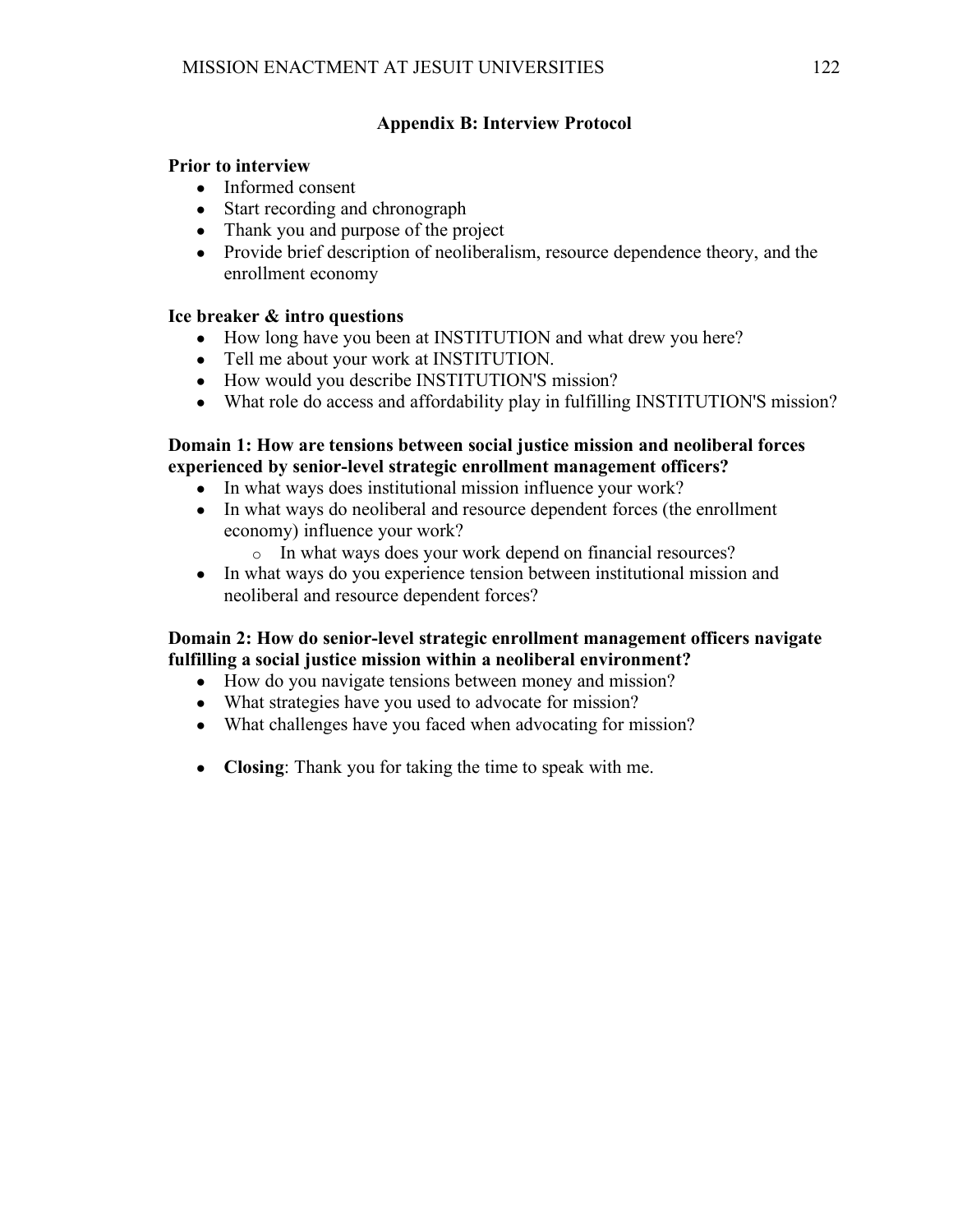# Appendix B: Interview Protocol

**Prior to interview**

- Informed consent
- Start recording and chronograph
- Thank you and purpose of the project
- Provide brief description of neoliberalism, resource dependence theory, and the enrollment economy

**Ice breaker & intro questions**

- How long have you been at INSTITUTION and what drew you here?
- Tell me about your work at INSTITUTION.
- How would you describe INSTITUTION'S mission?
- What role do access and affordability play in fulfilling INSTITUTION'S mission?

**Domain 1: How are tensions between social justice mission and neoliberal forces experienced by senior-level strategic enrollment management officers?**

- In what ways does institutional mission influence your work?
- In what ways do neoliberal and resource dependent forces (the enrollment economy) influence your work?
  - In what ways does your work depend on financial resources?
- In what ways do you experience tension between institutional mission and neoliberal and resource dependent forces?

**Domain 2: How do senior-level strategic enrollment management officers navigate fulfilling a social justice mission within a neoliberal environment?**

- How do you navigate tensions between money and mission?
- What strategies have you used to advocate for mission?
- What challenges have you faced when advocating for mission?

- **Closing**: Thank you for taking the time to speak with me.